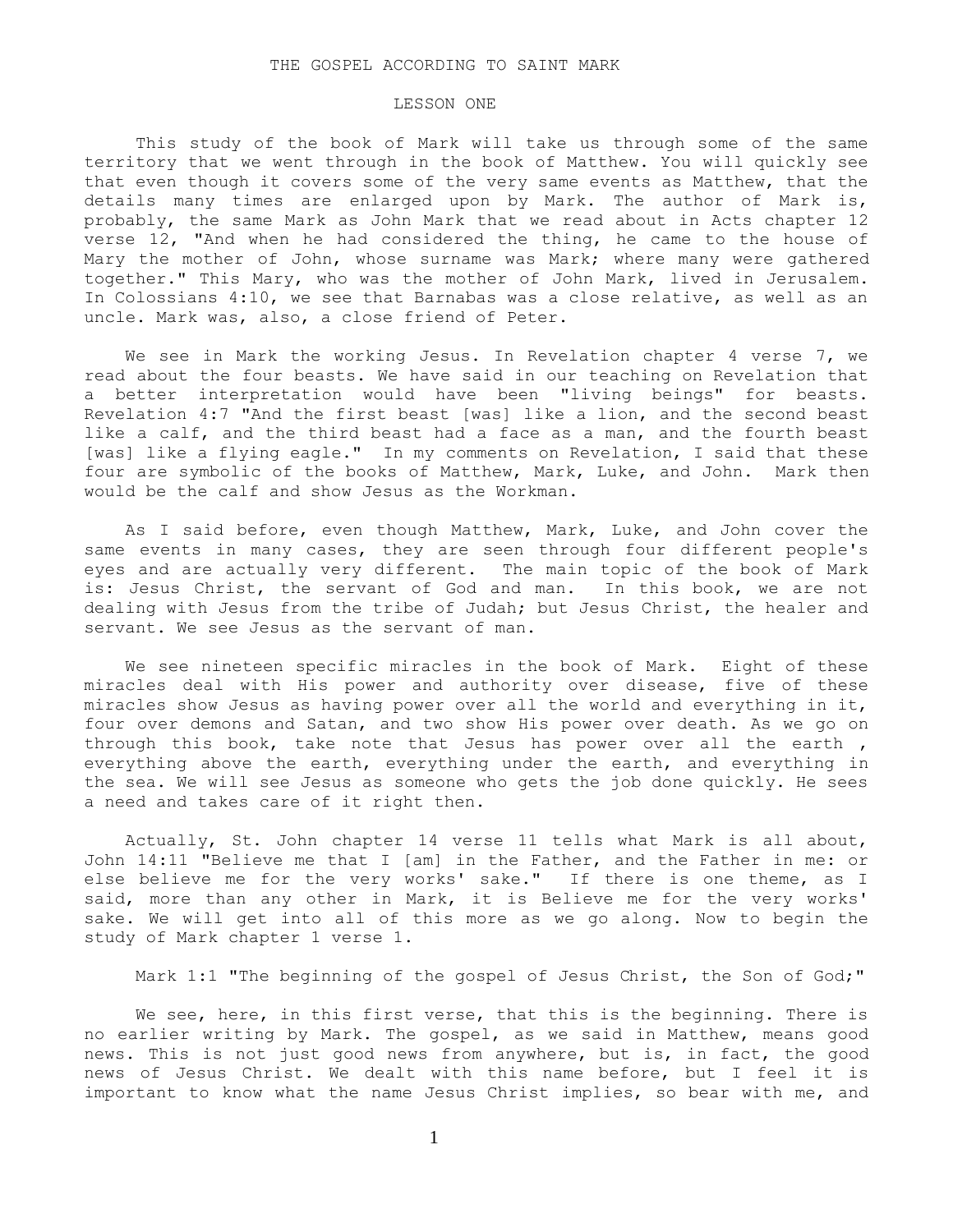# THE GOSPEL ACCORDING TO SAINT MARK

## LESSON ONE

This study of the book of Mark will take us through some of the same territory that we went through in the book of Matthew. You will quickly see that even though it covers some of the very same events as Matthew, that the details many times are enlarged upon by Mark. The author of Mark is, probably, the same Mark as John Mark that we read about in Acts chapter 12 verse 12, "And when he had considered the thing, he came to the house of Mary the mother of John, whose surname was Mark; where many were gathered together." This Mary, who was the mother of John Mark, lived in Jerusalem. In Colossians 4:10, we see that Barnabas was a close relative, as well as an uncle. Mark was, also, a close friend of Peter.

We see in Mark the working Jesus. In Revelation chapter 4 verse 7, we read about the four beasts. We have said in our teaching on Revelation that a better interpretation would have been "living beings" for beasts. Revelation 4:7 "And the first beast [was] like a lion, and the second beast like a calf, and the third beast had a face as a man, and the fourth beast [was] like a flying eagle." In my comments on Revelation, I said that these four are symbolic of the books of Matthew, Mark, Luke, and John. Mark then would be the calf and show Jesus as the Workman.

As I said before, even though Matthew, Mark, Luke, and John cover the same events in many cases, they are seen through four different people's eyes and are actually very different. The main topic of the book of Mark is: Jesus Christ, the servant of God and man. In this book, we are not dealing with Jesus from the tribe of Judah; but Jesus Christ, the healer and servant. We see Jesus as the servant of man.

We see nineteen specific miracles in the book of Mark. Eight of these miracles deal with His power and authority over disease, five of these miracles show Jesus as having power over all the world and everything in it, four over demons and Satan, and two show His power over death. As we go on through this book, take note that Jesus has power over all the earth , everything above the earth, everything under the earth, and everything in the sea. We will see Jesus as someone who gets the job done quickly. He sees a need and takes care of it right then.

Actually, St. John chapter 14 verse 11 tells what Mark is all about, John 14:11 "Believe me that I [am] in the Father, and the Father in me: or else believe me for the very works' sake." If there is one theme, as I said, more than any other in Mark, it is Believe me for the very works' sake. We will get into all of this more as we go along. Now to begin the study of Mark chapter 1 verse 1.

Mark 1:1 "The beginning of the gospel of Jesus Christ, the Son of God;"

We see, here, in this first verse, that this is the beginning. There is no earlier writing by Mark. The gospel, as we said in Matthew, means good news. This is not just good news from anywhere, but is, in fact, the good news of Jesus Christ. We dealt with this name before, but I feel it is important to know what the name Jesus Christ implies, so bear with me, and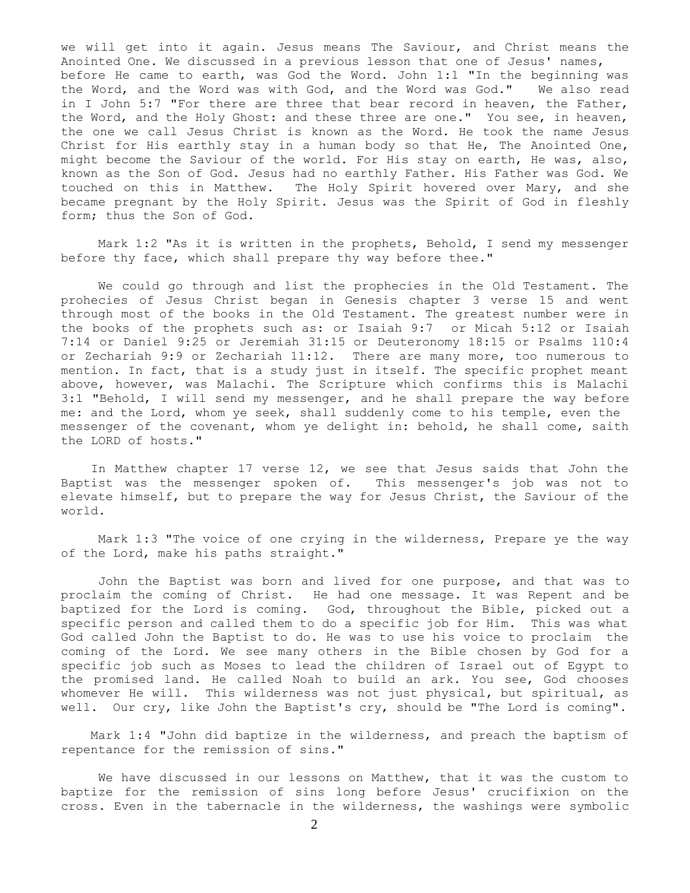we will get into it again. Jesus means The Saviour, and Christ means the Anointed One. We discussed in a previous lesson that one of Jesus' names, before He came to earth, was God the Word. John 1:1 "In the beginning was the Word, and the Word was with God, and the Word was God." We also read in I John 5:7 "For there are three that bear record in heaven, the Father, the Word, and the Holy Ghost: and these three are one." You see, in heaven, the one we call Jesus Christ is known as the Word. He took the name Jesus Christ for His earthly stay in a human body so that He, The Anointed One, might become the Saviour of the world. For His stay on earth, He was, also, known as the Son of God. Jesus had no earthly Father. His Father was God. We touched on this in Matthew. The Holy Spirit hovered over Mary, and she became pregnant by the Holy Spirit. Jesus was the Spirit of God in fleshly form; thus the Son of God.

Mark 1:2 "As it is written in the prophets, Behold, I send my messenger before thy face, which shall prepare thy way before thee."

We could go through and list the prophecies in the Old Testament. The prohecies of Jesus Christ began in Genesis chapter 3 verse 15 and went through most of the books in the Old Testament. The greatest number were in the books of the prophets such as: or Isaiah 9:7 or Micah 5:12 or Isaiah 7:14 or Daniel 9:25 or Jeremiah 31:15 or Deuteronomy 18:15 or Psalms 110:4 or Zechariah 9:9 or Zechariah 11:12. There are many more, too numerous to mention. In fact, that is a study just in itself. The specific prophet meant above, however, was Malachi. The Scripture which confirms this is Malachi 3:1 "Behold, I will send my messenger, and he shall prepare the way before me: and the Lord, whom ye seek, shall suddenly come to his temple, even the messenger of the covenant, whom ye delight in: behold, he shall come, saith the LORD of hosts."

In Matthew chapter 17 verse 12, we see that Jesus saids that John the Baptist was the messenger spoken of. This messenger's job was not to elevate himself, but to prepare the way for Jesus Christ, the Saviour of the world.

Mark 1:3 "The voice of one crying in the wilderness, Prepare ye the way of the Lord, make his paths straight."

John the Baptist was born and lived for one purpose, and that was to proclaim the coming of Christ. He had one message. It was Repent and be baptized for the Lord is coming. God, throughout the Bible, picked out a specific person and called them to do a specific job for Him. This was what God called John the Baptist to do. He was to use his voice to proclaim the coming of the Lord. We see many others in the Bible chosen by God for a specific job such as Moses to lead the children of Israel out of Egypt to the promised land. He called Noah to build an ark. You see, God chooses whomever He will. This wilderness was not just physical, but spiritual, as well. Our cry, like John the Baptist's cry, should be "The Lord is coming".

Mark 1:4 "John did baptize in the wilderness, and preach the baptism of repentance for the remission of sins."

We have discussed in our lessons on Matthew, that it was the custom to baptize for the remission of sins long before Jesus' crucifixion on the cross. Even in the tabernacle in the wilderness, the washings were symbolic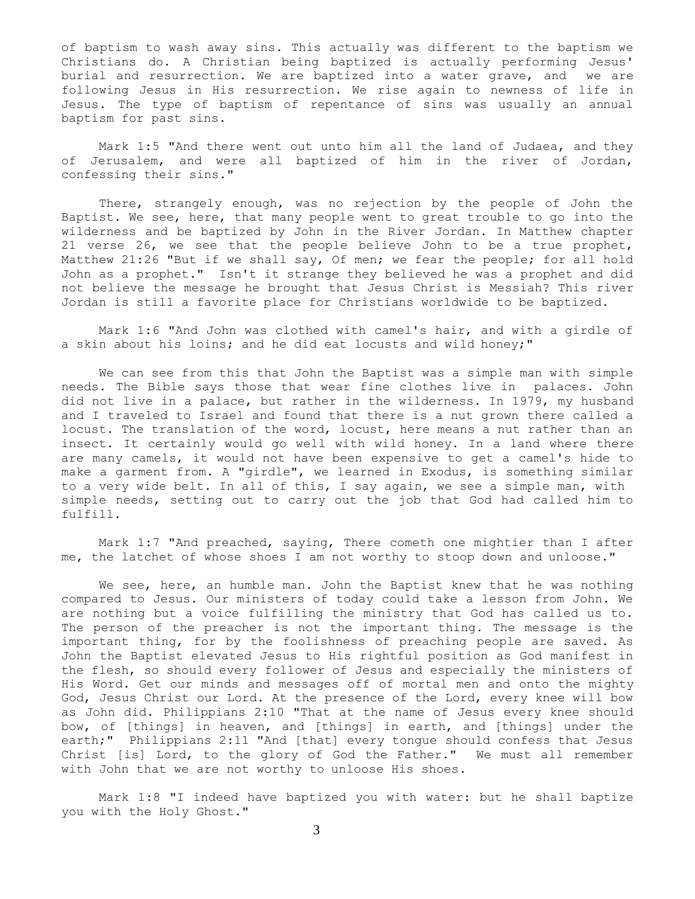of baptism to wash away sins. This actually was different to the baptism we Christians do. A Christian being baptized is actually performing Jesus' burial and resurrection. We are baptized into a water grave, and we are following Jesus in His resurrection. We rise again to newness of life in Jesus. The type of baptism of repentance of sins was usually an annual baptism for past sins.

Mark 1:5 "And there went out unto him all the land of Judaea, and they of Jerusalem, and were all baptized of him in the river of Jordan, confessing their sins."

There, strangely enough, was no rejection by the people of John the Baptist. We see, here, that many people went to great trouble to go into the wilderness and be baptized by John in the River Jordan. In Matthew chapter 21 verse 26, we see that the people believe John to be a true prophet, Matthew 21:26 "But if we shall say, Of men; we fear the people; for all hold John as a prophet." Isn't it strange they believed he was a prophet and did not believe the message he brought that Jesus Christ is Messiah? This river Jordan is still a favorite place for Christians worldwide to be baptized.

Mark 1:6 "And John was clothed with camel's hair, and with a girdle of a skin about his loins; and he did eat locusts and wild honey;"

We can see from this that John the Baptist was a simple man with simple needs. The Bible says those that wear fine clothes live in palaces. John did not live in a palace, but rather in the wilderness. In 1979, my husband and I traveled to Israel and found that there is a nut grown there called a locust. The translation of the word, locust, here means a nut rather than an insect. It certainly would go well with wild honey. In a land where there are many camels, it would not have been expensive to get a camel's hide to make a garment from. A "girdle", we learned in Exodus, is something similar to a very wide belt. In all of this, I say again, we see a simple man, with simple needs, setting out to carry out the job that God had called him to fulfill.

Mark 1:7 "And preached, saying, There cometh one mightier than I after me, the latchet of whose shoes I am not worthy to stoop down and unloose."

We see, here, an humble man. John the Baptist knew that he was nothing compared to Jesus. Our ministers of today could take a lesson from John. We are nothing but a voice fulfilling the ministry that God has called us to. The person of the preacher is not the important thing. The message is the important thing, for by the foolishness of preaching people are saved. As John the Baptist elevated Jesus to His rightful position as God manifest in the flesh, so should every follower of Jesus and especially the ministers of His Word. Get our minds and messages off of mortal men and onto the mighty God, Jesus Christ our Lord. At the presence of the Lord, every knee will bow as John did. Philippians 2:10 "That at the name of Jesus every knee should bow, of [things] in heaven, and [things] in earth, and [things] under the earth;" Philippians 2:11 "And [that] every tongue should confess that Jesus Christ [is] Lord, to the glory of God the Father." We must all remember with John that we are not worthy to unloose His shoes.

Mark 1:8 "I indeed have baptized you with water: but he shall baptize you with the Holy Ghost."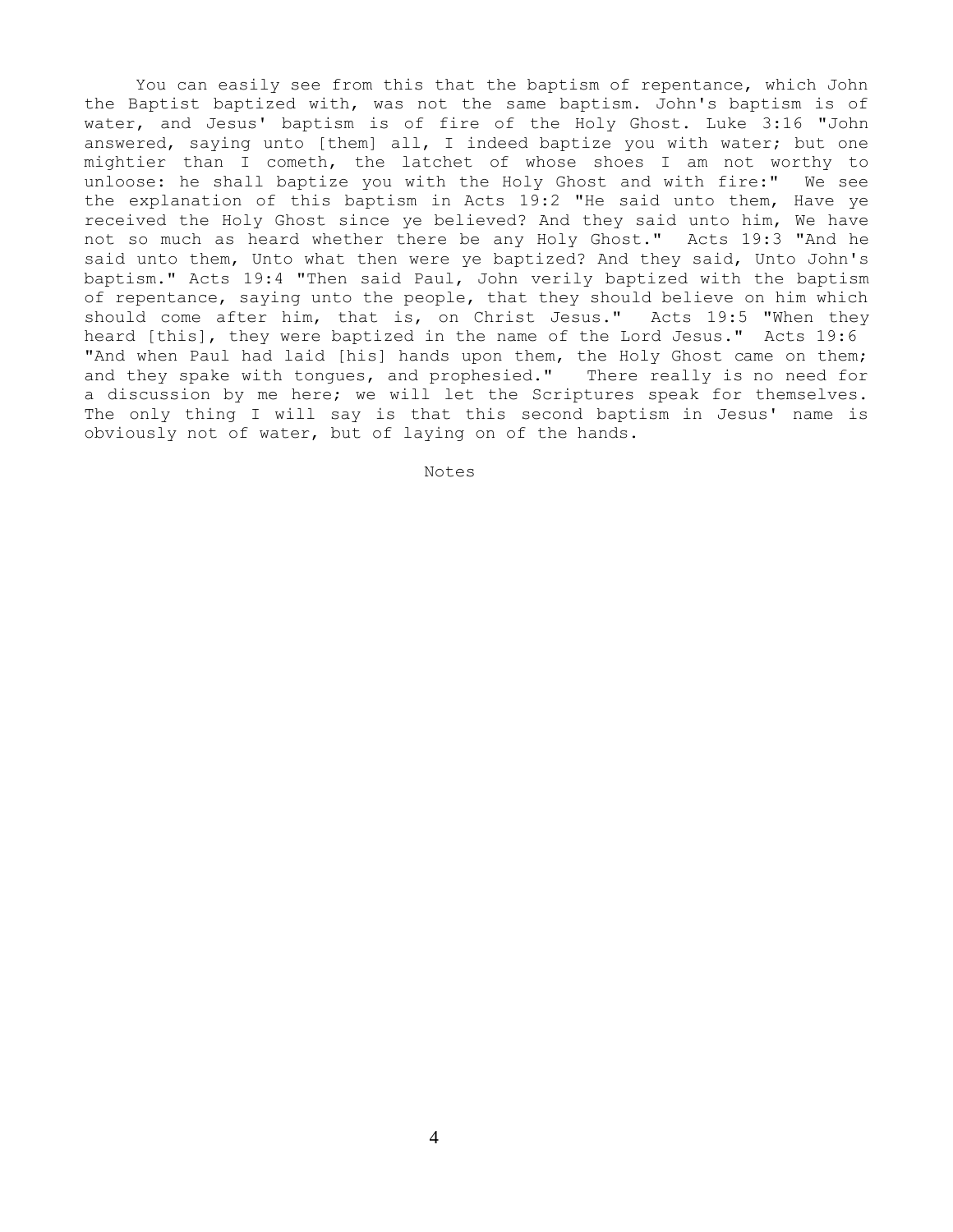You can easily see from this that the baptism of repentance, which John the Baptist baptized with, was not the same baptism. John's baptism is of water, and Jesus' baptism is of fire of the Holy Ghost. Luke 3:16 "John answered, saying unto [them] all, I indeed baptize you with water; but one mightier than I cometh, the latchet of whose shoes I am not worthy to unloose: he shall baptize you with the Holy Ghost and with fire:" We see the explanation of this baptism in Acts 19:2 "He said unto them, Have ye received the Holy Ghost since ye believed? And they said unto him, We have not so much as heard whether there be any Holy Ghost." Acts 19:3 "And he said unto them, Unto what then were ye baptized? And they said, Unto John's baptism." Acts 19:4 "Then said Paul, John verily baptized with the baptism of repentance, saying unto the people, that they should believe on him which should come after him, that is, on Christ Jesus." Acts 19:5 "When they heard [this], they were baptized in the name of the Lord Jesus." Acts 19:6 "And when Paul had laid [his] hands upon them, the Holy Ghost came on them; and they spake with tongues, and prophesied." There really is no need for a discussion by me here; we will let the Scriptures speak for themselves. The only thing I will say is that this second baptism in Jesus' name is obviously not of water, but of laying on of the hands.

Notes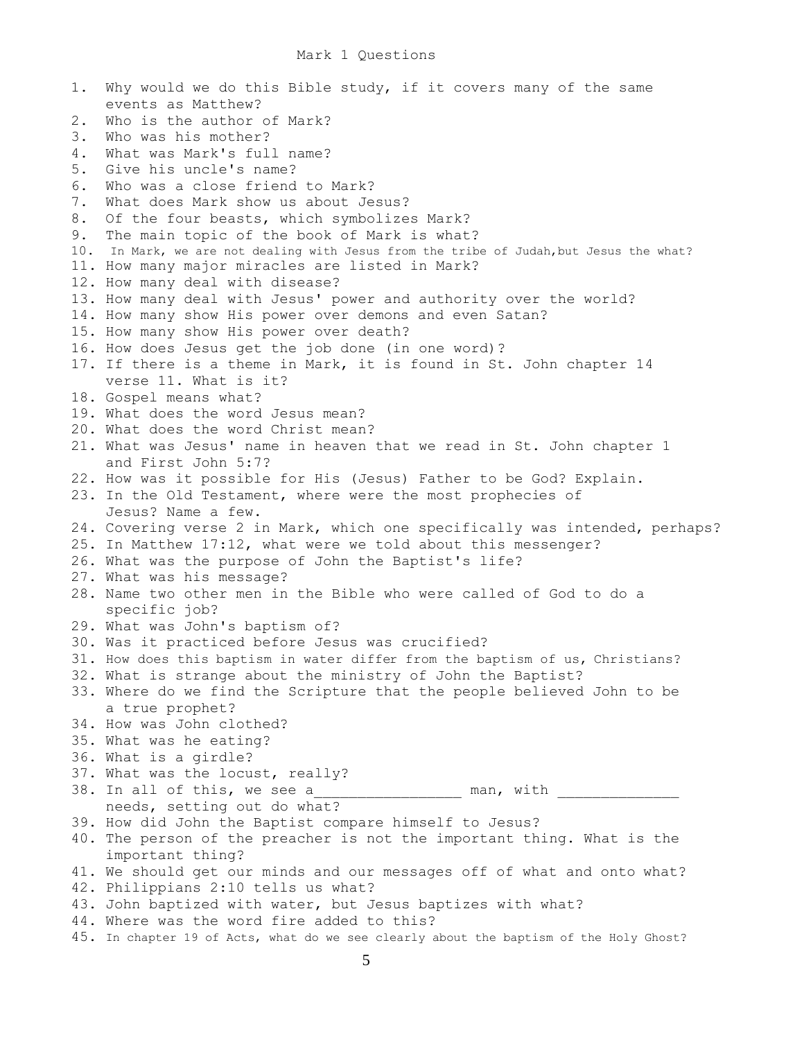# Mark 1 Questions

1. Why would we do this Bible study, if it covers many of the same events as Matthew?
2. Who is the author of Mark?
3. Who was his mother?
4. What was Mark's full name?
5. Give his uncle's name?
6. Who was a close friend to Mark?
7. What does Mark show us about Jesus?
8. Of the four beasts, which symbolizes Mark?
9. The main topic of the book of Mark is what?
10. In Mark, we are not dealing with Jesus from the tribe of Judah,but Jesus the what?
11. How many major miracles are listed in Mark?
12. How many deal with disease?
13. How many deal with Jesus' power and authority over the world?
14. How many show His power over demons and even Satan?
15. How many show His power over death?
16. How does Jesus get the job done (in one word)?
17. If there is a theme in Mark, it is found in St. John chapter 14 verse 11. What is it?
18. Gospel means what?
19. What does the word Jesus mean?
20. What does the word Christ mean?
21. What was Jesus' name in heaven that we read in St. John chapter 1 and First John 5:7?
22. How was it possible for His (Jesus) Father to be God? Explain.
23. In the Old Testament, where were the most prophecies of Jesus? Name a few.
24. Covering verse 2 in Mark, which one specifically was intended, perhaps?
25. In Matthew 17:12, what were we told about this messenger?
26. What was the purpose of John the Baptist's life?
27. What was his message?
28. Name two other men in the Bible who were called of God to do a specific job?
29. What was John's baptism of?
30. Was it practiced before Jesus was crucified?
31. How does this baptism in water differ from the baptism of us, Christians?
32. What is strange about the ministry of John the Baptist?
33. Where do we find the Scripture that the people believed John to be a true prophet?
34. How was John clothed?
35. What was he eating?
36. What is a girdle?
37. What was the locust, really?
38. In all of this, we see a________________ man, with _____________ needs, setting out do what?
39. How did John the Baptist compare himself to Jesus?
40. The person of the preacher is not the important thing. What is the important thing?
41. We should get our minds and our messages off of what and onto what?
42. Philippians 2:10 tells us what?
43. John baptized with water, but Jesus baptizes with what?
44. Where was the word fire added to this?
45. In chapter 19 of Acts, what do we see clearly about the baptism of the Holy Ghost?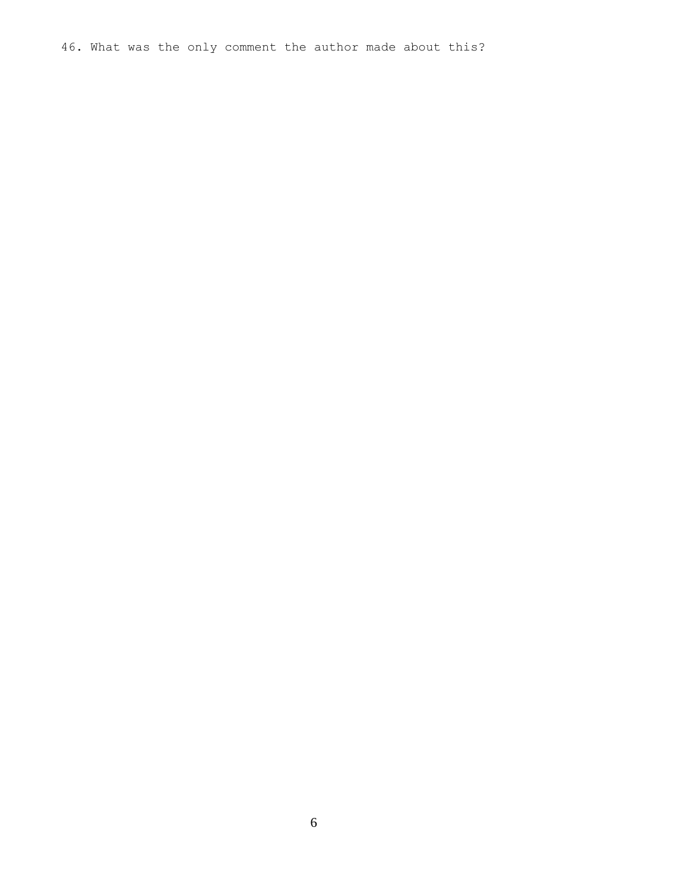46. What was the only comment the author made about this?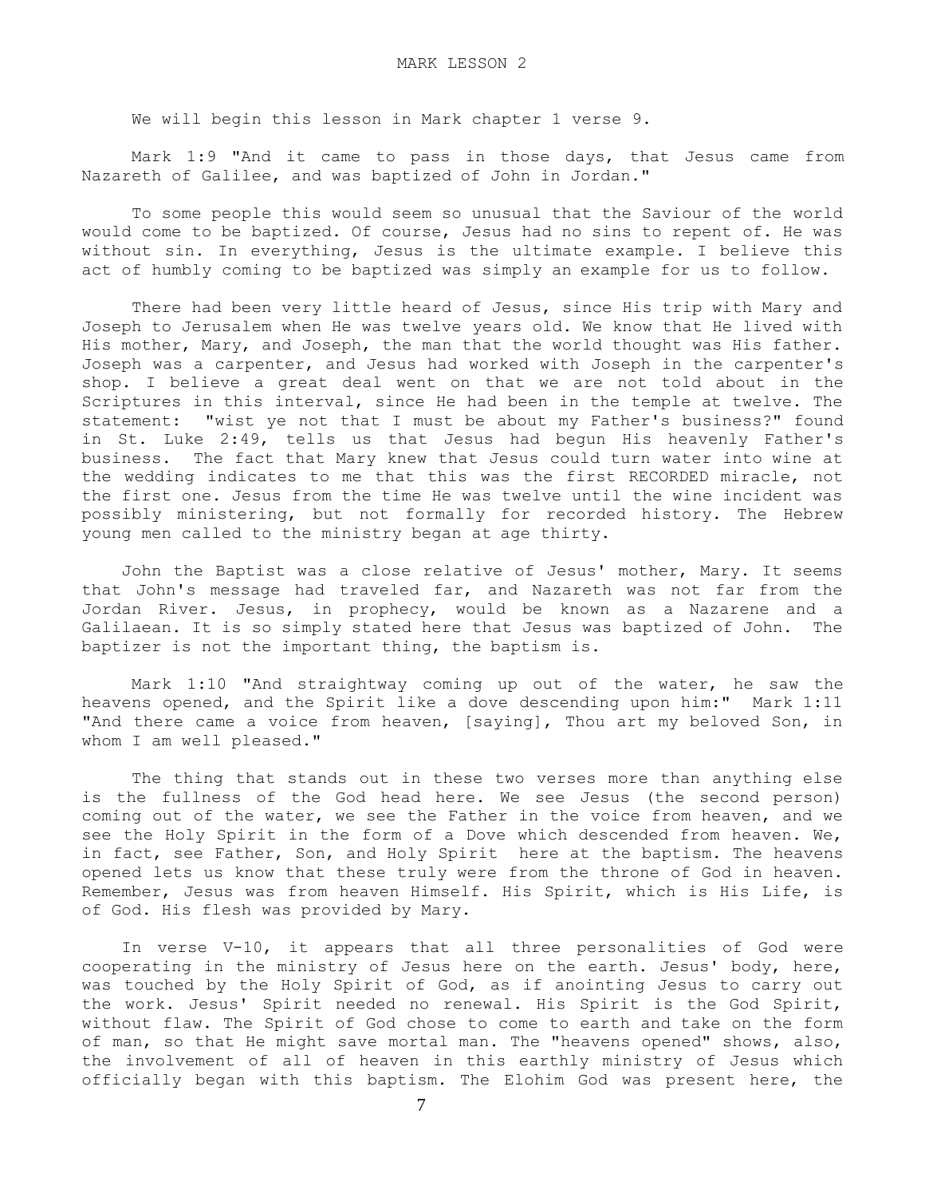# MARK LESSON 2

We will begin this lesson in Mark chapter 1 verse 9.

Mark 1:9 "And it came to pass in those days, that Jesus came from Nazareth of Galilee, and was baptized of John in Jordan."

To some people this would seem so unusual that the Saviour of the world would come to be baptized. Of course, Jesus had no sins to repent of. He was without sin. In everything, Jesus is the ultimate example. I believe this act of humbly coming to be baptized was simply an example for us to follow.

There had been very little heard of Jesus, since His trip with Mary and Joseph to Jerusalem when He was twelve years old. We know that He lived with His mother, Mary, and Joseph, the man that the world thought was His father. Joseph was a carpenter, and Jesus had worked with Joseph in the carpenter's shop. I believe a great deal went on that we are not told about in the Scriptures in this interval, since He had been in the temple at twelve. The statement: "wist ye not that I must be about my Father's business?" found in St. Luke 2:49, tells us that Jesus had begun His heavenly Father's business. The fact that Mary knew that Jesus could turn water into wine at the wedding indicates to me that this was the first RECORDED miracle, not the first one. Jesus from the time He was twelve until the wine incident was possibly ministering, but not formally for recorded history. The Hebrew young men called to the ministry began at age thirty.

John the Baptist was a close relative of Jesus' mother, Mary. It seems that John's message had traveled far, and Nazareth was not far from the Jordan River. Jesus, in prophecy, would be known as a Nazarene and a Galilaean. It is so simply stated here that Jesus was baptized of John. The baptizer is not the important thing, the baptism is.

Mark 1:10 "And straightway coming up out of the water, he saw the heavens opened, and the Spirit like a dove descending upon him:" Mark 1:11 "And there came a voice from heaven, [saying], Thou art my beloved Son, in whom I am well pleased."

The thing that stands out in these two verses more than anything else is the fullness of the God head here. We see Jesus (the second person) coming out of the water, we see the Father in the voice from heaven, and we see the Holy Spirit in the form of a Dove which descended from heaven. We, in fact, see Father, Son, and Holy Spirit here at the baptism. The heavens opened lets us know that these truly were from the throne of God in heaven. Remember, Jesus was from heaven Himself. His Spirit, which is His Life, is of God. His flesh was provided by Mary.

In verse V-10, it appears that all three personalities of God were cooperating in the ministry of Jesus here on the earth. Jesus' body, here, was touched by the Holy Spirit of God, as if anointing Jesus to carry out the work. Jesus' Spirit needed no renewal. His Spirit is the God Spirit, without flaw. The Spirit of God chose to come to earth and take on the form of man, so that He might save mortal man. The "heavens opened" shows, also, the involvement of all of heaven in this earthly ministry of Jesus which officially began with this baptism. The Elohim God was present here, the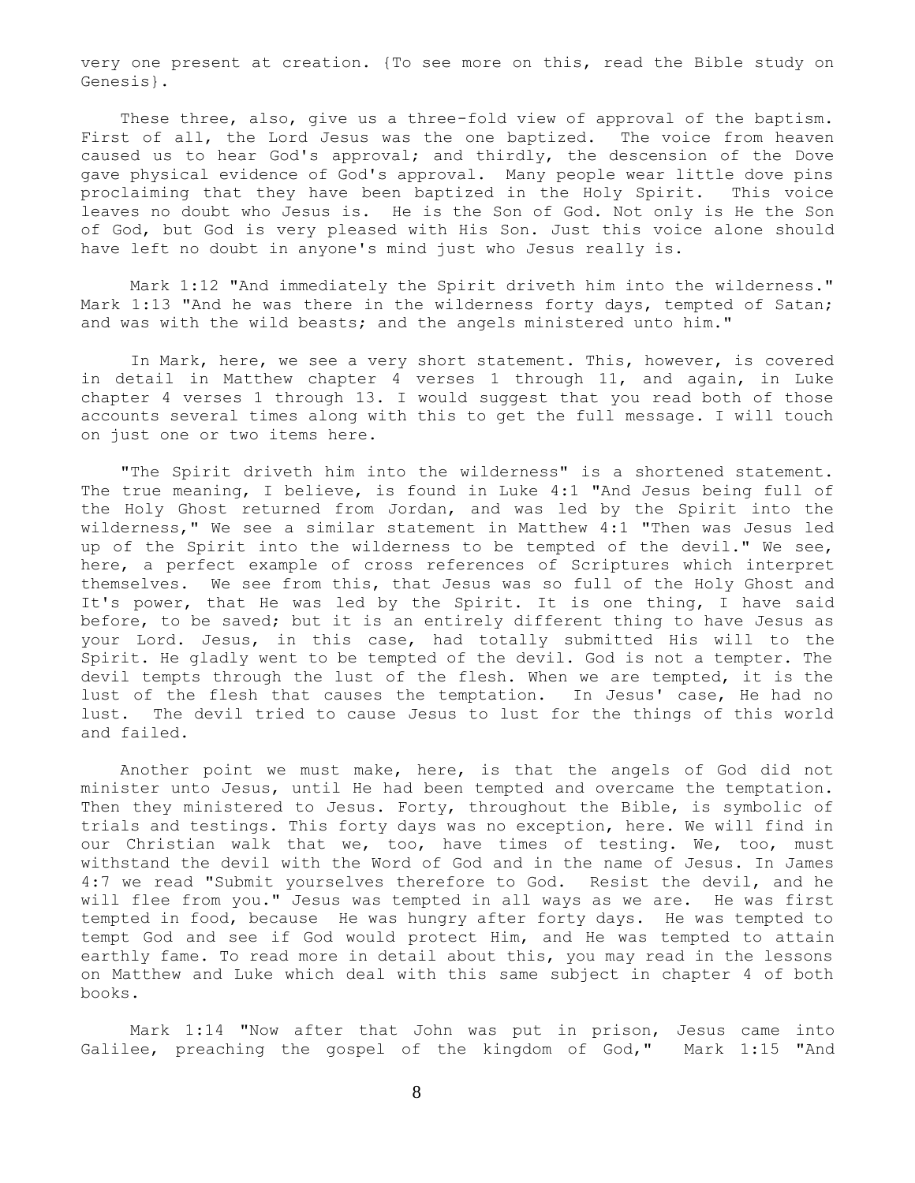very one present at creation. {To see more on this, read the Bible study on Genesis}.

These three, also, give us a three-fold view of approval of the baptism. First of all, the Lord Jesus was the one baptized. The voice from heaven caused us to hear God's approval; and thirdly, the descension of the Dove gave physical evidence of God's approval. Many people wear little dove pins proclaiming that they have been baptized in the Holy Spirit. This voice leaves no doubt who Jesus is. He is the Son of God. Not only is He the Son of God, but God is very pleased with His Son. Just this voice alone should have left no doubt in anyone's mind just who Jesus really is.

Mark 1:12 "And immediately the Spirit driveth him into the wilderness." Mark 1:13 "And he was there in the wilderness forty days, tempted of Satan; and was with the wild beasts; and the angels ministered unto him."

In Mark, here, we see a very short statement. This, however, is covered in detail in Matthew chapter 4 verses 1 through 11, and again, in Luke chapter 4 verses 1 through 13. I would suggest that you read both of those accounts several times along with this to get the full message. I will touch on just one or two items here.

"The Spirit driveth him into the wilderness" is a shortened statement. The true meaning, I believe, is found in Luke 4:1 "And Jesus being full of the Holy Ghost returned from Jordan, and was led by the Spirit into the wilderness," We see a similar statement in Matthew 4:1 "Then was Jesus led up of the Spirit into the wilderness to be tempted of the devil." We see, here, a perfect example of cross references of Scriptures which interpret themselves. We see from this, that Jesus was so full of the Holy Ghost and It's power, that He was led by the Spirit. It is one thing, I have said before, to be saved; but it is an entirely different thing to have Jesus as your Lord. Jesus, in this case, had totally submitted His will to the Spirit. He gladly went to be tempted of the devil. God is not a tempter. The devil tempts through the lust of the flesh. When we are tempted, it is the lust of the flesh that causes the temptation. In Jesus' case, He had no lust. The devil tried to cause Jesus to lust for the things of this world and failed.

Another point we must make, here, is that the angels of God did not minister unto Jesus, until He had been tempted and overcame the temptation. Then they ministered to Jesus. Forty, throughout the Bible, is symbolic of trials and testings. This forty days was no exception, here. We will find in our Christian walk that we, too, have times of testing. We, too, must withstand the devil with the Word of God and in the name of Jesus. In James 4:7 we read "Submit yourselves therefore to God. Resist the devil, and he will flee from you." Jesus was tempted in all ways as we are. He was first tempted in food, because He was hungry after forty days. He was tempted to tempt God and see if God would protect Him, and He was tempted to attain earthly fame. To read more in detail about this, you may read in the lessons on Matthew and Luke which deal with this same subject in chapter 4 of both books.

Mark 1:14 "Now after that John was put in prison, Jesus came into Galilee, preaching the gospel of the kingdom of God," Mark 1:15 "And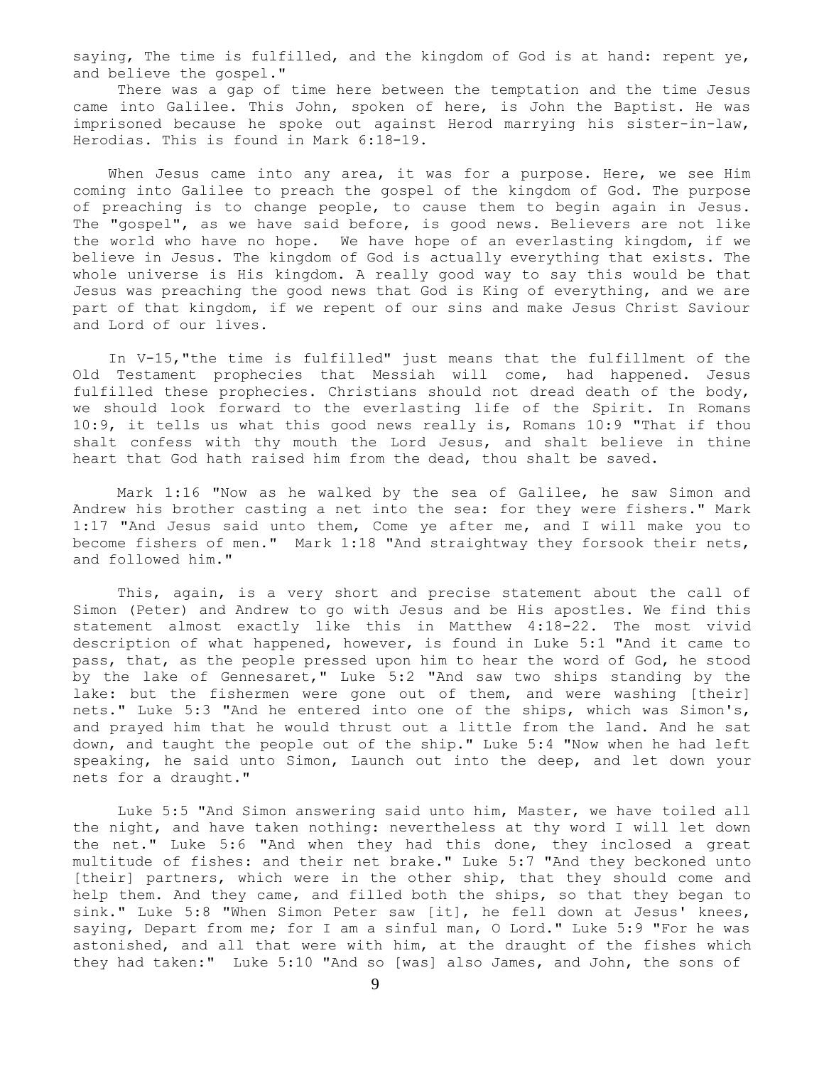saying, The time is fulfilled, and the kingdom of God is at hand: repent ye, and believe the gospel."

There was a gap of time here between the temptation and the time Jesus came into Galilee. This John, spoken of here, is John the Baptist. He was imprisoned because he spoke out against Herod marrying his sister-in-law, Herodias. This is found in Mark 6:18-19.

When Jesus came into any area, it was for a purpose. Here, we see Him coming into Galilee to preach the gospel of the kingdom of God. The purpose of preaching is to change people, to cause them to begin again in Jesus. The "gospel", as we have said before, is good news. Believers are not like the world who have no hope. We have hope of an everlasting kingdom, if we believe in Jesus. The kingdom of God is actually everything that exists. The whole universe is His kingdom. A really good way to say this would be that Jesus was preaching the good news that God is King of everything, and we are part of that kingdom, if we repent of our sins and make Jesus Christ Saviour and Lord of our lives.

In V-15,"the time is fulfilled" just means that the fulfillment of the Old Testament prophecies that Messiah will come, had happened. Jesus fulfilled these prophecies. Christians should not dread death of the body, we should look forward to the everlasting life of the Spirit. In Romans 10:9, it tells us what this good news really is, Romans 10:9 "That if thou shalt confess with thy mouth the Lord Jesus, and shalt believe in thine heart that God hath raised him from the dead, thou shalt be saved.

Mark 1:16 "Now as he walked by the sea of Galilee, he saw Simon and Andrew his brother casting a net into the sea: for they were fishers." Mark 1:17 "And Jesus said unto them, Come ye after me, and I will make you to become fishers of men." Mark 1:18 "And straightway they forsook their nets, and followed him."

This, again, is a very short and precise statement about the call of Simon (Peter) and Andrew to go with Jesus and be His apostles. We find this statement almost exactly like this in Matthew 4:18-22. The most vivid description of what happened, however, is found in Luke 5:1 "And it came to pass, that, as the people pressed upon him to hear the word of God, he stood by the lake of Gennesaret," Luke 5:2 "And saw two ships standing by the lake: but the fishermen were gone out of them, and were washing [their] nets." Luke 5:3 "And he entered into one of the ships, which was Simon's, and prayed him that he would thrust out a little from the land. And he sat down, and taught the people out of the ship." Luke 5:4 "Now when he had left speaking, he said unto Simon, Launch out into the deep, and let down your nets for a draught."

Luke 5:5 "And Simon answering said unto him, Master, we have toiled all the night, and have taken nothing: nevertheless at thy word I will let down the net." Luke 5:6 "And when they had this done, they inclosed a great multitude of fishes: and their net brake." Luke 5:7 "And they beckoned unto [their] partners, which were in the other ship, that they should come and help them. And they came, and filled both the ships, so that they began to sink." Luke 5:8 "When Simon Peter saw [it], he fell down at Jesus' knees, saying, Depart from me; for I am a sinful man, O Lord." Luke 5:9 "For he was astonished, and all that were with him, at the draught of the fishes which they had taken:" Luke 5:10 "And so [was] also James, and John, the sons of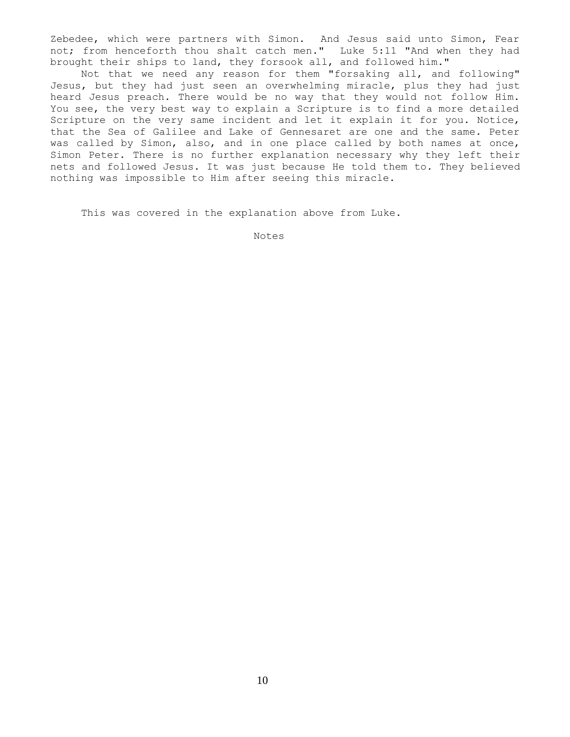Zebedee, which were partners with Simon. And Jesus said unto Simon, Fear not; from henceforth thou shalt catch men." Luke 5:11 "And when they had brought their ships to land, they forsook all, and followed him."

Not that we need any reason for them "forsaking all, and following" Jesus, but they had just seen an overwhelming miracle, plus they had just heard Jesus preach. There would be no way that they would not follow Him. You see, the very best way to explain a Scripture is to find a more detailed Scripture on the very same incident and let it explain it for you. Notice, that the Sea of Galilee and Lake of Gennesaret are one and the same. Peter was called by Simon, also, and in one place called by both names at once, Simon Peter. There is no further explanation necessary why they left their nets and followed Jesus. It was just because He told them to. They believed nothing was impossible to Him after seeing this miracle.

This was covered in the explanation above from Luke.

Notes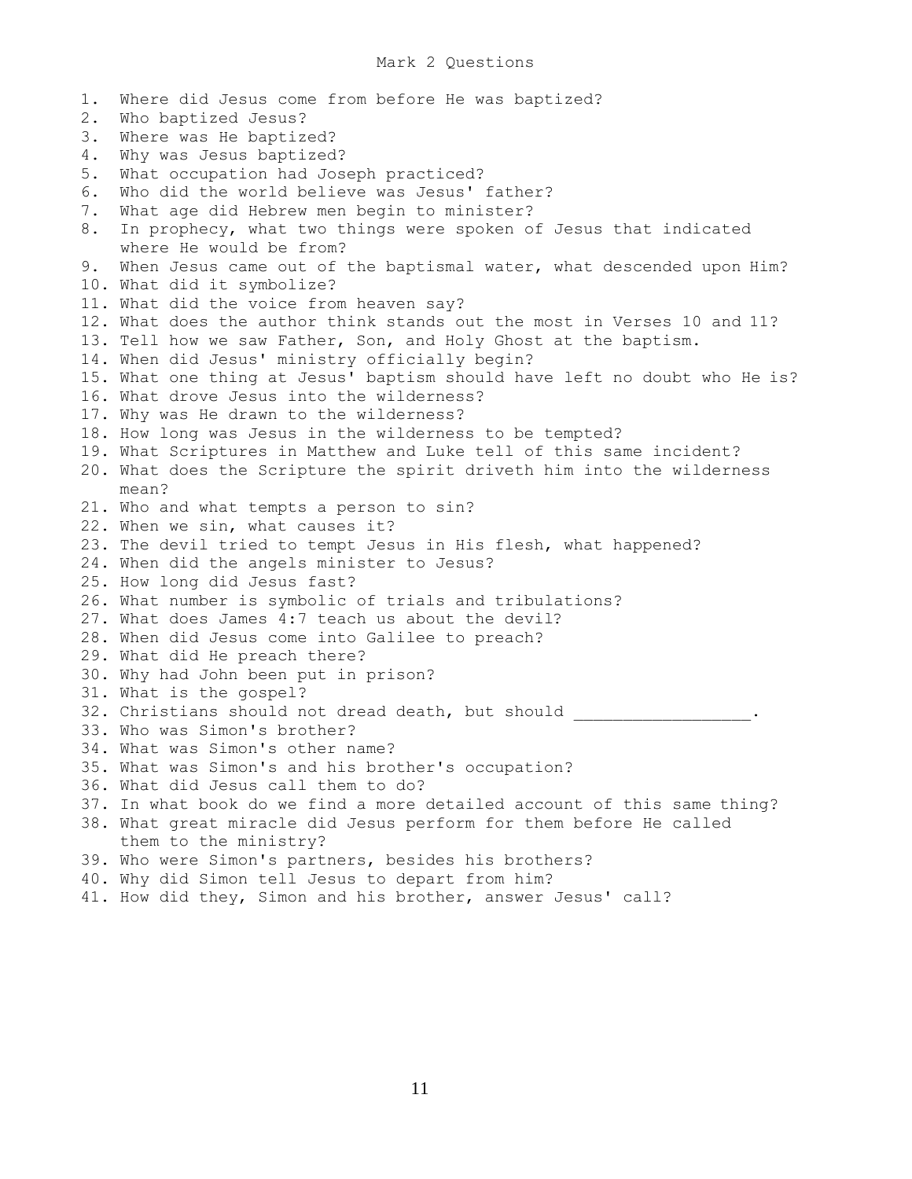# Mark 2 Questions

1. Where did Jesus come from before He was baptized?
2. Who baptized Jesus?
3. Where was He baptized?
4. Why was Jesus baptized?
5. What occupation had Joseph practiced?
6. Who did the world believe was Jesus' father?
7. What age did Hebrew men begin to minister?
8. In prophecy, what two things were spoken of Jesus that indicated where He would be from?
9. When Jesus came out of the baptismal water, what descended upon Him?
10. What did it symbolize?
11. What did the voice from heaven say?
12. What does the author think stands out the most in Verses 10 and 11?
13. Tell how we saw Father, Son, and Holy Ghost at the baptism.
14. When did Jesus' ministry officially begin?
15. What one thing at Jesus' baptism should have left no doubt who He is?
16. What drove Jesus into the wilderness?
17. Why was He drawn to the wilderness?
18. How long was Jesus in the wilderness to be tempted?
19. What Scriptures in Matthew and Luke tell of this same incident?
20. What does the Scripture the spirit driveth him into the wilderness mean?
21. Who and what tempts a person to sin?
22. When we sin, what causes it?
23. The devil tried to tempt Jesus in His flesh, what happened?
24. When did the angels minister to Jesus?
25. How long did Jesus fast?
26. What number is symbolic of trials and tribulations?
27. What does James 4:7 teach us about the devil?
28. When did Jesus come into Galilee to preach?
29. What did He preach there?
30. Why had John been put in prison?
31. What is the gospel?
32. Christians should not dread death, but should ___________________.
33. Who was Simon's brother?
34. What was Simon's other name?
35. What was Simon's and his brother's occupation?
36. What did Jesus call them to do?
37. In what book do we find a more detailed account of this same thing?
38. What great miracle did Jesus perform for them before He called them to the ministry?
39. Who were Simon's partners, besides his brothers?
40. Why did Simon tell Jesus to depart from him?
41. How did they, Simon and his brother, answer Jesus' call?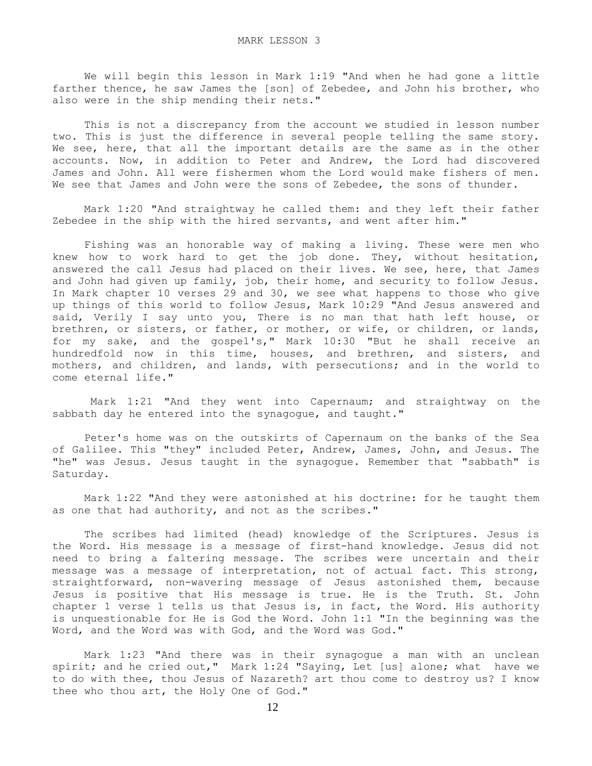# MARK LESSON 3

We will begin this lesson in Mark 1:19 "And when he had gone a little farther thence, he saw James the [son] of Zebedee, and John his brother, who also were in the ship mending their nets."

This is not a discrepancy from the account we studied in lesson number two. This is just the difference in several people telling the same story. We see, here, that all the important details are the same as in the other accounts. Now, in addition to Peter and Andrew, the Lord had discovered James and John. All were fishermen whom the Lord would make fishers of men. We see that James and John were the sons of Zebedee, the sons of thunder.

Mark 1:20 "And straightway he called them: and they left their father Zebedee in the ship with the hired servants, and went after him."

Fishing was an honorable way of making a living. These were men who knew how to work hard to get the job done. They, without hesitation, answered the call Jesus had placed on their lives. We see, here, that James and John had given up family, job, their home, and security to follow Jesus. In Mark chapter 10 verses 29 and 30, we see what happens to those who give up things of this world to follow Jesus, Mark 10:29 "And Jesus answered and said, Verily I say unto you, There is no man that hath left house, or brethren, or sisters, or father, or mother, or wife, or children, or lands, for my sake, and the gospel's," Mark 10:30 "But he shall receive an hundredfold now in this time, houses, and brethren, and sisters, and mothers, and children, and lands, with persecutions; and in the world to come eternal life."

Mark 1:21 "And they went into Capernaum; and straightway on the sabbath day he entered into the synagogue, and taught."

Peter's home was on the outskirts of Capernaum on the banks of the Sea of Galilee. This "they" included Peter, Andrew, James, John, and Jesus. The "he" was Jesus. Jesus taught in the synagogue. Remember that "sabbath" is Saturday.

Mark 1:22 "And they were astonished at his doctrine: for he taught them as one that had authority, and not as the scribes."

The scribes had limited (head) knowledge of the Scriptures. Jesus is the Word. His message is a message of first-hand knowledge. Jesus did not need to bring a faltering message. The scribes were uncertain and their message was a message of interpretation, not of actual fact. This strong, straightforward, non-wavering message of Jesus astonished them, because Jesus is positive that His message is true. He is the Truth. St. John chapter 1 verse 1 tells us that Jesus is, in fact, the Word. His authority is unquestionable for He is God the Word. John 1:1 "In the beginning was the Word, and the Word was with God, and the Word was God."

Mark 1:23 "And there was in their synagogue a man with an unclean spirit; and he cried out," Mark 1:24 "Saying, Let [us] alone; what have we to do with thee, thou Jesus of Nazareth? art thou come to destroy us? I know thee who thou art, the Holy One of God."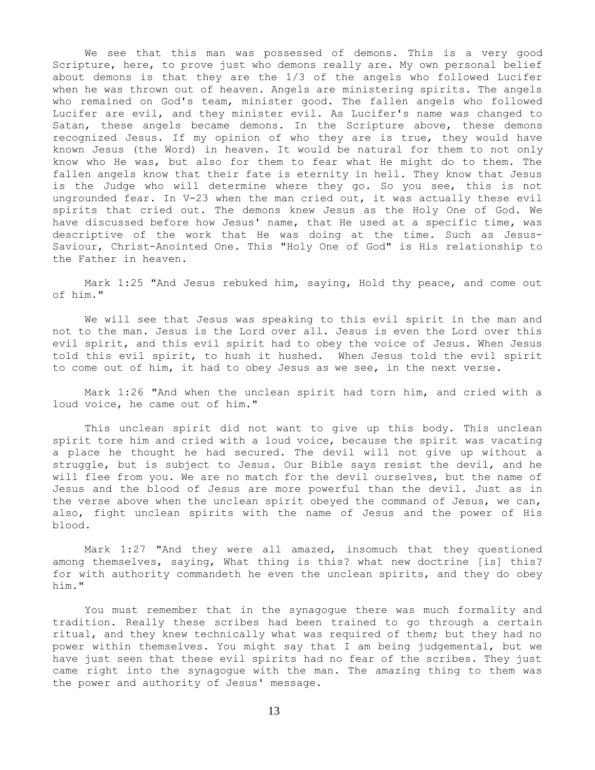We see that this man was possessed of demons. This is a very good Scripture, here, to prove just who demons really are. My own personal belief about demons is that they are the 1/3 of the angels who followed Lucifer when he was thrown out of heaven. Angels are ministering spirits. The angels who remained on God's team, minister good. The fallen angels who followed Lucifer are evil, and they minister evil. As Lucifer's name was changed to Satan, these angels became demons. In the Scripture above, these demons recognized Jesus. If my opinion of who they are is true, they would have known Jesus (the Word) in heaven. It would be natural for them to not only know who He was, but also for them to fear what He might do to them. The fallen angels know that their fate is eternity in hell. They know that Jesus is the Judge who will determine where they go. So you see, this is not ungrounded fear. In V-23 when the man cried out, it was actually these evil spirits that cried out. The demons knew Jesus as the Holy One of God. We have discussed before how Jesus' name, that He used at a specific time, was descriptive of the work that He was doing at the time. Such as Jesus-Saviour, Christ-Anointed One. This "Holy One of God" is His relationship to the Father in heaven.

Mark 1:25 "And Jesus rebuked him, saying, Hold thy peace, and come out of him."

We will see that Jesus was speaking to this evil spirit in the man and not to the man. Jesus is the Lord over all. Jesus is even the Lord over this evil spirit, and this evil spirit had to obey the voice of Jesus. When Jesus told this evil spirit, to hush it hushed. When Jesus told the evil spirit to come out of him, it had to obey Jesus as we see, in the next verse.

Mark 1:26 "And when the unclean spirit had torn him, and cried with a loud voice, he came out of him."

This unclean spirit did not want to give up this body. This unclean spirit tore him and cried with a loud voice, because the spirit was vacating a place he thought he had secured. The devil will not give up without a struggle, but is subject to Jesus. Our Bible says resist the devil, and he will flee from you. We are no match for the devil ourselves, but the name of Jesus and the blood of Jesus are more powerful than the devil. Just as in the verse above when the unclean spirit obeyed the command of Jesus, we can, also, fight unclean spirits with the name of Jesus and the power of His blood.

Mark 1:27 "And they were all amazed, insomuch that they questioned among themselves, saying, What thing is this? what new doctrine [is] this? for with authority commandeth he even the unclean spirits, and they do obey him."

You must remember that in the synagogue there was much formality and tradition. Really these scribes had been trained to go through a certain ritual, and they knew technically what was required of them; but they had no power within themselves. You might say that I am being judgemental, but we have just seen that these evil spirits had no fear of the scribes. They just came right into the synagogue with the man. The amazing thing to them was the power and authority of Jesus' message.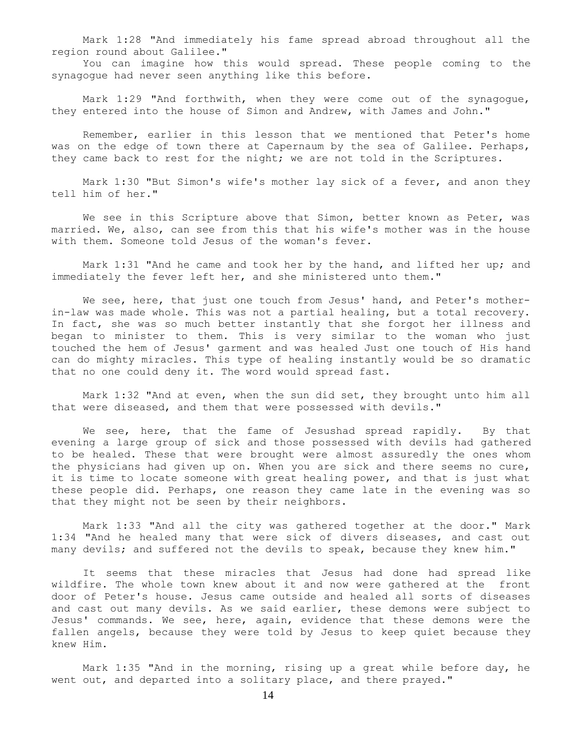Mark 1:28 "And immediately his fame spread abroad throughout all the region round about Galilee."

You can imagine how this would spread. These people coming to the synagogue had never seen anything like this before.

Mark 1:29 "And forthwith, when they were come out of the synagogue, they entered into the house of Simon and Andrew, with James and John."

Remember, earlier in this lesson that we mentioned that Peter's home was on the edge of town there at Capernaum by the sea of Galilee. Perhaps, they came back to rest for the night; we are not told in the Scriptures.

Mark 1:30 "But Simon's wife's mother lay sick of a fever, and anon they tell him of her."

We see in this Scripture above that Simon, better known as Peter, was married. We, also, can see from this that his wife's mother was in the house with them. Someone told Jesus of the woman's fever.

Mark 1:31 "And he came and took her by the hand, and lifted her up; and immediately the fever left her, and she ministered unto them."

We see, here, that just one touch from Jesus' hand, and Peter's mother-in-law was made whole. This was not a partial healing, but a total recovery. In fact, she was so much better instantly that she forgot her illness and began to minister to them. This is very similar to the woman who just touched the hem of Jesus' garment and was healed Just one touch of His hand can do mighty miracles. This type of healing instantly would be so dramatic that no one could deny it. The word would spread fast.

Mark 1:32 "And at even, when the sun did set, they brought unto him all that were diseased, and them that were possessed with devils."

We see, here, that the fame of Jesushad spread rapidly. By that evening a large group of sick and those possessed with devils had gathered to be healed. These that were brought were almost assuredly the ones whom the physicians had given up on. When you are sick and there seems no cure, it is time to locate someone with great healing power, and that is just what these people did. Perhaps, one reason they came late in the evening was so that they might not be seen by their neighbors.

Mark 1:33 "And all the city was gathered together at the door." Mark 1:34 "And he healed many that were sick of divers diseases, and cast out many devils; and suffered not the devils to speak, because they knew him."

It seems that these miracles that Jesus had done had spread like wildfire. The whole town knew about it and now were gathered at the front door of Peter's house. Jesus came outside and healed all sorts of diseases and cast out many devils. As we said earlier, these demons were subject to Jesus' commands. We see, here, again, evidence that these demons were the fallen angels, because they were told by Jesus to keep quiet because they knew Him.

Mark 1:35 "And in the morning, rising up a great while before day, he went out, and departed into a solitary place, and there prayed."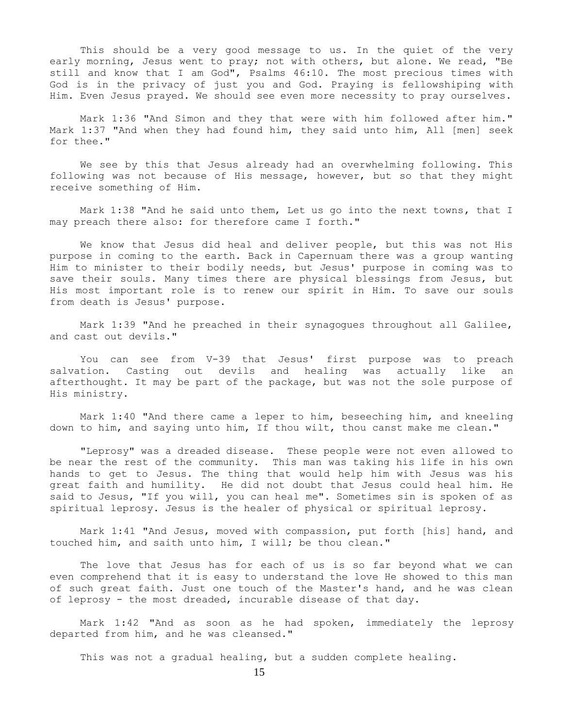This should be a very good message to us. In the quiet of the very early morning, Jesus went to pray; not with others, but alone. We read, "Be still and know that I am God", Psalms 46:10. The most precious times with God is in the privacy of just you and God. Praying is fellowshiping with Him. Even Jesus prayed. We should see even more necessity to pray ourselves.

Mark 1:36 "And Simon and they that were with him followed after him." Mark 1:37 "And when they had found him, they said unto him, All [men] seek for thee."

We see by this that Jesus already had an overwhelming following. This following was not because of His message, however, but so that they might receive something of Him.

Mark 1:38 "And he said unto them, Let us go into the next towns, that I may preach there also: for therefore came I forth."

We know that Jesus did heal and deliver people, but this was not His purpose in coming to the earth. Back in Capernuam there was a group wanting Him to minister to their bodily needs, but Jesus' purpose in coming was to save their souls. Many times there are physical blessings from Jesus, but His most important role is to renew our spirit in Him. To save our souls from death is Jesus' purpose.

Mark 1:39 "And he preached in their synagogues throughout all Galilee, and cast out devils."

You can see from V-39 that Jesus' first purpose was to preach salvation. Casting out devils and healing was actually like an afterthought. It may be part of the package, but was not the sole purpose of His ministry.

Mark 1:40 "And there came a leper to him, beseeching him, and kneeling down to him, and saying unto him, If thou wilt, thou canst make me clean."

"Leprosy" was a dreaded disease. These people were not even allowed to be near the rest of the community. This man was taking his life in his own hands to get to Jesus. The thing that would help him with Jesus was his great faith and humility. He did not doubt that Jesus could heal him. He said to Jesus, "If you will, you can heal me". Sometimes sin is spoken of as spiritual leprosy. Jesus is the healer of physical or spiritual leprosy.

Mark 1:41 "And Jesus, moved with compassion, put forth [his] hand, and touched him, and saith unto him, I will; be thou clean."

The love that Jesus has for each of us is so far beyond what we can even comprehend that it is easy to understand the love He showed to this man of such great faith. Just one touch of the Master's hand, and he was clean of leprosy - the most dreaded, incurable disease of that day.

Mark 1:42 "And as soon as he had spoken, immediately the leprosy departed from him, and he was cleansed."

This was not a gradual healing, but a sudden complete healing.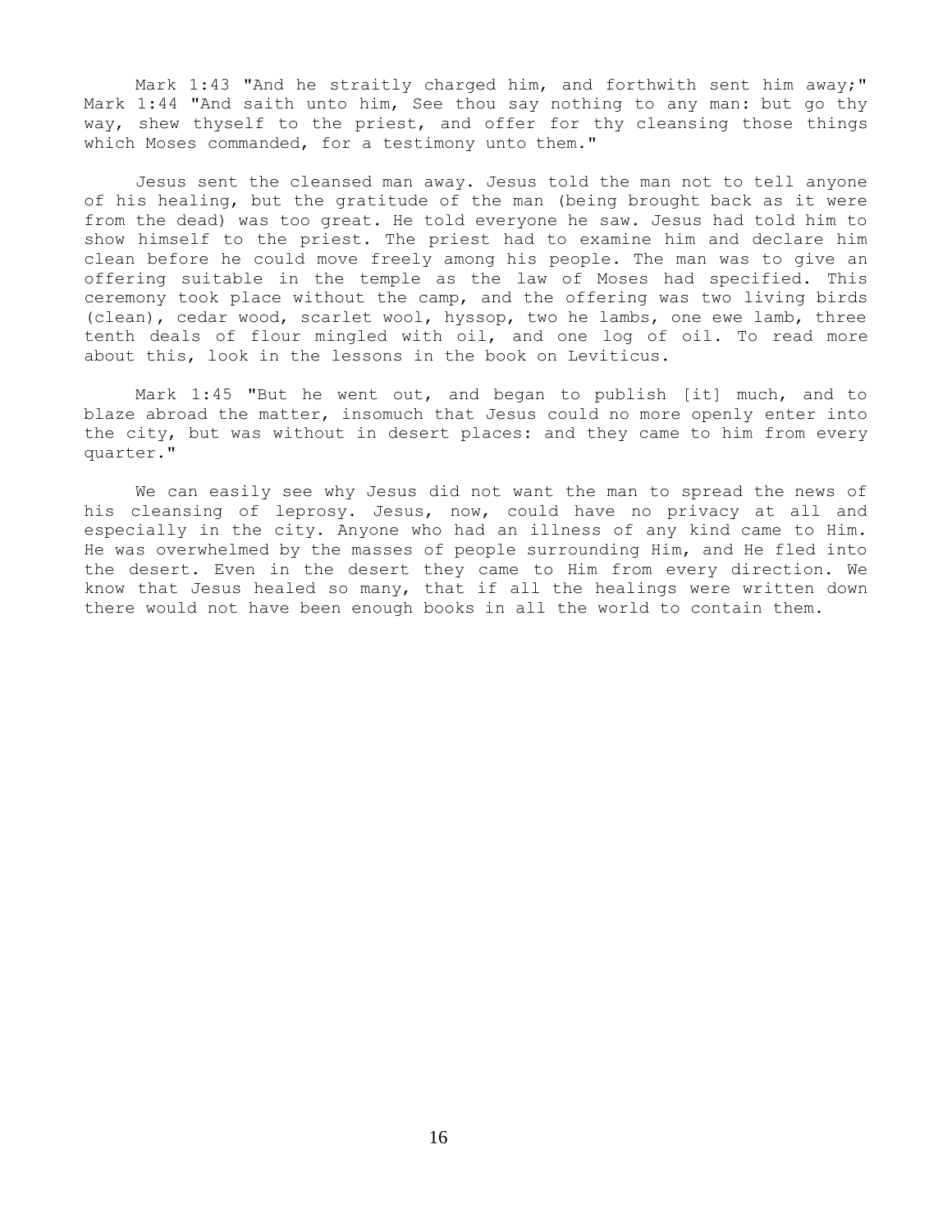Mark 1:43 "And he straitly charged him, and forthwith sent him away;" Mark 1:44 "And saith unto him, See thou say nothing to any man: but go thy way, shew thyself to the priest, and offer for thy cleansing those things which Moses commanded, for a testimony unto them."

Jesus sent the cleansed man away. Jesus told the man not to tell anyone of his healing, but the gratitude of the man (being brought back as it were from the dead) was too great. He told everyone he saw. Jesus had told him to show himself to the priest. The priest had to examine him and declare him clean before he could move freely among his people. The man was to give an offering suitable in the temple as the law of Moses had specified. This ceremony took place without the camp, and the offering was two living birds (clean), cedar wood, scarlet wool, hyssop, two he lambs, one ewe lamb, three tenth deals of flour mingled with oil, and one log of oil. To read more about this, look in the lessons in the book on Leviticus.

Mark 1:45 "But he went out, and began to publish [it] much, and to blaze abroad the matter, insomuch that Jesus could no more openly enter into the city, but was without in desert places: and they came to him from every quarter."

We can easily see why Jesus did not want the man to spread the news of his cleansing of leprosy. Jesus, now, could have no privacy at all and especially in the city. Anyone who had an illness of any kind came to Him. He was overwhelmed by the masses of people surrounding Him, and He fled into the desert. Even in the desert they came to Him from every direction. We know that Jesus healed so many, that if all the healings were written down there would not have been enough books in all the world to contain them.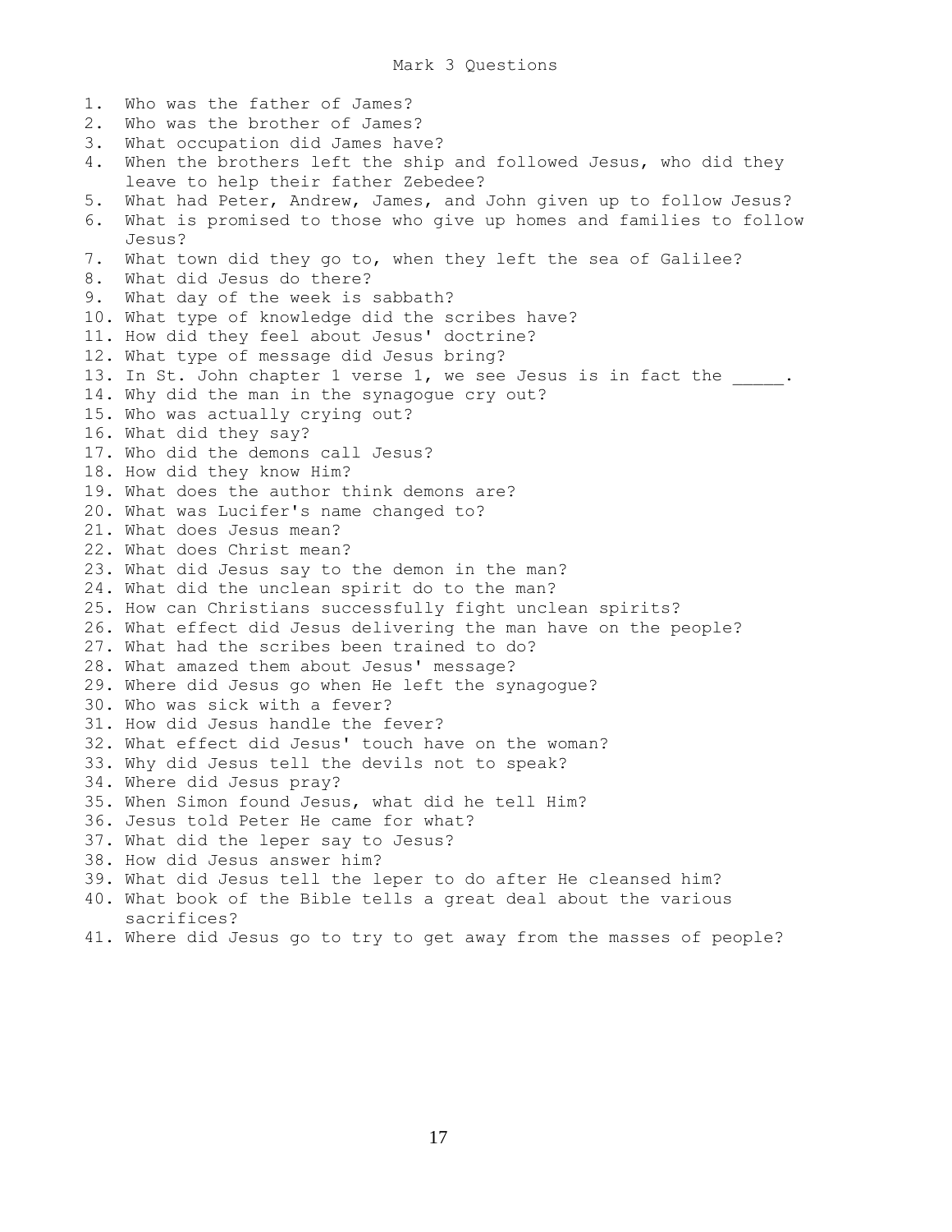# Mark 3 Questions

1. Who was the father of James?
2. Who was the brother of James?
3. What occupation did James have?
4. When the brothers left the ship and followed Jesus, who did they leave to help their father Zebedee?
5. What had Peter, Andrew, James, and John given up to follow Jesus?
6. What is promised to those who give up homes and families to follow Jesus?
7. What town did they go to, when they left the sea of Galilee?
8. What did Jesus do there?
9. What day of the week is sabbath?
10. What type of knowledge did the scribes have?
11. How did they feel about Jesus' doctrine?
12. What type of message did Jesus bring?
13. In St. John chapter 1 verse 1, we see Jesus is in fact the _____.
14. Why did the man in the synagogue cry out?
15. Who was actually crying out?
16. What did they say?
17. Who did the demons call Jesus?
18. How did they know Him?
19. What does the author think demons are?
20. What was Lucifer's name changed to?
21. What does Jesus mean?
22. What does Christ mean?
23. What did Jesus say to the demon in the man?
24. What did the unclean spirit do to the man?
25. How can Christians successfully fight unclean spirits?
26. What effect did Jesus delivering the man have on the people?
27. What had the scribes been trained to do?
28. What amazed them about Jesus' message?
29. Where did Jesus go when He left the synagogue?
30. Who was sick with a fever?
31. How did Jesus handle the fever?
32. What effect did Jesus' touch have on the woman?
33. Why did Jesus tell the devils not to speak?
34. Where did Jesus pray?
35. When Simon found Jesus, what did he tell Him?
36. Jesus told Peter He came for what?
37. What did the leper say to Jesus?
38. How did Jesus answer him?
39. What did Jesus tell the leper to do after He cleansed him?
40. What book of the Bible tells a great deal about the various sacrifices?
41. Where did Jesus go to try to get away from the masses of people?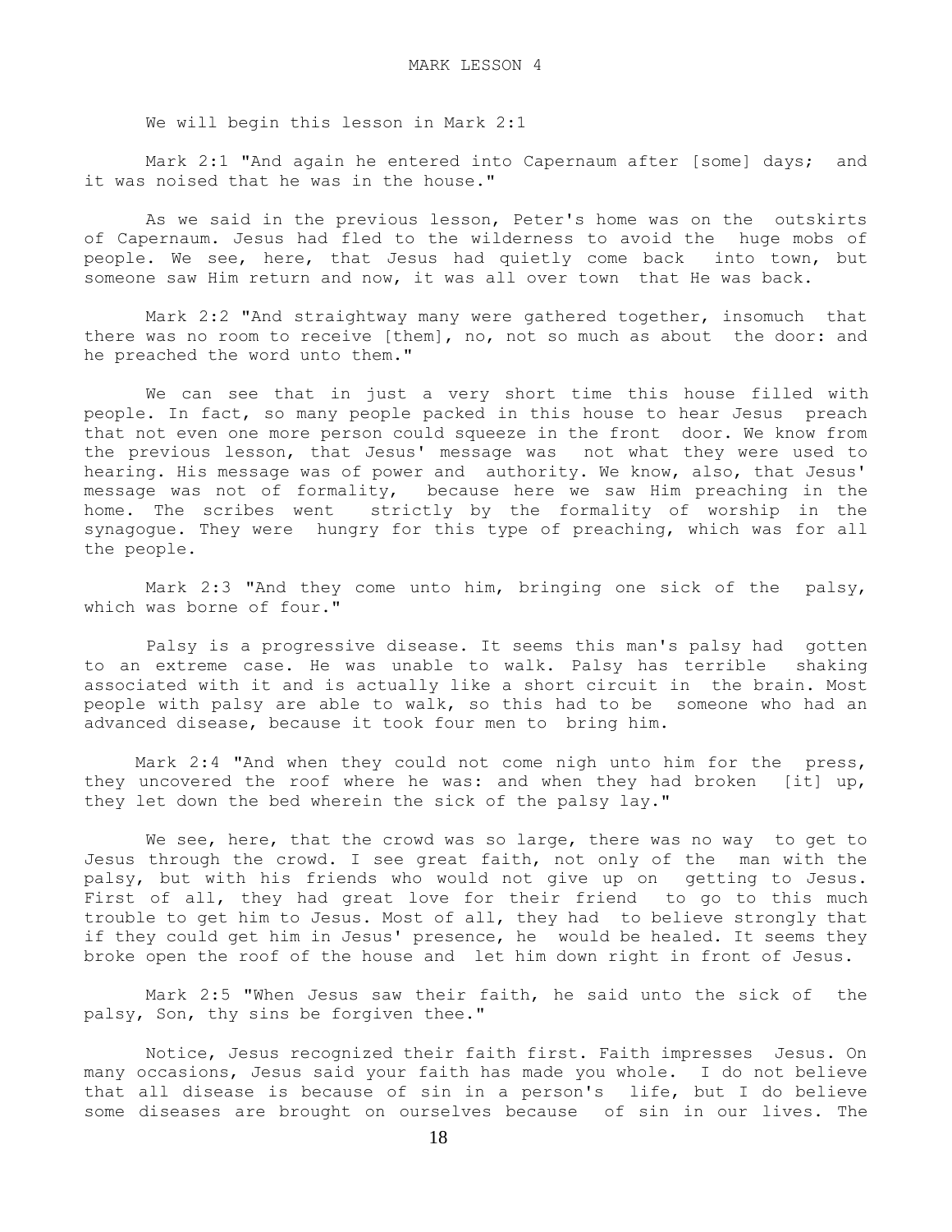# MARK LESSON 4

We will begin this lesson in Mark 2:1

Mark 2:1 "And again he entered into Capernaum after [some] days; and it was noised that he was in the house."

As we said in the previous lesson, Peter's home was on the outskirts of Capernaum. Jesus had fled to the wilderness to avoid the huge mobs of people. We see, here, that Jesus had quietly come back into town, but someone saw Him return and now, it was all over town that He was back.

Mark 2:2 "And straightway many were gathered together, insomuch that there was no room to receive [them], no, not so much as about the door: and he preached the word unto them."

We can see that in just a very short time this house filled with people. In fact, so many people packed in this house to hear Jesus preach that not even one more person could squeeze in the front door. We know from the previous lesson, that Jesus' message was not what they were used to hearing. His message was of power and authority. We know, also, that Jesus' message was not of formality, because here we saw Him preaching in the home. The scribes went strictly by the formality of worship in the synagogue. They were hungry for this type of preaching, which was for all the people.

Mark 2:3 "And they come unto him, bringing one sick of the palsy, which was borne of four."

Palsy is a progressive disease. It seems this man's palsy had gotten to an extreme case. He was unable to walk. Palsy has terrible shaking associated with it and is actually like a short circuit in the brain. Most people with palsy are able to walk, so this had to be someone who had an advanced disease, because it took four men to bring him.

Mark 2:4 "And when they could not come nigh unto him for the press, they uncovered the roof where he was: and when they had broken [it] up, they let down the bed wherein the sick of the palsy lay."

We see, here, that the crowd was so large, there was no way to get to Jesus through the crowd. I see great faith, not only of the man with the palsy, but with his friends who would not give up on getting to Jesus. First of all, they had great love for their friend to go to this much trouble to get him to Jesus. Most of all, they had to believe strongly that if they could get him in Jesus' presence, he would be healed. It seems they broke open the roof of the house and let him down right in front of Jesus.

Mark 2:5 "When Jesus saw their faith, he said unto the sick of the palsy, Son, thy sins be forgiven thee."

Notice, Jesus recognized their faith first. Faith impresses Jesus. On many occasions, Jesus said your faith has made you whole. I do not believe that all disease is because of sin in a person's life, but I do believe some diseases are brought on ourselves because of sin in our lives. The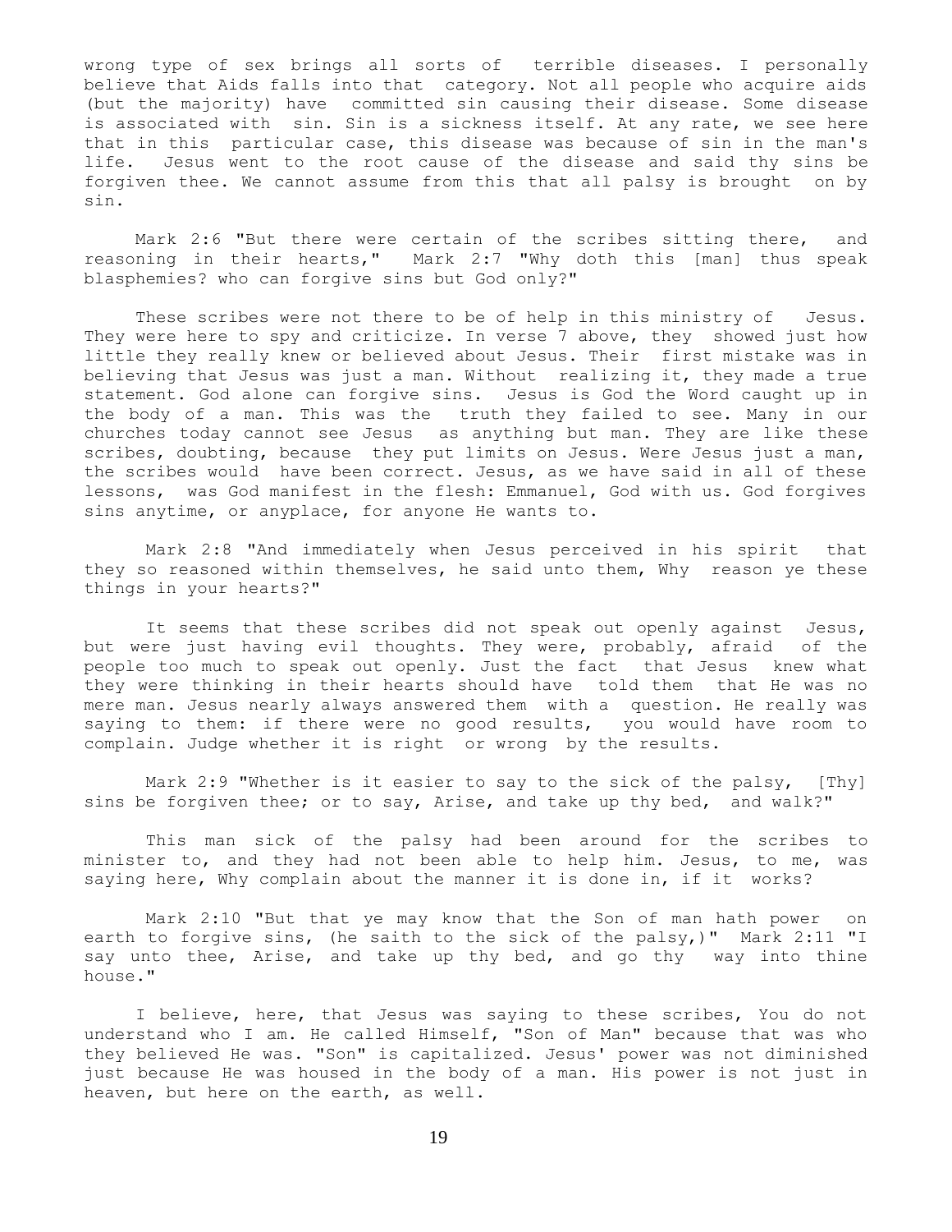wrong type of sex brings all sorts of terrible diseases. I personally believe that Aids falls into that category. Not all people who acquire aids (but the majority) have committed sin causing their disease. Some disease is associated with sin. Sin is a sickness itself. At any rate, we see here that in this particular case, this disease was because of sin in the man's life. Jesus went to the root cause of the disease and said thy sins be forgiven thee. We cannot assume from this that all palsy is brought on by sin.

Mark 2:6 "But there were certain of the scribes sitting there, and reasoning in their hearts," Mark 2:7 "Why doth this [man] thus speak blasphemies? who can forgive sins but God only?"

These scribes were not there to be of help in this ministry of Jesus. They were here to spy and criticize. In verse 7 above, they showed just how little they really knew or believed about Jesus. Their first mistake was in believing that Jesus was just a man. Without realizing it, they made a true statement. God alone can forgive sins. Jesus is God the Word caught up in the body of a man. This was the truth they failed to see. Many in our churches today cannot see Jesus as anything but man. They are like these scribes, doubting, because they put limits on Jesus. Were Jesus just a man, the scribes would have been correct. Jesus, as we have said in all of these lessons, was God manifest in the flesh: Emmanuel, God with us. God forgives sins anytime, or anyplace, for anyone He wants to.

Mark 2:8 "And immediately when Jesus perceived in his spirit that they so reasoned within themselves, he said unto them, Why reason ye these things in your hearts?"

It seems that these scribes did not speak out openly against Jesus, but were just having evil thoughts. They were, probably, afraid of the people too much to speak out openly. Just the fact that Jesus knew what they were thinking in their hearts should have told them that He was no mere man. Jesus nearly always answered them with a question. He really was saying to them: if there were no good results, you would have room to complain. Judge whether it is right or wrong by the results.

Mark 2:9 "Whether is it easier to say to the sick of the palsy, [Thy] sins be forgiven thee; or to say, Arise, and take up thy bed, and walk?"

This man sick of the palsy had been around for the scribes to minister to, and they had not been able to help him. Jesus, to me, was saying here, Why complain about the manner it is done in, if it works?

Mark 2:10 "But that ye may know that the Son of man hath power on earth to forgive sins, (he saith to the sick of the palsy,)" Mark 2:11 "I say unto thee, Arise, and take up thy bed, and go thy way into thine house."

I believe, here, that Jesus was saying to these scribes, You do not understand who I am. He called Himself, "Son of Man" because that was who they believed He was. "Son" is capitalized. Jesus' power was not diminished just because He was housed in the body of a man. His power is not just in heaven, but here on the earth, as well.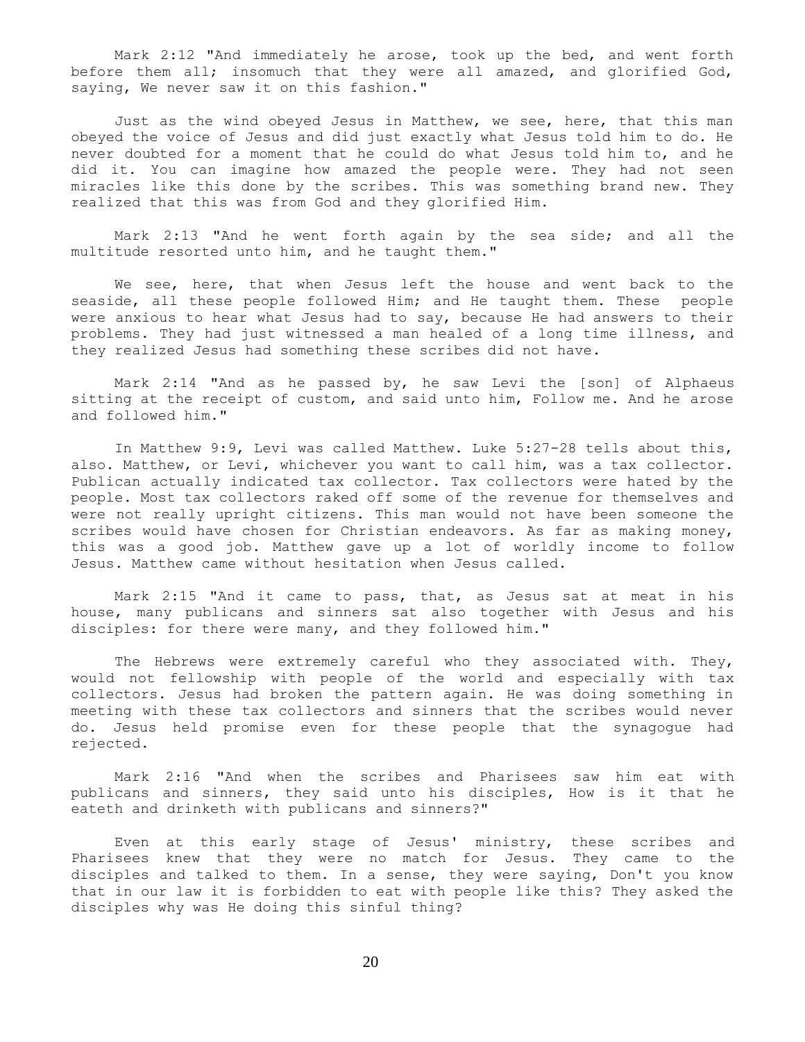Mark 2:12 "And immediately he arose, took up the bed, and went forth before them all; insomuch that they were all amazed, and glorified God, saying, We never saw it on this fashion."

Just as the wind obeyed Jesus in Matthew, we see, here, that this man obeyed the voice of Jesus and did just exactly what Jesus told him to do. He never doubted for a moment that he could do what Jesus told him to, and he did it. You can imagine how amazed the people were. They had not seen miracles like this done by the scribes. This was something brand new. They realized that this was from God and they glorified Him.

Mark 2:13 "And he went forth again by the sea side; and all the multitude resorted unto him, and he taught them."

We see, here, that when Jesus left the house and went back to the seaside, all these people followed Him; and He taught them. These people were anxious to hear what Jesus had to say, because He had answers to their problems. They had just witnessed a man healed of a long time illness, and they realized Jesus had something these scribes did not have.

Mark 2:14 "And as he passed by, he saw Levi the [son] of Alphaeus sitting at the receipt of custom, and said unto him, Follow me. And he arose and followed him."

In Matthew 9:9, Levi was called Matthew. Luke 5:27-28 tells about this, also. Matthew, or Levi, whichever you want to call him, was a tax collector. Publican actually indicated tax collector. Tax collectors were hated by the people. Most tax collectors raked off some of the revenue for themselves and were not really upright citizens. This man would not have been someone the scribes would have chosen for Christian endeavors. As far as making money, this was a good job. Matthew gave up a lot of worldly income to follow Jesus. Matthew came without hesitation when Jesus called.

Mark 2:15 "And it came to pass, that, as Jesus sat at meat in his house, many publicans and sinners sat also together with Jesus and his disciples: for there were many, and they followed him."

The Hebrews were extremely careful who they associated with. They, would not fellowship with people of the world and especially with tax collectors. Jesus had broken the pattern again. He was doing something in meeting with these tax collectors and sinners that the scribes would never do. Jesus held promise even for these people that the synagogue had rejected.

Mark 2:16 "And when the scribes and Pharisees saw him eat with publicans and sinners, they said unto his disciples, How is it that he eateth and drinketh with publicans and sinners?"

Even at this early stage of Jesus' ministry, these scribes and Pharisees knew that they were no match for Jesus. They came to the disciples and talked to them. In a sense, they were saying, Don't you know that in our law it is forbidden to eat with people like this? They asked the disciples why was He doing this sinful thing?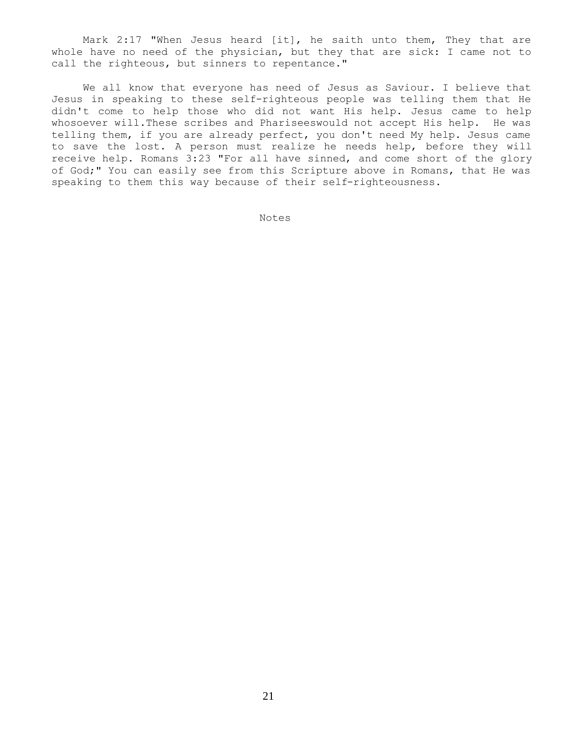Mark 2:17 "When Jesus heard [it], he saith unto them, They that are whole have no need of the physician, but they that are sick: I came not to call the righteous, but sinners to repentance."

We all know that everyone has need of Jesus as Saviour. I believe that Jesus in speaking to these self-righteous people was telling them that He didn't come to help those who did not want His help. Jesus came to help whosoever will.These scribes and Phariseeswould not accept His help. He was telling them, if you are already perfect, you don't need My help. Jesus came to save the lost. A person must realize he needs help, before they will receive help. Romans 3:23 "For all have sinned, and come short of the glory of God;" You can easily see from this Scripture above in Romans, that He was speaking to them this way because of their self-righteousness.

Notes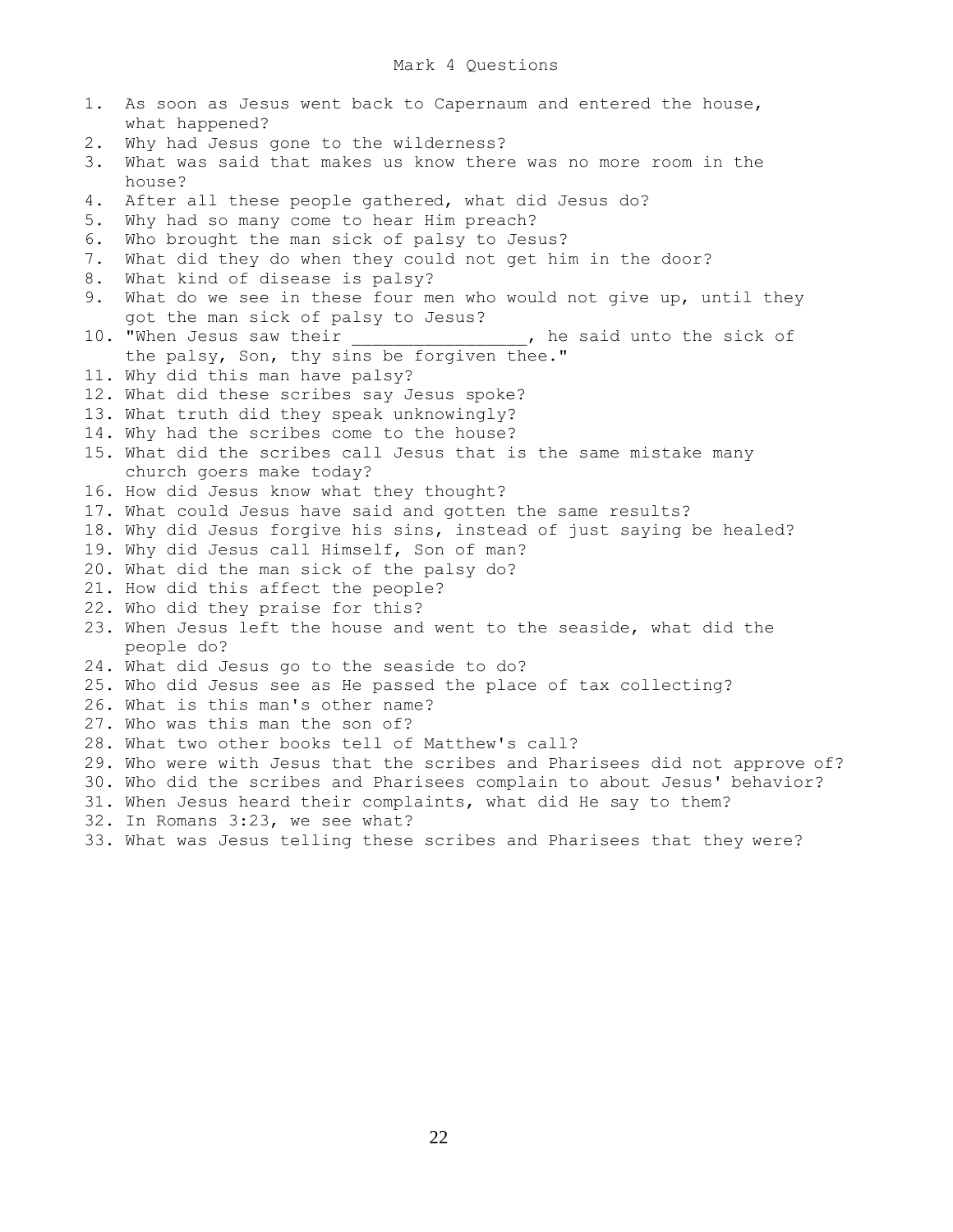# Mark 4 Questions

1. As soon as Jesus went back to Capernaum and entered the house, what happened?
2. Why had Jesus gone to the wilderness?
3. What was said that makes us know there was no more room in the house?
4. After all these people gathered, what did Jesus do?
5. Why had so many come to hear Him preach?
6. Who brought the man sick of palsy to Jesus?
7. What did they do when they could not get him in the door?
8. What kind of disease is palsy?
9. What do we see in these four men who would not give up, until they got the man sick of palsy to Jesus?
10. "When Jesus saw their ________________, he said unto the sick of the palsy, Son, thy sins be forgiven thee."
11. Why did this man have palsy?
12. What did these scribes say Jesus spoke?
13. What truth did they speak unknowingly?
14. Why had the scribes come to the house?
15. What did the scribes call Jesus that is the same mistake many church goers make today?
16. How did Jesus know what they thought?
17. What could Jesus have said and gotten the same results?
18. Why did Jesus forgive his sins, instead of just saying be healed?
19. Why did Jesus call Himself, Son of man?
20. What did the man sick of the palsy do?
21. How did this affect the people?
22. Who did they praise for this?
23. When Jesus left the house and went to the seaside, what did the people do?
24. What did Jesus go to the seaside to do?
25. Who did Jesus see as He passed the place of tax collecting?
26. What is this man's other name?
27. Who was this man the son of?
28. What two other books tell of Matthew's call?
29. Who were with Jesus that the scribes and Pharisees did not approve of?
30. Who did the scribes and Pharisees complain to about Jesus' behavior?
31. When Jesus heard their complaints, what did He say to them?
32. In Romans 3:23, we see what?
33. What was Jesus telling these scribes and Pharisees that they were?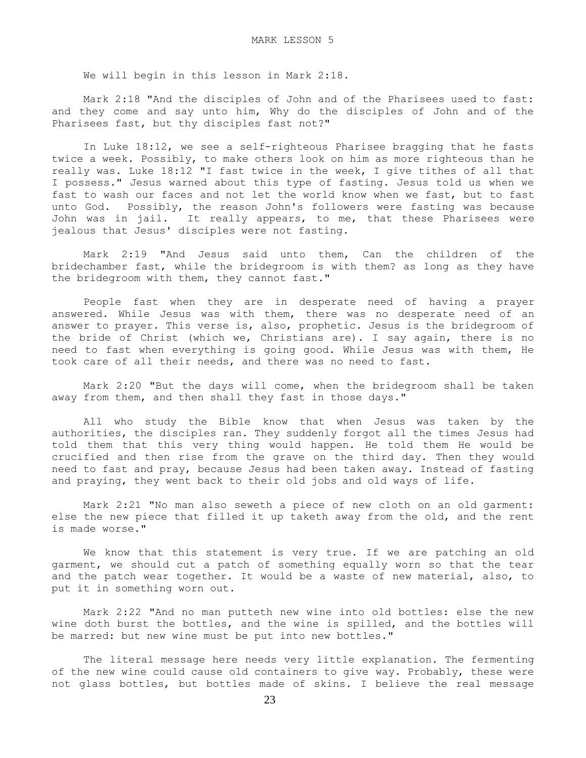# MARK LESSON 5

We will begin in this lesson in Mark 2:18.

Mark 2:18 "And the disciples of John and of the Pharisees used to fast: and they come and say unto him, Why do the disciples of John and of the Pharisees fast, but thy disciples fast not?"

In Luke 18:12, we see a self-righteous Pharisee bragging that he fasts twice a week. Possibly, to make others look on him as more righteous than he really was. Luke 18:12 "I fast twice in the week, I give tithes of all that I possess." Jesus warned about this type of fasting. Jesus told us when we fast to wash our faces and not let the world know when we fast, but to fast unto God. Possibly, the reason John's followers were fasting was because John was in jail. It really appears, to me, that these Pharisees were jealous that Jesus' disciples were not fasting.

Mark 2:19 "And Jesus said unto them, Can the children of the bridechamber fast, while the bridegroom is with them? as long as they have the bridegroom with them, they cannot fast."

People fast when they are in desperate need of having a prayer answered. While Jesus was with them, there was no desperate need of an answer to prayer. This verse is, also, prophetic. Jesus is the bridegroom of the bride of Christ (which we, Christians are). I say again, there is no need to fast when everything is going good. While Jesus was with them, He took care of all their needs, and there was no need to fast.

Mark 2:20 "But the days will come, when the bridegroom shall be taken away from them, and then shall they fast in those days."

All who study the Bible know that when Jesus was taken by the authorities, the disciples ran. They suddenly forgot all the times Jesus had told them that this very thing would happen. He told them He would be crucified and then rise from the grave on the third day. Then they would need to fast and pray, because Jesus had been taken away. Instead of fasting and praying, they went back to their old jobs and old ways of life.

Mark 2:21 "No man also seweth a piece of new cloth on an old garment: else the new piece that filled it up taketh away from the old, and the rent is made worse."

We know that this statement is very true. If we are patching an old garment, we should cut a patch of something equally worn so that the tear and the patch wear together. It would be a waste of new material, also, to put it in something worn out.

Mark 2:22 "And no man putteth new wine into old bottles: else the new wine doth burst the bottles, and the wine is spilled, and the bottles will be marred: but new wine must be put into new bottles."

The literal message here needs very little explanation. The fermenting of the new wine could cause old containers to give way. Probably, these were not glass bottles, but bottles made of skins. I believe the real message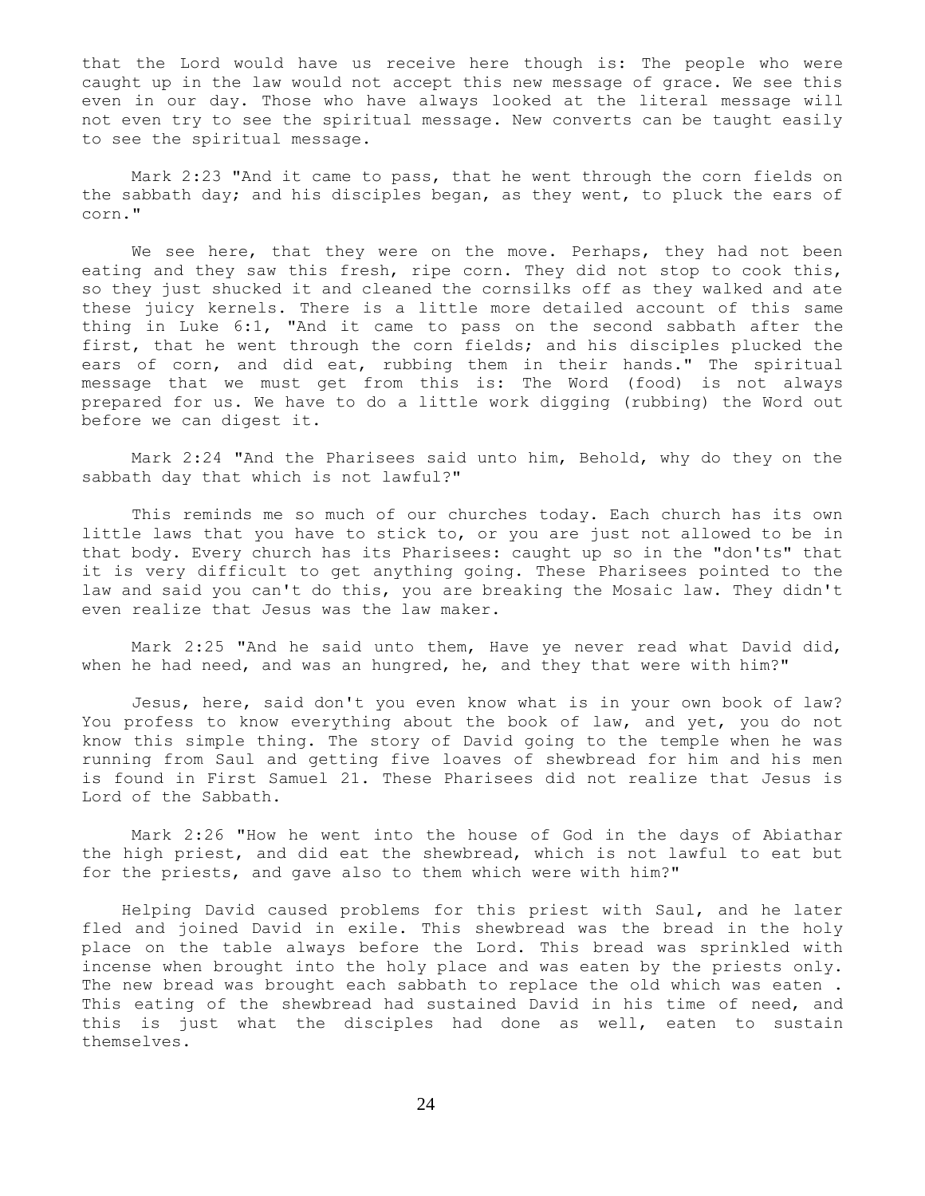that the Lord would have us receive here though is: The people who were caught up in the law would not accept this new message of grace. We see this even in our day. Those who have always looked at the literal message will not even try to see the spiritual message. New converts can be taught easily to see the spiritual message.

Mark 2:23 "And it came to pass, that he went through the corn fields on the sabbath day; and his disciples began, as they went, to pluck the ears of corn."

We see here, that they were on the move. Perhaps, they had not been eating and they saw this fresh, ripe corn. They did not stop to cook this, so they just shucked it and cleaned the cornsilks off as they walked and ate these juicy kernels. There is a little more detailed account of this same thing in Luke 6:1, "And it came to pass on the second sabbath after the first, that he went through the corn fields; and his disciples plucked the ears of corn, and did eat, rubbing them in their hands." The spiritual message that we must get from this is: The Word (food) is not always prepared for us. We have to do a little work digging (rubbing) the Word out before we can digest it.

Mark 2:24 "And the Pharisees said unto him, Behold, why do they on the sabbath day that which is not lawful?"

This reminds me so much of our churches today. Each church has its own little laws that you have to stick to, or you are just not allowed to be in that body. Every church has its Pharisees: caught up so in the "don'ts" that it is very difficult to get anything going. These Pharisees pointed to the law and said you can't do this, you are breaking the Mosaic law. They didn't even realize that Jesus was the law maker.

Mark 2:25 "And he said unto them, Have ye never read what David did, when he had need, and was an hungred, he, and they that were with him?"

Jesus, here, said don't you even know what is in your own book of law? You profess to know everything about the book of law, and yet, you do not know this simple thing. The story of David going to the temple when he was running from Saul and getting five loaves of shewbread for him and his men is found in First Samuel 21. These Pharisees did not realize that Jesus is Lord of the Sabbath.

Mark 2:26 "How he went into the house of God in the days of Abiathar the high priest, and did eat the shewbread, which is not lawful to eat but for the priests, and gave also to them which were with him?"

Helping David caused problems for this priest with Saul, and he later fled and joined David in exile. This shewbread was the bread in the holy place on the table always before the Lord. This bread was sprinkled with incense when brought into the holy place and was eaten by the priests only. The new bread was brought each sabbath to replace the old which was eaten . This eating of the shewbread had sustained David in his time of need, and this is just what the disciples had done as well, eaten to sustain themselves.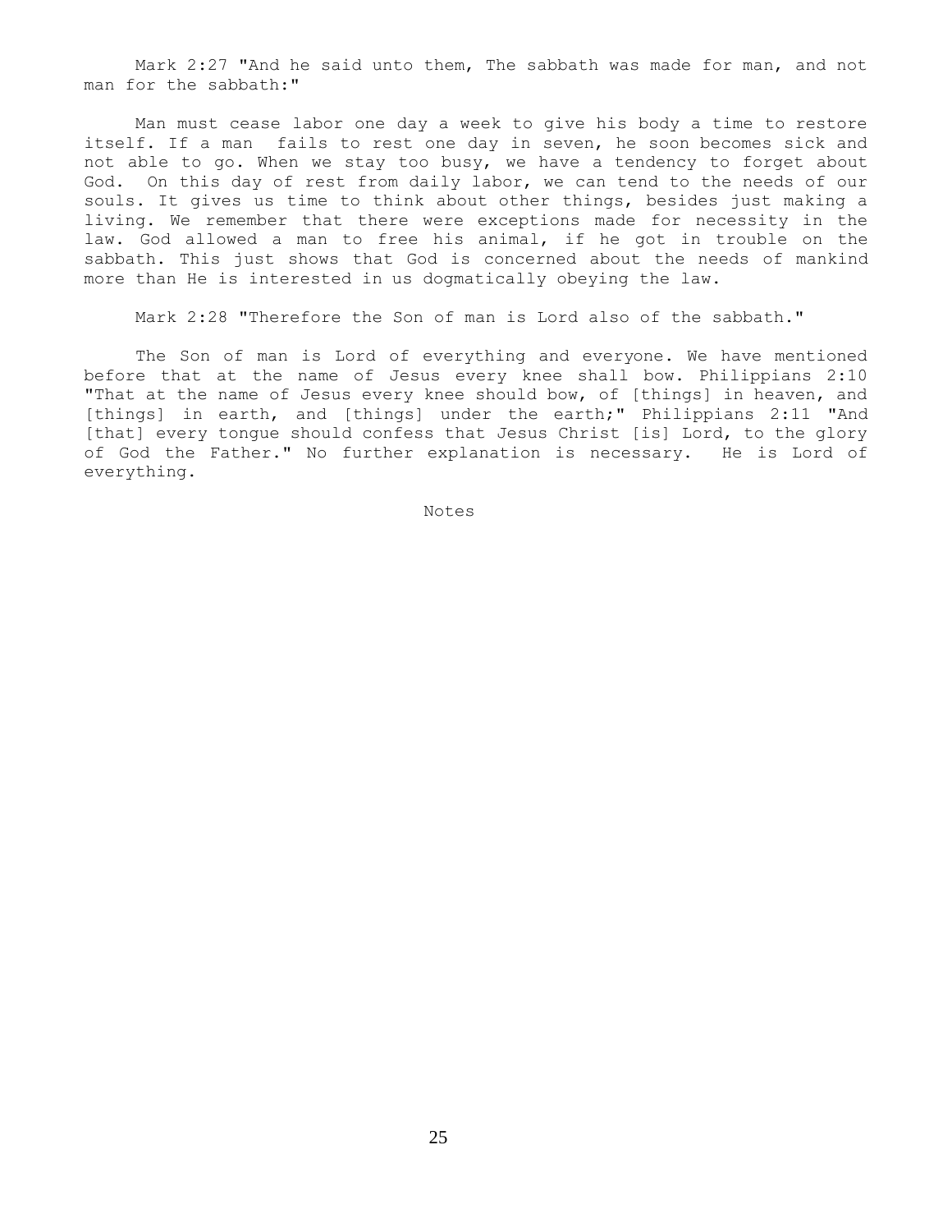Mark 2:27 "And he said unto them, The sabbath was made for man, and not man for the sabbath:"

Man must cease labor one day a week to give his body a time to restore itself. If a man fails to rest one day in seven, he soon becomes sick and not able to go. When we stay too busy, we have a tendency to forget about God. On this day of rest from daily labor, we can tend to the needs of our souls. It gives us time to think about other things, besides just making a living. We remember that there were exceptions made for necessity in the law. God allowed a man to free his animal, if he got in trouble on the sabbath. This just shows that God is concerned about the needs of mankind more than He is interested in us dogmatically obeying the law.

Mark 2:28 "Therefore the Son of man is Lord also of the sabbath."

The Son of man is Lord of everything and everyone. We have mentioned before that at the name of Jesus every knee shall bow. Philippians 2:10 "That at the name of Jesus every knee should bow, of [things] in heaven, and [things] in earth, and [things] under the earth;" Philippians 2:11 "And [that] every tongue should confess that Jesus Christ [is] Lord, to the glory of God the Father." No further explanation is necessary. He is Lord of everything.

Notes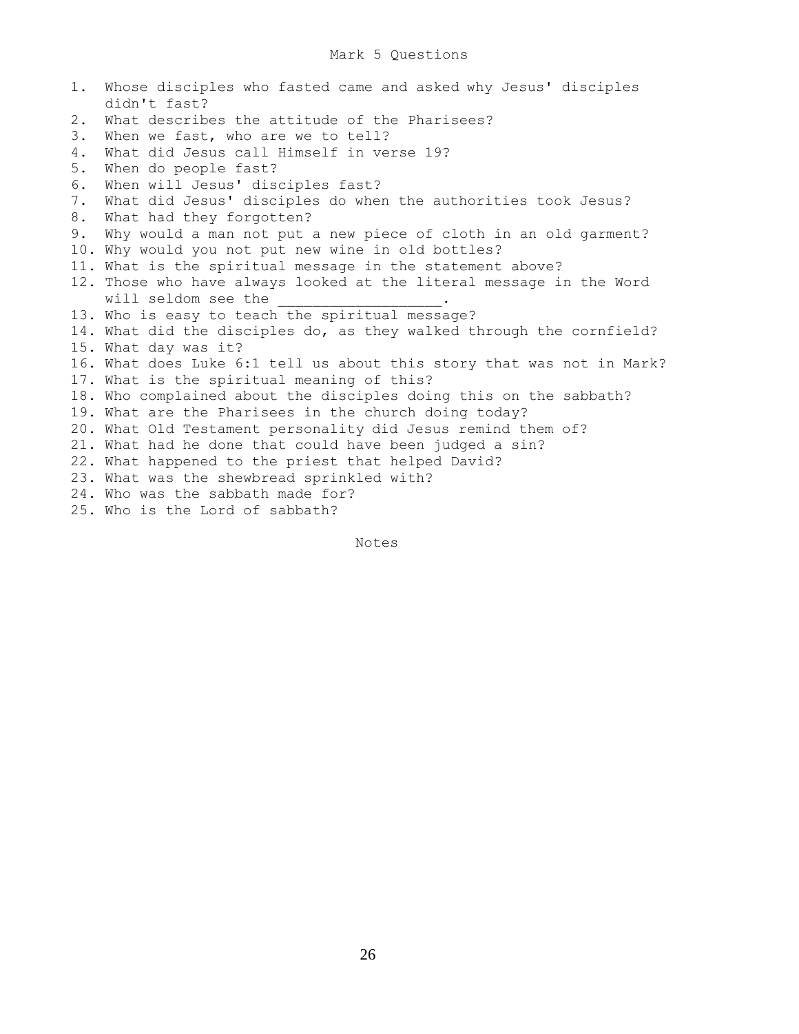# Mark 5 Questions

1. Whose disciples who fasted came and asked why Jesus' disciples didn't fast?
2. What describes the attitude of the Pharisees?
3. When we fast, who are we to tell?
4. What did Jesus call Himself in verse 19?
5. When do people fast?
6. When will Jesus' disciples fast?
7. What did Jesus' disciples do when the authorities took Jesus?
8. What had they forgotten?
9. Why would a man not put a new piece of cloth in an old garment?
10. Why would you not put new wine in old bottles?
11. What is the spiritual message in the statement above?
12. Those who have always looked at the literal message in the Word will seldom see the __________________.
13. Who is easy to teach the spiritual message?
14. What did the disciples do, as they walked through the cornfield?
15. What day was it?
16. What does Luke 6:1 tell us about this story that was not in Mark?
17. What is the spiritual meaning of this?
18. Who complained about the disciples doing this on the sabbath?
19. What are the Pharisees in the church doing today?
20. What Old Testament personality did Jesus remind them of?
21. What had he done that could have been judged a sin?
22. What happened to the priest that helped David?
23. What was the shewbread sprinkled with?
24. Who was the sabbath made for?
25. Who is the Lord of sabbath?

Notes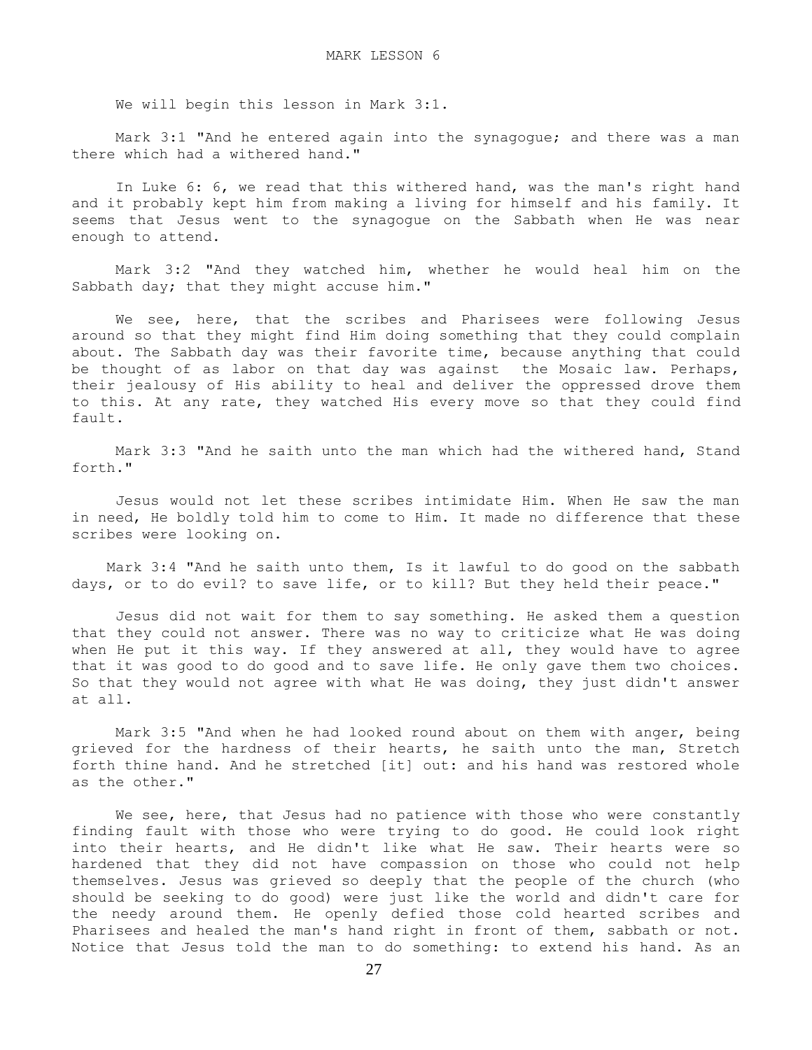# MARK LESSON 6

We will begin this lesson in Mark 3:1.

Mark 3:1 "And he entered again into the synagogue; and there was a man there which had a withered hand."

In Luke 6: 6, we read that this withered hand, was the man's right hand and it probably kept him from making a living for himself and his family. It seems that Jesus went to the synagogue on the Sabbath when He was near enough to attend.

Mark 3:2 "And they watched him, whether he would heal him on the Sabbath day; that they might accuse him."

We see, here, that the scribes and Pharisees were following Jesus around so that they might find Him doing something that they could complain about. The Sabbath day was their favorite time, because anything that could be thought of as labor on that day was against the Mosaic law. Perhaps, their jealousy of His ability to heal and deliver the oppressed drove them to this. At any rate, they watched His every move so that they could find fault.

Mark 3:3 "And he saith unto the man which had the withered hand, Stand forth."

Jesus would not let these scribes intimidate Him. When He saw the man in need, He boldly told him to come to Him. It made no difference that these scribes were looking on.

Mark 3:4 "And he saith unto them, Is it lawful to do good on the sabbath days, or to do evil? to save life, or to kill? But they held their peace."

Jesus did not wait for them to say something. He asked them a question that they could not answer. There was no way to criticize what He was doing when He put it this way. If they answered at all, they would have to agree that it was good to do good and to save life. He only gave them two choices. So that they would not agree with what He was doing, they just didn't answer at all.

Mark 3:5 "And when he had looked round about on them with anger, being grieved for the hardness of their hearts, he saith unto the man, Stretch forth thine hand. And he stretched [it] out: and his hand was restored whole as the other."

We see, here, that Jesus had no patience with those who were constantly finding fault with those who were trying to do good. He could look right into their hearts, and He didn't like what He saw. Their hearts were so hardened that they did not have compassion on those who could not help themselves. Jesus was grieved so deeply that the people of the church (who should be seeking to do good) were just like the world and didn't care for the needy around them. He openly defied those cold hearted scribes and Pharisees and healed the man's hand right in front of them, sabbath or not. Notice that Jesus told the man to do something: to extend his hand. As an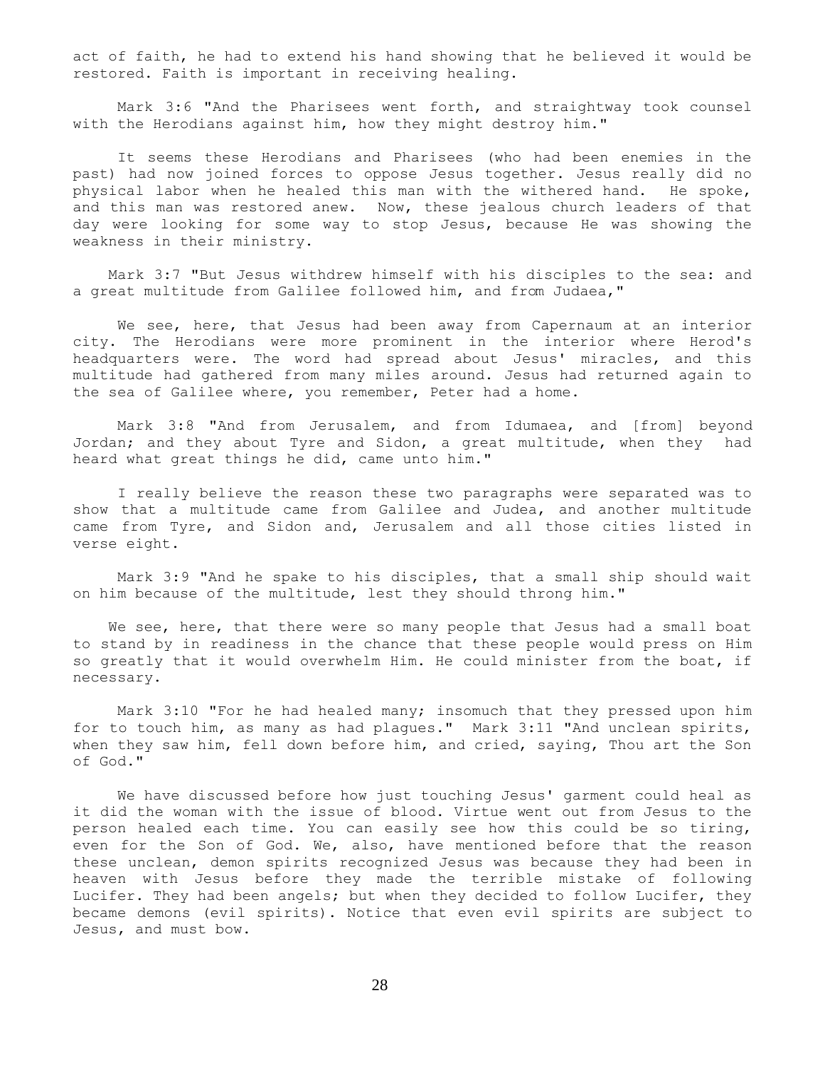act of faith, he had to extend his hand showing that he believed it would be restored. Faith is important in receiving healing.

Mark 3:6 "And the Pharisees went forth, and straightway took counsel with the Herodians against him, how they might destroy him."

It seems these Herodians and Pharisees (who had been enemies in the past) had now joined forces to oppose Jesus together. Jesus really did no physical labor when he healed this man with the withered hand. He spoke, and this man was restored anew. Now, these jealous church leaders of that day were looking for some way to stop Jesus, because He was showing the weakness in their ministry.

Mark 3:7 "But Jesus withdrew himself with his disciples to the sea: and a great multitude from Galilee followed him, and from Judaea,"

We see, here, that Jesus had been away from Capernaum at an interior city. The Herodians were more prominent in the interior where Herod's headquarters were. The word had spread about Jesus' miracles, and this multitude had gathered from many miles around. Jesus had returned again to the sea of Galilee where, you remember, Peter had a home.

Mark 3:8 "And from Jerusalem, and from Idumaea, and [from] beyond Jordan; and they about Tyre and Sidon, a great multitude, when they had heard what great things he did, came unto him."

I really believe the reason these two paragraphs were separated was to show that a multitude came from Galilee and Judea, and another multitude came from Tyre, and Sidon and, Jerusalem and all those cities listed in verse eight.

Mark 3:9 "And he spake to his disciples, that a small ship should wait on him because of the multitude, lest they should throng him."

We see, here, that there were so many people that Jesus had a small boat to stand by in readiness in the chance that these people would press on Him so greatly that it would overwhelm Him. He could minister from the boat, if necessary.

Mark 3:10 "For he had healed many; insomuch that they pressed upon him for to touch him, as many as had plagues." Mark 3:11 "And unclean spirits, when they saw him, fell down before him, and cried, saying, Thou art the Son of God."

We have discussed before how just touching Jesus' garment could heal as it did the woman with the issue of blood. Virtue went out from Jesus to the person healed each time. You can easily see how this could be so tiring, even for the Son of God. We, also, have mentioned before that the reason these unclean, demon spirits recognized Jesus was because they had been in heaven with Jesus before they made the terrible mistake of following Lucifer. They had been angels; but when they decided to follow Lucifer, they became demons (evil spirits). Notice that even evil spirits are subject to Jesus, and must bow.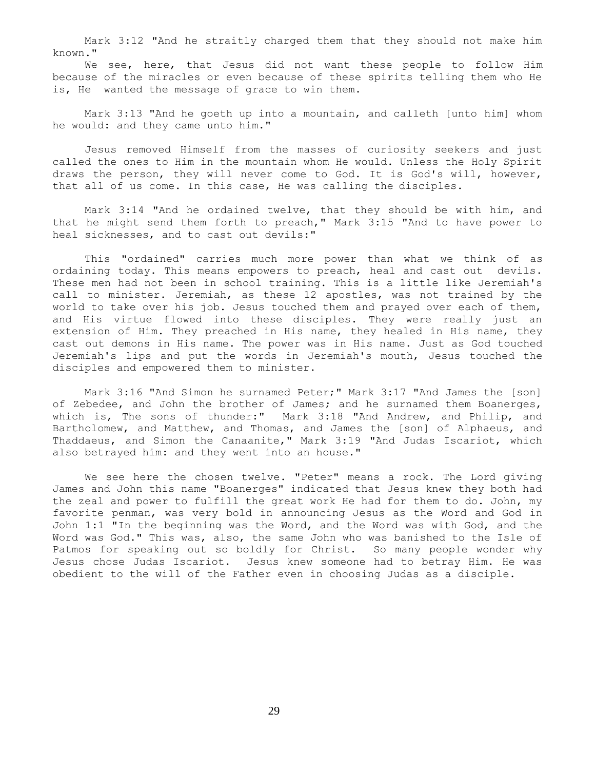Mark 3:12 "And he straitly charged them that they should not make him known."

We see, here, that Jesus did not want these people to follow Him because of the miracles or even because of these spirits telling them who He is, He wanted the message of grace to win them.

Mark 3:13 "And he goeth up into a mountain, and calleth [unto him] whom he would: and they came unto him."

Jesus removed Himself from the masses of curiosity seekers and just called the ones to Him in the mountain whom He would. Unless the Holy Spirit draws the person, they will never come to God. It is God's will, however, that all of us come. In this case, He was calling the disciples.

Mark 3:14 "And he ordained twelve, that they should be with him, and that he might send them forth to preach," Mark 3:15 "And to have power to heal sicknesses, and to cast out devils:"

This "ordained" carries much more power than what we think of as ordaining today. This means empowers to preach, heal and cast out devils. These men had not been in school training. This is a little like Jeremiah's call to minister. Jeremiah, as these 12 apostles, was not trained by the world to take over his job. Jesus touched them and prayed over each of them, and His virtue flowed into these disciples. They were really just an extension of Him. They preached in His name, they healed in His name, they cast out demons in His name. The power was in His name. Just as God touched Jeremiah's lips and put the words in Jeremiah's mouth, Jesus touched the disciples and empowered them to minister.

Mark 3:16 "And Simon he surnamed Peter;" Mark 3:17 "And James the [son] of Zebedee, and John the brother of James; and he surnamed them Boanerges, which is, The sons of thunder:" Mark 3:18 "And Andrew, and Philip, and Bartholomew, and Matthew, and Thomas, and James the [son] of Alphaeus, and Thaddaeus, and Simon the Canaanite," Mark 3:19 "And Judas Iscariot, which also betrayed him: and they went into an house."

We see here the chosen twelve. "Peter" means a rock. The Lord giving James and John this name "Boanerges" indicated that Jesus knew they both had the zeal and power to fulfill the great work He had for them to do. John, my favorite penman, was very bold in announcing Jesus as the Word and God in John 1:1 "In the beginning was the Word, and the Word was with God, and the Word was God." This was, also, the same John who was banished to the Isle of Patmos for speaking out so boldly for Christ. So many people wonder why Jesus chose Judas Iscariot. Jesus knew someone had to betray Him. He was obedient to the will of the Father even in choosing Judas as a disciple.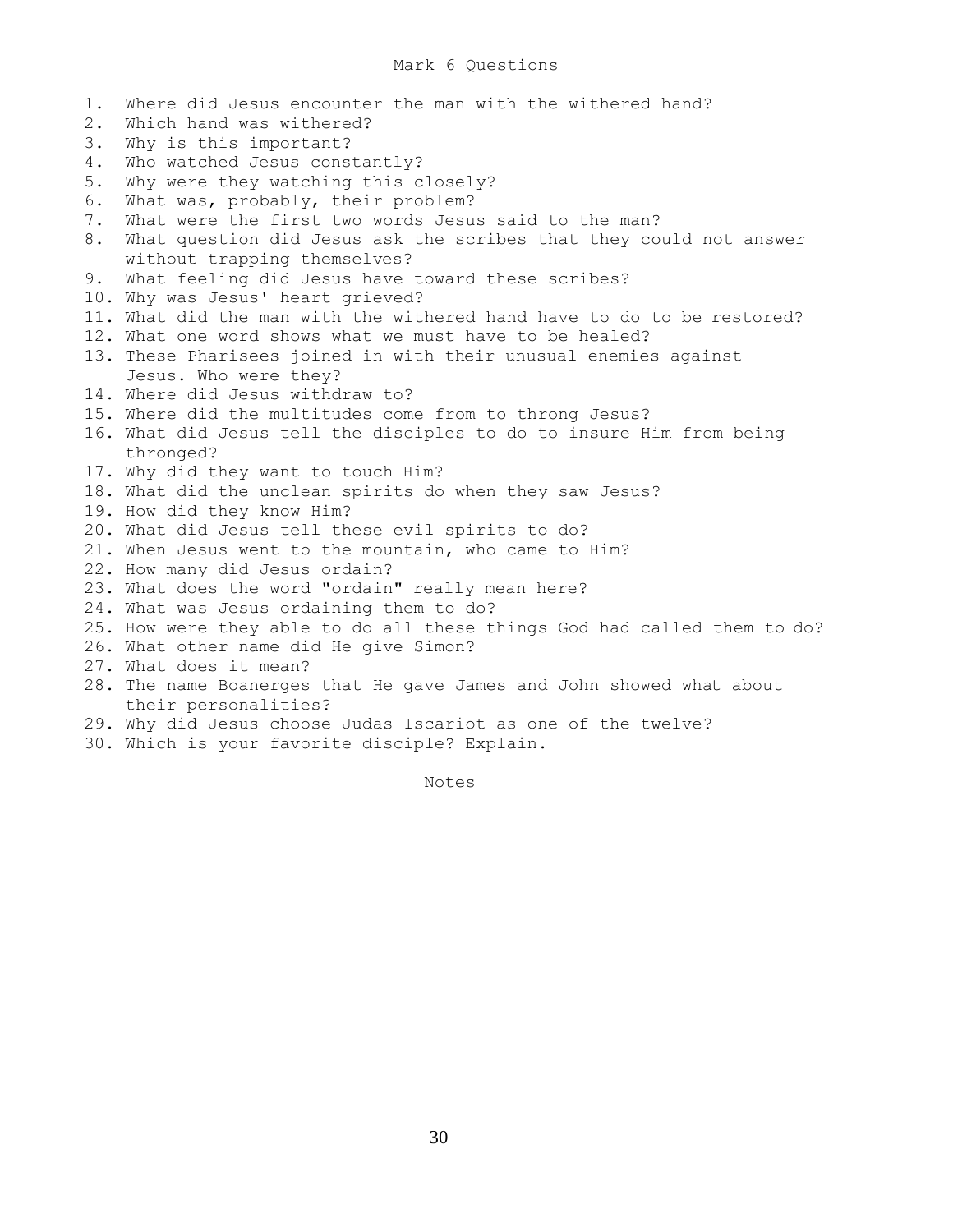# Mark 6 Questions

1. Where did Jesus encounter the man with the withered hand?
2. Which hand was withered?
3. Why is this important?
4. Who watched Jesus constantly?
5. Why were they watching this closely?
6. What was, probably, their problem?
7. What were the first two words Jesus said to the man?
8. What question did Jesus ask the scribes that they could not answer without trapping themselves?
9. What feeling did Jesus have toward these scribes?
10. Why was Jesus' heart grieved?
11. What did the man with the withered hand have to do to be restored?
12. What one word shows what we must have to be healed?
13. These Pharisees joined in with their unusual enemies against Jesus. Who were they?
14. Where did Jesus withdraw to?
15. Where did the multitudes come from to throng Jesus?
16. What did Jesus tell the disciples to do to insure Him from being thronged?
17. Why did they want to touch Him?
18. What did the unclean spirits do when they saw Jesus?
19. How did they know Him?
20. What did Jesus tell these evil spirits to do?
21. When Jesus went to the mountain, who came to Him?
22. How many did Jesus ordain?
23. What does the word "ordain" really mean here?
24. What was Jesus ordaining them to do?
25. How were they able to do all these things God had called them to do?
26. What other name did He give Simon?
27. What does it mean?
28. The name Boanerges that He gave James and John showed what about their personalities?
29. Why did Jesus choose Judas Iscariot as one of the twelve?
30. Which is your favorite disciple? Explain.

Notes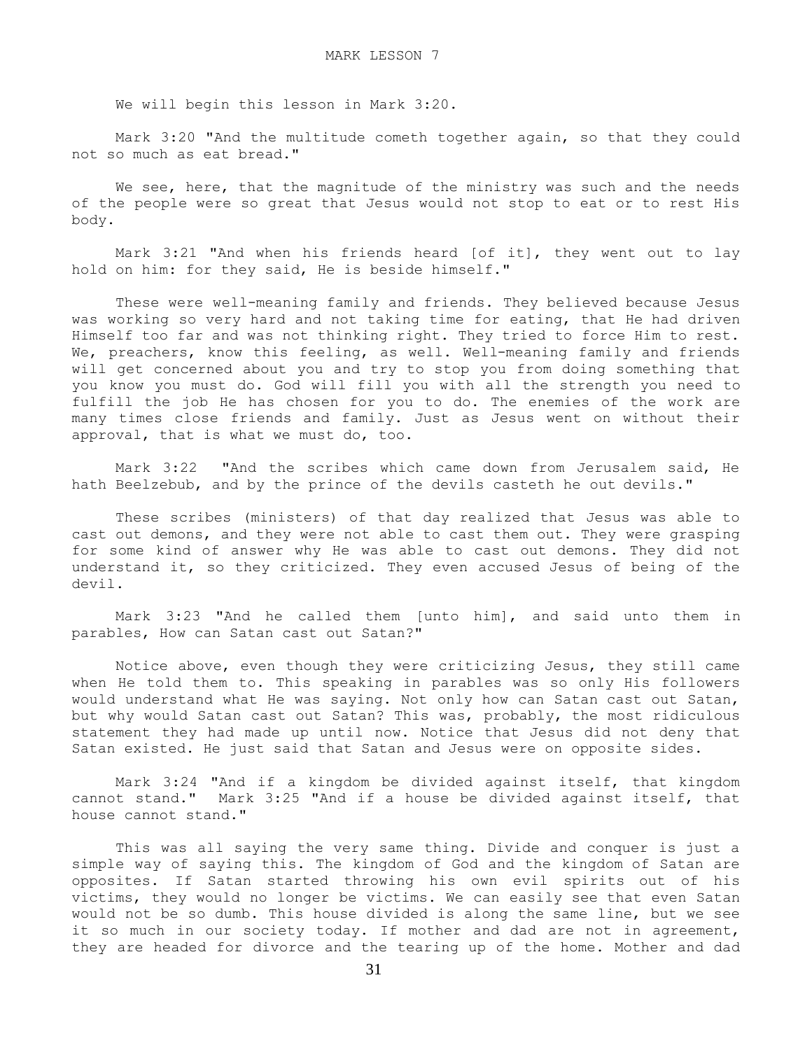# MARK LESSON 7

We will begin this lesson in Mark 3:20.

Mark 3:20 "And the multitude cometh together again, so that they could not so much as eat bread."

We see, here, that the magnitude of the ministry was such and the needs of the people were so great that Jesus would not stop to eat or to rest His body.

Mark 3:21 "And when his friends heard [of it], they went out to lay hold on him: for they said, He is beside himself."

These were well-meaning family and friends. They believed because Jesus was working so very hard and not taking time for eating, that He had driven Himself too far and was not thinking right. They tried to force Him to rest. We, preachers, know this feeling, as well. Well-meaning family and friends will get concerned about you and try to stop you from doing something that you know you must do. God will fill you with all the strength you need to fulfill the job He has chosen for you to do. The enemies of the work are many times close friends and family. Just as Jesus went on without their approval, that is what we must do, too.

Mark 3:22 "And the scribes which came down from Jerusalem said, He hath Beelzebub, and by the prince of the devils casteth he out devils."

These scribes (ministers) of that day realized that Jesus was able to cast out demons, and they were not able to cast them out. They were grasping for some kind of answer why He was able to cast out demons. They did not understand it, so they criticized. They even accused Jesus of being of the devil.

Mark 3:23 "And he called them [unto him], and said unto them in parables, How can Satan cast out Satan?"

Notice above, even though they were criticizing Jesus, they still came when He told them to. This speaking in parables was so only His followers would understand what He was saying. Not only how can Satan cast out Satan, but why would Satan cast out Satan? This was, probably, the most ridiculous statement they had made up until now. Notice that Jesus did not deny that Satan existed. He just said that Satan and Jesus were on opposite sides.

Mark 3:24 "And if a kingdom be divided against itself, that kingdom cannot stand." Mark 3:25 "And if a house be divided against itself, that house cannot stand."

This was all saying the very same thing. Divide and conquer is just a simple way of saying this. The kingdom of God and the kingdom of Satan are opposites. If Satan started throwing his own evil spirits out of his victims, they would no longer be victims. We can easily see that even Satan would not be so dumb. This house divided is along the same line, but we see it so much in our society today. If mother and dad are not in agreement, they are headed for divorce and the tearing up of the home. Mother and dad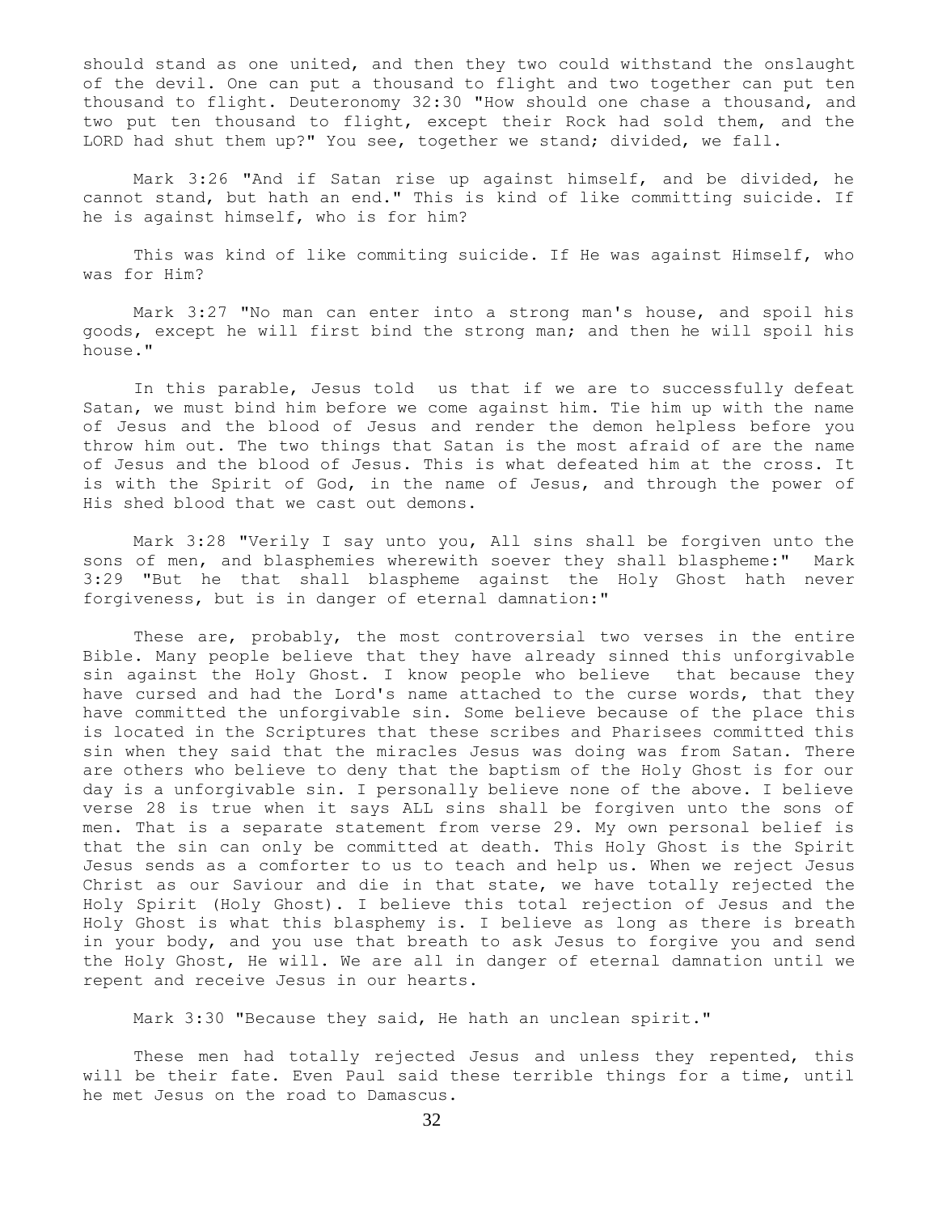should stand as one united, and then they two could withstand the onslaught of the devil. One can put a thousand to flight and two together can put ten thousand to flight. Deuteronomy 32:30 "How should one chase a thousand, and two put ten thousand to flight, except their Rock had sold them, and the LORD had shut them up?" You see, together we stand; divided, we fall.

Mark 3:26 "And if Satan rise up against himself, and be divided, he cannot stand, but hath an end." This is kind of like committing suicide. If he is against himself, who is for him?

This was kind of like commiting suicide. If He was against Himself, who was for Him?

Mark 3:27 "No man can enter into a strong man's house, and spoil his goods, except he will first bind the strong man; and then he will spoil his house."

In this parable, Jesus told us that if we are to successfully defeat Satan, we must bind him before we come against him. Tie him up with the name of Jesus and the blood of Jesus and render the demon helpless before you throw him out. The two things that Satan is the most afraid of are the name of Jesus and the blood of Jesus. This is what defeated him at the cross. It is with the Spirit of God, in the name of Jesus, and through the power of His shed blood that we cast out demons.

Mark 3:28 "Verily I say unto you, All sins shall be forgiven unto the sons of men, and blasphemies wherewith soever they shall blaspheme:" Mark 3:29 "But he that shall blaspheme against the Holy Ghost hath never forgiveness, but is in danger of eternal damnation:"

These are, probably, the most controversial two verses in the entire Bible. Many people believe that they have already sinned this unforgivable sin against the Holy Ghost. I know people who believe that because they have cursed and had the Lord's name attached to the curse words, that they have committed the unforgivable sin. Some believe because of the place this is located in the Scriptures that these scribes and Pharisees committed this sin when they said that the miracles Jesus was doing was from Satan. There are others who believe to deny that the baptism of the Holy Ghost is for our day is a unforgivable sin. I personally believe none of the above. I believe verse 28 is true when it says ALL sins shall be forgiven unto the sons of men. That is a separate statement from verse 29. My own personal belief is that the sin can only be committed at death. This Holy Ghost is the Spirit Jesus sends as a comforter to us to teach and help us. When we reject Jesus Christ as our Saviour and die in that state, we have totally rejected the Holy Spirit (Holy Ghost). I believe this total rejection of Jesus and the Holy Ghost is what this blasphemy is. I believe as long as there is breath in your body, and you use that breath to ask Jesus to forgive you and send the Holy Ghost, He will. We are all in danger of eternal damnation until we repent and receive Jesus in our hearts.

Mark 3:30 "Because they said, He hath an unclean spirit."

These men had totally rejected Jesus and unless they repented, this will be their fate. Even Paul said these terrible things for a time, until he met Jesus on the road to Damascus.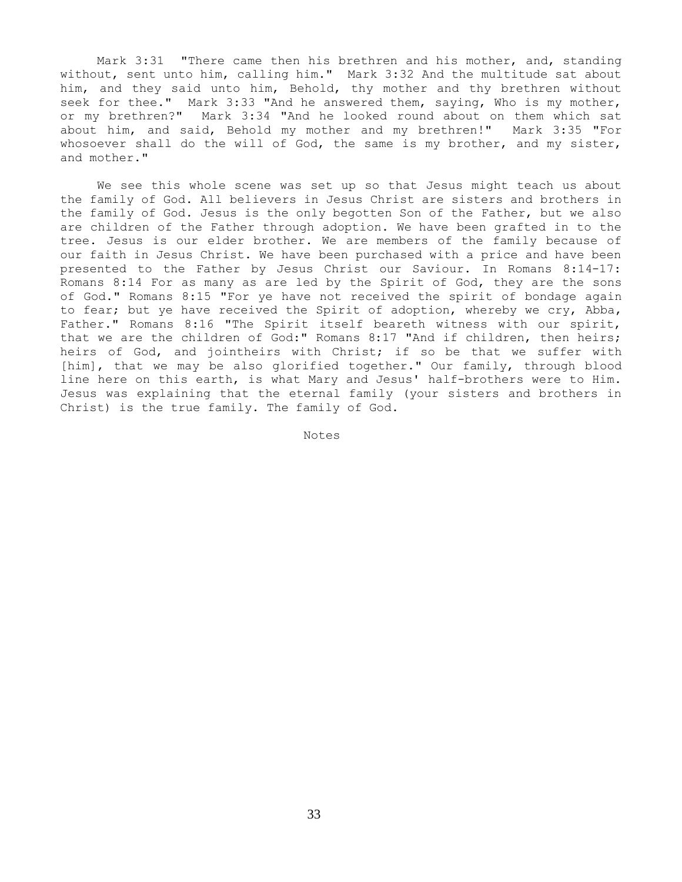Mark 3:31 "There came then his brethren and his mother, and, standing without, sent unto him, calling him." Mark 3:32 And the multitude sat about him, and they said unto him, Behold, thy mother and thy brethren without seek for thee." Mark 3:33 "And he answered them, saying, Who is my mother, or my brethren?" Mark 3:34 "And he looked round about on them which sat about him, and said, Behold my mother and my brethren!" Mark 3:35 "For whosoever shall do the will of God, the same is my brother, and my sister, and mother."

We see this whole scene was set up so that Jesus might teach us about the family of God. All believers in Jesus Christ are sisters and brothers in the family of God. Jesus is the only begotten Son of the Father, but we also are children of the Father through adoption. We have been grafted in to the tree. Jesus is our elder brother. We are members of the family because of our faith in Jesus Christ. We have been purchased with a price and have been presented to the Father by Jesus Christ our Saviour. In Romans 8:14-17: Romans 8:14 For as many as are led by the Spirit of God, they are the sons of God." Romans 8:15 "For ye have not received the spirit of bondage again to fear; but ye have received the Spirit of adoption, whereby we cry, Abba, Father." Romans 8:16 "The Spirit itself beareth witness with our spirit, that we are the children of God:" Romans 8:17 "And if children, then heirs; heirs of God, and jointheirs with Christ; if so be that we suffer with [him], that we may be also glorified together." Our family, through blood line here on this earth, is what Mary and Jesus' half-brothers were to Him. Jesus was explaining that the eternal family (your sisters and brothers in Christ) is the true family. The family of God.

Notes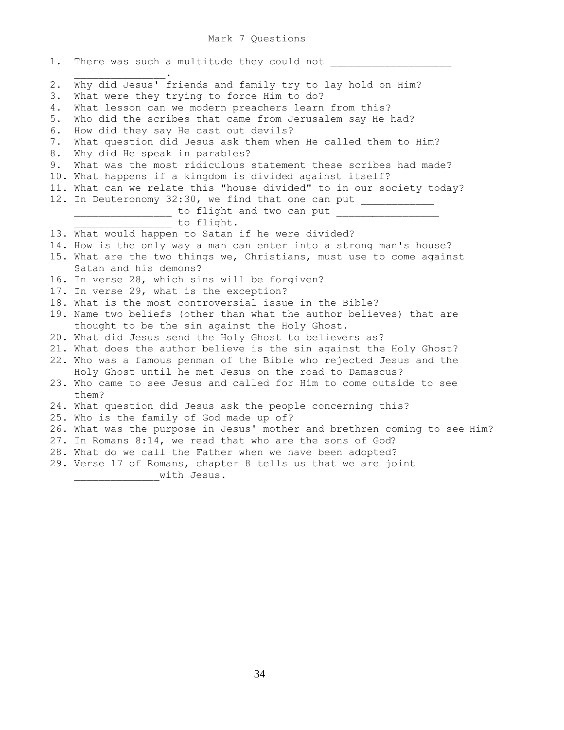# Mark 7 Questions

1. There was such a multitude they could not ___________________ _______________.
2. Why did Jesus' friends and family try to lay hold on Him?
3. What were they trying to force Him to do?
4. What lesson can we modern preachers learn from this?
5. Who did the scribes that came from Jerusalem say He had?
6. How did they say He cast out devils?
7. What question did Jesus ask them when He called them to Him?
8. Why did He speak in parables?
9. What was the most ridiculous statement these scribes had made?
10. What happens if a kingdom is divided against itself?
11. What can we relate this "house divided" to in our society today?
12. In Deuteronomy 32:30, we find that one can put ____________ ________________ to flight and two can put ________________ ________________ to flight.
13. What would happen to Satan if he were divided?
14. How is the only way a man can enter into a strong man's house?
15. What are the two things we, Christians, must use to come against Satan and his demons?
16. In verse 28, which sins will be forgiven?
17. In verse 29, what is the exception?
18. What is the most controversial issue in the Bible?
19. Name two beliefs (other than what the author believes) that are thought to be the sin against the Holy Ghost.
20. What did Jesus send the Holy Ghost to believers as?
21. What does the author believe is the sin against the Holy Ghost?
22. Who was a famous penman of the Bible who rejected Jesus and the Holy Ghost until he met Jesus on the road to Damascus?
23. Who came to see Jesus and called for Him to come outside to see them?
24. What question did Jesus ask the people concerning this?
25. Who is the family of God made up of?
26. What was the purpose in Jesus' mother and brethren coming to see Him?
27. In Romans 8:14, we read that who are the sons of God?
28. What do we call the Father when we have been adopted?
29. Verse 17 of Romans, chapter 8 tells us that we are joint ______________with Jesus.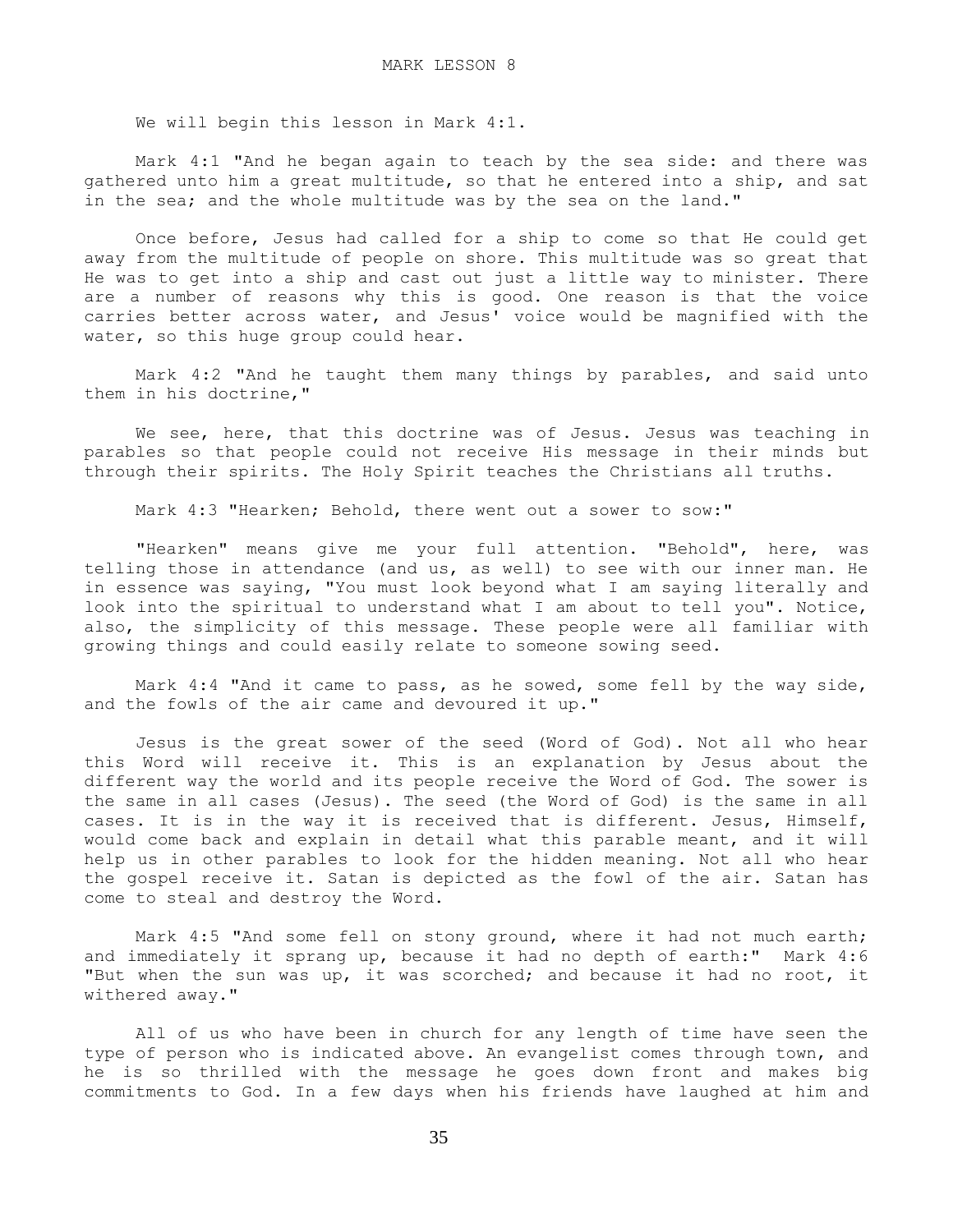# MARK LESSON 8

We will begin this lesson in Mark 4:1.

Mark 4:1 "And he began again to teach by the sea side: and there was gathered unto him a great multitude, so that he entered into a ship, and sat in the sea; and the whole multitude was by the sea on the land."

Once before, Jesus had called for a ship to come so that He could get away from the multitude of people on shore. This multitude was so great that He was to get into a ship and cast out just a little way to minister. There are a number of reasons why this is good. One reason is that the voice carries better across water, and Jesus' voice would be magnified with the water, so this huge group could hear.

Mark 4:2 "And he taught them many things by parables, and said unto them in his doctrine,"

We see, here, that this doctrine was of Jesus. Jesus was teaching in parables so that people could not receive His message in their minds but through their spirits. The Holy Spirit teaches the Christians all truths.

Mark 4:3 "Hearken; Behold, there went out a sower to sow:"

"Hearken" means give me your full attention. "Behold", here, was telling those in attendance (and us, as well) to see with our inner man. He in essence was saying, "You must look beyond what I am saying literally and look into the spiritual to understand what I am about to tell you". Notice, also, the simplicity of this message. These people were all familiar with growing things and could easily relate to someone sowing seed.

Mark 4:4 "And it came to pass, as he sowed, some fell by the way side, and the fowls of the air came and devoured it up."

Jesus is the great sower of the seed (Word of God). Not all who hear this Word will receive it. This is an explanation by Jesus about the different way the world and its people receive the Word of God. The sower is the same in all cases (Jesus). The seed (the Word of God) is the same in all cases. It is in the way it is received that is different. Jesus, Himself, would come back and explain in detail what this parable meant, and it will help us in other parables to look for the hidden meaning. Not all who hear the gospel receive it. Satan is depicted as the fowl of the air. Satan has come to steal and destroy the Word.

Mark 4:5 "And some fell on stony ground, where it had not much earth; and immediately it sprang up, because it had no depth of earth:" Mark 4:6 "But when the sun was up, it was scorched; and because it had no root, it withered away."

All of us who have been in church for any length of time have seen the type of person who is indicated above. An evangelist comes through town, and he is so thrilled with the message he goes down front and makes big commitments to God. In a few days when his friends have laughed at him and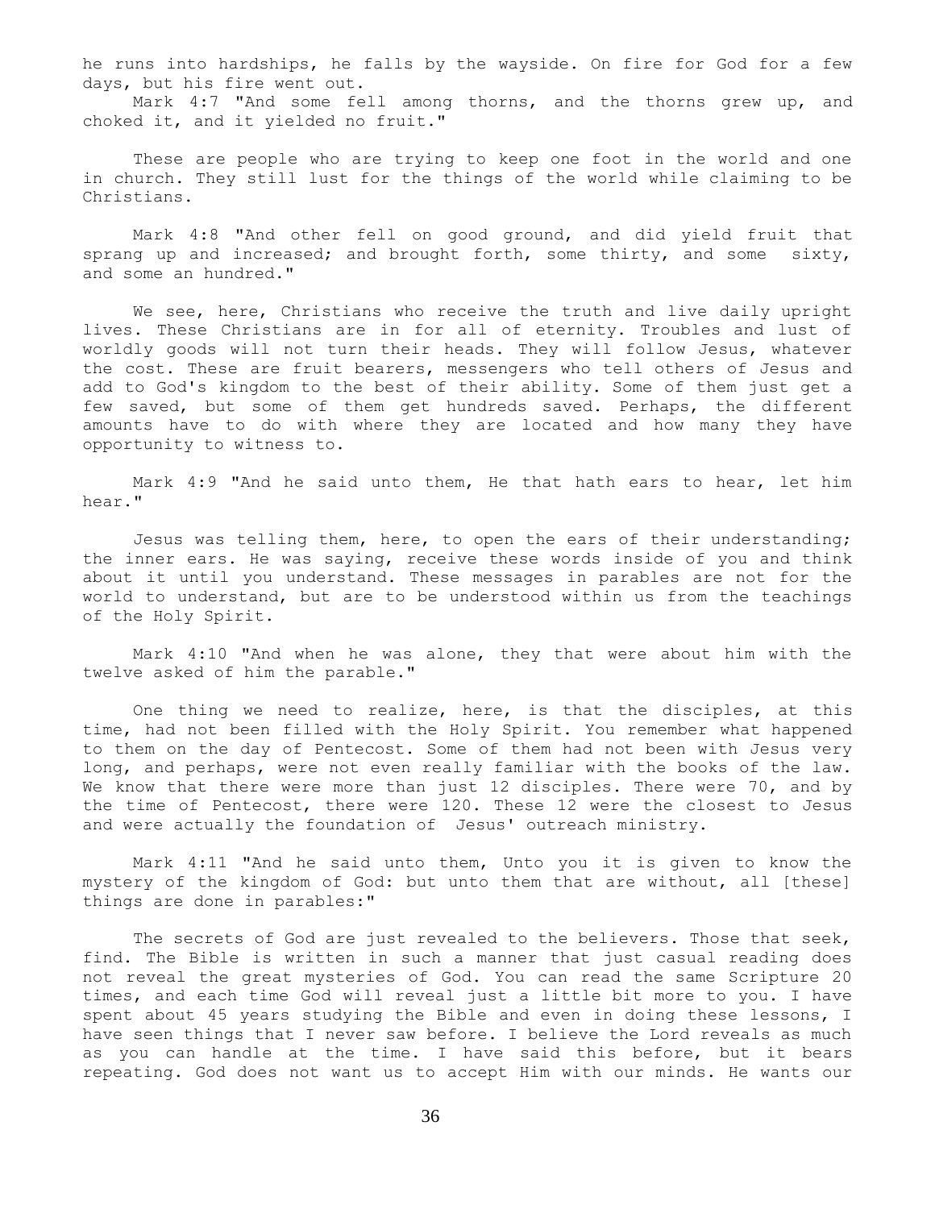he runs into hardships, he falls by the wayside. On fire for God for a few days, but his fire went out.

Mark 4:7 "And some fell among thorns, and the thorns grew up, and choked it, and it yielded no fruit."

These are people who are trying to keep one foot in the world and one in church. They still lust for the things of the world while claiming to be Christians.

Mark 4:8 "And other fell on good ground, and did yield fruit that sprang up and increased; and brought forth, some thirty, and some sixty, and some an hundred."

We see, here, Christians who receive the truth and live daily upright lives. These Christians are in for all of eternity. Troubles and lust of worldly goods will not turn their heads. They will follow Jesus, whatever the cost. These are fruit bearers, messengers who tell others of Jesus and add to God's kingdom to the best of their ability. Some of them just get a few saved, but some of them get hundreds saved. Perhaps, the different amounts have to do with where they are located and how many they have opportunity to witness to.

Mark 4:9 "And he said unto them, He that hath ears to hear, let him hear."

Jesus was telling them, here, to open the ears of their understanding; the inner ears. He was saying, receive these words inside of you and think about it until you understand. These messages in parables are not for the world to understand, but are to be understood within us from the teachings of the Holy Spirit.

Mark 4:10 "And when he was alone, they that were about him with the twelve asked of him the parable."

One thing we need to realize, here, is that the disciples, at this time, had not been filled with the Holy Spirit. You remember what happened to them on the day of Pentecost. Some of them had not been with Jesus very long, and perhaps, were not even really familiar with the books of the law. We know that there were more than just 12 disciples. There were 70, and by the time of Pentecost, there were 120. These 12 were the closest to Jesus and were actually the foundation of Jesus' outreach ministry.

Mark 4:11 "And he said unto them, Unto you it is given to know the mystery of the kingdom of God: but unto them that are without, all [these] things are done in parables:"

The secrets of God are just revealed to the believers. Those that seek, find. The Bible is written in such a manner that just casual reading does not reveal the great mysteries of God. You can read the same Scripture 20 times, and each time God will reveal just a little bit more to you. I have spent about 45 years studying the Bible and even in doing these lessons, I have seen things that I never saw before. I believe the Lord reveals as much as you can handle at the time. I have said this before, but it bears repeating. God does not want us to accept Him with our minds. He wants our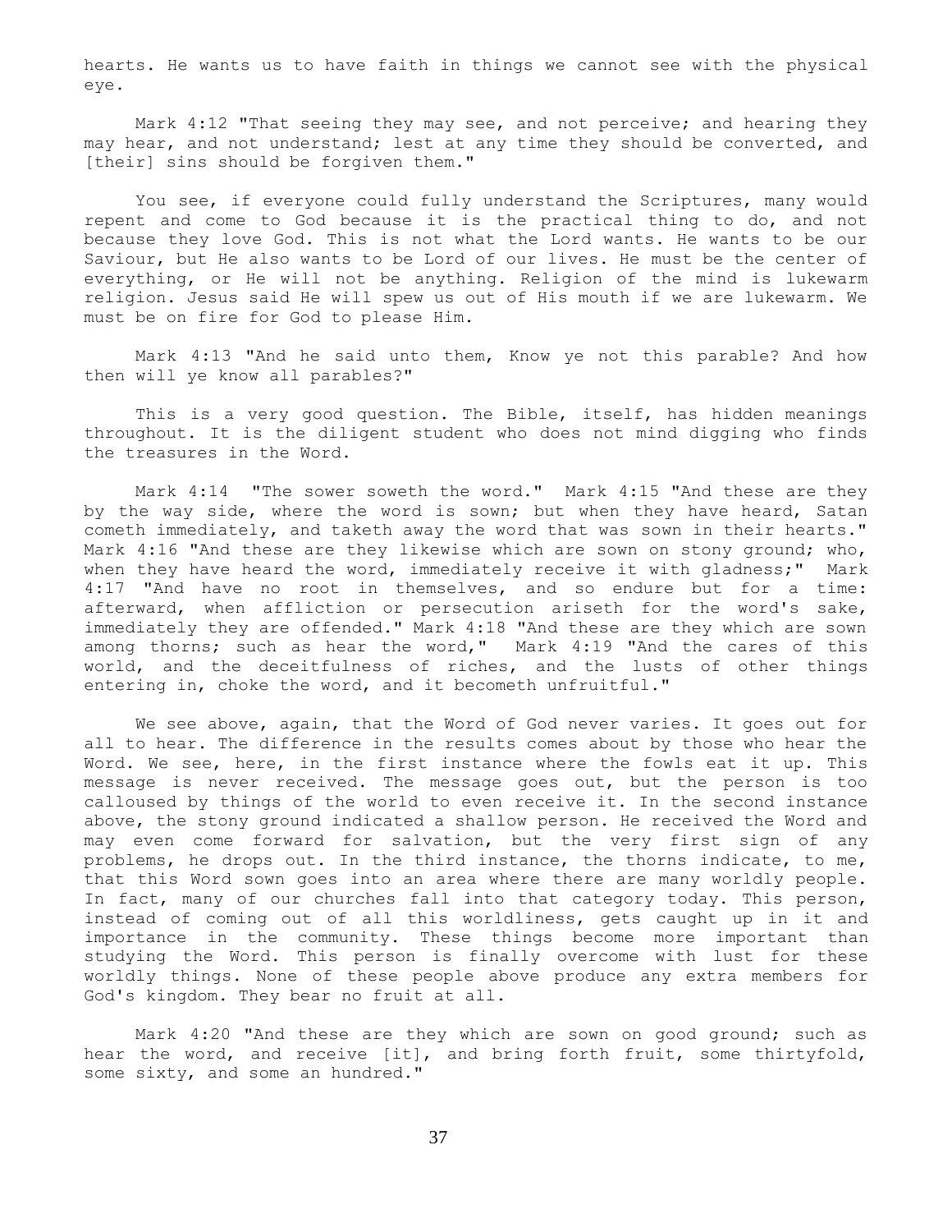hearts. He wants us to have faith in things we cannot see with the physical eye.

Mark 4:12 "That seeing they may see, and not perceive; and hearing they may hear, and not understand; lest at any time they should be converted, and [their] sins should be forgiven them."

You see, if everyone could fully understand the Scriptures, many would repent and come to God because it is the practical thing to do, and not because they love God. This is not what the Lord wants. He wants to be our Saviour, but He also wants to be Lord of our lives. He must be the center of everything, or He will not be anything. Religion of the mind is lukewarm religion. Jesus said He will spew us out of His mouth if we are lukewarm. We must be on fire for God to please Him.

Mark 4:13 "And he said unto them, Know ye not this parable? And how then will ye know all parables?"

This is a very good question. The Bible, itself, has hidden meanings throughout. It is the diligent student who does not mind digging who finds the treasures in the Word.

Mark 4:14 "The sower soweth the word." Mark 4:15 "And these are they by the way side, where the word is sown; but when they have heard, Satan cometh immediately, and taketh away the word that was sown in their hearts." Mark 4:16 "And these are they likewise which are sown on stony ground; who, when they have heard the word, immediately receive it with gladness;" Mark 4:17 "And have no root in themselves, and so endure but for a time: afterward, when affliction or persecution ariseth for the word's sake, immediately they are offended." Mark 4:18 "And these are they which are sown among thorns; such as hear the word," Mark 4:19 "And the cares of this world, and the deceitfulness of riches, and the lusts of other things entering in, choke the word, and it becometh unfruitful."

We see above, again, that the Word of God never varies. It goes out for all to hear. The difference in the results comes about by those who hear the Word. We see, here, in the first instance where the fowls eat it up. This message is never received. The message goes out, but the person is too calloused by things of the world to even receive it. In the second instance above, the stony ground indicated a shallow person. He received the Word and may even come forward for salvation, but the very first sign of any problems, he drops out. In the third instance, the thorns indicate, to me, that this Word sown goes into an area where there are many worldly people. In fact, many of our churches fall into that category today. This person, instead of coming out of all this worldliness, gets caught up in it and importance in the community. These things become more important than studying the Word. This person is finally overcome with lust for these worldly things. None of these people above produce any extra members for God's kingdom. They bear no fruit at all.

Mark 4:20 "And these are they which are sown on good ground; such as hear the word, and receive [it], and bring forth fruit, some thirtyfold, some sixty, and some an hundred."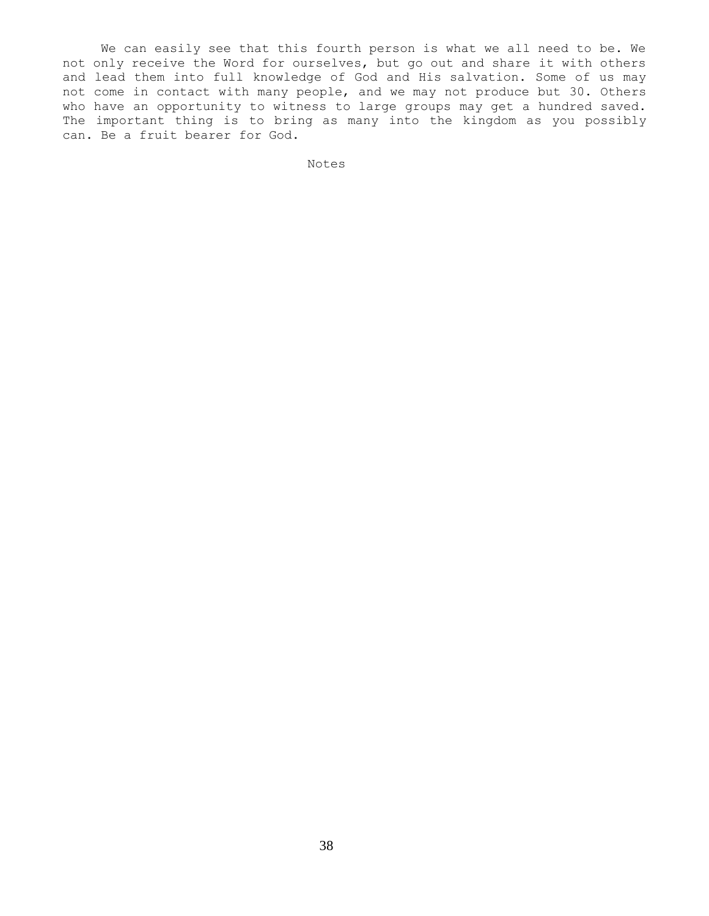We can easily see that this fourth person is what we all need to be. We not only receive the Word for ourselves, but go out and share it with others and lead them into full knowledge of God and His salvation. Some of us may not come in contact with many people, and we may not produce but 30. Others who have an opportunity to witness to large groups may get a hundred saved. The important thing is to bring as many into the kingdom as you possibly can. Be a fruit bearer for God.

Notes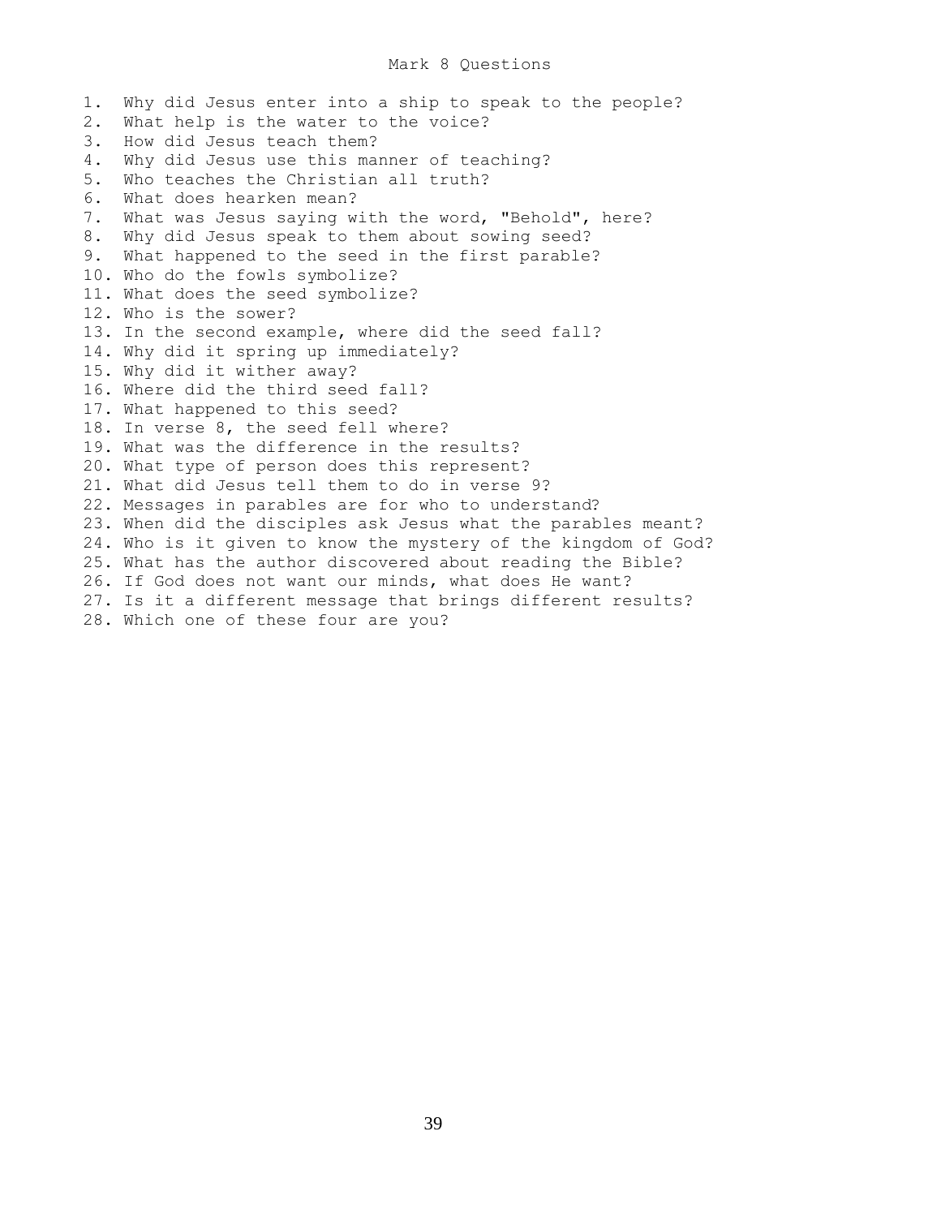# Mark 8 Questions

1. Why did Jesus enter into a ship to speak to the people?
2. What help is the water to the voice?
3. How did Jesus teach them?
4. Why did Jesus use this manner of teaching?
5. Who teaches the Christian all truth?
6. What does hearken mean?
7. What was Jesus saying with the word, "Behold", here?
8. Why did Jesus speak to them about sowing seed?
9. What happened to the seed in the first parable?
10. Who do the fowls symbolize?
11. What does the seed symbolize?
12. Who is the sower?
13. In the second example, where did the seed fall?
14. Why did it spring up immediately?
15. Why did it wither away?
16. Where did the third seed fall?
17. What happened to this seed?
18. In verse 8, the seed fell where?
19. What was the difference in the results?
20. What type of person does this represent?
21. What did Jesus tell them to do in verse 9?
22. Messages in parables are for who to understand?
23. When did the disciples ask Jesus what the parables meant?
24. Who is it given to know the mystery of the kingdom of God?
25. What has the author discovered about reading the Bible?
26. If God does not want our minds, what does He want?
27. Is it a different message that brings different results?
28. Which one of these four are you?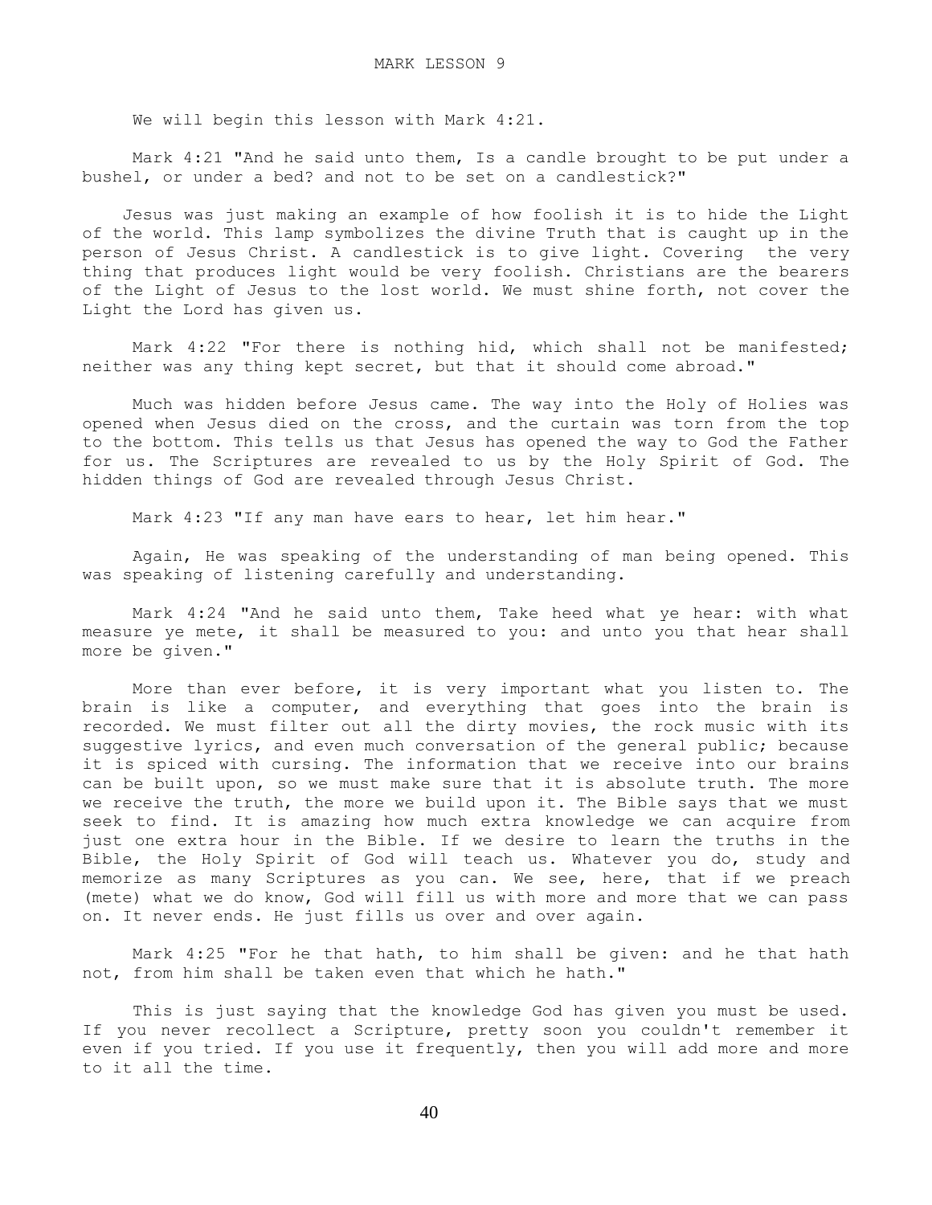# MARK LESSON 9

We will begin this lesson with Mark 4:21.

Mark 4:21 "And he said unto them, Is a candle brought to be put under a bushel, or under a bed? and not to be set on a candlestick?"

Jesus was just making an example of how foolish it is to hide the Light of the world. This lamp symbolizes the divine Truth that is caught up in the person of Jesus Christ. A candlestick is to give light. Covering the very thing that produces light would be very foolish. Christians are the bearers of the Light of Jesus to the lost world. We must shine forth, not cover the Light the Lord has given us.

Mark 4:22 "For there is nothing hid, which shall not be manifested; neither was any thing kept secret, but that it should come abroad."

Much was hidden before Jesus came. The way into the Holy of Holies was opened when Jesus died on the cross, and the curtain was torn from the top to the bottom. This tells us that Jesus has opened the way to God the Father for us. The Scriptures are revealed to us by the Holy Spirit of God. The hidden things of God are revealed through Jesus Christ.

Mark 4:23 "If any man have ears to hear, let him hear."

Again, He was speaking of the understanding of man being opened. This was speaking of listening carefully and understanding.

Mark 4:24 "And he said unto them, Take heed what ye hear: with what measure ye mete, it shall be measured to you: and unto you that hear shall more be given."

More than ever before, it is very important what you listen to. The brain is like a computer, and everything that goes into the brain is recorded. We must filter out all the dirty movies, the rock music with its suggestive lyrics, and even much conversation of the general public; because it is spiced with cursing. The information that we receive into our brains can be built upon, so we must make sure that it is absolute truth. The more we receive the truth, the more we build upon it. The Bible says that we must seek to find. It is amazing how much extra knowledge we can acquire from just one extra hour in the Bible. If we desire to learn the truths in the Bible, the Holy Spirit of God will teach us. Whatever you do, study and memorize as many Scriptures as you can. We see, here, that if we preach (mete) what we do know, God will fill us with more and more that we can pass on. It never ends. He just fills us over and over again.

Mark 4:25 "For he that hath, to him shall be given: and he that hath not, from him shall be taken even that which he hath."

This is just saying that the knowledge God has given you must be used. If you never recollect a Scripture, pretty soon you couldn't remember it even if you tried. If you use it frequently, then you will add more and more to it all the time.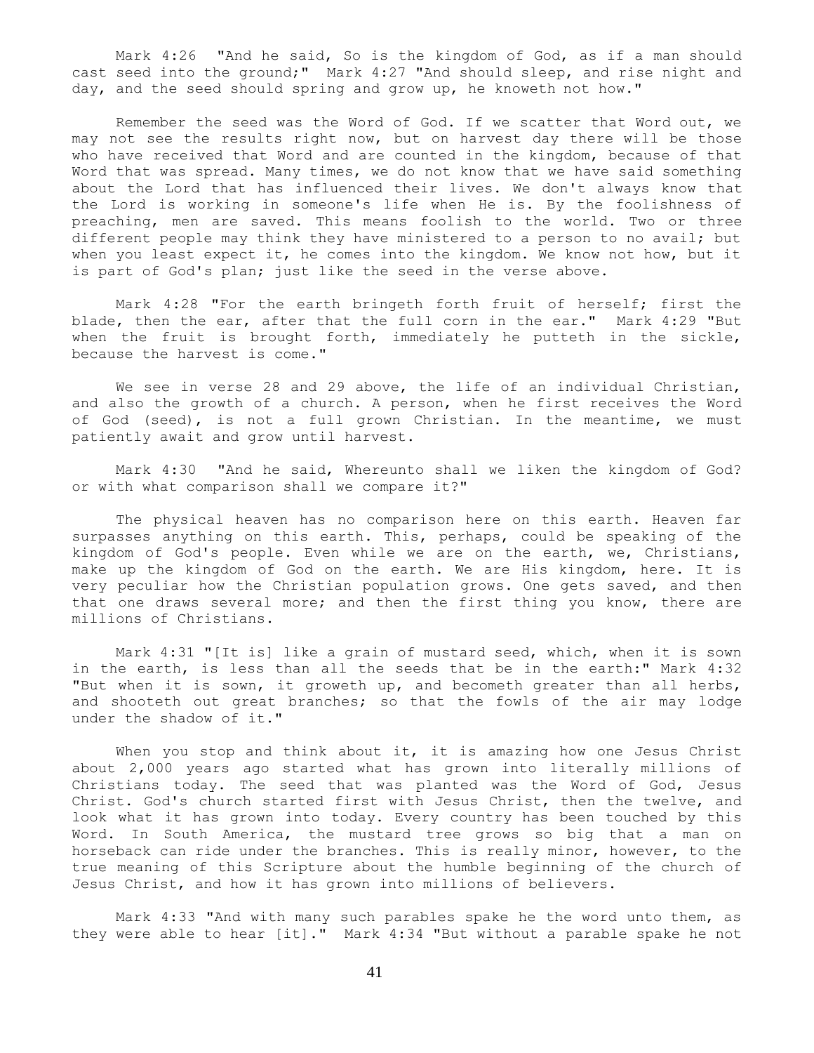Mark 4:26 "And he said, So is the kingdom of God, as if a man should cast seed into the ground;" Mark 4:27 "And should sleep, and rise night and day, and the seed should spring and grow up, he knoweth not how."

Remember the seed was the Word of God. If we scatter that Word out, we may not see the results right now, but on harvest day there will be those who have received that Word and are counted in the kingdom, because of that Word that was spread. Many times, we do not know that we have said something about the Lord that has influenced their lives. We don't always know that the Lord is working in someone's life when He is. By the foolishness of preaching, men are saved. This means foolish to the world. Two or three different people may think they have ministered to a person to no avail; but when you least expect it, he comes into the kingdom. We know not how, but it is part of God's plan; just like the seed in the verse above.

Mark 4:28 "For the earth bringeth forth fruit of herself; first the blade, then the ear, after that the full corn in the ear." Mark 4:29 "But when the fruit is brought forth, immediately he putteth in the sickle, because the harvest is come."

We see in verse 28 and 29 above, the life of an individual Christian, and also the growth of a church. A person, when he first receives the Word of God (seed), is not a full grown Christian. In the meantime, we must patiently await and grow until harvest.

Mark 4:30 "And he said, Whereunto shall we liken the kingdom of God? or with what comparison shall we compare it?"

The physical heaven has no comparison here on this earth. Heaven far surpasses anything on this earth. This, perhaps, could be speaking of the kingdom of God's people. Even while we are on the earth, we, Christians, make up the kingdom of God on the earth. We are His kingdom, here. It is very peculiar how the Christian population grows. One gets saved, and then that one draws several more; and then the first thing you know, there are millions of Christians.

Mark 4:31 "[It is] like a grain of mustard seed, which, when it is sown in the earth, is less than all the seeds that be in the earth:" Mark 4:32 "But when it is sown, it groweth up, and becometh greater than all herbs, and shooteth out great branches; so that the fowls of the air may lodge under the shadow of it."

When you stop and think about it, it is amazing how one Jesus Christ about 2,000 years ago started what has grown into literally millions of Christians today. The seed that was planted was the Word of God, Jesus Christ. God's church started first with Jesus Christ, then the twelve, and look what it has grown into today. Every country has been touched by this Word. In South America, the mustard tree grows so big that a man on horseback can ride under the branches. This is really minor, however, to the true meaning of this Scripture about the humble beginning of the church of Jesus Christ, and how it has grown into millions of believers.

Mark 4:33 "And with many such parables spake he the word unto them, as they were able to hear [it]." Mark 4:34 "But without a parable spake he not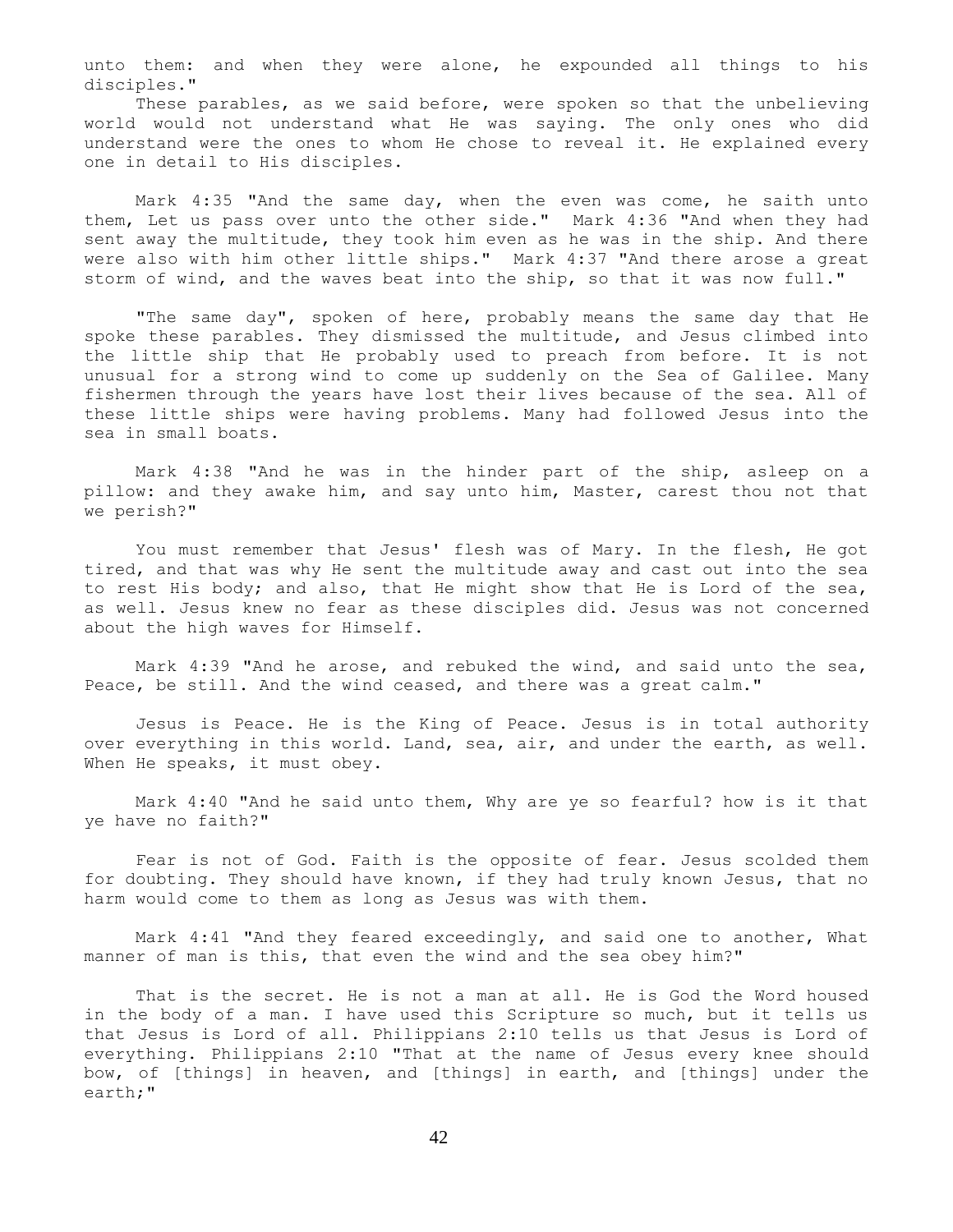unto them: and when they were alone, he expounded all things to his disciples."

These parables, as we said before, were spoken so that the unbelieving world would not understand what He was saying. The only ones who did understand were the ones to whom He chose to reveal it. He explained every one in detail to His disciples.

Mark 4:35 "And the same day, when the even was come, he saith unto them, Let us pass over unto the other side." Mark 4:36 "And when they had sent away the multitude, they took him even as he was in the ship. And there were also with him other little ships." Mark 4:37 "And there arose a great storm of wind, and the waves beat into the ship, so that it was now full."

"The same day", spoken of here, probably means the same day that He spoke these parables. They dismissed the multitude, and Jesus climbed into the little ship that He probably used to preach from before. It is not unusual for a strong wind to come up suddenly on the Sea of Galilee. Many fishermen through the years have lost their lives because of the sea. All of these little ships were having problems. Many had followed Jesus into the sea in small boats.

Mark 4:38 "And he was in the hinder part of the ship, asleep on a pillow: and they awake him, and say unto him, Master, carest thou not that we perish?"

You must remember that Jesus' flesh was of Mary. In the flesh, He got tired, and that was why He sent the multitude away and cast out into the sea to rest His body; and also, that He might show that He is Lord of the sea, as well. Jesus knew no fear as these disciples did. Jesus was not concerned about the high waves for Himself.

Mark 4:39 "And he arose, and rebuked the wind, and said unto the sea, Peace, be still. And the wind ceased, and there was a great calm."

Jesus is Peace. He is the King of Peace. Jesus is in total authority over everything in this world. Land, sea, air, and under the earth, as well. When He speaks, it must obey.

Mark 4:40 "And he said unto them, Why are ye so fearful? how is it that ye have no faith?"

Fear is not of God. Faith is the opposite of fear. Jesus scolded them for doubting. They should have known, if they had truly known Jesus, that no harm would come to them as long as Jesus was with them.

Mark 4:41 "And they feared exceedingly, and said one to another, What manner of man is this, that even the wind and the sea obey him?"

That is the secret. He is not a man at all. He is God the Word housed in the body of a man. I have used this Scripture so much, but it tells us that Jesus is Lord of all. Philippians 2:10 tells us that Jesus is Lord of everything. Philippians 2:10 "That at the name of Jesus every knee should bow, of [things] in heaven, and [things] in earth, and [things] under the earth;"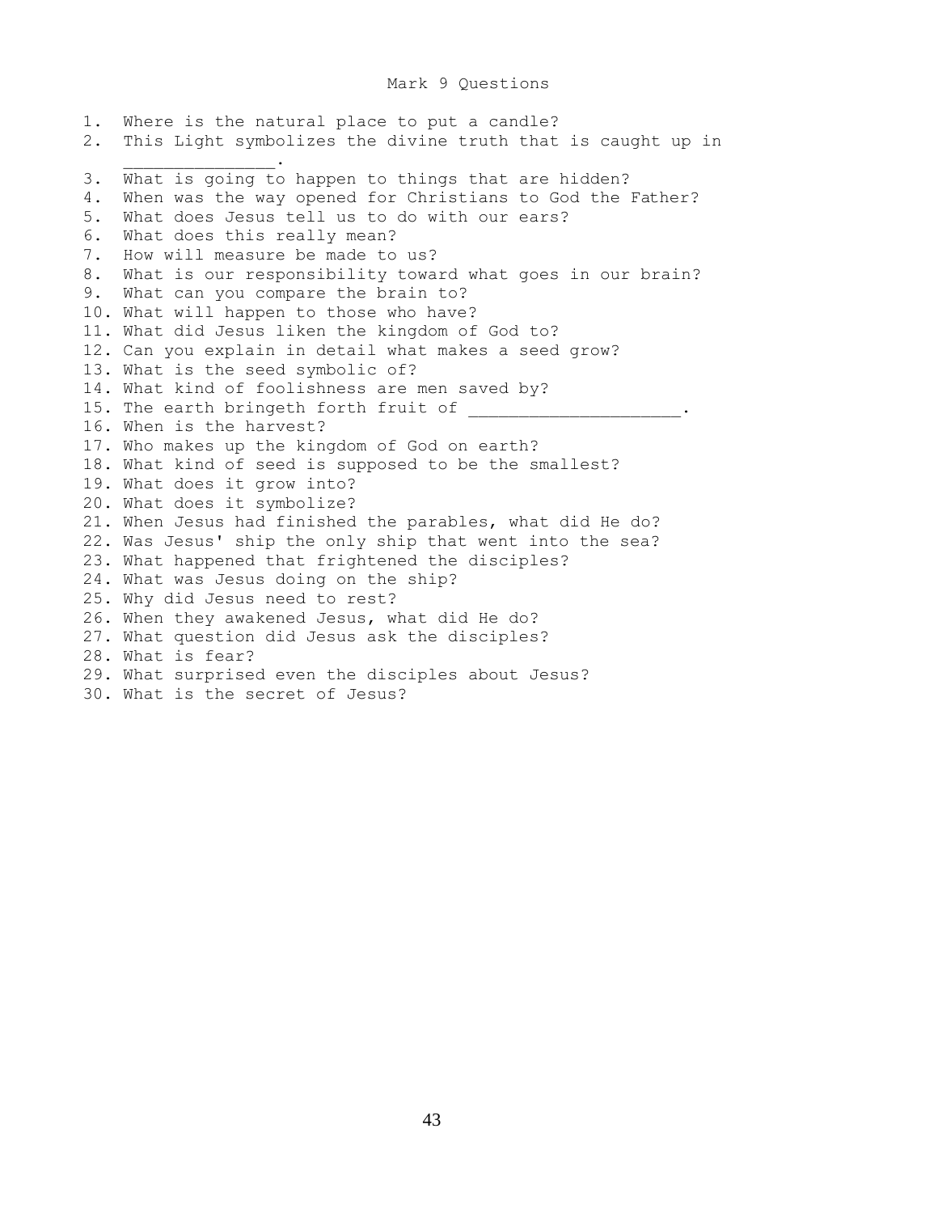# Mark 9 Questions

1. Where is the natural place to put a candle?
2. This Light symbolizes the divine truth that is caught up in _______________.
3. What is going to happen to things that are hidden?
4. When was the way opened for Christians to God the Father?
5. What does Jesus tell us to do with our ears?
6. What does this really mean?
7. How will measure be made to us?
8. What is our responsibility toward what goes in our brain?
9. What can you compare the brain to?
10. What will happen to those who have?
11. What did Jesus liken the kingdom of God to?
12. Can you explain in detail what makes a seed grow?
13. What is the seed symbolic of?
14. What kind of foolishness are men saved by?
15. The earth bringeth forth fruit of ____________________.
16. When is the harvest?
17. Who makes up the kingdom of God on earth?
18. What kind of seed is supposed to be the smallest?
19. What does it grow into?
20. What does it symbolize?
21. When Jesus had finished the parables, what did He do?
22. Was Jesus' ship the only ship that went into the sea?
23. What happened that frightened the disciples?
24. What was Jesus doing on the ship?
25. Why did Jesus need to rest?
26. When they awakened Jesus, what did He do?
27. What question did Jesus ask the disciples?
28. What is fear?
29. What surprised even the disciples about Jesus?
30. What is the secret of Jesus?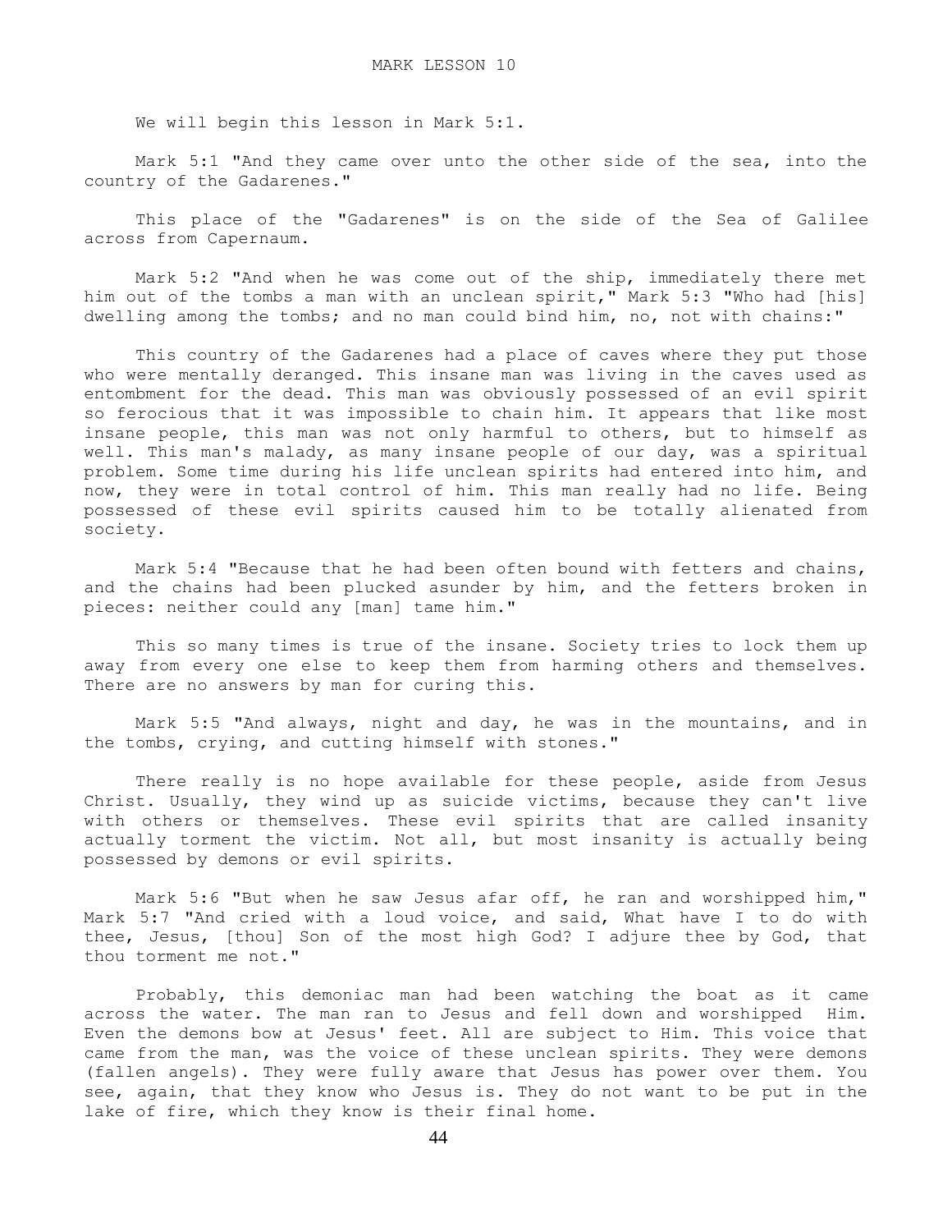# MARK LESSON 10

We will begin this lesson in Mark 5:1.

Mark 5:1 "And they came over unto the other side of the sea, into the country of the Gadarenes."

This place of the "Gadarenes" is on the side of the Sea of Galilee across from Capernaum.

Mark 5:2 "And when he was come out of the ship, immediately there met him out of the tombs a man with an unclean spirit," Mark 5:3 "Who had [his] dwelling among the tombs; and no man could bind him, no, not with chains:"

This country of the Gadarenes had a place of caves where they put those who were mentally deranged. This insane man was living in the caves used as entombment for the dead. This man was obviously possessed of an evil spirit so ferocious that it was impossible to chain him. It appears that like most insane people, this man was not only harmful to others, but to himself as well. This man's malady, as many insane people of our day, was a spiritual problem. Some time during his life unclean spirits had entered into him, and now, they were in total control of him. This man really had no life. Being possessed of these evil spirits caused him to be totally alienated from society.

Mark 5:4 "Because that he had been often bound with fetters and chains, and the chains had been plucked asunder by him, and the fetters broken in pieces: neither could any [man] tame him."

This so many times is true of the insane. Society tries to lock them up away from every one else to keep them from harming others and themselves. There are no answers by man for curing this.

Mark 5:5 "And always, night and day, he was in the mountains, and in the tombs, crying, and cutting himself with stones."

There really is no hope available for these people, aside from Jesus Christ. Usually, they wind up as suicide victims, because they can't live with others or themselves. These evil spirits that are called insanity actually torment the victim. Not all, but most insanity is actually being possessed by demons or evil spirits.

Mark 5:6 "But when he saw Jesus afar off, he ran and worshipped him," Mark 5:7 "And cried with a loud voice, and said, What have I to do with thee, Jesus, [thou] Son of the most high God? I adjure thee by God, that thou torment me not."

Probably, this demoniac man had been watching the boat as it came across the water. The man ran to Jesus and fell down and worshipped Him. Even the demons bow at Jesus' feet. All are subject to Him. This voice that came from the man, was the voice of these unclean spirits. They were demons (fallen angels). They were fully aware that Jesus has power over them. You see, again, that they know who Jesus is. They do not want to be put in the lake of fire, which they know is their final home.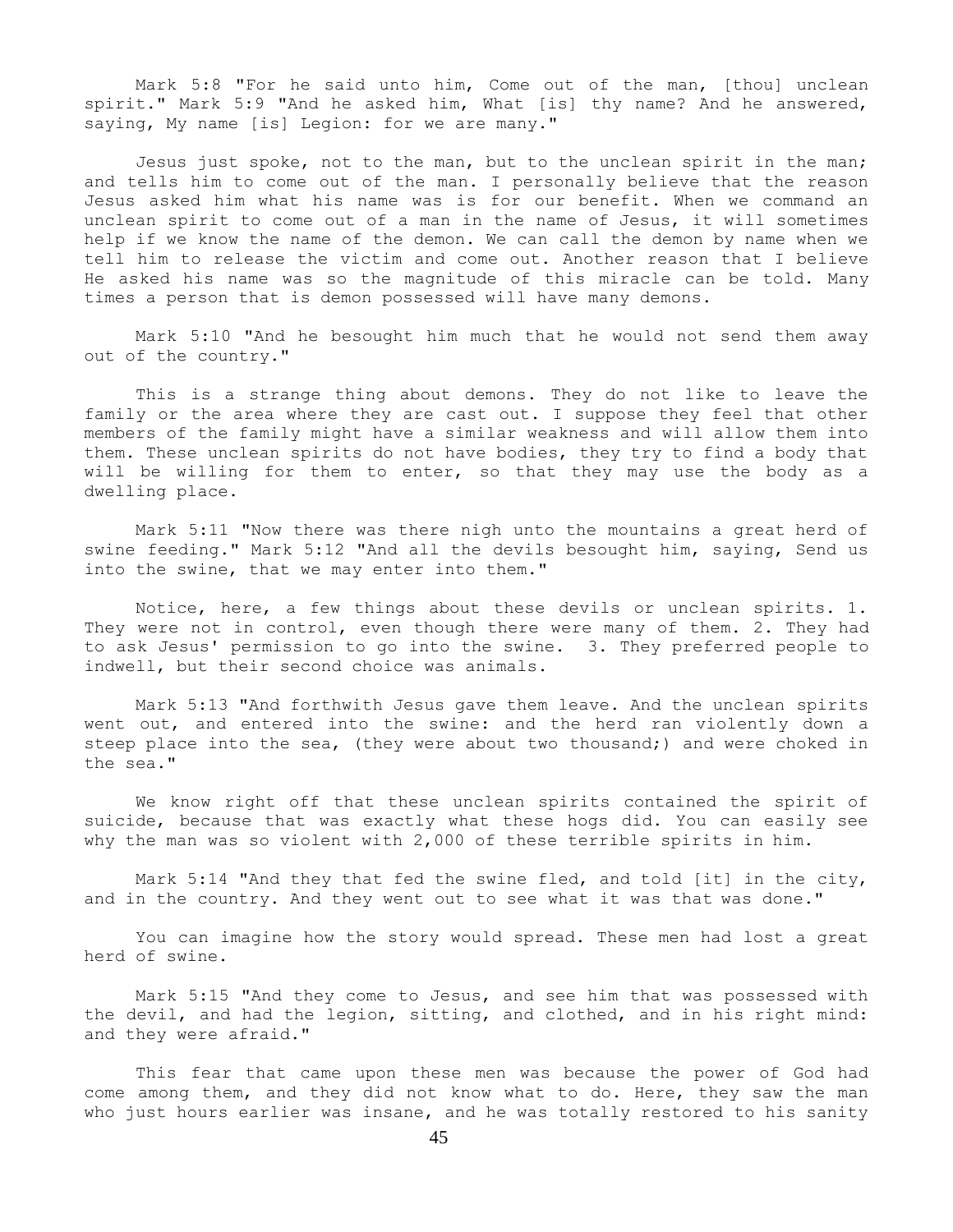Mark 5:8 "For he said unto him, Come out of the man, [thou] unclean spirit." Mark 5:9 "And he asked him, What [is] thy name? And he answered, saying, My name [is] Legion: for we are many."

Jesus just spoke, not to the man, but to the unclean spirit in the man; and tells him to come out of the man. I personally believe that the reason Jesus asked him what his name was is for our benefit. When we command an unclean spirit to come out of a man in the name of Jesus, it will sometimes help if we know the name of the demon. We can call the demon by name when we tell him to release the victim and come out. Another reason that I believe He asked his name was so the magnitude of this miracle can be told. Many times a person that is demon possessed will have many demons.

Mark 5:10 "And he besought him much that he would not send them away out of the country."

This is a strange thing about demons. They do not like to leave the family or the area where they are cast out. I suppose they feel that other members of the family might have a similar weakness and will allow them into them. These unclean spirits do not have bodies, they try to find a body that will be willing for them to enter, so that they may use the body as a dwelling place.

Mark 5:11 "Now there was there nigh unto the mountains a great herd of swine feeding." Mark 5:12 "And all the devils besought him, saying, Send us into the swine, that we may enter into them."

Notice, here, a few things about these devils or unclean spirits. 1. They were not in control, even though there were many of them. 2. They had to ask Jesus' permission to go into the swine. 3. They preferred people to indwell, but their second choice was animals.

Mark 5:13 "And forthwith Jesus gave them leave. And the unclean spirits went out, and entered into the swine: and the herd ran violently down a steep place into the sea, (they were about two thousand;) and were choked in the sea."

We know right off that these unclean spirits contained the spirit of suicide, because that was exactly what these hogs did. You can easily see why the man was so violent with 2,000 of these terrible spirits in him.

Mark 5:14 "And they that fed the swine fled, and told [it] in the city, and in the country. And they went out to see what it was that was done."

You can imagine how the story would spread. These men had lost a great herd of swine.

Mark 5:15 "And they come to Jesus, and see him that was possessed with the devil, and had the legion, sitting, and clothed, and in his right mind: and they were afraid."

This fear that came upon these men was because the power of God had come among them, and they did not know what to do. Here, they saw the man who just hours earlier was insane, and he was totally restored to his sanity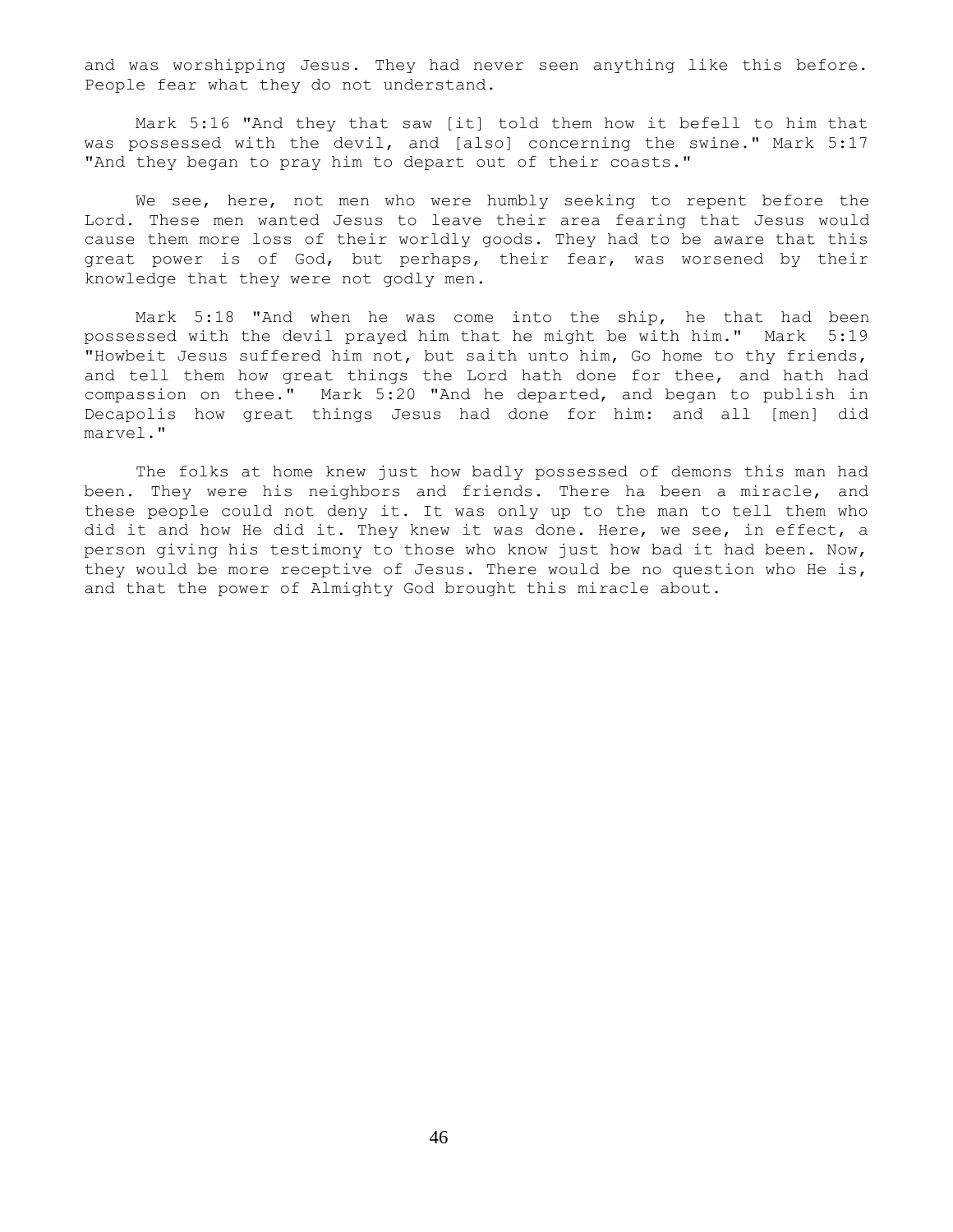and was worshipping Jesus. They had never seen anything like this before. People fear what they do not understand.

Mark 5:16 "And they that saw [it] told them how it befell to him that was possessed with the devil, and [also] concerning the swine." Mark 5:17 "And they began to pray him to depart out of their coasts."

We see, here, not men who were humbly seeking to repent before the Lord. These men wanted Jesus to leave their area fearing that Jesus would cause them more loss of their worldly goods. They had to be aware that this great power is of God, but perhaps, their fear, was worsened by their knowledge that they were not godly men.

Mark 5:18 "And when he was come into the ship, he that had been possessed with the devil prayed him that he might be with him." Mark 5:19 "Howbeit Jesus suffered him not, but saith unto him, Go home to thy friends, and tell them how great things the Lord hath done for thee, and hath had compassion on thee." Mark 5:20 "And he departed, and began to publish in Decapolis how great things Jesus had done for him: and all [men] did marvel."

The folks at home knew just how badly possessed of demons this man had been. They were his neighbors and friends. There ha been a miracle, and these people could not deny it. It was only up to the man to tell them who did it and how He did it. They knew it was done. Here, we see, in effect, a person giving his testimony to those who know just how bad it had been. Now, they would be more receptive of Jesus. There would be no question who He is, and that the power of Almighty God brought this miracle about.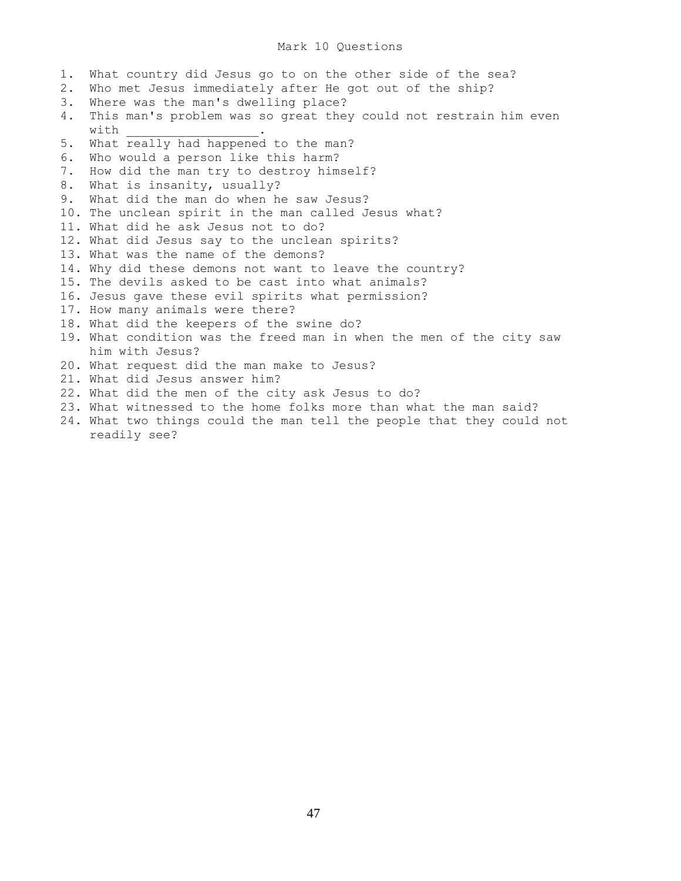# Mark 10 Questions

1. What country did Jesus go to on the other side of the sea?
2. Who met Jesus immediately after He got out of the ship?
3. Where was the man's dwelling place?
4. This man's problem was so great they could not restrain him even with __________________.
5. What really had happened to the man?
6. Who would a person like this harm?
7. How did the man try to destroy himself?
8. What is insanity, usually?
9. What did the man do when he saw Jesus?
10. The unclean spirit in the man called Jesus what?
11. What did he ask Jesus not to do?
12. What did Jesus say to the unclean spirits?
13. What was the name of the demons?
14. Why did these demons not want to leave the country?
15. The devils asked to be cast into what animals?
16. Jesus gave these evil spirits what permission?
17. How many animals were there?
18. What did the keepers of the swine do?
19. What condition was the freed man in when the men of the city saw him with Jesus?
20. What request did the man make to Jesus?
21. What did Jesus answer him?
22. What did the men of the city ask Jesus to do?
23. What witnessed to the home folks more than what the man said?
24. What two things could the man tell the people that they could not readily see?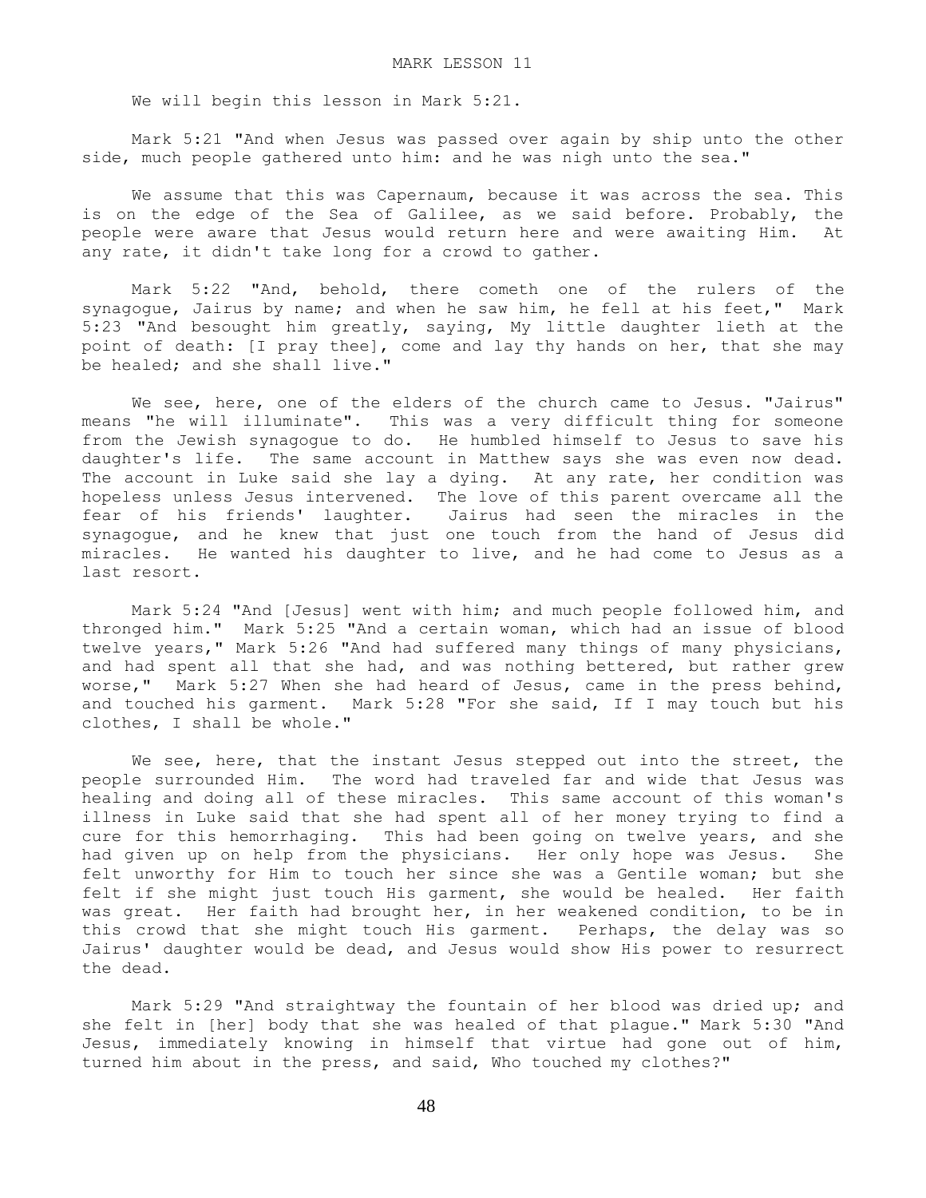# MARK LESSON 11

We will begin this lesson in Mark 5:21.

Mark 5:21 "And when Jesus was passed over again by ship unto the other side, much people gathered unto him: and he was nigh unto the sea."

We assume that this was Capernaum, because it was across the sea. This is on the edge of the Sea of Galilee, as we said before. Probably, the people were aware that Jesus would return here and were awaiting Him. At any rate, it didn't take long for a crowd to gather.

Mark 5:22 "And, behold, there cometh one of the rulers of the synagogue, Jairus by name; and when he saw him, he fell at his feet," Mark 5:23 "And besought him greatly, saying, My little daughter lieth at the point of death: [I pray thee], come and lay thy hands on her, that she may be healed; and she shall live."

We see, here, one of the elders of the church came to Jesus. "Jairus" means "he will illuminate". This was a very difficult thing for someone from the Jewish synagogue to do. He humbled himself to Jesus to save his daughter's life. The same account in Matthew says she was even now dead. The account in Luke said she lay a dying. At any rate, her condition was hopeless unless Jesus intervened. The love of this parent overcame all the fear of his friends' laughter. Jairus had seen the miracles in the synagogue, and he knew that just one touch from the hand of Jesus did miracles. He wanted his daughter to live, and he had come to Jesus as a last resort.

Mark 5:24 "And [Jesus] went with him; and much people followed him, and thronged him." Mark 5:25 "And a certain woman, which had an issue of blood twelve years," Mark 5:26 "And had suffered many things of many physicians, and had spent all that she had, and was nothing bettered, but rather grew worse," Mark 5:27 When she had heard of Jesus, came in the press behind, and touched his garment. Mark 5:28 "For she said, If I may touch but his clothes, I shall be whole."

We see, here, that the instant Jesus stepped out into the street, the people surrounded Him. The word had traveled far and wide that Jesus was healing and doing all of these miracles. This same account of this woman's illness in Luke said that she had spent all of her money trying to find a cure for this hemorrhaging. This had been going on twelve years, and she had given up on help from the physicians. Her only hope was Jesus. She felt unworthy for Him to touch her since she was a Gentile woman; but she felt if she might just touch His garment, she would be healed. Her faith was great. Her faith had brought her, in her weakened condition, to be in this crowd that she might touch His garment. Perhaps, the delay was so Jairus' daughter would be dead, and Jesus would show His power to resurrect the dead.

Mark 5:29 "And straightway the fountain of her blood was dried up; and she felt in [her] body that she was healed of that plague." Mark 5:30 "And Jesus, immediately knowing in himself that virtue had gone out of him, turned him about in the press, and said, Who touched my clothes?"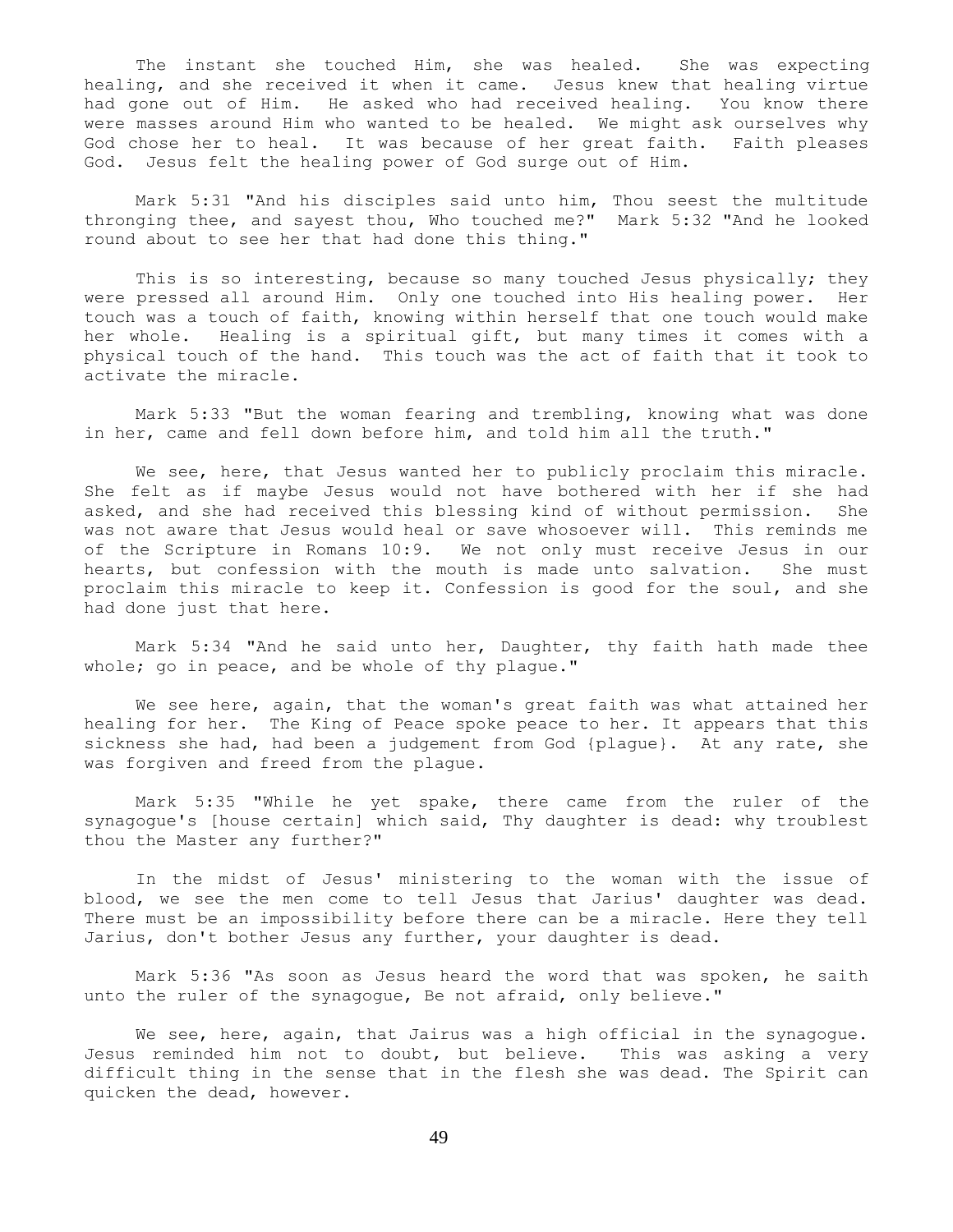The instant she touched Him, she was healed. She was expecting healing, and she received it when it came. Jesus knew that healing virtue had gone out of Him. He asked who had received healing. You know there were masses around Him who wanted to be healed. We might ask ourselves why God chose her to heal. It was because of her great faith. Faith pleases God. Jesus felt the healing power of God surge out of Him.

Mark 5:31 "And his disciples said unto him, Thou seest the multitude thronging thee, and sayest thou, Who touched me?" Mark 5:32 "And he looked round about to see her that had done this thing."

This is so interesting, because so many touched Jesus physically; they were pressed all around Him. Only one touched into His healing power. Her touch was a touch of faith, knowing within herself that one touch would make her whole. Healing is a spiritual gift, but many times it comes with a physical touch of the hand. This touch was the act of faith that it took to activate the miracle.

Mark 5:33 "But the woman fearing and trembling, knowing what was done in her, came and fell down before him, and told him all the truth."

We see, here, that Jesus wanted her to publicly proclaim this miracle. She felt as if maybe Jesus would not have bothered with her if she had asked, and she had received this blessing kind of without permission. She was not aware that Jesus would heal or save whosoever will. This reminds me of the Scripture in Romans 10:9. We not only must receive Jesus in our hearts, but confession with the mouth is made unto salvation. She must proclaim this miracle to keep it. Confession is good for the soul, and she had done just that here.

Mark 5:34 "And he said unto her, Daughter, thy faith hath made thee whole; go in peace, and be whole of thy plague."

We see here, again, that the woman's great faith was what attained her healing for her. The King of Peace spoke peace to her. It appears that this sickness she had, had been a judgement from God {plague}. At any rate, she was forgiven and freed from the plague.

Mark 5:35 "While he yet spake, there came from the ruler of the synagogue's [house certain] which said, Thy daughter is dead: why troublest thou the Master any further?"

In the midst of Jesus' ministering to the woman with the issue of blood, we see the men come to tell Jesus that Jarius' daughter was dead. There must be an impossibility before there can be a miracle. Here they tell Jarius, don't bother Jesus any further, your daughter is dead.

Mark 5:36 "As soon as Jesus heard the word that was spoken, he saith unto the ruler of the synagogue, Be not afraid, only believe."

We see, here, again, that Jairus was a high official in the synagogue. Jesus reminded him not to doubt, but believe. This was asking a very difficult thing in the sense that in the flesh she was dead. The Spirit can quicken the dead, however.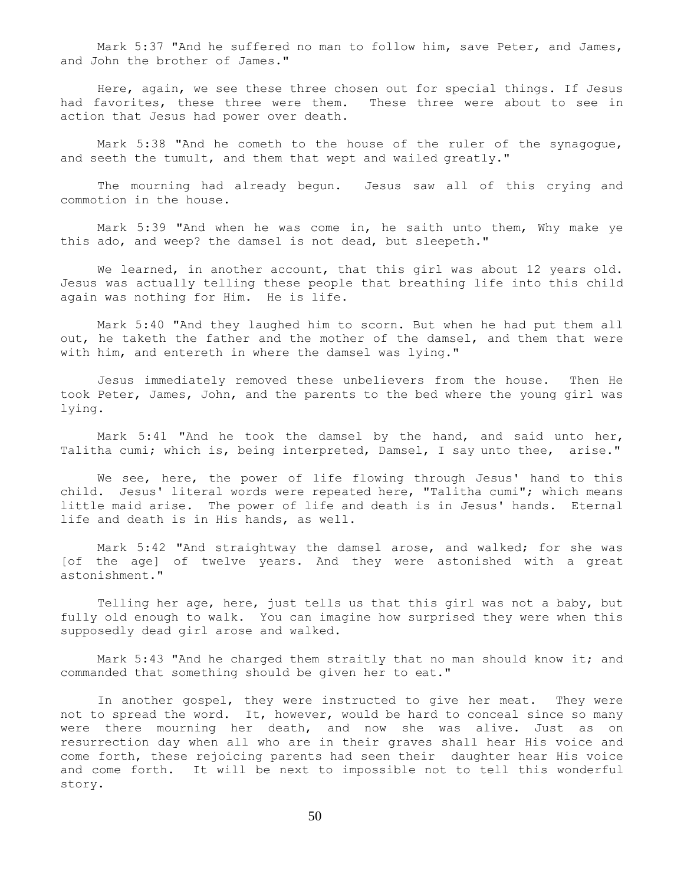Mark 5:37 "And he suffered no man to follow him, save Peter, and James, and John the brother of James."

Here, again, we see these three chosen out for special things. If Jesus had favorites, these three were them. These three were about to see in action that Jesus had power over death.

Mark 5:38 "And he cometh to the house of the ruler of the synagogue, and seeth the tumult, and them that wept and wailed greatly."

The mourning had already begun. Jesus saw all of this crying and commotion in the house.

Mark 5:39 "And when he was come in, he saith unto them, Why make ye this ado, and weep? the damsel is not dead, but sleepeth."

We learned, in another account, that this girl was about 12 years old. Jesus was actually telling these people that breathing life into this child again was nothing for Him. He is life.

Mark 5:40 "And they laughed him to scorn. But when he had put them all out, he taketh the father and the mother of the damsel, and them that were with him, and entereth in where the damsel was lying."

Jesus immediately removed these unbelievers from the house. Then He took Peter, James, John, and the parents to the bed where the young girl was lying.

Mark 5:41 "And he took the damsel by the hand, and said unto her, Talitha cumi; which is, being interpreted, Damsel, I say unto thee, arise."

We see, here, the power of life flowing through Jesus' hand to this child. Jesus' literal words were repeated here, "Talitha cumi"; which means little maid arise. The power of life and death is in Jesus' hands. Eternal life and death is in His hands, as well.

Mark 5:42 "And straightway the damsel arose, and walked; for she was [of the age] of twelve years. And they were astonished with a great astonishment."

Telling her age, here, just tells us that this girl was not a baby, but fully old enough to walk. You can imagine how surprised they were when this supposedly dead girl arose and walked.

Mark 5:43 "And he charged them straitly that no man should know it; and commanded that something should be given her to eat."

In another gospel, they were instructed to give her meat. They were not to spread the word. It, however, would be hard to conceal since so many were there mourning her death, and now she was alive. Just as on resurrection day when all who are in their graves shall hear His voice and come forth, these rejoicing parents had seen their daughter hear His voice and come forth. It will be next to impossible not to tell this wonderful story.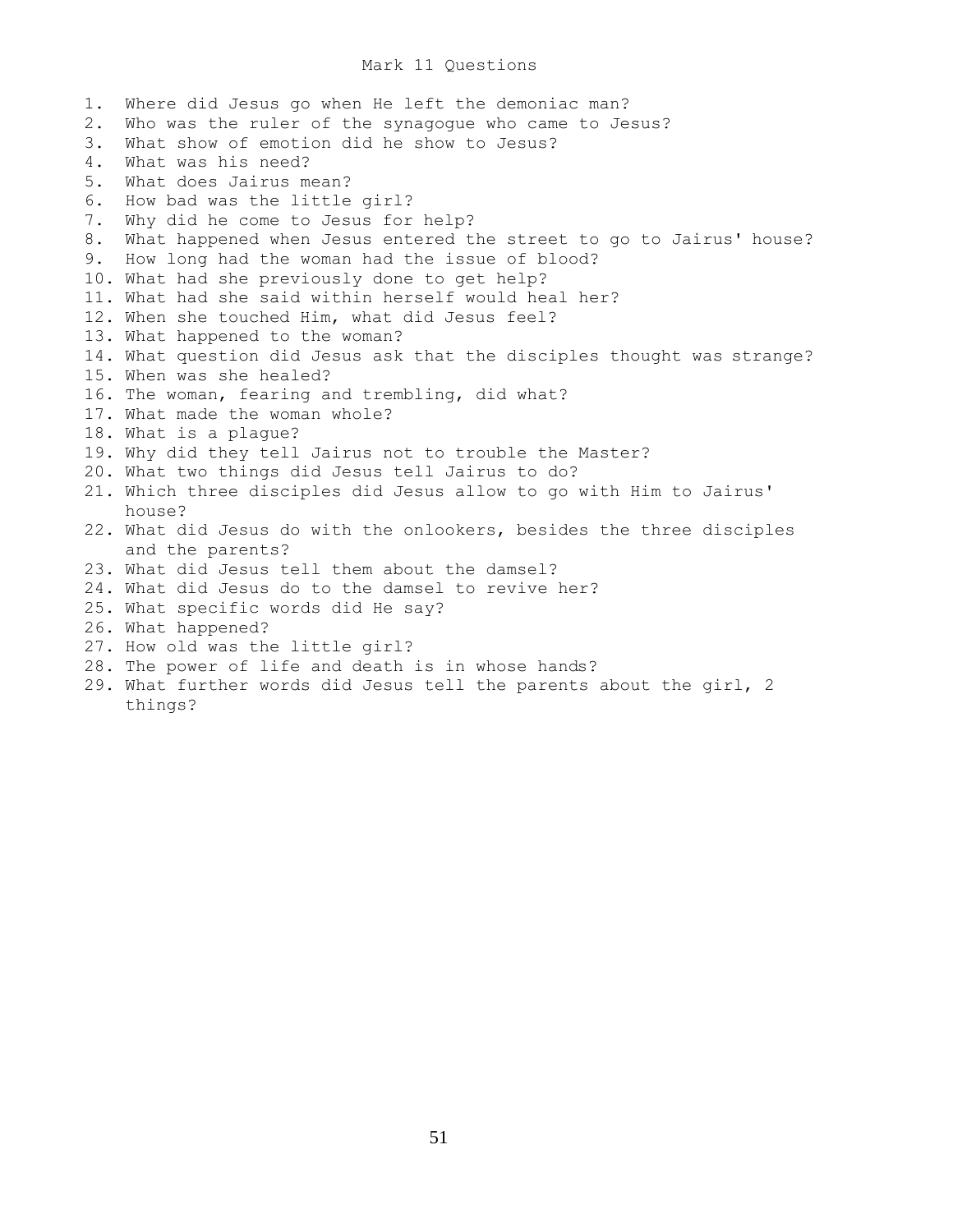# Mark 11 Questions

1. Where did Jesus go when He left the demoniac man?
2. Who was the ruler of the synagogue who came to Jesus?
3. What show of emotion did he show to Jesus?
4. What was his need?
5. What does Jairus mean?
6. How bad was the little girl?
7. Why did he come to Jesus for help?
8. What happened when Jesus entered the street to go to Jairus' house?
9. How long had the woman had the issue of blood?
10. What had she previously done to get help?
11. What had she said within herself would heal her?
12. When she touched Him, what did Jesus feel?
13. What happened to the woman?
14. What question did Jesus ask that the disciples thought was strange?
15. When was she healed?
16. The woman, fearing and trembling, did what?
17. What made the woman whole?
18. What is a plague?
19. Why did they tell Jairus not to trouble the Master?
20. What two things did Jesus tell Jairus to do?
21. Which three disciples did Jesus allow to go with Him to Jairus' house?
22. What did Jesus do with the onlookers, besides the three disciples and the parents?
23. What did Jesus tell them about the damsel?
24. What did Jesus do to the damsel to revive her?
25. What specific words did He say?
26. What happened?
27. How old was the little girl?
28. The power of life and death is in whose hands?
29. What further words did Jesus tell the parents about the girl, 2 things?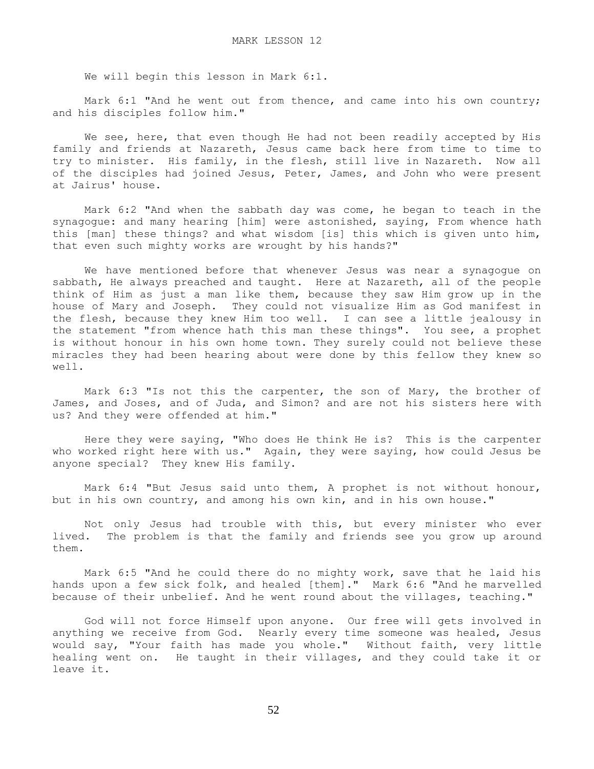# MARK LESSON 12

We will begin this lesson in Mark 6:1.

Mark 6:1 "And he went out from thence, and came into his own country; and his disciples follow him."

We see, here, that even though He had not been readily accepted by His family and friends at Nazareth, Jesus came back here from time to time to try to minister. His family, in the flesh, still live in Nazareth. Now all of the disciples had joined Jesus, Peter, James, and John who were present at Jairus' house.

Mark 6:2 "And when the sabbath day was come, he began to teach in the synagogue: and many hearing [him] were astonished, saying, From whence hath this [man] these things? and what wisdom [is] this which is given unto him, that even such mighty works are wrought by his hands?"

We have mentioned before that whenever Jesus was near a synagogue on sabbath, He always preached and taught. Here at Nazareth, all of the people think of Him as just a man like them, because they saw Him grow up in the house of Mary and Joseph. They could not visualize Him as God manifest in the flesh, because they knew Him too well. I can see a little jealousy in the statement "from whence hath this man these things". You see, a prophet is without honour in his own home town. They surely could not believe these miracles they had been hearing about were done by this fellow they knew so well.

Mark 6:3 "Is not this the carpenter, the son of Mary, the brother of James, and Joses, and of Juda, and Simon? and are not his sisters here with us? And they were offended at him."

Here they were saying, "Who does He think He is? This is the carpenter who worked right here with us." Again, they were saying, how could Jesus be anyone special? They knew His family.

Mark 6:4 "But Jesus said unto them, A prophet is not without honour, but in his own country, and among his own kin, and in his own house."

Not only Jesus had trouble with this, but every minister who ever lived. The problem is that the family and friends see you grow up around them.

Mark 6:5 "And he could there do no mighty work, save that he laid his hands upon a few sick folk, and healed [them]." Mark 6:6 "And he marvelled because of their unbelief. And he went round about the villages, teaching."

God will not force Himself upon anyone. Our free will gets involved in anything we receive from God. Nearly every time someone was healed, Jesus would say, "Your faith has made you whole." Without faith, very little healing went on. He taught in their villages, and they could take it or leave it.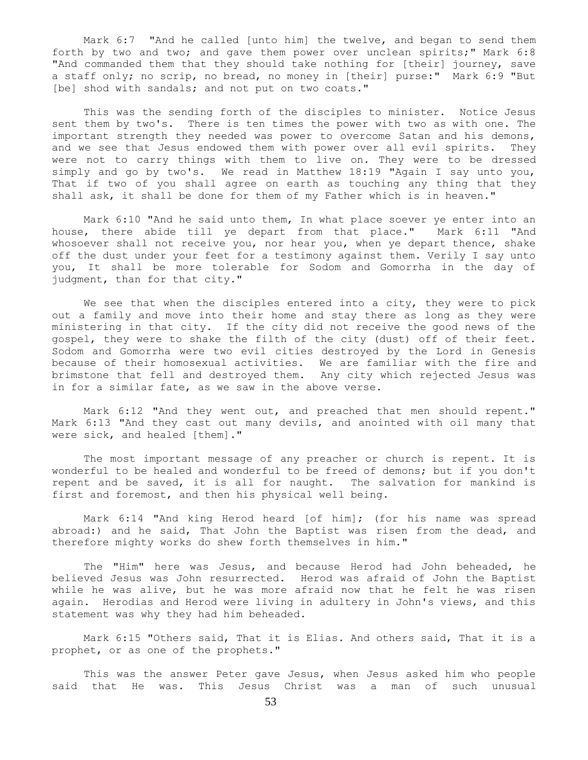Mark 6:7 "And he called [unto him] the twelve, and began to send them forth by two and two; and gave them power over unclean spirits;" Mark 6:8 "And commanded them that they should take nothing for [their] journey, save a staff only; no scrip, no bread, no money in [their] purse:" Mark 6:9 "But [be] shod with sandals; and not put on two coats."

This was the sending forth of the disciples to minister. Notice Jesus sent them by two's. There is ten times the power with two as with one. The important strength they needed was power to overcome Satan and his demons, and we see that Jesus endowed them with power over all evil spirits. They were not to carry things with them to live on. They were to be dressed simply and go by two's. We read in Matthew 18:19 "Again I say unto you, That if two of you shall agree on earth as touching any thing that they shall ask, it shall be done for them of my Father which is in heaven."

Mark 6:10 "And he said unto them, In what place soever ye enter into an house, there abide till ye depart from that place." Mark 6:11 "And whosoever shall not receive you, nor hear you, when ye depart thence, shake off the dust under your feet for a testimony against them. Verily I say unto you, It shall be more tolerable for Sodom and Gomorrha in the day of judgment, than for that city."

We see that when the disciples entered into a city, they were to pick out a family and move into their home and stay there as long as they were ministering in that city. If the city did not receive the good news of the gospel, they were to shake the filth of the city (dust) off of their feet. Sodom and Gomorrha were two evil cities destroyed by the Lord in Genesis because of their homosexual activities. We are familiar with the fire and brimstone that fell and destroyed them. Any city which rejected Jesus was in for a similar fate, as we saw in the above verse.

Mark 6:12 "And they went out, and preached that men should repent." Mark 6:13 "And they cast out many devils, and anointed with oil many that were sick, and healed [them]."

The most important message of any preacher or church is repent. It is wonderful to be healed and wonderful to be freed of demons; but if you don't repent and be saved, it is all for naught. The salvation for mankind is first and foremost, and then his physical well being.

Mark 6:14 "And king Herod heard [of him]; (for his name was spread abroad:) and he said, That John the Baptist was risen from the dead, and therefore mighty works do shew forth themselves in him."

The "Him" here was Jesus, and because Herod had John beheaded, he believed Jesus was John resurrected. Herod was afraid of John the Baptist while he was alive, but he was more afraid now that he felt he was risen again. Herodias and Herod were living in adultery in John's views, and this statement was why they had him beheaded.

Mark 6:15 "Others said, That it is Elias. And others said, That it is a prophet, or as one of the prophets."

This was the answer Peter gave Jesus, when Jesus asked him who people said that He was. This Jesus Christ was a man of such unusual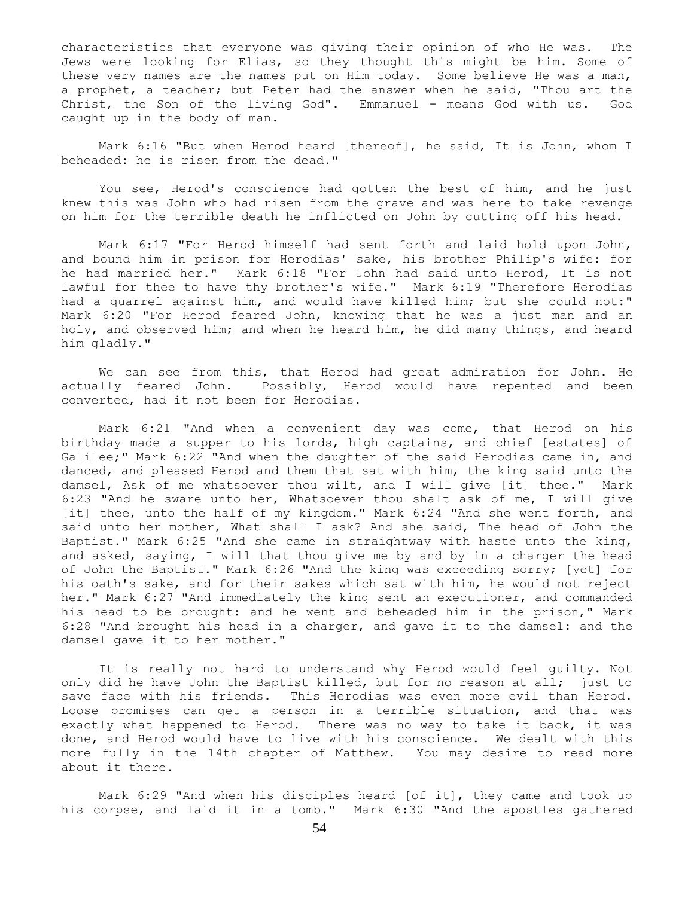characteristics that everyone was giving their opinion of who He was. The Jews were looking for Elias, so they thought this might be him. Some of these very names are the names put on Him today. Some believe He was a man, a prophet, a teacher; but Peter had the answer when he said, "Thou art the Christ, the Son of the living God". Emmanuel - means God with us. God caught up in the body of man.

Mark 6:16 "But when Herod heard [thereof], he said, It is John, whom I beheaded: he is risen from the dead."

You see, Herod's conscience had gotten the best of him, and he just knew this was John who had risen from the grave and was here to take revenge on him for the terrible death he inflicted on John by cutting off his head.

Mark 6:17 "For Herod himself had sent forth and laid hold upon John, and bound him in prison for Herodias' sake, his brother Philip's wife: for he had married her." Mark 6:18 "For John had said unto Herod, It is not lawful for thee to have thy brother's wife." Mark 6:19 "Therefore Herodias had a quarrel against him, and would have killed him; but she could not:" Mark 6:20 "For Herod feared John, knowing that he was a just man and an holy, and observed him; and when he heard him, he did many things, and heard him gladly."

We can see from this, that Herod had great admiration for John. He actually feared John. Possibly, Herod would have repented and been converted, had it not been for Herodias.

Mark 6:21 "And when a convenient day was come, that Herod on his birthday made a supper to his lords, high captains, and chief [estates] of Galilee;" Mark 6:22 "And when the daughter of the said Herodias came in, and danced, and pleased Herod and them that sat with him, the king said unto the damsel, Ask of me whatsoever thou wilt, and I will give [it] thee." Mark 6:23 "And he sware unto her, Whatsoever thou shalt ask of me, I will give [it] thee, unto the half of my kingdom." Mark 6:24 "And she went forth, and said unto her mother, What shall I ask? And she said, The head of John the Baptist." Mark 6:25 "And she came in straightway with haste unto the king, and asked, saying, I will that thou give me by and by in a charger the head of John the Baptist." Mark 6:26 "And the king was exceeding sorry; [yet] for his oath's sake, and for their sakes which sat with him, he would not reject her." Mark 6:27 "And immediately the king sent an executioner, and commanded his head to be brought: and he went and beheaded him in the prison," Mark 6:28 "And brought his head in a charger, and gave it to the damsel: and the damsel gave it to her mother."

It is really not hard to understand why Herod would feel guilty. Not only did he have John the Baptist killed, but for no reason at all; just to save face with his friends. This Herodias was even more evil than Herod. Loose promises can get a person in a terrible situation, and that was exactly what happened to Herod. There was no way to take it back, it was done, and Herod would have to live with his conscience. We dealt with this more fully in the 14th chapter of Matthew. You may desire to read more about it there.

Mark 6:29 "And when his disciples heard [of it], they came and took up his corpse, and laid it in a tomb." Mark 6:30 "And the apostles gathered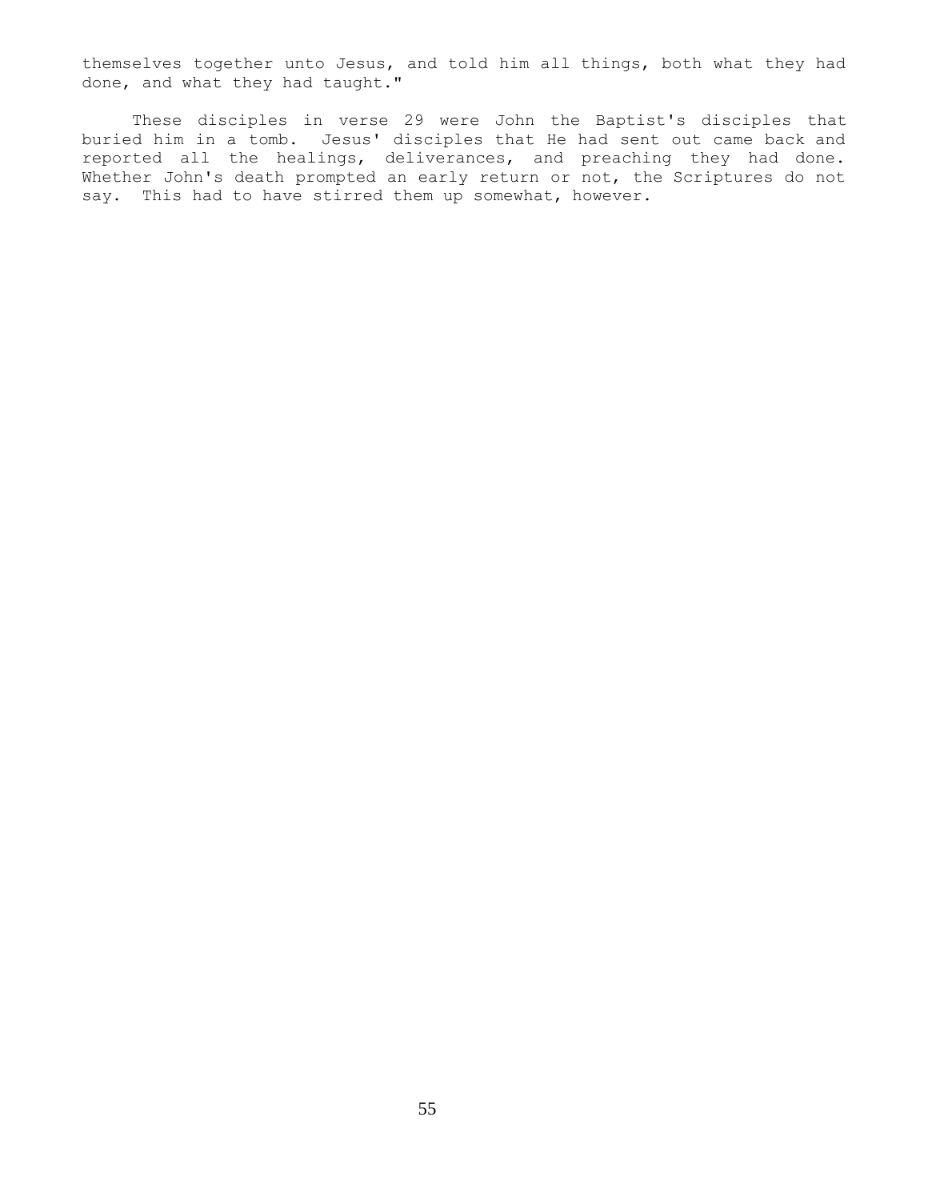themselves together unto Jesus, and told him all things, both what they had done, and what they had taught."

These disciples in verse 29 were John the Baptist's disciples that buried him in a tomb. Jesus' disciples that He had sent out came back and reported all the healings, deliverances, and preaching they had done. Whether John's death prompted an early return or not, the Scriptures do not say. This had to have stirred them up somewhat, however.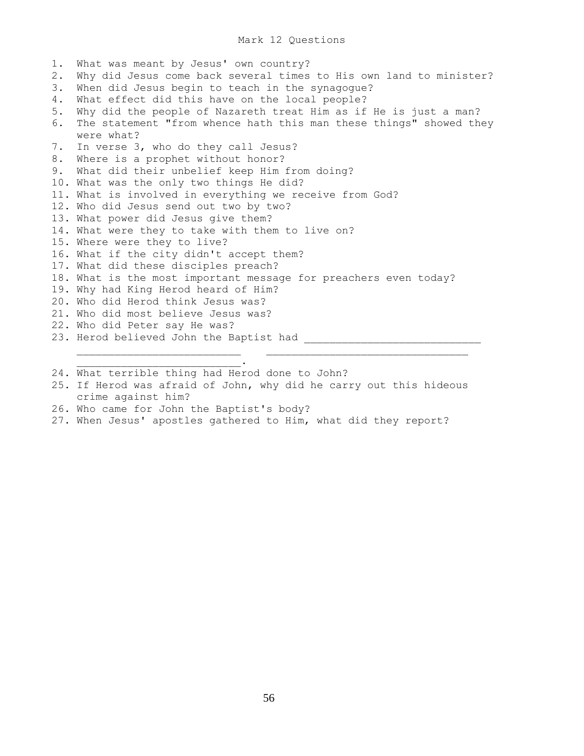# Mark 12 Questions

1. What was meant by Jesus' own country?
2. Why did Jesus come back several times to His own land to minister?
3. When did Jesus begin to teach in the synagogue?
4. What effect did this have on the local people?
5. Why did the people of Nazareth treat Him as if He is just a man?
6. The statement "from whence hath this man these things" showed they were what?
7. In verse 3, who do they call Jesus?
8. Where is a prophet without honor?
9. What did their unbelief keep Him from doing?
10. What was the only two things He did?
11. What is involved in everything we receive from God?
12. Who did Jesus send out two by two?
13. What power did Jesus give them?
14. What were they to take with them to live on?
15. Where were they to live?
16. What if the city didn't accept them?
17. What did these disciples preach?
18. What is the most important message for preachers even today?
19. Why had King Herod heard of Him?
20. Who did Herod think Jesus was?
21. Who did most believe Jesus was?
22. Who did Peter say He was?
23. Herod believed John the Baptist had ____________________________ __________________________ ________________________________ __________________________.
24. What terrible thing had Herod done to John?
25. If Herod was afraid of John, why did he carry out this hideous crime against him?
26. Who came for John the Baptist's body?
27. When Jesus' apostles gathered to Him, what did they report?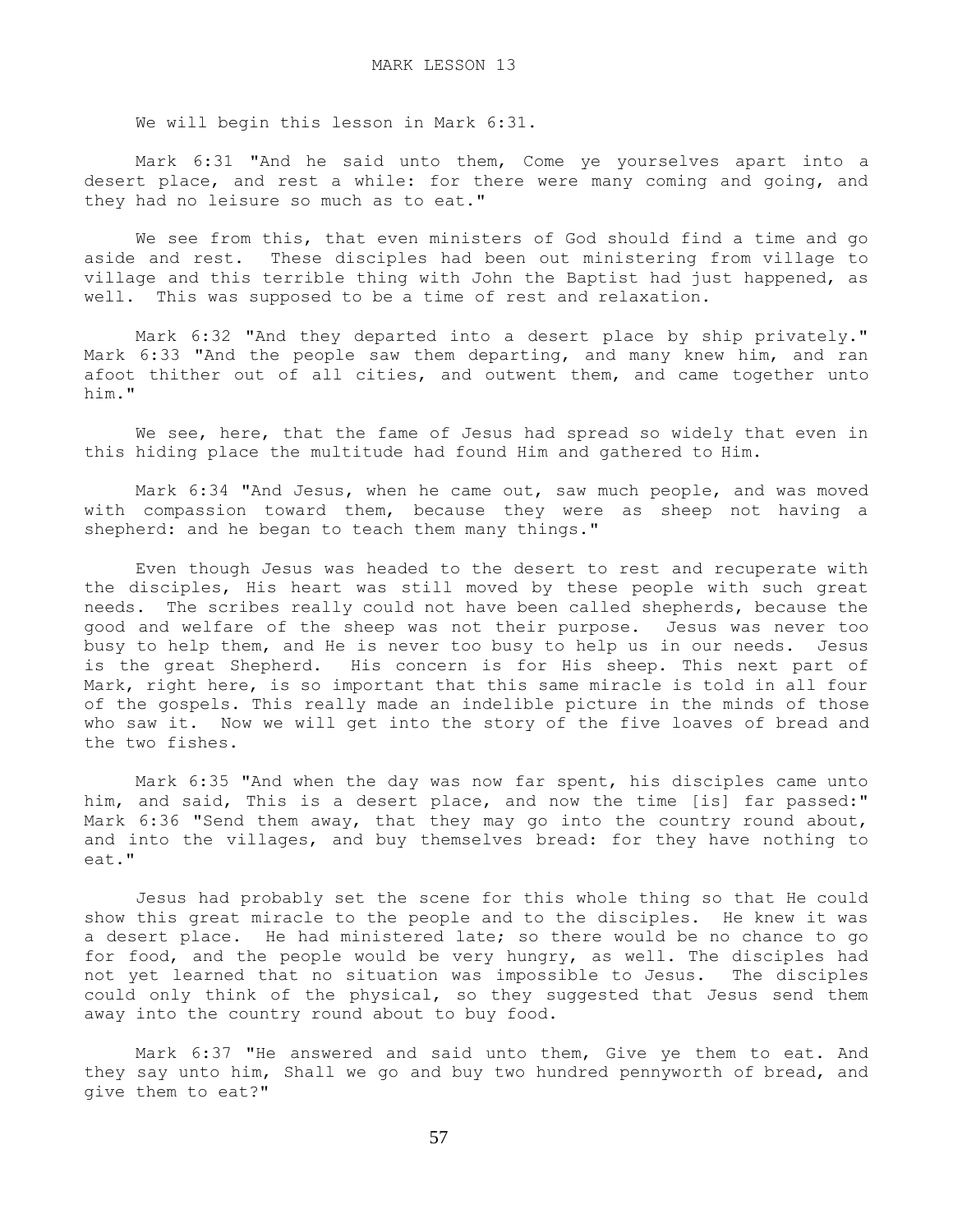# MARK LESSON 13

We will begin this lesson in Mark 6:31.

Mark 6:31 "And he said unto them, Come ye yourselves apart into a desert place, and rest a while: for there were many coming and going, and they had no leisure so much as to eat."

We see from this, that even ministers of God should find a time and go aside and rest. These disciples had been out ministering from village to village and this terrible thing with John the Baptist had just happened, as well. This was supposed to be a time of rest and relaxation.

Mark 6:32 "And they departed into a desert place by ship privately."
Mark 6:33 "And the people saw them departing, and many knew him, and ran afoot thither out of all cities, and outwent them, and came together unto him."

We see, here, that the fame of Jesus had spread so widely that even in this hiding place the multitude had found Him and gathered to Him.

Mark 6:34 "And Jesus, when he came out, saw much people, and was moved with compassion toward them, because they were as sheep not having a shepherd: and he began to teach them many things."

Even though Jesus was headed to the desert to rest and recuperate with the disciples, His heart was still moved by these people with such great needs. The scribes really could not have been called shepherds, because the good and welfare of the sheep was not their purpose. Jesus was never too busy to help them, and He is never too busy to help us in our needs. Jesus is the great Shepherd. His concern is for His sheep. This next part of Mark, right here, is so important that this same miracle is told in all four of the gospels. This really made an indelible picture in the minds of those who saw it. Now we will get into the story of the five loaves of bread and the two fishes.

Mark 6:35 "And when the day was now far spent, his disciples came unto him, and said, This is a desert place, and now the time [is] far passed:"
Mark 6:36 "Send them away, that they may go into the country round about, and into the villages, and buy themselves bread: for they have nothing to eat."

Jesus had probably set the scene for this whole thing so that He could show this great miracle to the people and to the disciples. He knew it was a desert place. He had ministered late; so there would be no chance to go for food, and the people would be very hungry, as well. The disciples had not yet learned that no situation was impossible to Jesus. The disciples could only think of the physical, so they suggested that Jesus send them away into the country round about to buy food.

Mark 6:37 "He answered and said unto them, Give ye them to eat. And they say unto him, Shall we go and buy two hundred pennyworth of bread, and give them to eat?"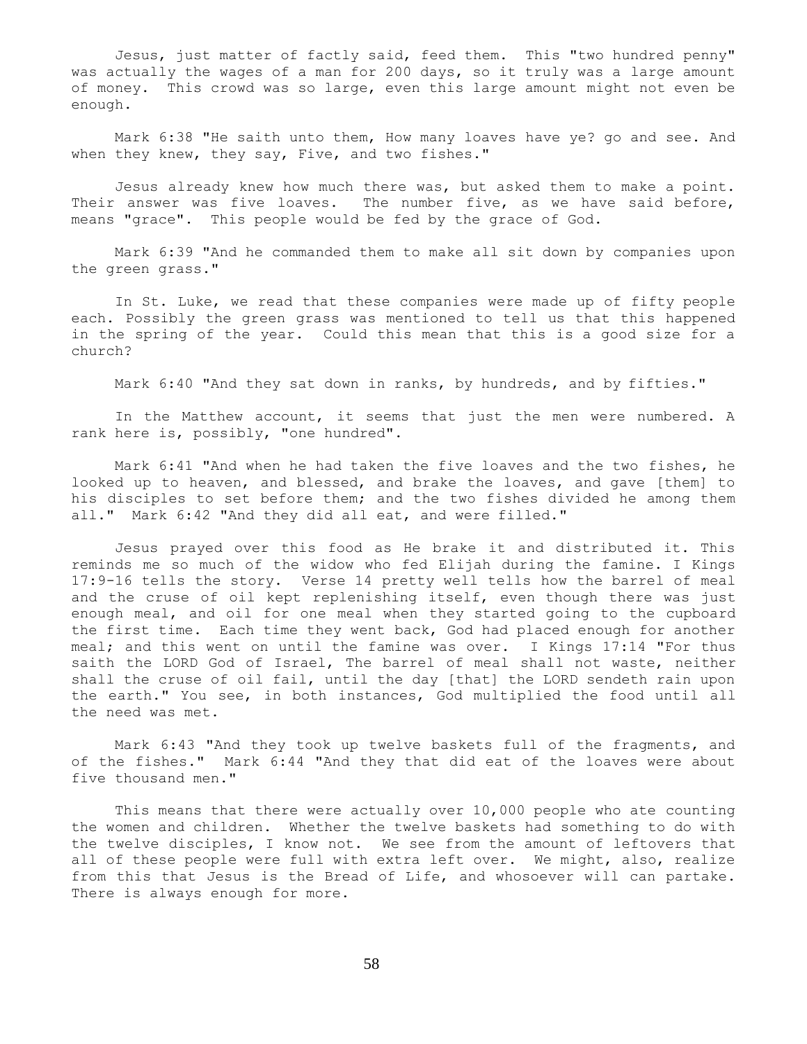Jesus, just matter of factly said, feed them. This "two hundred penny" was actually the wages of a man for 200 days, so it truly was a large amount of money. This crowd was so large, even this large amount might not even be enough.

Mark 6:38 "He saith unto them, How many loaves have ye? go and see. And when they knew, they say, Five, and two fishes."

Jesus already knew how much there was, but asked them to make a point. Their answer was five loaves. The number five, as we have said before, means "grace". This people would be fed by the grace of God.

Mark 6:39 "And he commanded them to make all sit down by companies upon the green grass."

In St. Luke, we read that these companies were made up of fifty people each. Possibly the green grass was mentioned to tell us that this happened in the spring of the year. Could this mean that this is a good size for a church?

Mark 6:40 "And they sat down in ranks, by hundreds, and by fifties."

In the Matthew account, it seems that just the men were numbered. A rank here is, possibly, "one hundred".

Mark 6:41 "And when he had taken the five loaves and the two fishes, he looked up to heaven, and blessed, and brake the loaves, and gave [them] to his disciples to set before them; and the two fishes divided he among them all." Mark 6:42 "And they did all eat, and were filled."

Jesus prayed over this food as He brake it and distributed it. This reminds me so much of the widow who fed Elijah during the famine. I Kings 17:9-16 tells the story. Verse 14 pretty well tells how the barrel of meal and the cruse of oil kept replenishing itself, even though there was just enough meal, and oil for one meal when they started going to the cupboard the first time. Each time they went back, God had placed enough for another meal; and this went on until the famine was over. I Kings 17:14 "For thus saith the LORD God of Israel, The barrel of meal shall not waste, neither shall the cruse of oil fail, until the day [that] the LORD sendeth rain upon the earth." You see, in both instances, God multiplied the food until all the need was met.

Mark 6:43 "And they took up twelve baskets full of the fragments, and of the fishes." Mark 6:44 "And they that did eat of the loaves were about five thousand men."

This means that there were actually over 10,000 people who ate counting the women and children. Whether the twelve baskets had something to do with the twelve disciples, I know not. We see from the amount of leftovers that all of these people were full with extra left over. We might, also, realize from this that Jesus is the Bread of Life, and whosoever will can partake. There is always enough for more.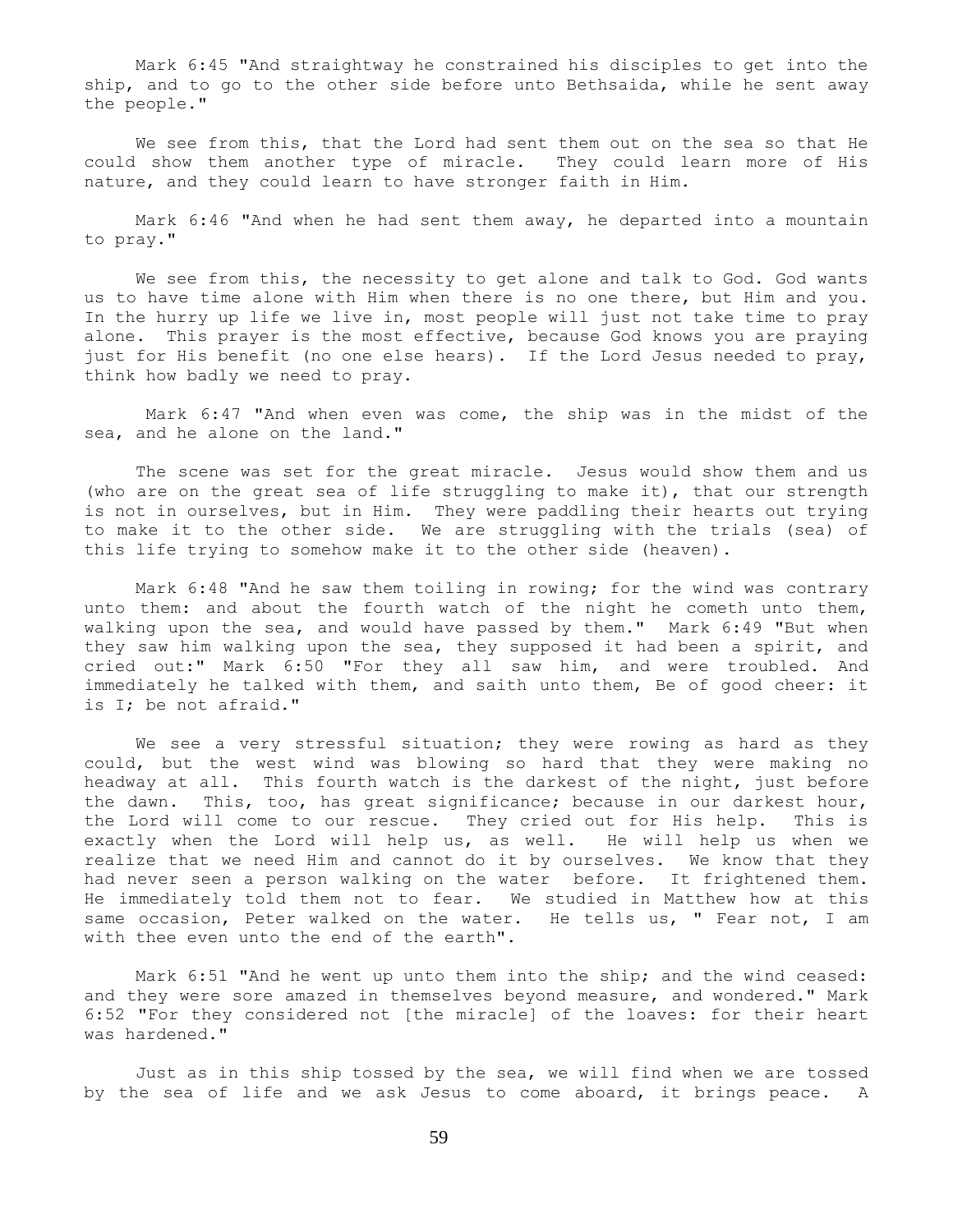Mark 6:45 "And straightway he constrained his disciples to get into the ship, and to go to the other side before unto Bethsaida, while he sent away the people."

We see from this, that the Lord had sent them out on the sea so that He could show them another type of miracle. They could learn more of His nature, and they could learn to have stronger faith in Him.

Mark 6:46 "And when he had sent them away, he departed into a mountain to pray."

We see from this, the necessity to get alone and talk to God. God wants us to have time alone with Him when there is no one there, but Him and you. In the hurry up life we live in, most people will just not take time to pray alone. This prayer is the most effective, because God knows you are praying just for His benefit (no one else hears). If the Lord Jesus needed to pray, think how badly we need to pray.

Mark 6:47 "And when even was come, the ship was in the midst of the sea, and he alone on the land."

The scene was set for the great miracle. Jesus would show them and us (who are on the great sea of life struggling to make it), that our strength is not in ourselves, but in Him. They were paddling their hearts out trying to make it to the other side. We are struggling with the trials (sea) of this life trying to somehow make it to the other side (heaven).

Mark 6:48 "And he saw them toiling in rowing; for the wind was contrary unto them: and about the fourth watch of the night he cometh unto them, walking upon the sea, and would have passed by them." Mark 6:49 "But when they saw him walking upon the sea, they supposed it had been a spirit, and cried out:" Mark 6:50 "For they all saw him, and were troubled. And immediately he talked with them, and saith unto them, Be of good cheer: it is I; be not afraid."

We see a very stressful situation; they were rowing as hard as they could, but the west wind was blowing so hard that they were making no headway at all. This fourth watch is the darkest of the night, just before the dawn. This, too, has great significance; because in our darkest hour, the Lord will come to our rescue. They cried out for His help. This is exactly when the Lord will help us, as well. He will help us when we realize that we need Him and cannot do it by ourselves. We know that they had never seen a person walking on the water before. It frightened them. He immediately told them not to fear. We studied in Matthew how at this same occasion, Peter walked on the water. He tells us, " Fear not, I am with thee even unto the end of the earth".

Mark 6:51 "And he went up unto them into the ship; and the wind ceased: and they were sore amazed in themselves beyond measure, and wondered." Mark 6:52 "For they considered not [the miracle] of the loaves: for their heart was hardened."

Just as in this ship tossed by the sea, we will find when we are tossed by the sea of life and we ask Jesus to come aboard, it brings peace. A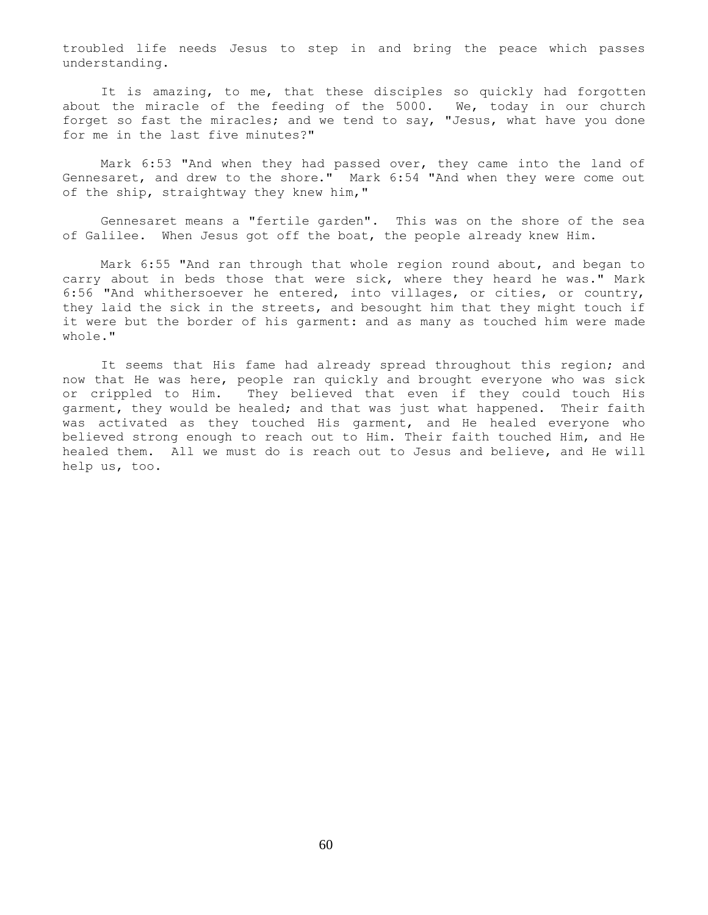troubled life needs Jesus to step in and bring the peace which passes understanding.

It is amazing, to me, that these disciples so quickly had forgotten about the miracle of the feeding of the 5000. We, today in our church forget so fast the miracles; and we tend to say, "Jesus, what have you done for me in the last five minutes?"

Mark 6:53 "And when they had passed over, they came into the land of Gennesaret, and drew to the shore." Mark 6:54 "And when they were come out of the ship, straightway they knew him,"

Gennesaret means a "fertile garden". This was on the shore of the sea of Galilee. When Jesus got off the boat, the people already knew Him.

Mark 6:55 "And ran through that whole region round about, and began to carry about in beds those that were sick, where they heard he was." Mark 6:56 "And whithersoever he entered, into villages, or cities, or country, they laid the sick in the streets, and besought him that they might touch if it were but the border of his garment: and as many as touched him were made whole."

It seems that His fame had already spread throughout this region; and now that He was here, people ran quickly and brought everyone who was sick or crippled to Him. They believed that even if they could touch His garment, they would be healed; and that was just what happened. Their faith was activated as they touched His garment, and He healed everyone who believed strong enough to reach out to Him. Their faith touched Him, and He healed them. All we must do is reach out to Jesus and believe, and He will help us, too.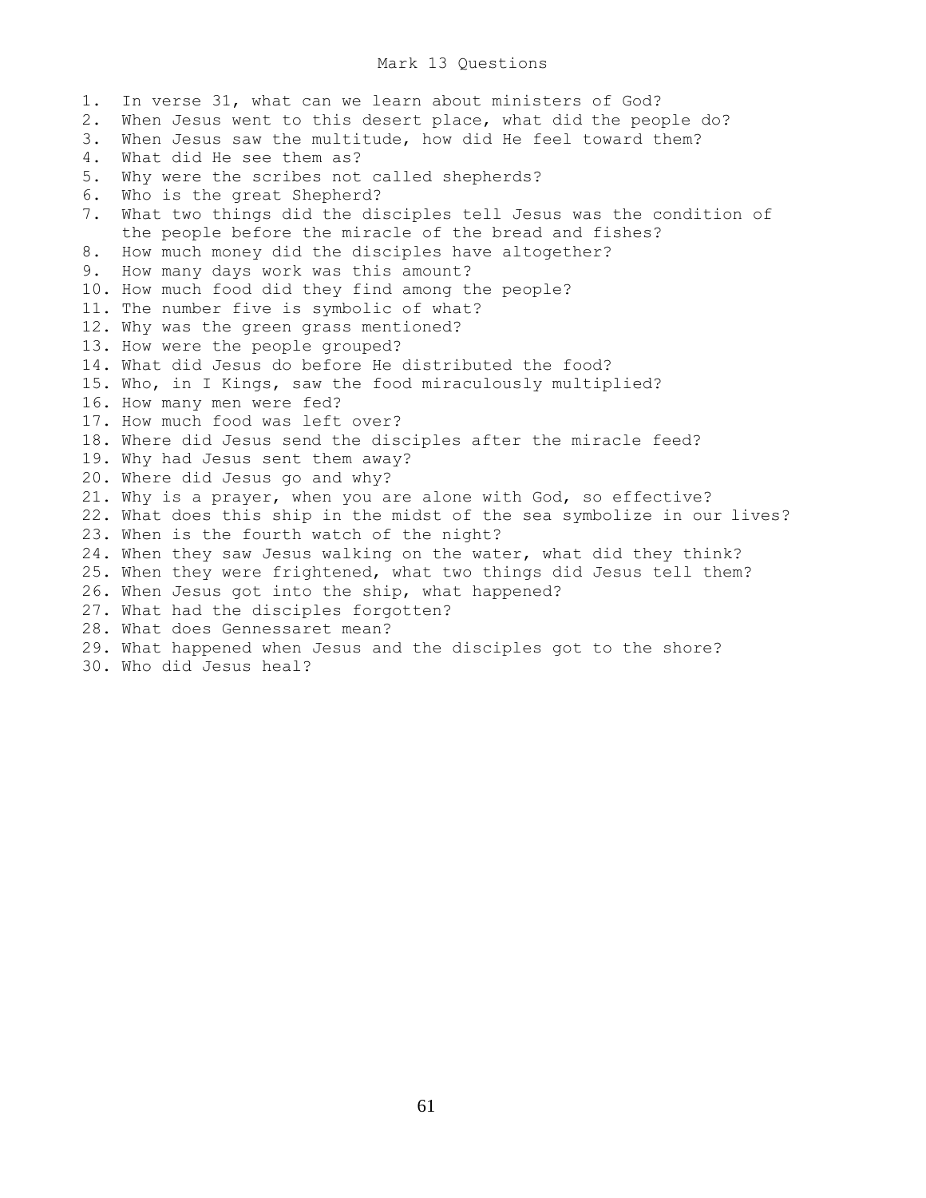# Mark 13 Questions

1. In verse 31, what can we learn about ministers of God?
2. When Jesus went to this desert place, what did the people do?
3. When Jesus saw the multitude, how did He feel toward them?
4. What did He see them as?
5. Why were the scribes not called shepherds?
6. Who is the great Shepherd?
7. What two things did the disciples tell Jesus was the condition of the people before the miracle of the bread and fishes?
8. How much money did the disciples have altogether?
9. How many days work was this amount?
10. How much food did they find among the people?
11. The number five is symbolic of what?
12. Why was the green grass mentioned?
13. How were the people grouped?
14. What did Jesus do before He distributed the food?
15. Who, in I Kings, saw the food miraculously multiplied?
16. How many men were fed?
17. How much food was left over?
18. Where did Jesus send the disciples after the miracle feed?
19. Why had Jesus sent them away?
20. Where did Jesus go and why?
21. Why is a prayer, when you are alone with God, so effective?
22. What does this ship in the midst of the sea symbolize in our lives?
23. When is the fourth watch of the night?
24. When they saw Jesus walking on the water, what did they think?
25. When they were frightened, what two things did Jesus tell them?
26. When Jesus got into the ship, what happened?
27. What had the disciples forgotten?
28. What does Gennessaret mean?
29. What happened when Jesus and the disciples got to the shore?
30. Who did Jesus heal?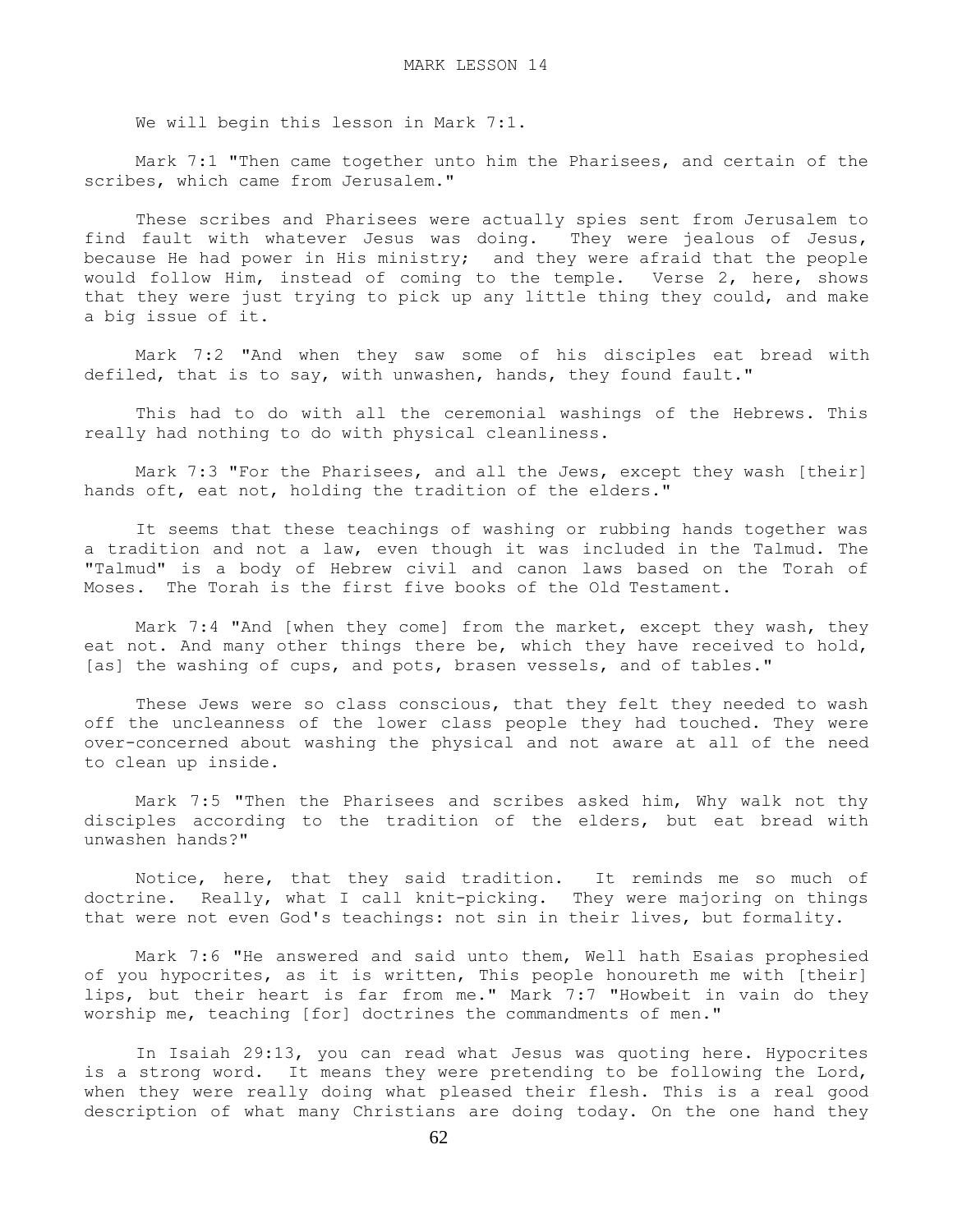# MARK LESSON 14

We will begin this lesson in Mark 7:1.

Mark 7:1 "Then came together unto him the Pharisees, and certain of the scribes, which came from Jerusalem."

These scribes and Pharisees were actually spies sent from Jerusalem to find fault with whatever Jesus was doing. They were jealous of Jesus, because He had power in His ministry; and they were afraid that the people would follow Him, instead of coming to the temple. Verse 2, here, shows that they were just trying to pick up any little thing they could, and make a big issue of it.

Mark 7:2 "And when they saw some of his disciples eat bread with defiled, that is to say, with unwashen, hands, they found fault."

This had to do with all the ceremonial washings of the Hebrews. This really had nothing to do with physical cleanliness.

Mark 7:3 "For the Pharisees, and all the Jews, except they wash [their] hands oft, eat not, holding the tradition of the elders."

It seems that these teachings of washing or rubbing hands together was a tradition and not a law, even though it was included in the Talmud. The "Talmud" is a body of Hebrew civil and canon laws based on the Torah of Moses. The Torah is the first five books of the Old Testament.

Mark 7:4 "And [when they come] from the market, except they wash, they eat not. And many other things there be, which they have received to hold, [as] the washing of cups, and pots, brasen vessels, and of tables."

These Jews were so class conscious, that they felt they needed to wash off the uncleanness of the lower class people they had touched. They were over-concerned about washing the physical and not aware at all of the need to clean up inside.

Mark 7:5 "Then the Pharisees and scribes asked him, Why walk not thy disciples according to the tradition of the elders, but eat bread with unwashen hands?"

Notice, here, that they said tradition. It reminds me so much of doctrine. Really, what I call knit-picking. They were majoring on things that were not even God's teachings: not sin in their lives, but formality.

Mark 7:6 "He answered and said unto them, Well hath Esaias prophesied of you hypocrites, as it is written, This people honoureth me with [their] lips, but their heart is far from me." Mark 7:7 "Howbeit in vain do they worship me, teaching [for] doctrines the commandments of men."

In Isaiah 29:13, you can read what Jesus was quoting here. Hypocrites is a strong word. It means they were pretending to be following the Lord, when they were really doing what pleased their flesh. This is a real good description of what many Christians are doing today. On the one hand they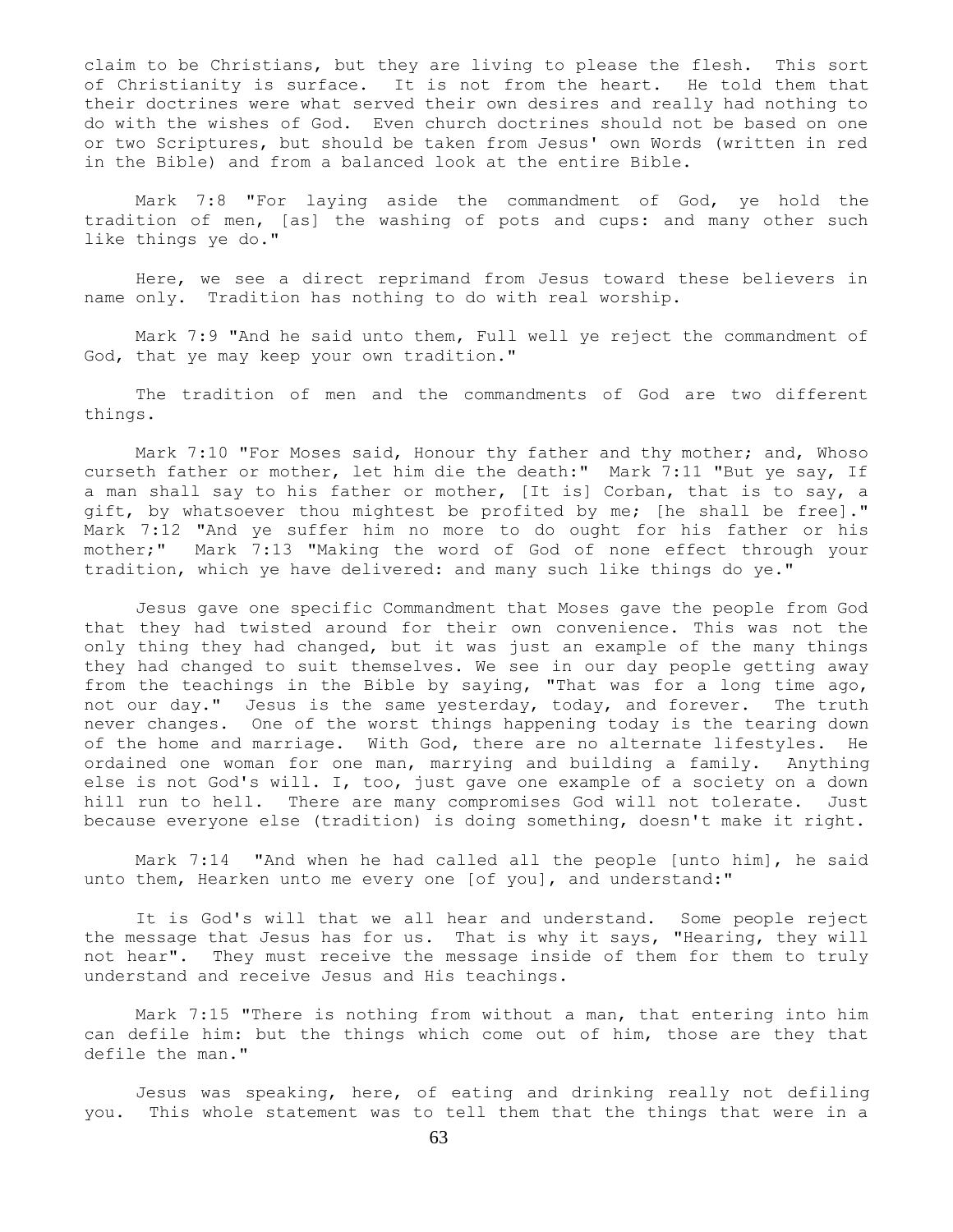claim to be Christians, but they are living to please the flesh. This sort of Christianity is surface. It is not from the heart. He told them that their doctrines were what served their own desires and really had nothing to do with the wishes of God. Even church doctrines should not be based on one or two Scriptures, but should be taken from Jesus' own Words (written in red in the Bible) and from a balanced look at the entire Bible.

Mark 7:8 "For laying aside the commandment of God, ye hold the tradition of men, [as] the washing of pots and cups: and many other such like things ye do."

Here, we see a direct reprimand from Jesus toward these believers in name only. Tradition has nothing to do with real worship.

Mark 7:9 "And he said unto them, Full well ye reject the commandment of God, that ye may keep your own tradition."

The tradition of men and the commandments of God are two different things.

Mark 7:10 "For Moses said, Honour thy father and thy mother; and, Whoso curseth father or mother, let him die the death:" Mark 7:11 "But ye say, If a man shall say to his father or mother, [It is] Corban, that is to say, a gift, by whatsoever thou mightest be profited by me; [he shall be free]." Mark 7:12 "And ye suffer him no more to do ought for his father or his mother;" Mark 7:13 "Making the word of God of none effect through your tradition, which ye have delivered: and many such like things do ye."

Jesus gave one specific Commandment that Moses gave the people from God that they had twisted around for their own convenience. This was not the only thing they had changed, but it was just an example of the many things they had changed to suit themselves. We see in our day people getting away from the teachings in the Bible by saying, "That was for a long time ago, not our day." Jesus is the same yesterday, today, and forever. The truth never changes. One of the worst things happening today is the tearing down of the home and marriage. With God, there are no alternate lifestyles. He ordained one woman for one man, marrying and building a family. Anything else is not God's will. I, too, just gave one example of a society on a down hill run to hell. There are many compromises God will not tolerate. Just because everyone else (tradition) is doing something, doesn't make it right.

Mark 7:14 "And when he had called all the people [unto him], he said unto them, Hearken unto me every one [of you], and understand:"

It is God's will that we all hear and understand. Some people reject the message that Jesus has for us. That is why it says, "Hearing, they will not hear". They must receive the message inside of them for them to truly understand and receive Jesus and His teachings.

Mark 7:15 "There is nothing from without a man, that entering into him can defile him: but the things which come out of him, those are they that defile the man."

Jesus was speaking, here, of eating and drinking really not defiling you. This whole statement was to tell them that the things that were in a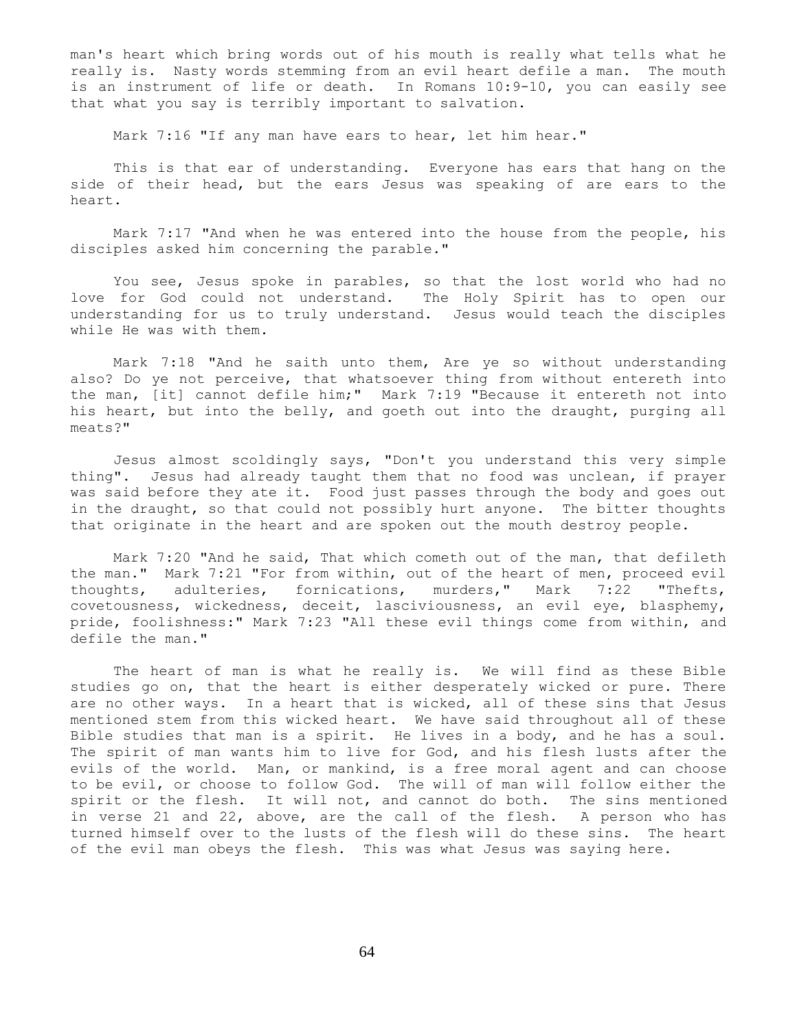man's heart which bring words out of his mouth is really what tells what he really is. Nasty words stemming from an evil heart defile a man. The mouth is an instrument of life or death. In Romans 10:9-10, you can easily see that what you say is terribly important to salvation.

Mark 7:16 "If any man have ears to hear, let him hear."

This is that ear of understanding. Everyone has ears that hang on the side of their head, but the ears Jesus was speaking of are ears to the heart.

Mark 7:17 "And when he was entered into the house from the people, his disciples asked him concerning the parable."

You see, Jesus spoke in parables, so that the lost world who had no love for God could not understand. The Holy Spirit has to open our understanding for us to truly understand. Jesus would teach the disciples while He was with them.

Mark 7:18 "And he saith unto them, Are ye so without understanding also? Do ye not perceive, that whatsoever thing from without entereth into the man, [it] cannot defile him;" Mark 7:19 "Because it entereth not into his heart, but into the belly, and goeth out into the draught, purging all meats?"

Jesus almost scoldingly says, "Don't you understand this very simple thing". Jesus had already taught them that no food was unclean, if prayer was said before they ate it. Food just passes through the body and goes out in the draught, so that could not possibly hurt anyone. The bitter thoughts that originate in the heart and are spoken out the mouth destroy people.

Mark 7:20 "And he said, That which cometh out of the man, that defileth the man." Mark 7:21 "For from within, out of the heart of men, proceed evil thoughts, adulteries, fornications, murders," Mark 7:22 "Thefts, covetousness, wickedness, deceit, lasciviousness, an evil eye, blasphemy, pride, foolishness:" Mark 7:23 "All these evil things come from within, and defile the man."

The heart of man is what he really is. We will find as these Bible studies go on, that the heart is either desperately wicked or pure. There are no other ways. In a heart that is wicked, all of these sins that Jesus mentioned stem from this wicked heart. We have said throughout all of these Bible studies that man is a spirit. He lives in a body, and he has a soul. The spirit of man wants him to live for God, and his flesh lusts after the evils of the world. Man, or mankind, is a free moral agent and can choose to be evil, or choose to follow God. The will of man will follow either the spirit or the flesh. It will not, and cannot do both. The sins mentioned in verse 21 and 22, above, are the call of the flesh. A person who has turned himself over to the lusts of the flesh will do these sins. The heart of the evil man obeys the flesh. This was what Jesus was saying here.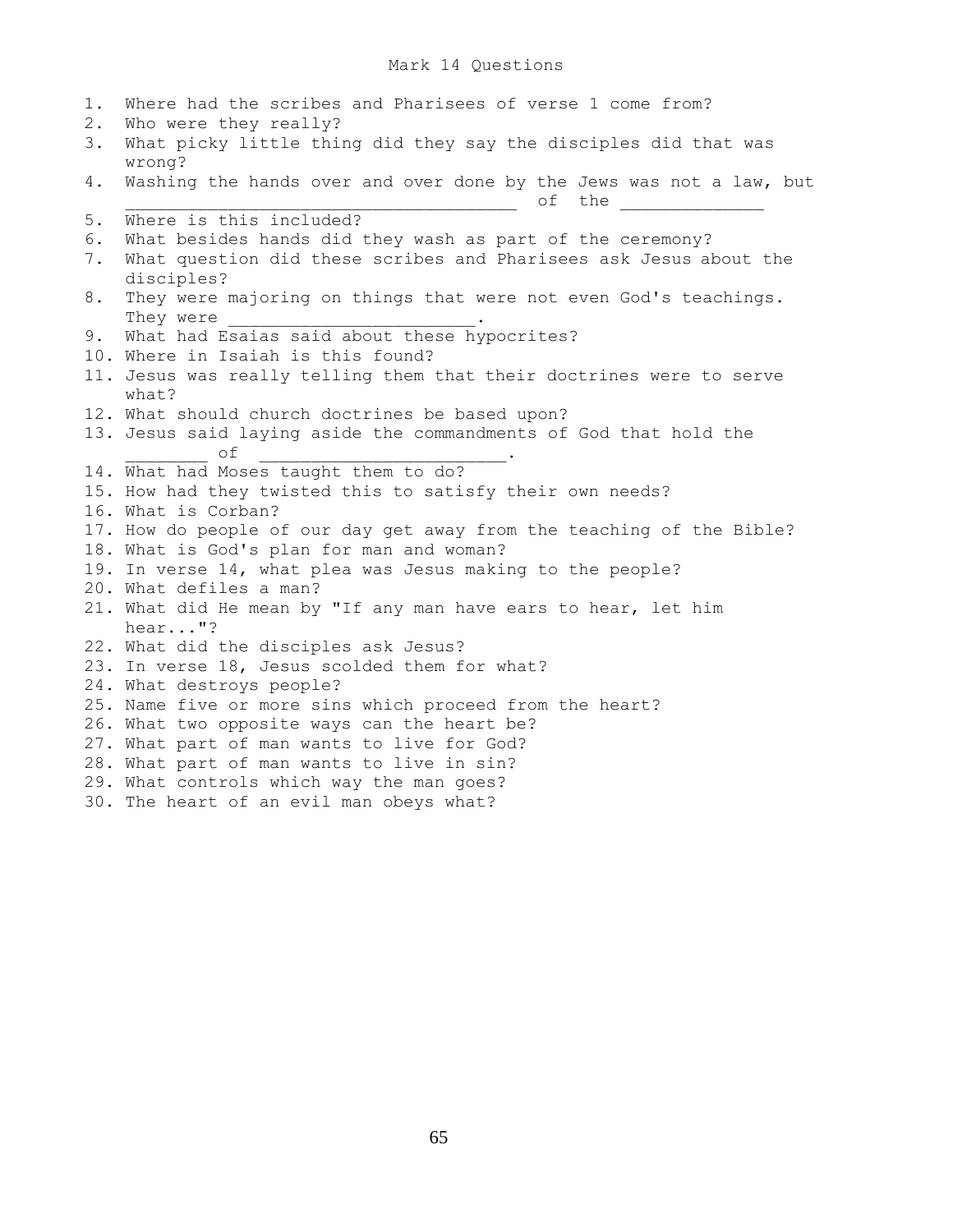# Mark 14 Questions

1. Where had the scribes and Pharisees of verse 1 come from?
2. Who were they really?
3. What picky little thing did they say the disciples did that was wrong?
4. Washing the hands over and over done by the Jews was not a law, but ______________________________________ of the ______________
5. Where is this included?
6. What besides hands did they wash as part of the ceremony?
7. What question did these scribes and Pharisees ask Jesus about the disciples?
8. They were majoring on things that were not even God's teachings. They were _________________________.
9. What had Esaias said about these hypocrites?
10. Where in Isaiah is this found?
11. Jesus was really telling them that their doctrines were to serve what?
12. What should church doctrines be based upon?
13. Jesus said laying aside the commandments of God that hold the ________ of ________________________.
14. What had Moses taught them to do?
15. How had they twisted this to satisfy their own needs?
16. What is Corban?
17. How do people of our day get away from the teaching of the Bible?
18. What is God's plan for man and woman?
19. In verse 14, what plea was Jesus making to the people?
20. What defiles a man?
21. What did He mean by "If any man have ears to hear, let him hear..."?
22. What did the disciples ask Jesus?
23. In verse 18, Jesus scolded them for what?
24. What destroys people?
25. Name five or more sins which proceed from the heart?
26. What two opposite ways can the heart be?
27. What part of man wants to live for God?
28. What part of man wants to live in sin?
29. What controls which way the man goes?
30. The heart of an evil man obeys what?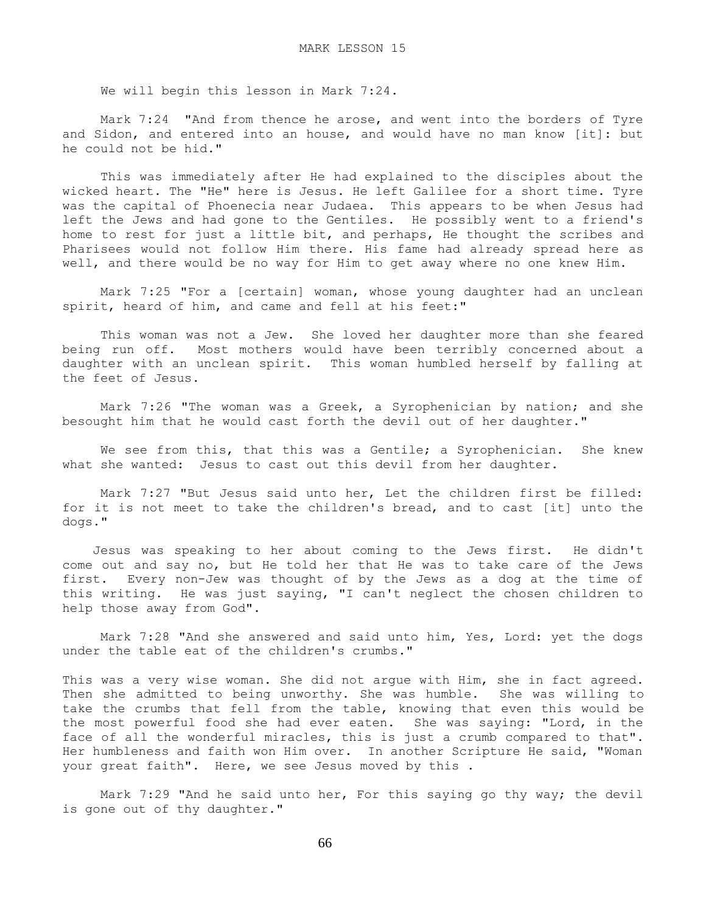# MARK LESSON 15

We will begin this lesson in Mark 7:24.

Mark 7:24 "And from thence he arose, and went into the borders of Tyre and Sidon, and entered into an house, and would have no man know [it]: but he could not be hid."

This was immediately after He had explained to the disciples about the wicked heart. The "He" here is Jesus. He left Galilee for a short time. Tyre was the capital of Phoenecia near Judaea. This appears to be when Jesus had left the Jews and had gone to the Gentiles. He possibly went to a friend's home to rest for just a little bit, and perhaps, He thought the scribes and Pharisees would not follow Him there. His fame had already spread here as well, and there would be no way for Him to get away where no one knew Him.

Mark 7:25 "For a [certain] woman, whose young daughter had an unclean spirit, heard of him, and came and fell at his feet:"

This woman was not a Jew. She loved her daughter more than she feared being run off. Most mothers would have been terribly concerned about a daughter with an unclean spirit. This woman humbled herself by falling at the feet of Jesus.

Mark 7:26 "The woman was a Greek, a Syrophenician by nation; and she besought him that he would cast forth the devil out of her daughter."

We see from this, that this was a Gentile; a Syrophenician. She knew what she wanted: Jesus to cast out this devil from her daughter.

Mark 7:27 "But Jesus said unto her, Let the children first be filled: for it is not meet to take the children's bread, and to cast [it] unto the dogs."

Jesus was speaking to her about coming to the Jews first. He didn't come out and say no, but He told her that He was to take care of the Jews first. Every non-Jew was thought of by the Jews as a dog at the time of this writing. He was just saying, "I can't neglect the chosen children to help those away from God".

Mark 7:28 "And she answered and said unto him, Yes, Lord: yet the dogs under the table eat of the children's crumbs."

This was a very wise woman. She did not argue with Him, she in fact agreed. Then she admitted to being unworthy. She was humble. She was willing to take the crumbs that fell from the table, knowing that even this would be the most powerful food she had ever eaten. She was saying: "Lord, in the face of all the wonderful miracles, this is just a crumb compared to that". Her humbleness and faith won Him over. In another Scripture He said, "Woman your great faith". Here, we see Jesus moved by this .

Mark 7:29 "And he said unto her, For this saying go thy way; the devil is gone out of thy daughter."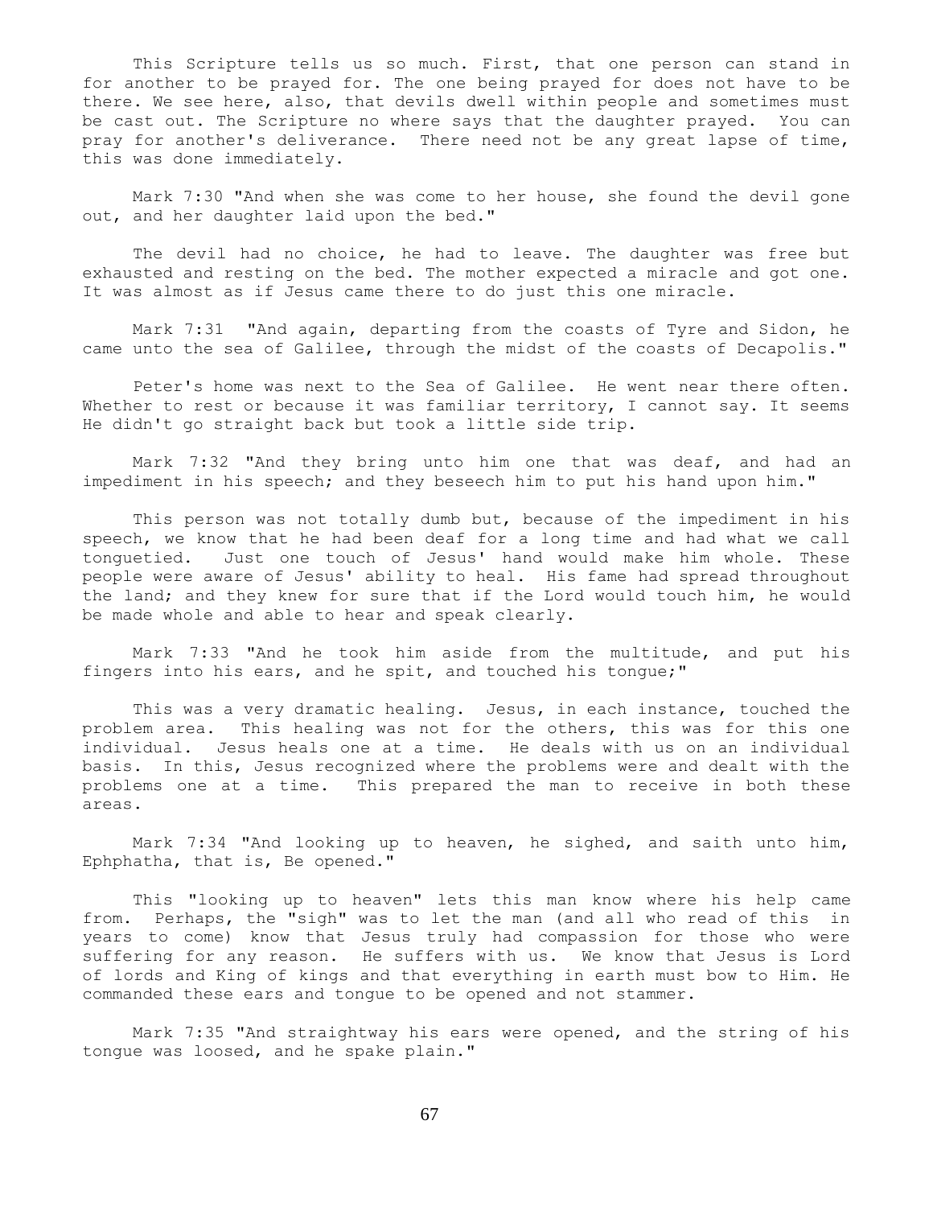This Scripture tells us so much. First, that one person can stand in for another to be prayed for. The one being prayed for does not have to be there. We see here, also, that devils dwell within people and sometimes must be cast out. The Scripture no where says that the daughter prayed. You can pray for another's deliverance. There need not be any great lapse of time, this was done immediately.

Mark 7:30 "And when she was come to her house, she found the devil gone out, and her daughter laid upon the bed."

The devil had no choice, he had to leave. The daughter was free but exhausted and resting on the bed. The mother expected a miracle and got one. It was almost as if Jesus came there to do just this one miracle.

Mark 7:31 "And again, departing from the coasts of Tyre and Sidon, he came unto the sea of Galilee, through the midst of the coasts of Decapolis."

Peter's home was next to the Sea of Galilee. He went near there often. Whether to rest or because it was familiar territory, I cannot say. It seems He didn't go straight back but took a little side trip.

Mark 7:32 "And they bring unto him one that was deaf, and had an impediment in his speech; and they beseech him to put his hand upon him."

This person was not totally dumb but, because of the impediment in his speech, we know that he had been deaf for a long time and had what we call tonguetied. Just one touch of Jesus' hand would make him whole. These people were aware of Jesus' ability to heal. His fame had spread throughout the land; and they knew for sure that if the Lord would touch him, he would be made whole and able to hear and speak clearly.

Mark 7:33 "And he took him aside from the multitude, and put his fingers into his ears, and he spit, and touched his tongue;"

This was a very dramatic healing. Jesus, in each instance, touched the problem area. This healing was not for the others, this was for this one individual. Jesus heals one at a time. He deals with us on an individual basis. In this, Jesus recognized where the problems were and dealt with the problems one at a time. This prepared the man to receive in both these areas.

Mark 7:34 "And looking up to heaven, he sighed, and saith unto him, Ephphatha, that is, Be opened."

This "looking up to heaven" lets this man know where his help came from. Perhaps, the "sigh" was to let the man (and all who read of this in years to come) know that Jesus truly had compassion for those who were suffering for any reason. He suffers with us. We know that Jesus is Lord of lords and King of kings and that everything in earth must bow to Him. He commanded these ears and tongue to be opened and not stammer.

Mark 7:35 "And straightway his ears were opened, and the string of his tongue was loosed, and he spake plain."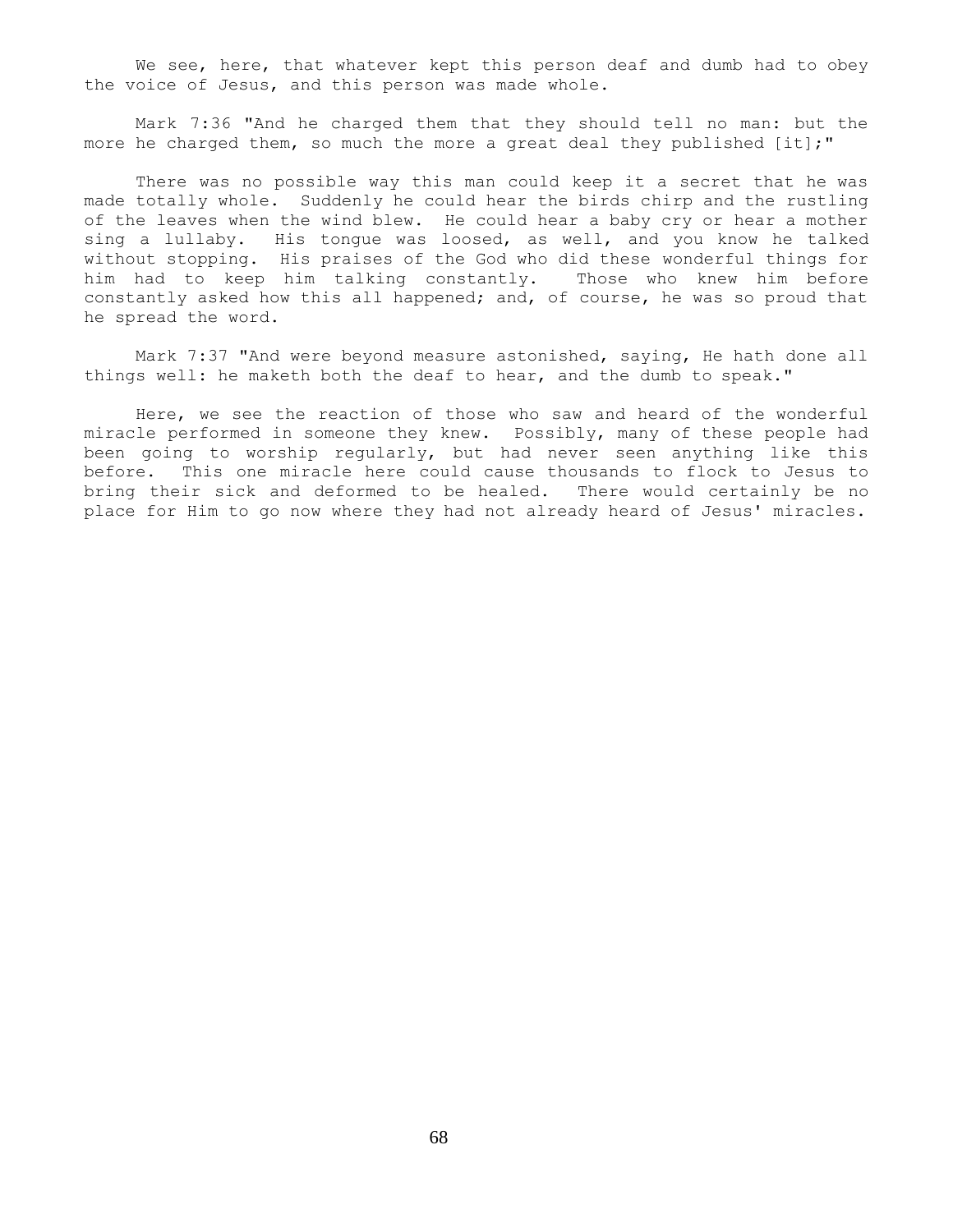We see, here, that whatever kept this person deaf and dumb had to obey the voice of Jesus, and this person was made whole.

Mark 7:36 "And he charged them that they should tell no man: but the more he charged them, so much the more a great deal they published [it];"

There was no possible way this man could keep it a secret that he was made totally whole. Suddenly he could hear the birds chirp and the rustling of the leaves when the wind blew. He could hear a baby cry or hear a mother sing a lullaby. His tongue was loosed, as well, and you know he talked without stopping. His praises of the God who did these wonderful things for him had to keep him talking constantly. Those who knew him before constantly asked how this all happened; and, of course, he was so proud that he spread the word.

Mark 7:37 "And were beyond measure astonished, saying, He hath done all things well: he maketh both the deaf to hear, and the dumb to speak."

Here, we see the reaction of those who saw and heard of the wonderful miracle performed in someone they knew. Possibly, many of these people had been going to worship regularly, but had never seen anything like this before. This one miracle here could cause thousands to flock to Jesus to bring their sick and deformed to be healed. There would certainly be no place for Him to go now where they had not already heard of Jesus' miracles.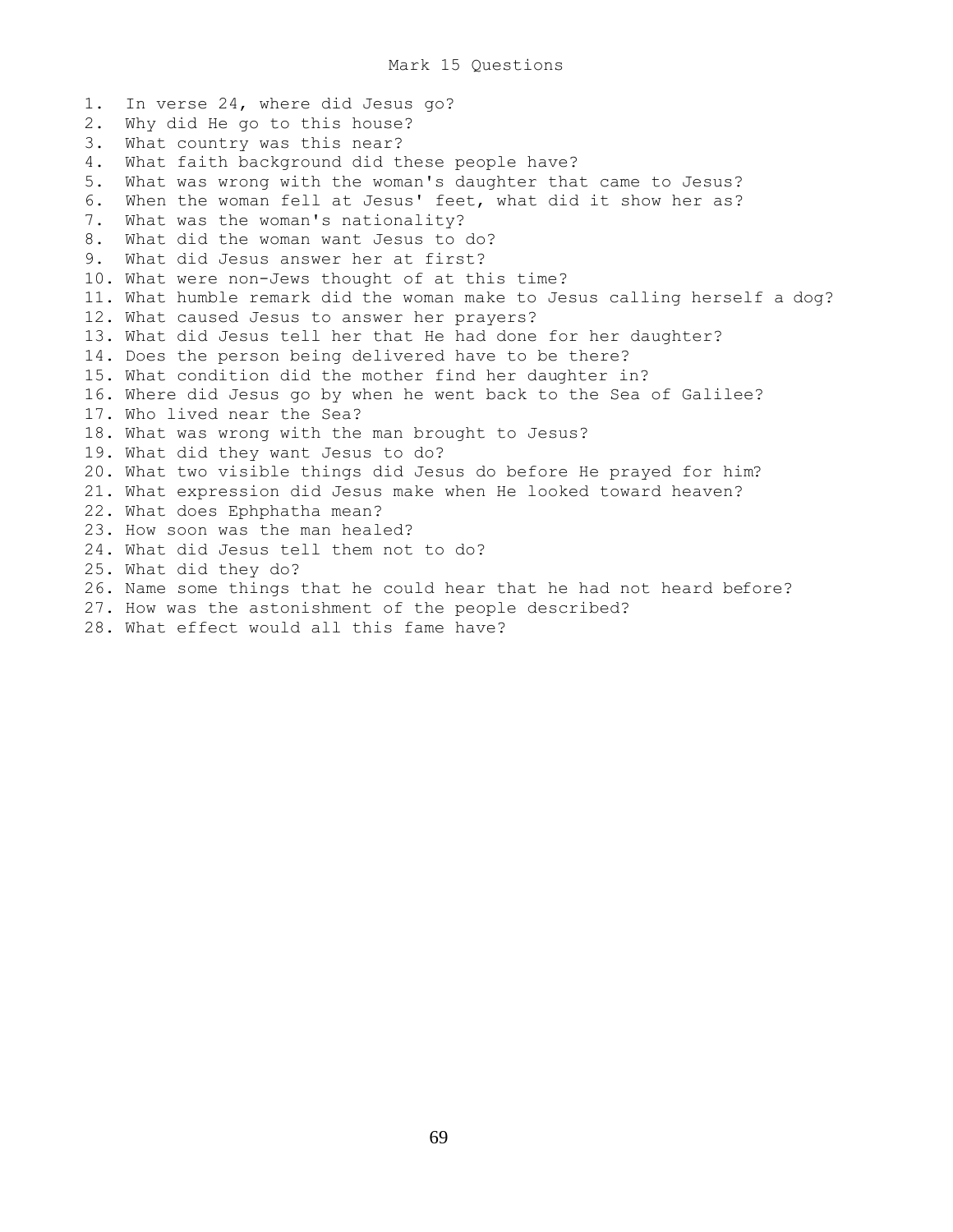# Mark 15 Questions

1. In verse 24, where did Jesus go?
2. Why did He go to this house?
3. What country was this near?
4. What faith background did these people have?
5. What was wrong with the woman's daughter that came to Jesus?
6. When the woman fell at Jesus' feet, what did it show her as?
7. What was the woman's nationality?
8. What did the woman want Jesus to do?
9. What did Jesus answer her at first?
10. What were non-Jews thought of at this time?
11. What humble remark did the woman make to Jesus calling herself a dog?
12. What caused Jesus to answer her prayers?
13. What did Jesus tell her that He had done for her daughter?
14. Does the person being delivered have to be there?
15. What condition did the mother find her daughter in?
16. Where did Jesus go by when he went back to the Sea of Galilee?
17. Who lived near the Sea?
18. What was wrong with the man brought to Jesus?
19. What did they want Jesus to do?
20. What two visible things did Jesus do before He prayed for him?
21. What expression did Jesus make when He looked toward heaven?
22. What does Ephphatha mean?
23. How soon was the man healed?
24. What did Jesus tell them not to do?
25. What did they do?
26. Name some things that he could hear that he had not heard before?
27. How was the astonishment of the people described?
28. What effect would all this fame have?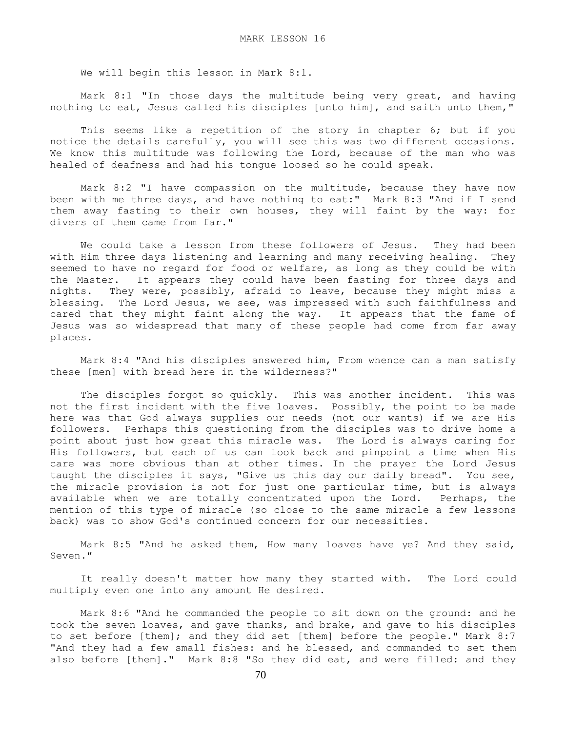# MARK LESSON 16

We will begin this lesson in Mark 8:1.

Mark 8:1 "In those days the multitude being very great, and having nothing to eat, Jesus called his disciples [unto him], and saith unto them,"

This seems like a repetition of the story in chapter 6; but if you notice the details carefully, you will see this was two different occasions. We know this multitude was following the Lord, because of the man who was healed of deafness and had his tongue loosed so he could speak.

Mark 8:2 "I have compassion on the multitude, because they have now been with me three days, and have nothing to eat:" Mark 8:3 "And if I send them away fasting to their own houses, they will faint by the way: for divers of them came from far."

We could take a lesson from these followers of Jesus. They had been with Him three days listening and learning and many receiving healing. They seemed to have no regard for food or welfare, as long as they could be with the Master. It appears they could have been fasting for three days and nights. They were, possibly, afraid to leave, because they might miss a blessing. The Lord Jesus, we see, was impressed with such faithfulness and cared that they might faint along the way. It appears that the fame of Jesus was so widespread that many of these people had come from far away places.

Mark 8:4 "And his disciples answered him, From whence can a man satisfy these [men] with bread here in the wilderness?"

The disciples forgot so quickly. This was another incident. This was not the first incident with the five loaves. Possibly, the point to be made here was that God always supplies our needs (not our wants) if we are His followers. Perhaps this questioning from the disciples was to drive home a point about just how great this miracle was. The Lord is always caring for His followers, but each of us can look back and pinpoint a time when His care was more obvious than at other times. In the prayer the Lord Jesus taught the disciples it says, "Give us this day our daily bread". You see, the miracle provision is not for just one particular time, but is always available when we are totally concentrated upon the Lord. Perhaps, the mention of this type of miracle (so close to the same miracle a few lessons back) was to show God's continued concern for our necessities.

Mark 8:5 "And he asked them, How many loaves have ye? And they said, Seven."

It really doesn't matter how many they started with. The Lord could multiply even one into any amount He desired.

Mark 8:6 "And he commanded the people to sit down on the ground: and he took the seven loaves, and gave thanks, and brake, and gave to his disciples to set before [them]; and they did set [them] before the people." Mark 8:7 "And they had a few small fishes: and he blessed, and commanded to set them also before [them]." Mark 8:8 "So they did eat, and were filled: and they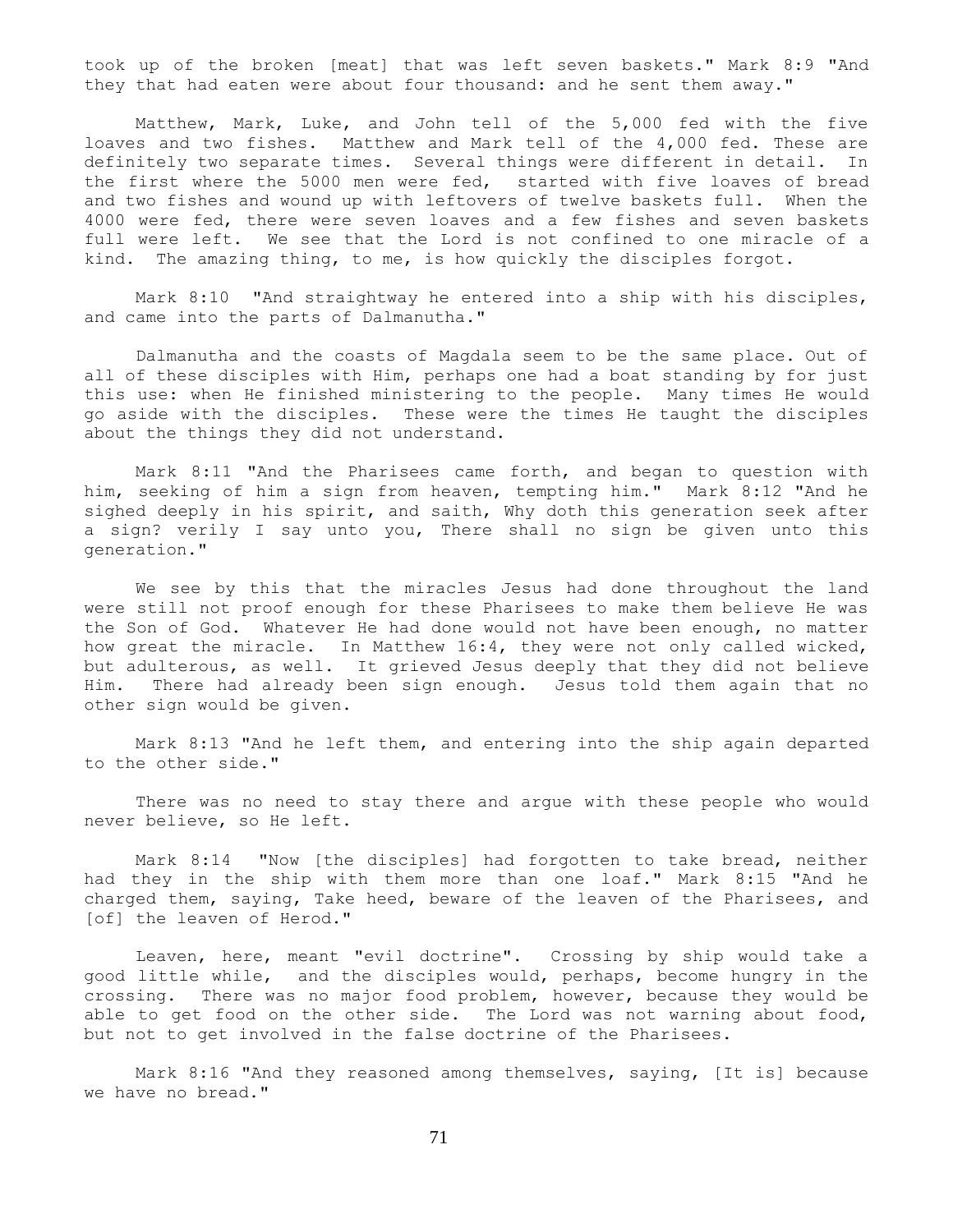took up of the broken [meat] that was left seven baskets." Mark 8:9 "And they that had eaten were about four thousand: and he sent them away."

Matthew, Mark, Luke, and John tell of the 5,000 fed with the five loaves and two fishes. Matthew and Mark tell of the 4,000 fed. These are definitely two separate times. Several things were different in detail. In the first where the 5000 men were fed, started with five loaves of bread and two fishes and wound up with leftovers of twelve baskets full. When the 4000 were fed, there were seven loaves and a few fishes and seven baskets full were left. We see that the Lord is not confined to one miracle of a kind. The amazing thing, to me, is how quickly the disciples forgot.

Mark 8:10 "And straightway he entered into a ship with his disciples, and came into the parts of Dalmanutha."

Dalmanutha and the coasts of Magdala seem to be the same place. Out of all of these disciples with Him, perhaps one had a boat standing by for just this use: when He finished ministering to the people. Many times He would go aside with the disciples. These were the times He taught the disciples about the things they did not understand.

Mark 8:11 "And the Pharisees came forth, and began to question with him, seeking of him a sign from heaven, tempting him." Mark 8:12 "And he sighed deeply in his spirit, and saith, Why doth this generation seek after a sign? verily I say unto you, There shall no sign be given unto this generation."

We see by this that the miracles Jesus had done throughout the land were still not proof enough for these Pharisees to make them believe He was the Son of God. Whatever He had done would not have been enough, no matter how great the miracle. In Matthew 16:4, they were not only called wicked, but adulterous, as well. It grieved Jesus deeply that they did not believe Him. There had already been sign enough. Jesus told them again that no other sign would be given.

Mark 8:13 "And he left them, and entering into the ship again departed to the other side."

There was no need to stay there and argue with these people who would never believe, so He left.

Mark 8:14 "Now [the disciples] had forgotten to take bread, neither had they in the ship with them more than one loaf." Mark 8:15 "And he charged them, saying, Take heed, beware of the leaven of the Pharisees, and [of] the leaven of Herod."

Leaven, here, meant "evil doctrine". Crossing by ship would take a good little while, and the disciples would, perhaps, become hungry in the crossing. There was no major food problem, however, because they would be able to get food on the other side. The Lord was not warning about food, but not to get involved in the false doctrine of the Pharisees.

Mark 8:16 "And they reasoned among themselves, saying, [It is] because we have no bread."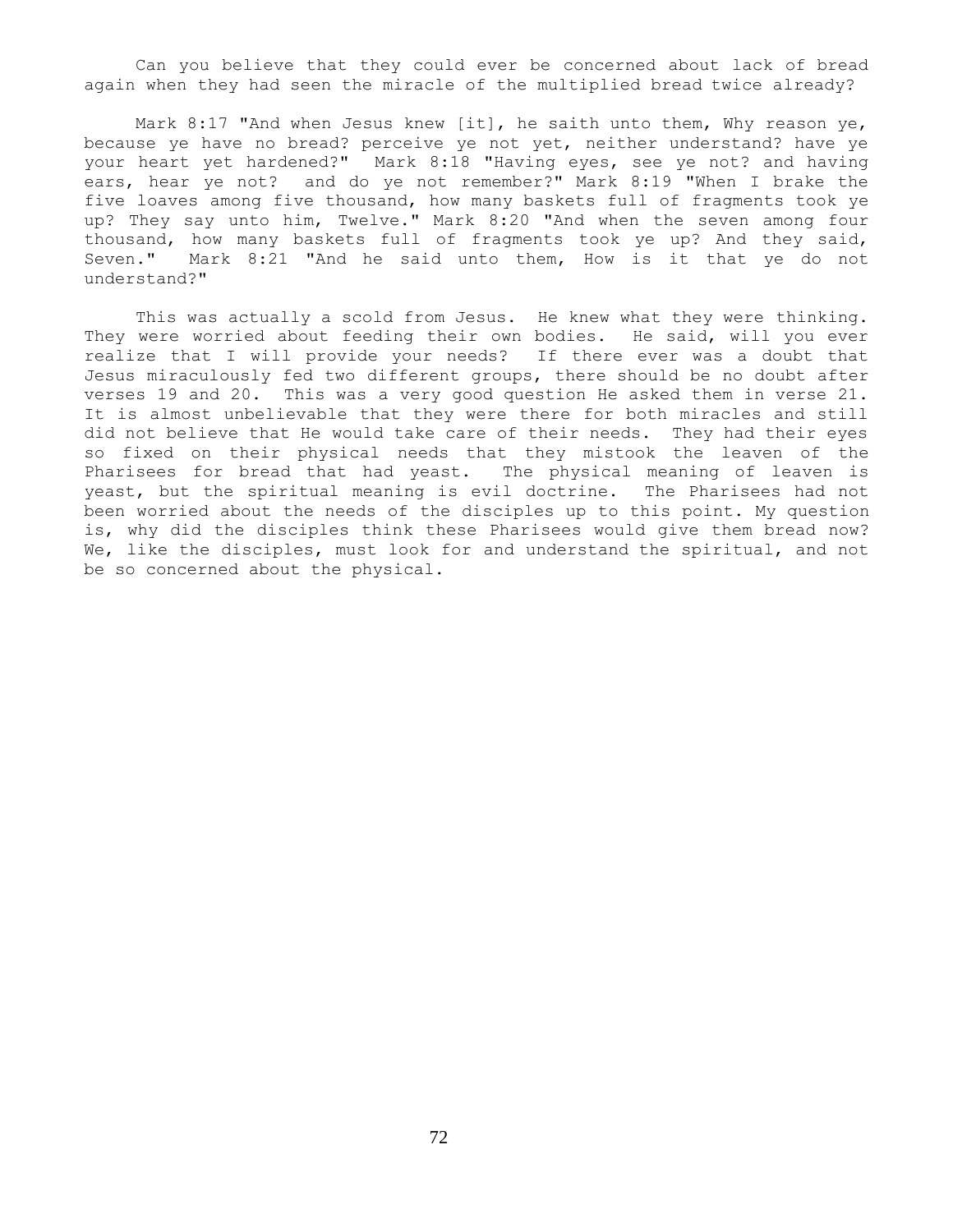Can you believe that they could ever be concerned about lack of bread again when they had seen the miracle of the multiplied bread twice already?

Mark 8:17 "And when Jesus knew [it], he saith unto them, Why reason ye, because ye have no bread? perceive ye not yet, neither understand? have ye your heart yet hardened?" Mark 8:18 "Having eyes, see ye not? and having ears, hear ye not? and do ye not remember?" Mark 8:19 "When I brake the five loaves among five thousand, how many baskets full of fragments took ye up? They say unto him, Twelve." Mark 8:20 "And when the seven among four thousand, how many baskets full of fragments took ye up? And they said, Seven." Mark 8:21 "And he said unto them, How is it that ye do not understand?"

This was actually a scold from Jesus. He knew what they were thinking. They were worried about feeding their own bodies. He said, will you ever realize that I will provide your needs? If there ever was a doubt that Jesus miraculously fed two different groups, there should be no doubt after verses 19 and 20. This was a very good question He asked them in verse 21. It is almost unbelievable that they were there for both miracles and still did not believe that He would take care of their needs. They had their eyes so fixed on their physical needs that they mistook the leaven of the Pharisees for bread that had yeast. The physical meaning of leaven is yeast, but the spiritual meaning is evil doctrine. The Pharisees had not been worried about the needs of the disciples up to this point. My question is, why did the disciples think these Pharisees would give them bread now? We, like the disciples, must look for and understand the spiritual, and not be so concerned about the physical.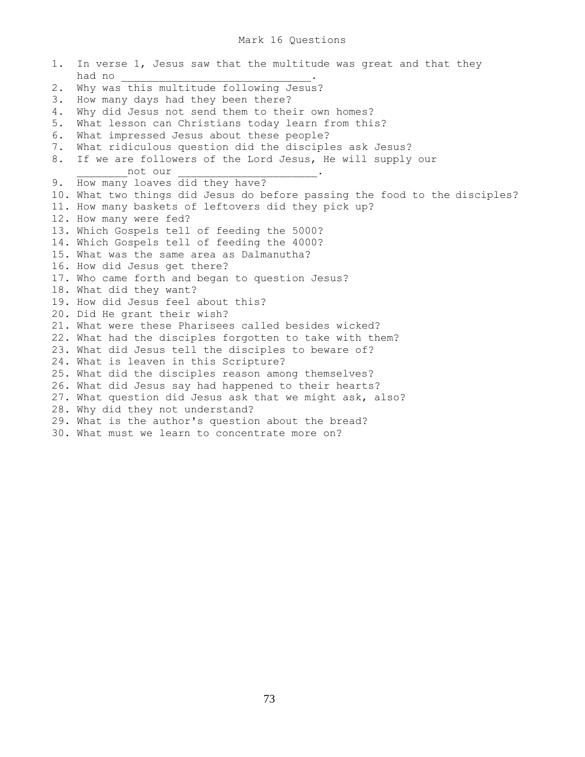# Mark 16 Questions

1. In verse 1, Jesus saw that the multitude was great and that they had no ______________________________.
2. Why was this multitude following Jesus?
3. How many days had they been there?
4. Why did Jesus not send them to their own homes?
5. What lesson can Christians today learn from this?
6. What impressed Jesus about these people?
7. What ridiculous question did the disciples ask Jesus?
8. If we are followers of the Lord Jesus, He will supply our _______not our _____________________.
9. How many loaves did they have?
10. What two things did Jesus do before passing the food to the disciples?
11. How many baskets of leftovers did they pick up?
12. How many were fed?
13. Which Gospels tell of feeding the 5000?
14. Which Gospels tell of feeding the 4000?
15. What was the same area as Dalmanutha?
16. How did Jesus get there?
17. Who came forth and began to question Jesus?
18. What did they want?
19. How did Jesus feel about this?
20. Did He grant their wish?
21. What were these Pharisees called besides wicked?
22. What had the disciples forgotten to take with them?
23. What did Jesus tell the disciples to beware of?
24. What is leaven in this Scripture?
25. What did the disciples reason among themselves?
26. What did Jesus say had happened to their hearts?
27. What question did Jesus ask that we might ask, also?
28. Why did they not understand?
29. What is the author's question about the bread?
30. What must we learn to concentrate more on?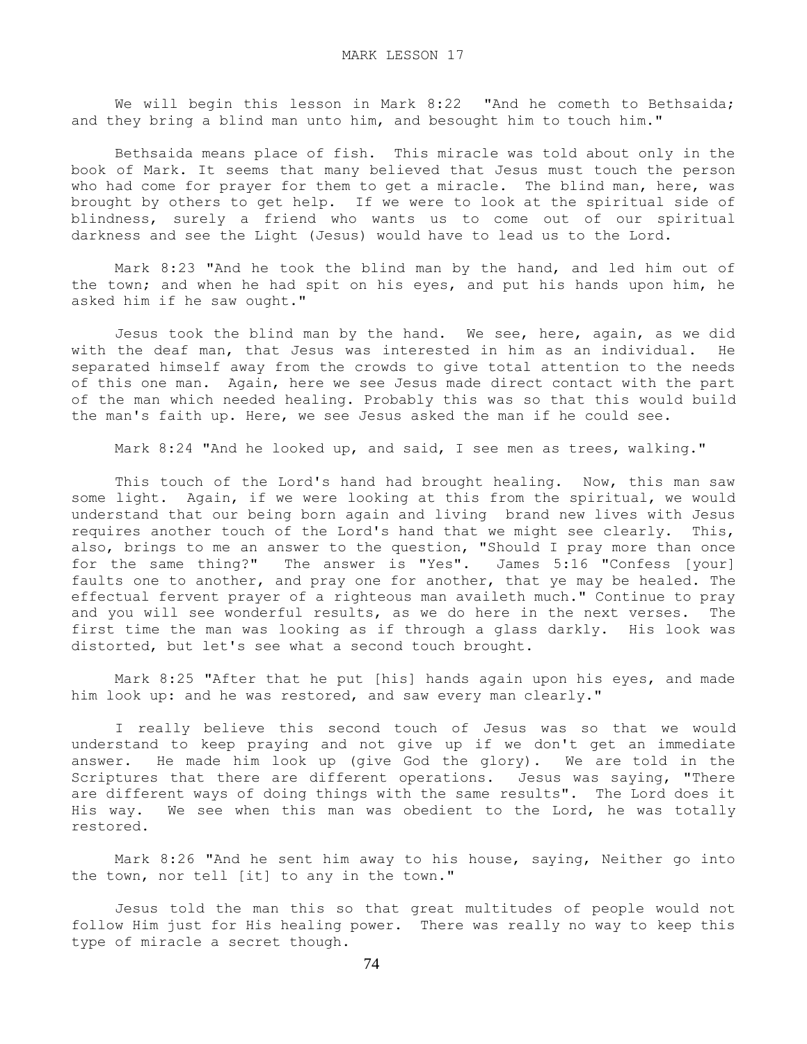# MARK LESSON 17

We will begin this lesson in Mark 8:22 "And he cometh to Bethsaida; and they bring a blind man unto him, and besought him to touch him."

Bethsaida means place of fish. This miracle was told about only in the book of Mark. It seems that many believed that Jesus must touch the person who had come for prayer for them to get a miracle. The blind man, here, was brought by others to get help. If we were to look at the spiritual side of blindness, surely a friend who wants us to come out of our spiritual darkness and see the Light (Jesus) would have to lead us to the Lord.

Mark 8:23 "And he took the blind man by the hand, and led him out of the town; and when he had spit on his eyes, and put his hands upon him, he asked him if he saw ought."

Jesus took the blind man by the hand. We see, here, again, as we did with the deaf man, that Jesus was interested in him as an individual. He separated himself away from the crowds to give total attention to the needs of this one man. Again, here we see Jesus made direct contact with the part of the man which needed healing. Probably this was so that this would build the man's faith up. Here, we see Jesus asked the man if he could see.

Mark 8:24 "And he looked up, and said, I see men as trees, walking."

This touch of the Lord's hand had brought healing. Now, this man saw some light. Again, if we were looking at this from the spiritual, we would understand that our being born again and living brand new lives with Jesus requires another touch of the Lord's hand that we might see clearly. This, also, brings to me an answer to the question, "Should I pray more than once for the same thing?" The answer is "Yes". James 5:16 "Confess [your] faults one to another, and pray one for another, that ye may be healed. The effectual fervent prayer of a righteous man availeth much." Continue to pray and you will see wonderful results, as we do here in the next verses. The first time the man was looking as if through a glass darkly. His look was distorted, but let's see what a second touch brought.

Mark 8:25 "After that he put [his] hands again upon his eyes, and made him look up: and he was restored, and saw every man clearly."

I really believe this second touch of Jesus was so that we would understand to keep praying and not give up if we don't get an immediate answer. He made him look up (give God the glory). We are told in the Scriptures that there are different operations. Jesus was saying, "There are different ways of doing things with the same results". The Lord does it His way. We see when this man was obedient to the Lord, he was totally restored.

Mark 8:26 "And he sent him away to his house, saying, Neither go into the town, nor tell [it] to any in the town."

Jesus told the man this so that great multitudes of people would not follow Him just for His healing power. There was really no way to keep this type of miracle a secret though.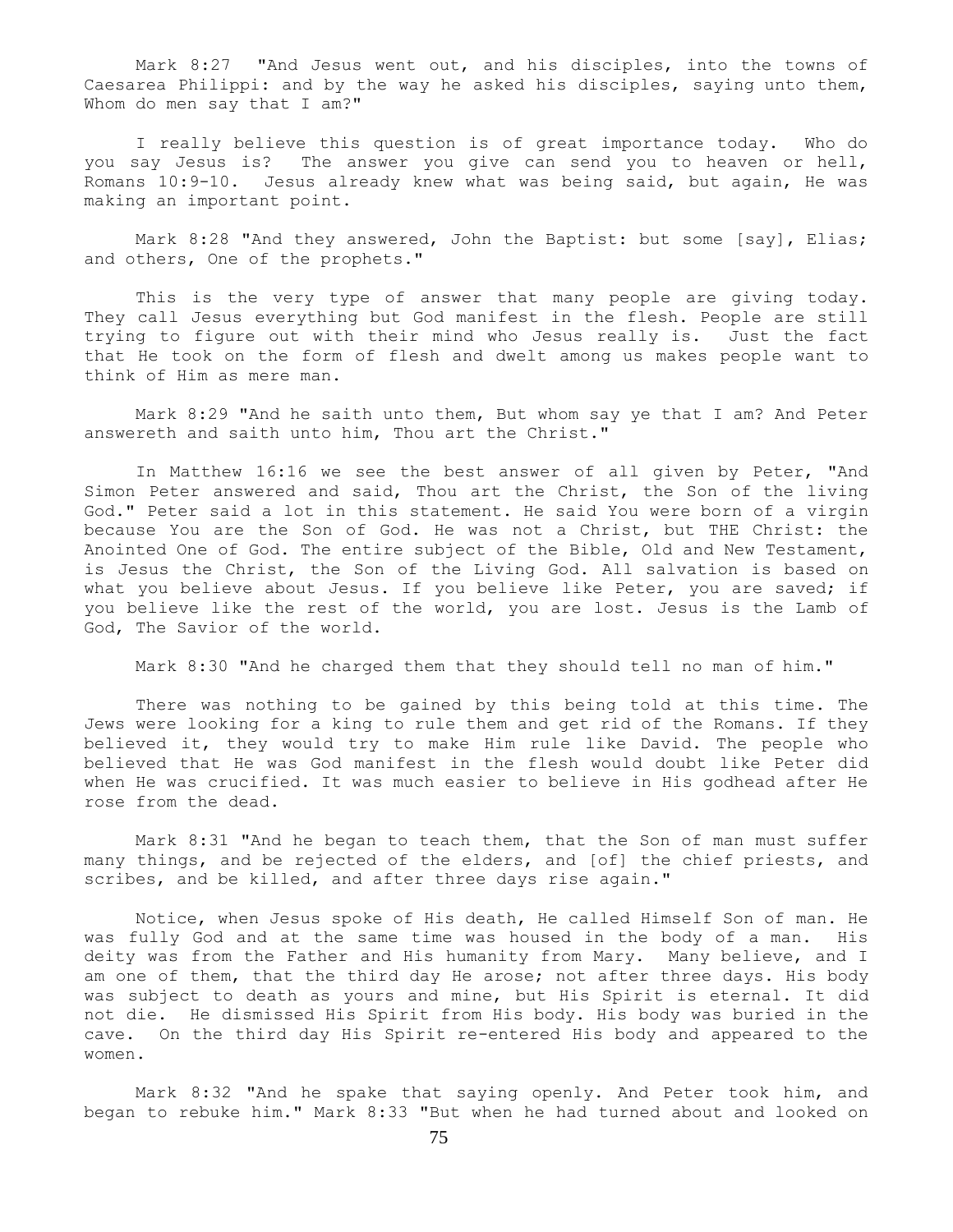Mark 8:27 "And Jesus went out, and his disciples, into the towns of Caesarea Philippi: and by the way he asked his disciples, saying unto them, Whom do men say that I am?"

I really believe this question is of great importance today. Who do you say Jesus is? The answer you give can send you to heaven or hell, Romans 10:9-10. Jesus already knew what was being said, but again, He was making an important point.

Mark 8:28 "And they answered, John the Baptist: but some [say], Elias; and others, One of the prophets."

This is the very type of answer that many people are giving today. They call Jesus everything but God manifest in the flesh. People are still trying to figure out with their mind who Jesus really is. Just the fact that He took on the form of flesh and dwelt among us makes people want to think of Him as mere man.

Mark 8:29 "And he saith unto them, But whom say ye that I am? And Peter answereth and saith unto him, Thou art the Christ."

In Matthew 16:16 we see the best answer of all given by Peter, "And Simon Peter answered and said, Thou art the Christ, the Son of the living God." Peter said a lot in this statement. He said You were born of a virgin because You are the Son of God. He was not a Christ, but THE Christ: the Anointed One of God. The entire subject of the Bible, Old and New Testament, is Jesus the Christ, the Son of the Living God. All salvation is based on what you believe about Jesus. If you believe like Peter, you are saved; if you believe like the rest of the world, you are lost. Jesus is the Lamb of God, The Savior of the world.

Mark 8:30 "And he charged them that they should tell no man of him."

There was nothing to be gained by this being told at this time. The Jews were looking for a king to rule them and get rid of the Romans. If they believed it, they would try to make Him rule like David. The people who believed that He was God manifest in the flesh would doubt like Peter did when He was crucified. It was much easier to believe in His godhead after He rose from the dead.

Mark 8:31 "And he began to teach them, that the Son of man must suffer many things, and be rejected of the elders, and [of] the chief priests, and scribes, and be killed, and after three days rise again."

Notice, when Jesus spoke of His death, He called Himself Son of man. He was fully God and at the same time was housed in the body of a man. His deity was from the Father and His humanity from Mary. Many believe, and I am one of them, that the third day He arose; not after three days. His body was subject to death as yours and mine, but His Spirit is eternal. It did not die. He dismissed His Spirit from His body. His body was buried in the cave. On the third day His Spirit re-entered His body and appeared to the women.

Mark 8:32 "And he spake that saying openly. And Peter took him, and began to rebuke him." Mark 8:33 "But when he had turned about and looked on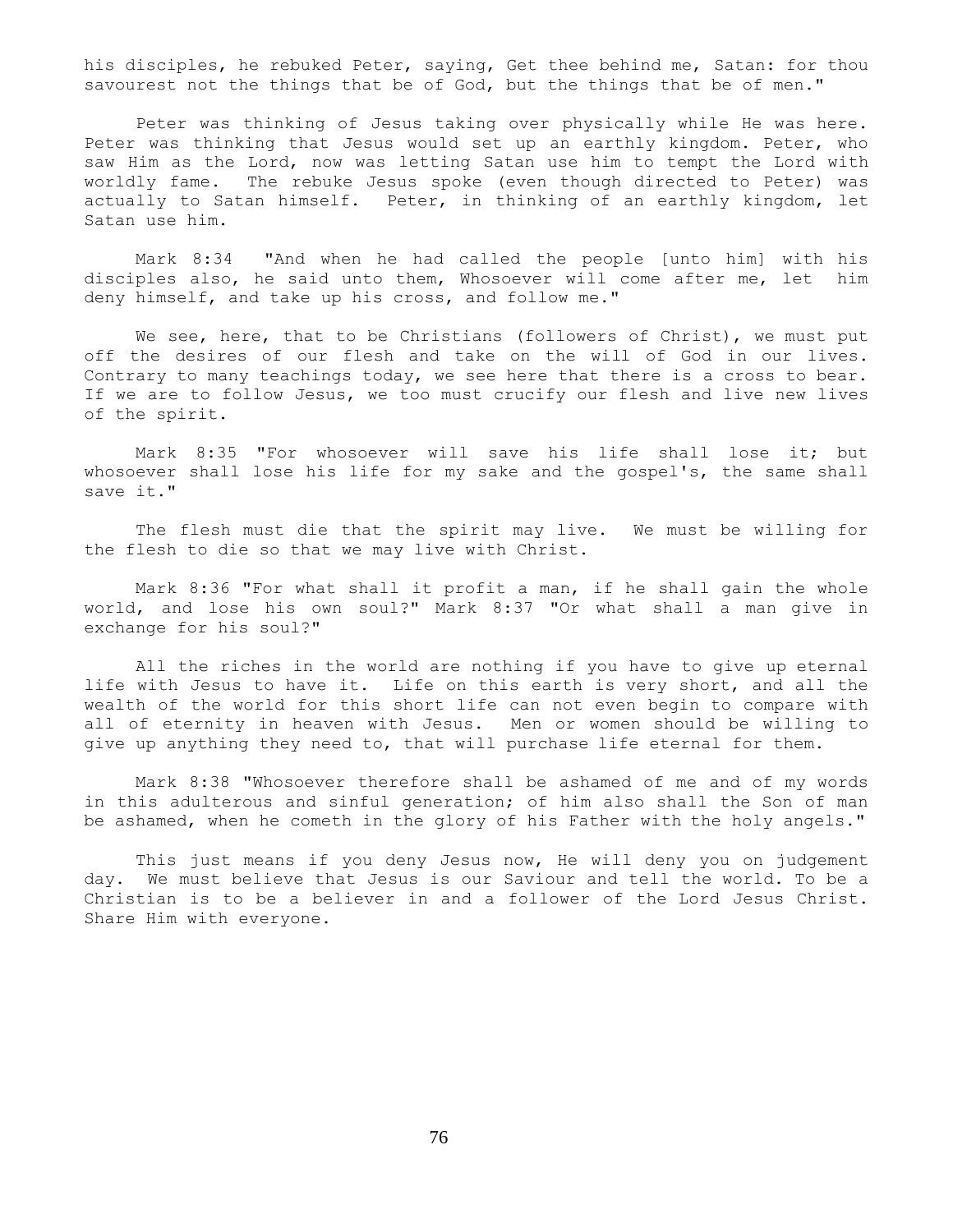his disciples, he rebuked Peter, saying, Get thee behind me, Satan: for thou savourest not the things that be of God, but the things that be of men."

Peter was thinking of Jesus taking over physically while He was here. Peter was thinking that Jesus would set up an earthly kingdom. Peter, who saw Him as the Lord, now was letting Satan use him to tempt the Lord with worldly fame. The rebuke Jesus spoke (even though directed to Peter) was actually to Satan himself. Peter, in thinking of an earthly kingdom, let Satan use him.

Mark 8:34 "And when he had called the people [unto him] with his disciples also, he said unto them, Whosoever will come after me, let him deny himself, and take up his cross, and follow me."

We see, here, that to be Christians (followers of Christ), we must put off the desires of our flesh and take on the will of God in our lives. Contrary to many teachings today, we see here that there is a cross to bear. If we are to follow Jesus, we too must crucify our flesh and live new lives of the spirit.

Mark 8:35 "For whosoever will save his life shall lose it; but whosoever shall lose his life for my sake and the gospel's, the same shall save it."

The flesh must die that the spirit may live. We must be willing for the flesh to die so that we may live with Christ.

Mark 8:36 "For what shall it profit a man, if he shall gain the whole world, and lose his own soul?" Mark 8:37 "Or what shall a man give in exchange for his soul?"

All the riches in the world are nothing if you have to give up eternal life with Jesus to have it. Life on this earth is very short, and all the wealth of the world for this short life can not even begin to compare with all of eternity in heaven with Jesus. Men or women should be willing to give up anything they need to, that will purchase life eternal for them.

Mark 8:38 "Whosoever therefore shall be ashamed of me and of my words in this adulterous and sinful generation; of him also shall the Son of man be ashamed, when he cometh in the glory of his Father with the holy angels."

This just means if you deny Jesus now, He will deny you on judgement day. We must believe that Jesus is our Saviour and tell the world. To be a Christian is to be a believer in and a follower of the Lord Jesus Christ. Share Him with everyone.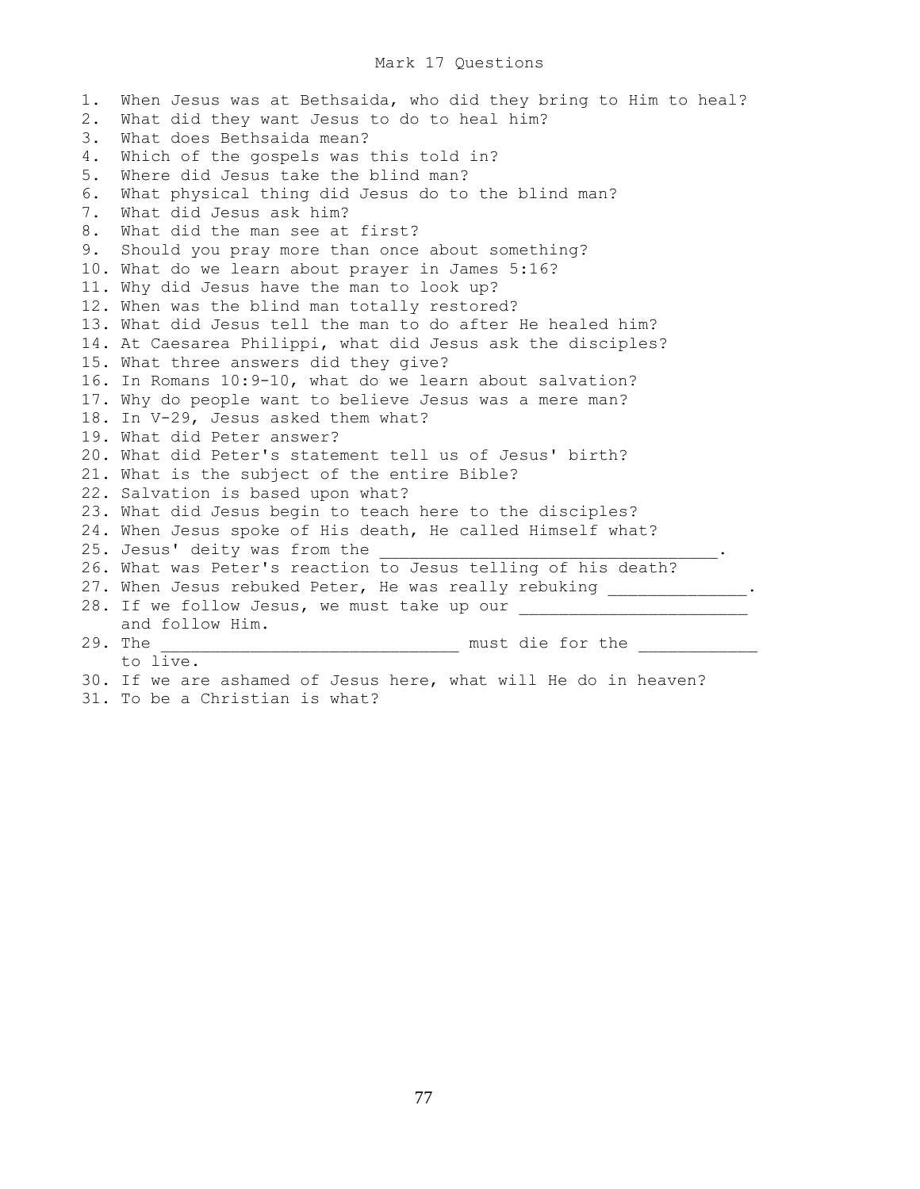# Mark 17 Questions

1. When Jesus was at Bethsaida, who did they bring to Him to heal?
2. What did they want Jesus to do to heal him?
3. What does Bethsaida mean?
4. Which of the gospels was this told in?
5. Where did Jesus take the blind man?
6. What physical thing did Jesus do to the blind man?
7. What did Jesus ask him?
8. What did the man see at first?
9. Should you pray more than once about something?
10. What do we learn about prayer in James 5:16?
11. Why did Jesus have the man to look up?
12. When was the blind man totally restored?
13. What did Jesus tell the man to do after He healed him?
14. At Caesarea Philippi, what did Jesus ask the disciples?
15. What three answers did they give?
16. In Romans 10:9-10, what do we learn about salvation?
17. Why do people want to believe Jesus was a mere man?
18. In V-29, Jesus asked them what?
19. What did Peter answer?
20. What did Peter's statement tell us of Jesus' birth?
21. What is the subject of the entire Bible?
22. Salvation is based upon what?
23. What did Jesus begin to teach here to the disciples?
24. When Jesus spoke of His death, He called Himself what?
25. Jesus' deity was from the ___________________________________.
26. What was Peter's reaction to Jesus telling of his death?
27. When Jesus rebuked Peter, He was really rebuking _____________.
28. If we follow Jesus, we must take up our ______________________ and follow Him.
29. The _____________________________ must die for the ___________ to live.
30. If we are ashamed of Jesus here, what will He do in heaven?
31. To be a Christian is what?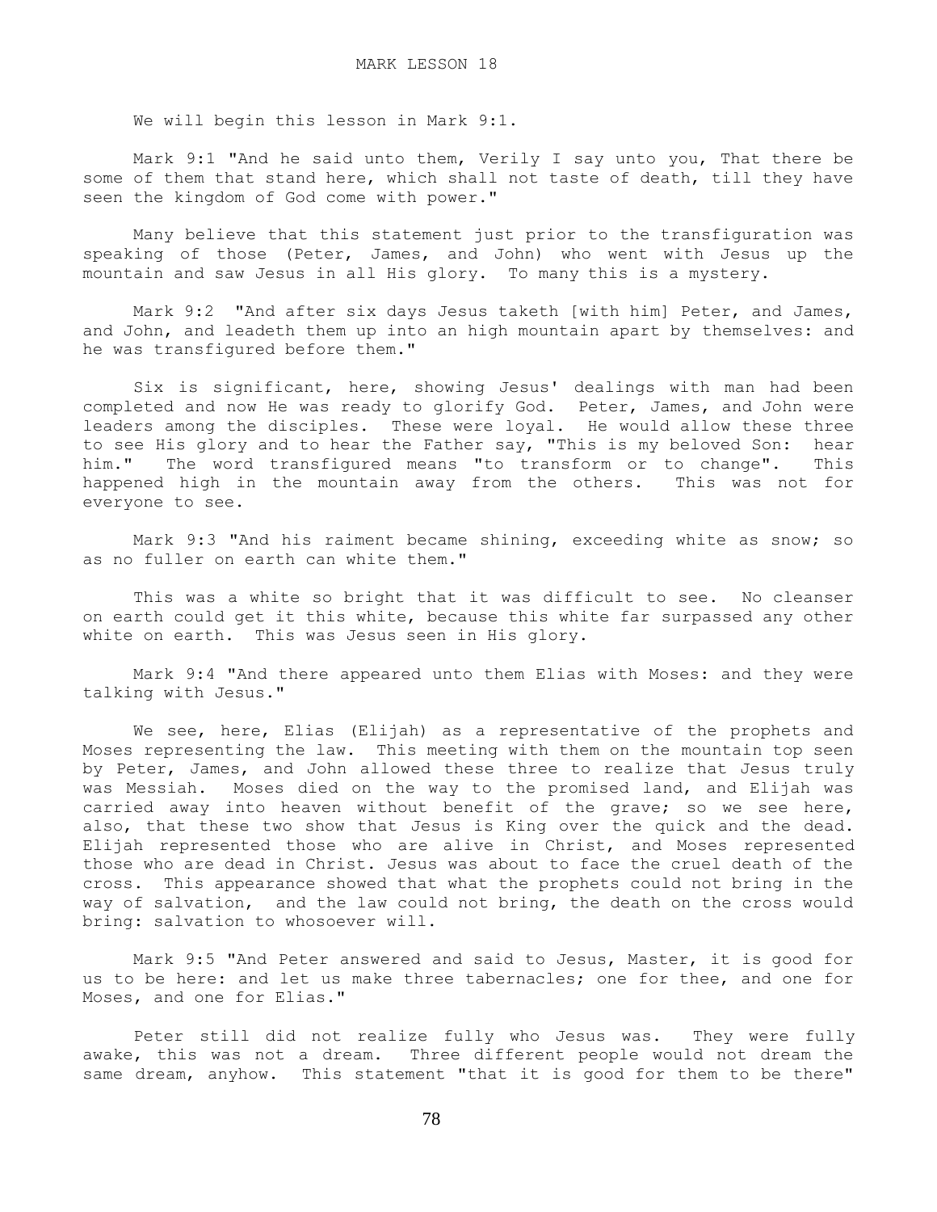# MARK LESSON 18

We will begin this lesson in Mark 9:1.

Mark 9:1 "And he said unto them, Verily I say unto you, That there be some of them that stand here, which shall not taste of death, till they have seen the kingdom of God come with power."

Many believe that this statement just prior to the transfiguration was speaking of those (Peter, James, and John) who went with Jesus up the mountain and saw Jesus in all His glory. To many this is a mystery.

Mark 9:2 "And after six days Jesus taketh [with him] Peter, and James, and John, and leadeth them up into an high mountain apart by themselves: and he was transfigured before them."

Six is significant, here, showing Jesus' dealings with man had been completed and now He was ready to glorify God. Peter, James, and John were leaders among the disciples. These were loyal. He would allow these three to see His glory and to hear the Father say, "This is my beloved Son: hear him." The word transfigured means "to transform or to change". This happened high in the mountain away from the others. This was not for everyone to see.

Mark 9:3 "And his raiment became shining, exceeding white as snow; so as no fuller on earth can white them."

This was a white so bright that it was difficult to see. No cleanser on earth could get it this white, because this white far surpassed any other white on earth. This was Jesus seen in His glory.

Mark 9:4 "And there appeared unto them Elias with Moses: and they were talking with Jesus."

We see, here, Elias (Elijah) as a representative of the prophets and Moses representing the law. This meeting with them on the mountain top seen by Peter, James, and John allowed these three to realize that Jesus truly was Messiah. Moses died on the way to the promised land, and Elijah was carried away into heaven without benefit of the grave; so we see here, also, that these two show that Jesus is King over the quick and the dead. Elijah represented those who are alive in Christ, and Moses represented those who are dead in Christ. Jesus was about to face the cruel death of the cross. This appearance showed that what the prophets could not bring in the way of salvation, and the law could not bring, the death on the cross would bring: salvation to whosoever will.

Mark 9:5 "And Peter answered and said to Jesus, Master, it is good for us to be here: and let us make three tabernacles; one for thee, and one for Moses, and one for Elias."

Peter still did not realize fully who Jesus was. They were fully awake, this was not a dream. Three different people would not dream the same dream, anyhow. This statement "that it is good for them to be there"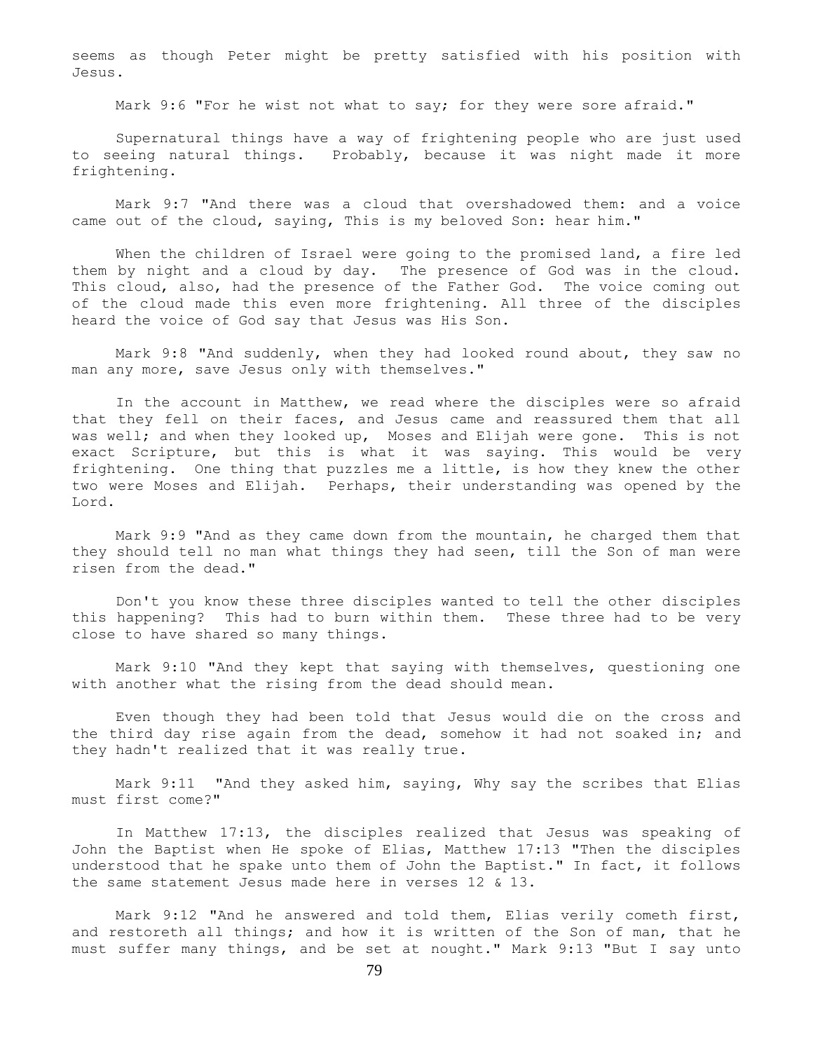seems as though Peter might be pretty satisfied with his position with Jesus.

Mark 9:6 "For he wist not what to say; for they were sore afraid."

Supernatural things have a way of frightening people who are just used to seeing natural things. Probably, because it was night made it more frightening.

Mark 9:7 "And there was a cloud that overshadowed them: and a voice came out of the cloud, saying, This is my beloved Son: hear him."

When the children of Israel were going to the promised land, a fire led them by night and a cloud by day. The presence of God was in the cloud. This cloud, also, had the presence of the Father God. The voice coming out of the cloud made this even more frightening. All three of the disciples heard the voice of God say that Jesus was His Son.

Mark 9:8 "And suddenly, when they had looked round about, they saw no man any more, save Jesus only with themselves."

In the account in Matthew, we read where the disciples were so afraid that they fell on their faces, and Jesus came and reassured them that all was well; and when they looked up, Moses and Elijah were gone. This is not exact Scripture, but this is what it was saying. This would be very frightening. One thing that puzzles me a little, is how they knew the other two were Moses and Elijah. Perhaps, their understanding was opened by the Lord.

Mark 9:9 "And as they came down from the mountain, he charged them that they should tell no man what things they had seen, till the Son of man were risen from the dead."

Don't you know these three disciples wanted to tell the other disciples this happening? This had to burn within them. These three had to be very close to have shared so many things.

Mark 9:10 "And they kept that saying with themselves, questioning one with another what the rising from the dead should mean.

Even though they had been told that Jesus would die on the cross and the third day rise again from the dead, somehow it had not soaked in; and they hadn't realized that it was really true.

Mark 9:11 "And they asked him, saying, Why say the scribes that Elias must first come?"

In Matthew 17:13, the disciples realized that Jesus was speaking of John the Baptist when He spoke of Elias, Matthew 17:13 "Then the disciples understood that he spake unto them of John the Baptist." In fact, it follows the same statement Jesus made here in verses 12 & 13.

Mark 9:12 "And he answered and told them, Elias verily cometh first, and restoreth all things; and how it is written of the Son of man, that he must suffer many things, and be set at nought." Mark 9:13 "But I say unto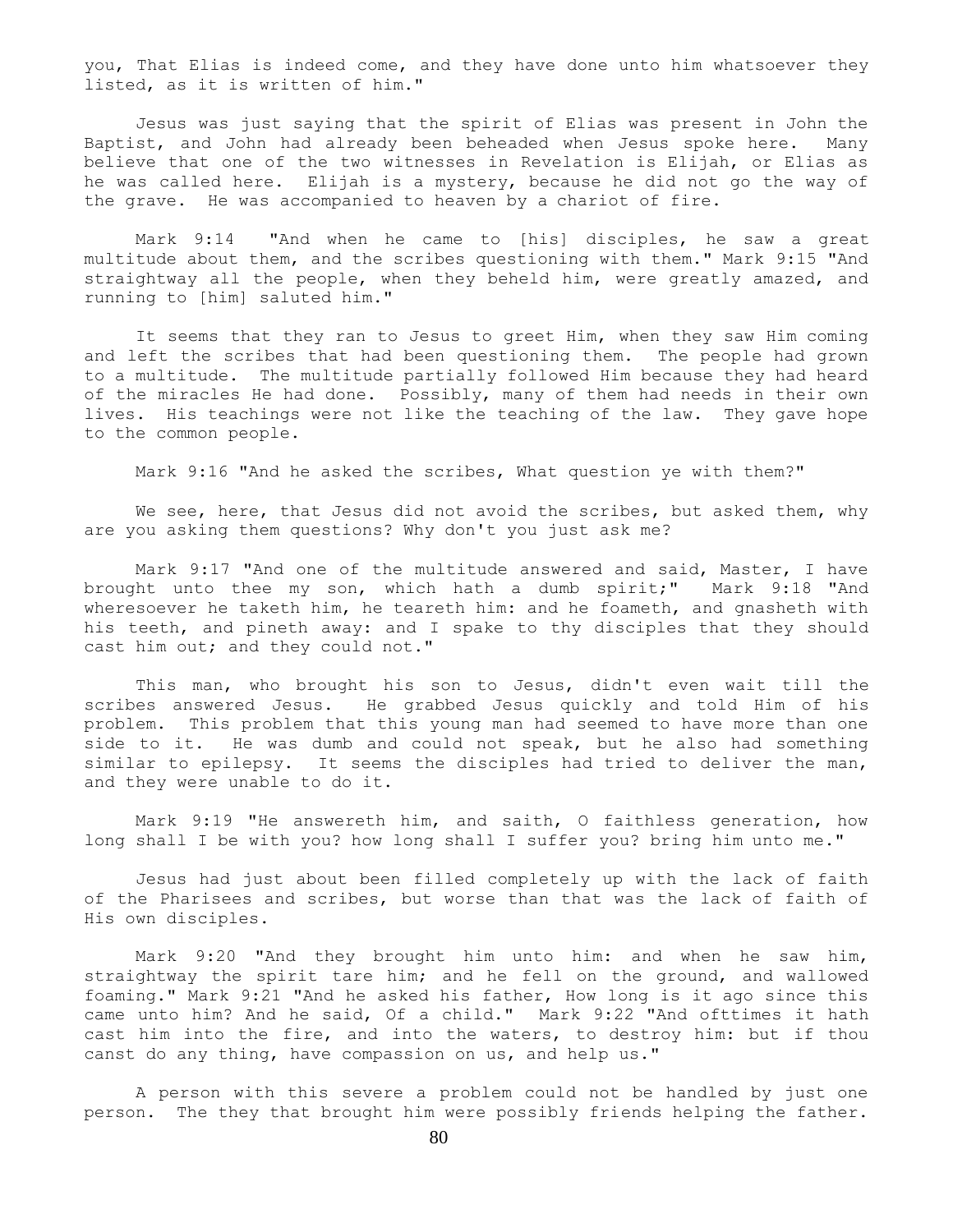you, That Elias is indeed come, and they have done unto him whatsoever they listed, as it is written of him."

Jesus was just saying that the spirit of Elias was present in John the Baptist, and John had already been beheaded when Jesus spoke here. Many believe that one of the two witnesses in Revelation is Elijah, or Elias as he was called here. Elijah is a mystery, because he did not go the way of the grave. He was accompanied to heaven by a chariot of fire.

Mark 9:14 "And when he came to [his] disciples, he saw a great multitude about them, and the scribes questioning with them." Mark 9:15 "And straightway all the people, when they beheld him, were greatly amazed, and running to [him] saluted him."

It seems that they ran to Jesus to greet Him, when they saw Him coming and left the scribes that had been questioning them. The people had grown to a multitude. The multitude partially followed Him because they had heard of the miracles He had done. Possibly, many of them had needs in their own lives. His teachings were not like the teaching of the law. They gave hope to the common people.

Mark 9:16 "And he asked the scribes, What question ye with them?"

We see, here, that Jesus did not avoid the scribes, but asked them, why are you asking them questions? Why don't you just ask me?

Mark 9:17 "And one of the multitude answered and said, Master, I have brought unto thee my son, which hath a dumb spirit;" Mark 9:18 "And wheresoever he taketh him, he teareth him: and he foameth, and gnasheth with his teeth, and pineth away: and I spake to thy disciples that they should cast him out; and they could not."

This man, who brought his son to Jesus, didn't even wait till the scribes answered Jesus. He grabbed Jesus quickly and told Him of his problem. This problem that this young man had seemed to have more than one side to it. He was dumb and could not speak, but he also had something similar to epilepsy. It seems the disciples had tried to deliver the man, and they were unable to do it.

Mark 9:19 "He answereth him, and saith, O faithless generation, how long shall I be with you? how long shall I suffer you? bring him unto me."

Jesus had just about been filled completely up with the lack of faith of the Pharisees and scribes, but worse than that was the lack of faith of His own disciples.

Mark 9:20 "And they brought him unto him: and when he saw him, straightway the spirit tare him; and he fell on the ground, and wallowed foaming." Mark 9:21 "And he asked his father, How long is it ago since this came unto him? And he said, Of a child." Mark 9:22 "And ofttimes it hath cast him into the fire, and into the waters, to destroy him: but if thou canst do any thing, have compassion on us, and help us."

A person with this severe a problem could not be handled by just one person. The they that brought him were possibly friends helping the father.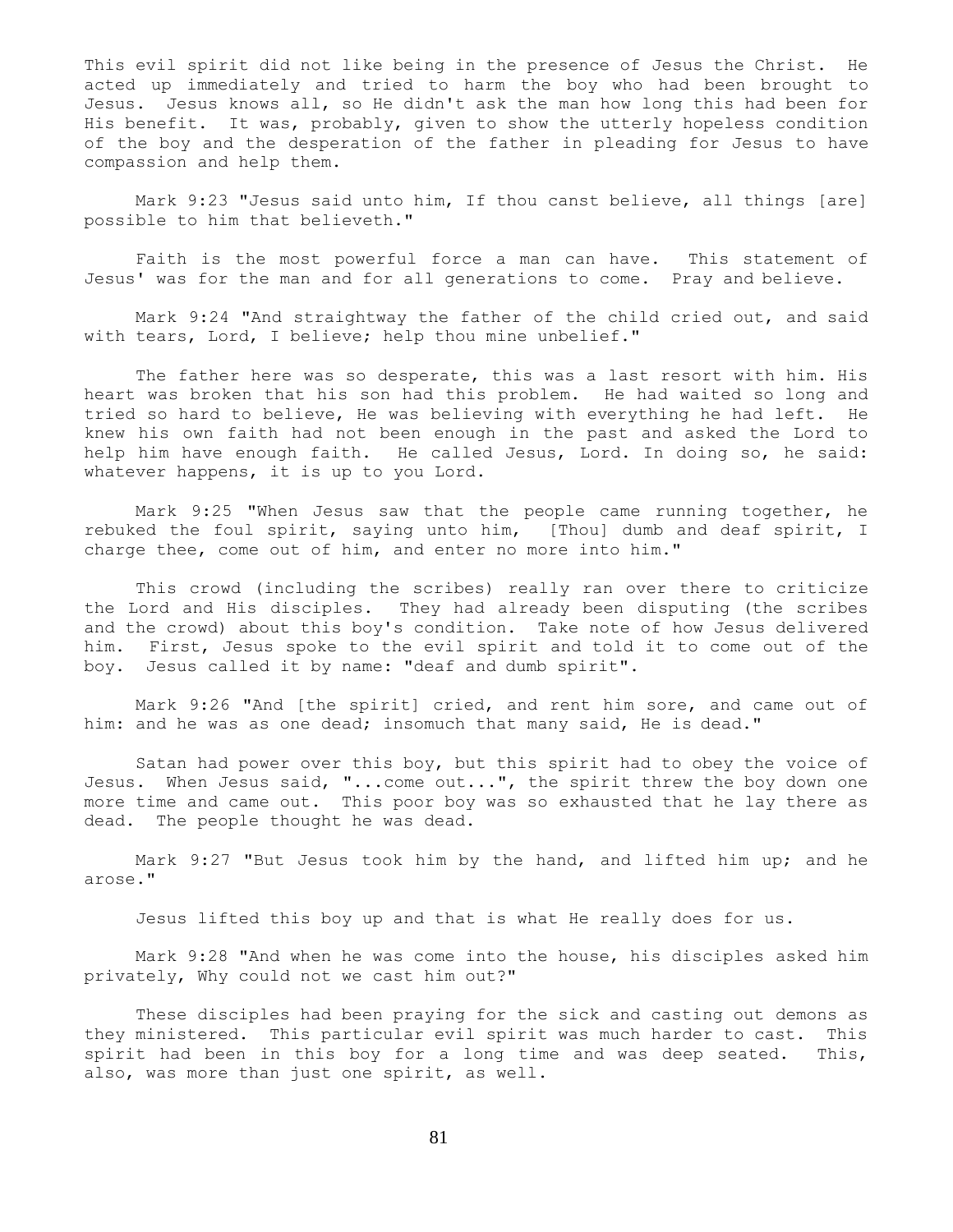This evil spirit did not like being in the presence of Jesus the Christ. He acted up immediately and tried to harm the boy who had been brought to Jesus. Jesus knows all, so He didn't ask the man how long this had been for His benefit. It was, probably, given to show the utterly hopeless condition of the boy and the desperation of the father in pleading for Jesus to have compassion and help them.

Mark 9:23 "Jesus said unto him, If thou canst believe, all things [are] possible to him that believeth."

Faith is the most powerful force a man can have. This statement of Jesus' was for the man and for all generations to come. Pray and believe.

Mark 9:24 "And straightway the father of the child cried out, and said with tears, Lord, I believe; help thou mine unbelief."

The father here was so desperate, this was a last resort with him. His heart was broken that his son had this problem. He had waited so long and tried so hard to believe, He was believing with everything he had left. He knew his own faith had not been enough in the past and asked the Lord to help him have enough faith. He called Jesus, Lord. In doing so, he said: whatever happens, it is up to you Lord.

Mark 9:25 "When Jesus saw that the people came running together, he rebuked the foul spirit, saying unto him, [Thou] dumb and deaf spirit, I charge thee, come out of him, and enter no more into him."

This crowd (including the scribes) really ran over there to criticize the Lord and His disciples. They had already been disputing (the scribes and the crowd) about this boy's condition. Take note of how Jesus delivered him. First, Jesus spoke to the evil spirit and told it to come out of the boy. Jesus called it by name: "deaf and dumb spirit".

Mark 9:26 "And [the spirit] cried, and rent him sore, and came out of him: and he was as one dead; insomuch that many said, He is dead."

Satan had power over this boy, but this spirit had to obey the voice of Jesus. When Jesus said, "...come out...", the spirit threw the boy down one more time and came out. This poor boy was so exhausted that he lay there as dead. The people thought he was dead.

Mark 9:27 "But Jesus took him by the hand, and lifted him up; and he arose."

Jesus lifted this boy up and that is what He really does for us.

Mark 9:28 "And when he was come into the house, his disciples asked him privately, Why could not we cast him out?"

These disciples had been praying for the sick and casting out demons as they ministered. This particular evil spirit was much harder to cast. This spirit had been in this boy for a long time and was deep seated. This, also, was more than just one spirit, as well.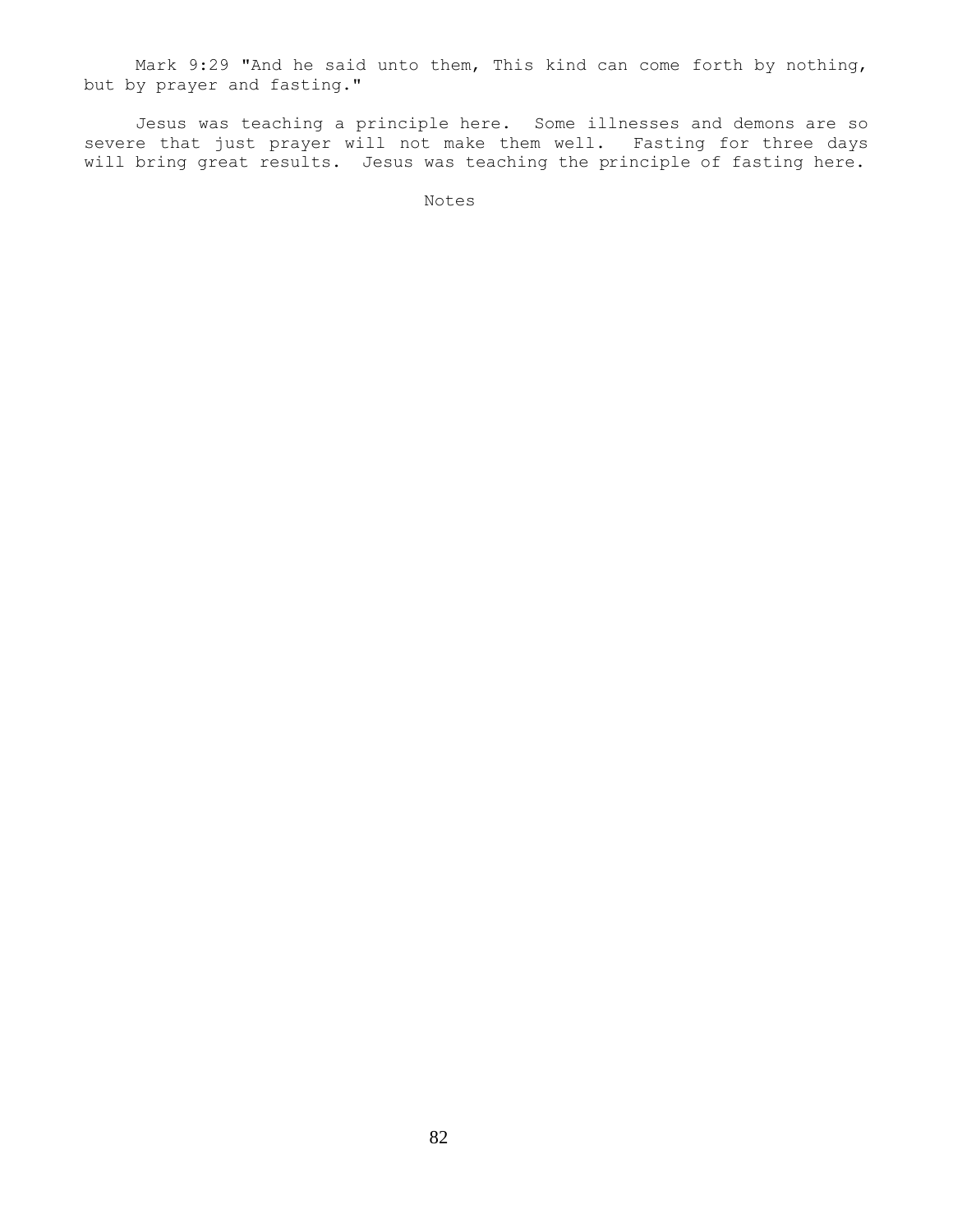Mark 9:29 "And he said unto them, This kind can come forth by nothing, but by prayer and fasting."

Jesus was teaching a principle here. Some illnesses and demons are so severe that just prayer will not make them well. Fasting for three days will bring great results. Jesus was teaching the principle of fasting here.

Notes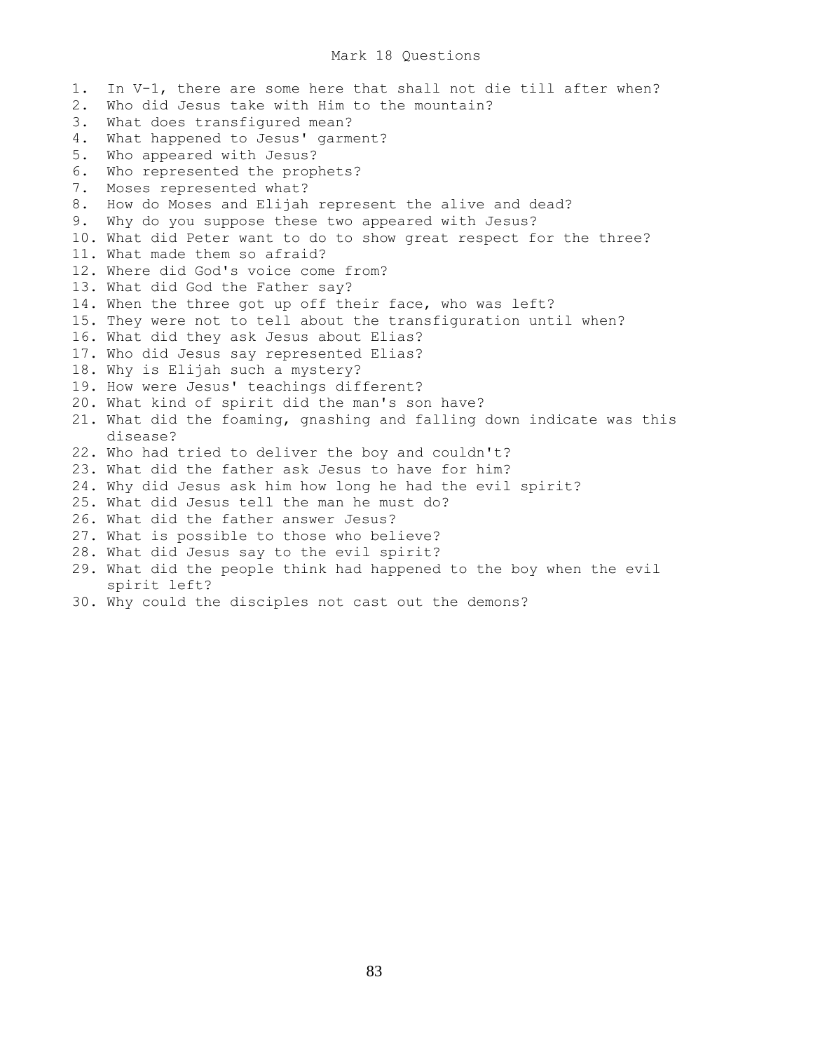# Mark 18 Questions

1. In V-1, there are some here that shall not die till after when?
2. Who did Jesus take with Him to the mountain?
3. What does transfigured mean?
4. What happened to Jesus' garment?
5. Who appeared with Jesus?
6. Who represented the prophets?
7. Moses represented what?
8. How do Moses and Elijah represent the alive and dead?
9. Why do you suppose these two appeared with Jesus?
10. What did Peter want to do to show great respect for the three?
11. What made them so afraid?
12. Where did God's voice come from?
13. What did God the Father say?
14. When the three got up off their face, who was left?
15. They were not to tell about the transfiguration until when?
16. What did they ask Jesus about Elias?
17. Who did Jesus say represented Elias?
18. Why is Elijah such a mystery?
19. How were Jesus' teachings different?
20. What kind of spirit did the man's son have?
21. What did the foaming, gnashing and falling down indicate was this disease?
22. Who had tried to deliver the boy and couldn't?
23. What did the father ask Jesus to have for him?
24. Why did Jesus ask him how long he had the evil spirit?
25. What did Jesus tell the man he must do?
26. What did the father answer Jesus?
27. What is possible to those who believe?
28. What did Jesus say to the evil spirit?
29. What did the people think had happened to the boy when the evil spirit left?
30. Why could the disciples not cast out the demons?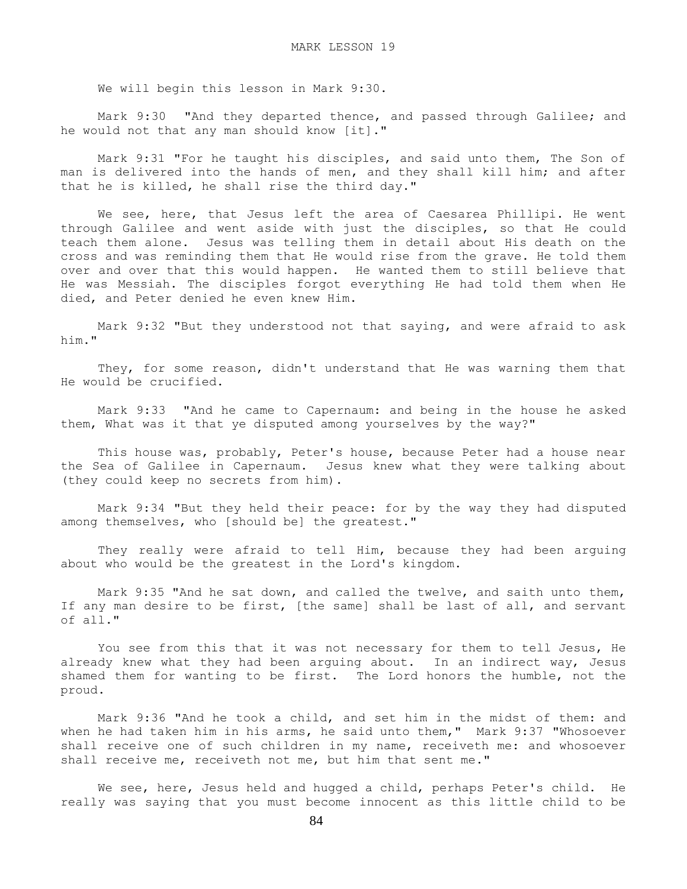# MARK LESSON 19

We will begin this lesson in Mark 9:30.

Mark 9:30 "And they departed thence, and passed through Galilee; and he would not that any man should know [it]."

Mark 9:31 "For he taught his disciples, and said unto them, The Son of man is delivered into the hands of men, and they shall kill him; and after that he is killed, he shall rise the third day."

We see, here, that Jesus left the area of Caesarea Phillipi. He went through Galilee and went aside with just the disciples, so that He could teach them alone. Jesus was telling them in detail about His death on the cross and was reminding them that He would rise from the grave. He told them over and over that this would happen. He wanted them to still believe that He was Messiah. The disciples forgot everything He had told them when He died, and Peter denied he even knew Him.

Mark 9:32 "But they understood not that saying, and were afraid to ask him."

They, for some reason, didn't understand that He was warning them that He would be crucified.

Mark 9:33 "And he came to Capernaum: and being in the house he asked them, What was it that ye disputed among yourselves by the way?"

This house was, probably, Peter's house, because Peter had a house near the Sea of Galilee in Capernaum. Jesus knew what they were talking about (they could keep no secrets from him).

Mark 9:34 "But they held their peace: for by the way they had disputed among themselves, who [should be] the greatest."

They really were afraid to tell Him, because they had been arguing about who would be the greatest in the Lord's kingdom.

Mark 9:35 "And he sat down, and called the twelve, and saith unto them, If any man desire to be first, [the same] shall be last of all, and servant of all."

You see from this that it was not necessary for them to tell Jesus, He already knew what they had been arguing about. In an indirect way, Jesus shamed them for wanting to be first. The Lord honors the humble, not the proud.

Mark 9:36 "And he took a child, and set him in the midst of them: and when he had taken him in his arms, he said unto them," Mark 9:37 "Whosoever shall receive one of such children in my name, receiveth me: and whosoever shall receive me, receiveth not me, but him that sent me."

We see, here, Jesus held and hugged a child, perhaps Peter's child. He really was saying that you must become innocent as this little child to be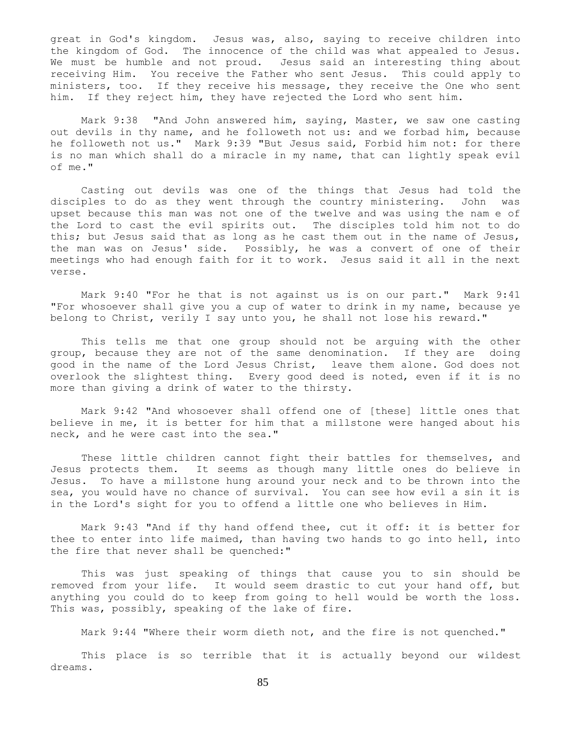great in God's kingdom. Jesus was, also, saying to receive children into the kingdom of God. The innocence of the child was what appealed to Jesus. We must be humble and not proud. Jesus said an interesting thing about receiving Him. You receive the Father who sent Jesus. This could apply to ministers, too. If they receive his message, they receive the One who sent him. If they reject him, they have rejected the Lord who sent him.

Mark 9:38 "And John answered him, saying, Master, we saw one casting out devils in thy name, and he followeth not us: and we forbad him, because he followeth not us." Mark 9:39 "But Jesus said, Forbid him not: for there is no man which shall do a miracle in my name, that can lightly speak evil of me."

Casting out devils was one of the things that Jesus had told the disciples to do as they went through the country ministering. John was upset because this man was not one of the twelve and was using the nam e of the Lord to cast the evil spirits out. The disciples told him not to do this; but Jesus said that as long as he cast them out in the name of Jesus, the man was on Jesus' side. Possibly, he was a convert of one of their meetings who had enough faith for it to work. Jesus said it all in the next verse.

Mark 9:40 "For he that is not against us is on our part." Mark 9:41 "For whosoever shall give you a cup of water to drink in my name, because ye belong to Christ, verily I say unto you, he shall not lose his reward."

This tells me that one group should not be arguing with the other group, because they are not of the same denomination. If they are doing good in the name of the Lord Jesus Christ, leave them alone. God does not overlook the slightest thing. Every good deed is noted, even if it is no more than giving a drink of water to the thirsty.

Mark 9:42 "And whosoever shall offend one of [these] little ones that believe in me, it is better for him that a millstone were hanged about his neck, and he were cast into the sea."

These little children cannot fight their battles for themselves, and Jesus protects them. It seems as though many little ones do believe in Jesus. To have a millstone hung around your neck and to be thrown into the sea, you would have no chance of survival. You can see how evil a sin it is in the Lord's sight for you to offend a little one who believes in Him.

Mark 9:43 "And if thy hand offend thee, cut it off: it is better for thee to enter into life maimed, than having two hands to go into hell, into the fire that never shall be quenched:"

This was just speaking of things that cause you to sin should be removed from your life. It would seem drastic to cut your hand off, but anything you could do to keep from going to hell would be worth the loss. This was, possibly, speaking of the lake of fire.

Mark 9:44 "Where their worm dieth not, and the fire is not quenched."

This place is so terrible that it is actually beyond our wildest dreams.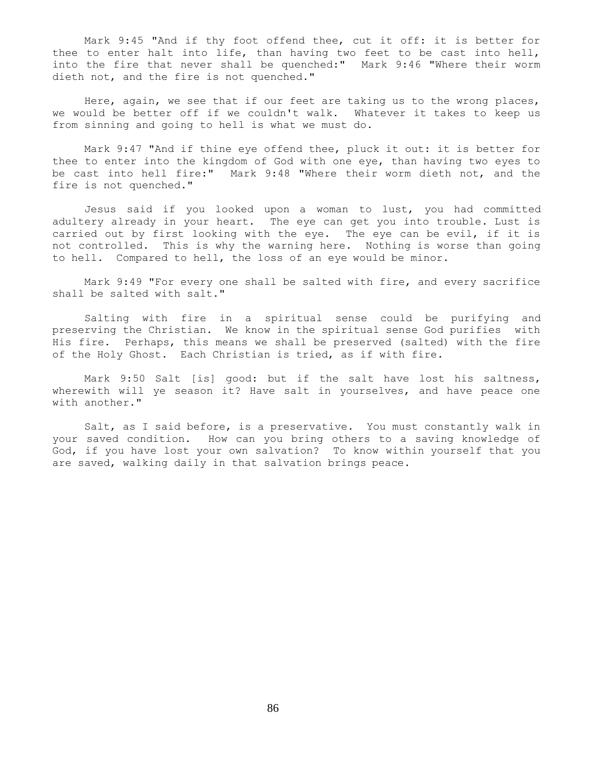Mark 9:45 "And if thy foot offend thee, cut it off: it is better for thee to enter halt into life, than having two feet to be cast into hell, into the fire that never shall be quenched:" Mark 9:46 "Where their worm dieth not, and the fire is not quenched."

Here, again, we see that if our feet are taking us to the wrong places, we would be better off if we couldn't walk. Whatever it takes to keep us from sinning and going to hell is what we must do.

Mark 9:47 "And if thine eye offend thee, pluck it out: it is better for thee to enter into the kingdom of God with one eye, than having two eyes to be cast into hell fire:" Mark 9:48 "Where their worm dieth not, and the fire is not quenched."

Jesus said if you looked upon a woman to lust, you had committed adultery already in your heart. The eye can get you into trouble. Lust is carried out by first looking with the eye. The eye can be evil, if it is not controlled. This is why the warning here. Nothing is worse than going to hell. Compared to hell, the loss of an eye would be minor.

Mark 9:49 "For every one shall be salted with fire, and every sacrifice shall be salted with salt."

Salting with fire in a spiritual sense could be purifying and preserving the Christian. We know in the spiritual sense God purifies with His fire. Perhaps, this means we shall be preserved (salted) with the fire of the Holy Ghost. Each Christian is tried, as if with fire.

Mark 9:50 Salt [is] good: but if the salt have lost his saltness, wherewith will ye season it? Have salt in yourselves, and have peace one with another."

Salt, as I said before, is a preservative. You must constantly walk in your saved condition. How can you bring others to a saving knowledge of God, if you have lost your own salvation? To know within yourself that you are saved, walking daily in that salvation brings peace.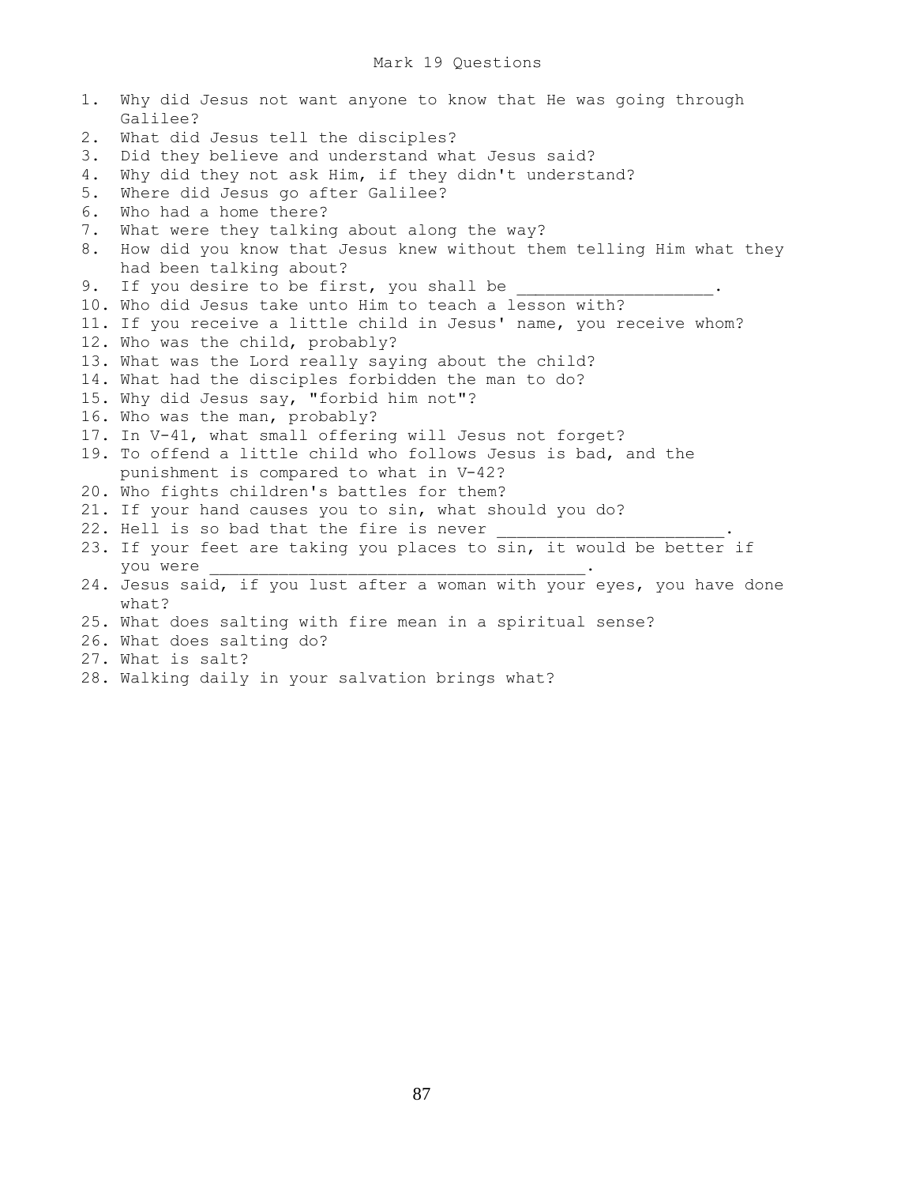# Mark 19 Questions

1. Why did Jesus not want anyone to know that He was going through Galilee?
2. What did Jesus tell the disciples?
3. Did they believe and understand what Jesus said?
4. Why did they not ask Him, if they didn't understand?
5. Where did Jesus go after Galilee?
6. Who had a home there?
7. What were they talking about along the way?
8. How did you know that Jesus knew without them telling Him what they had been talking about?
9. If you desire to be first, you shall be ___________________.
10. Who did Jesus take unto Him to teach a lesson with?
11. If you receive a little child in Jesus' name, you receive whom?
12. Who was the child, probably?
13. What was the Lord really saying about the child?
14. What had the disciples forbidden the man to do?
15. Why did Jesus say, "forbid him not"?
16. Who was the man, probably?
17. In V-41, what small offering will Jesus not forget?
19. To offend a little child who follows Jesus is bad, and the punishment is compared to what in V-42?
20. Who fights children's battles for them?
21. If your hand causes you to sin, what should you do?
22. Hell is so bad that the fire is never ______________________.
23. If your feet are taking you places to sin, it would be better if you were _____________________________________.
24. Jesus said, if you lust after a woman with your eyes, you have done what?
25. What does salting with fire mean in a spiritual sense?
26. What does salting do?
27. What is salt?
28. Walking daily in your salvation brings what?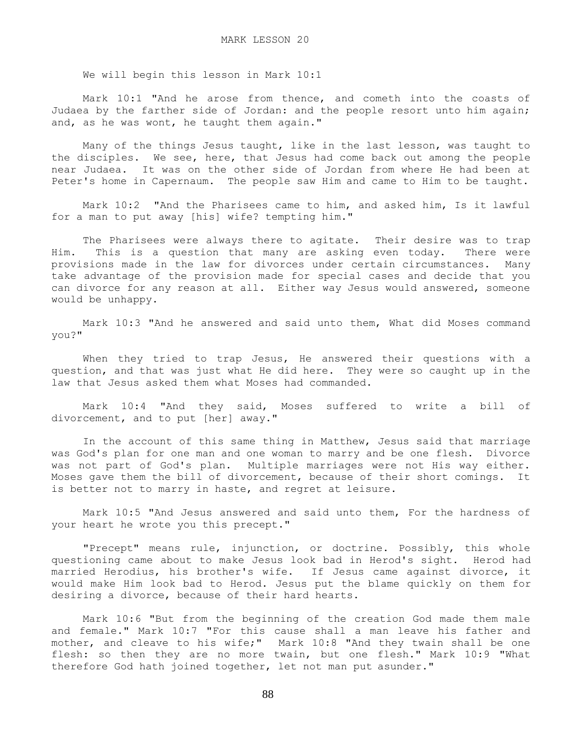# MARK LESSON 20

We will begin this lesson in Mark 10:1

Mark 10:1 "And he arose from thence, and cometh into the coasts of Judaea by the farther side of Jordan: and the people resort unto him again; and, as he was wont, he taught them again."

Many of the things Jesus taught, like in the last lesson, was taught to the disciples. We see, here, that Jesus had come back out among the people near Judaea. It was on the other side of Jordan from where He had been at Peter's home in Capernaum. The people saw Him and came to Him to be taught.

Mark 10:2 "And the Pharisees came to him, and asked him, Is it lawful for a man to put away [his] wife? tempting him."

The Pharisees were always there to agitate. Their desire was to trap Him. This is a question that many are asking even today. There were provisions made in the law for divorces under certain circumstances. Many take advantage of the provision made for special cases and decide that you can divorce for any reason at all. Either way Jesus would answered, someone would be unhappy.

Mark 10:3 "And he answered and said unto them, What did Moses command you?"

When they tried to trap Jesus, He answered their questions with a question, and that was just what He did here. They were so caught up in the law that Jesus asked them what Moses had commanded.

Mark 10:4 "And they said, Moses suffered to write a bill of divorcement, and to put [her] away."

In the account of this same thing in Matthew, Jesus said that marriage was God's plan for one man and one woman to marry and be one flesh. Divorce was not part of God's plan. Multiple marriages were not His way either. Moses gave them the bill of divorcement, because of their short comings. It is better not to marry in haste, and regret at leisure.

Mark 10:5 "And Jesus answered and said unto them, For the hardness of your heart he wrote you this precept."

"Precept" means rule, injunction, or doctrine. Possibly, this whole questioning came about to make Jesus look bad in Herod's sight. Herod had married Herodius, his brother's wife. If Jesus came against divorce, it would make Him look bad to Herod. Jesus put the blame quickly on them for desiring a divorce, because of their hard hearts.

Mark 10:6 "But from the beginning of the creation God made them male and female." Mark 10:7 "For this cause shall a man leave his father and mother, and cleave to his wife;" Mark 10:8 "And they twain shall be one flesh: so then they are no more twain, but one flesh." Mark 10:9 "What therefore God hath joined together, let not man put asunder."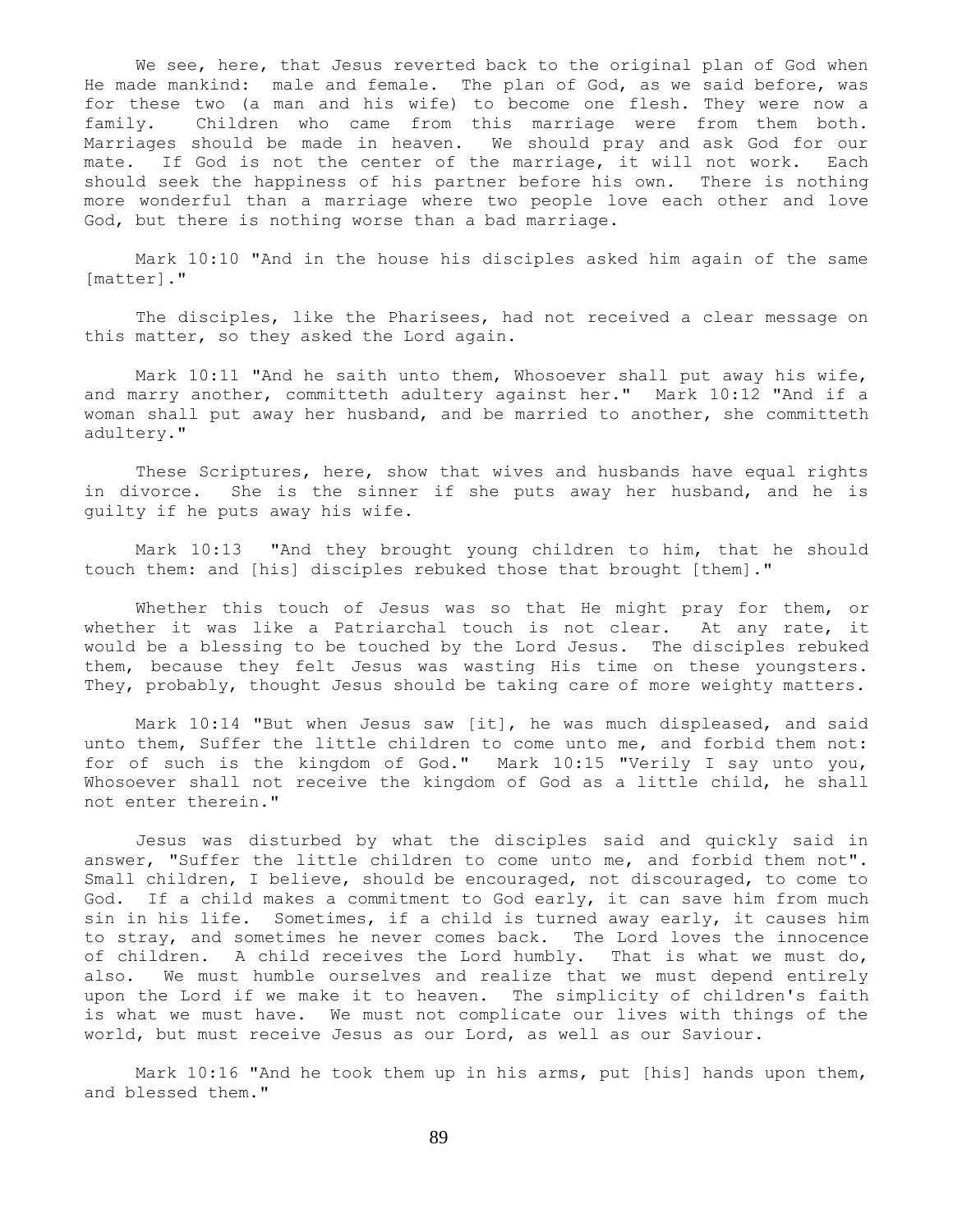We see, here, that Jesus reverted back to the original plan of God when He made mankind: male and female. The plan of God, as we said before, was for these two (a man and his wife) to become one flesh. They were now a family. Children who came from this marriage were from them both. Marriages should be made in heaven. We should pray and ask God for our mate. If God is not the center of the marriage, it will not work. Each should seek the happiness of his partner before his own. There is nothing more wonderful than a marriage where two people love each other and love God, but there is nothing worse than a bad marriage.

Mark 10:10 "And in the house his disciples asked him again of the same [matter]."

The disciples, like the Pharisees, had not received a clear message on this matter, so they asked the Lord again.

Mark 10:11 "And he saith unto them, Whosoever shall put away his wife, and marry another, committeth adultery against her." Mark 10:12 "And if a woman shall put away her husband, and be married to another, she committeth adultery."

These Scriptures, here, show that wives and husbands have equal rights in divorce. She is the sinner if she puts away her husband, and he is guilty if he puts away his wife.

Mark 10:13 "And they brought young children to him, that he should touch them: and [his] disciples rebuked those that brought [them]."

Whether this touch of Jesus was so that He might pray for them, or whether it was like a Patriarchal touch is not clear. At any rate, it would be a blessing to be touched by the Lord Jesus. The disciples rebuked them, because they felt Jesus was wasting His time on these youngsters. They, probably, thought Jesus should be taking care of more weighty matters.

Mark 10:14 "But when Jesus saw [it], he was much displeased, and said unto them, Suffer the little children to come unto me, and forbid them not: for of such is the kingdom of God." Mark 10:15 "Verily I say unto you, Whosoever shall not receive the kingdom of God as a little child, he shall not enter therein."

Jesus was disturbed by what the disciples said and quickly said in answer, "Suffer the little children to come unto me, and forbid them not". Small children, I believe, should be encouraged, not discouraged, to come to God. If a child makes a commitment to God early, it can save him from much sin in his life. Sometimes, if a child is turned away early, it causes him to stray, and sometimes he never comes back. The Lord loves the innocence of children. A child receives the Lord humbly. That is what we must do, also. We must humble ourselves and realize that we must depend entirely upon the Lord if we make it to heaven. The simplicity of children's faith is what we must have. We must not complicate our lives with things of the world, but must receive Jesus as our Lord, as well as our Saviour.

Mark 10:16 "And he took them up in his arms, put [his] hands upon them, and blessed them."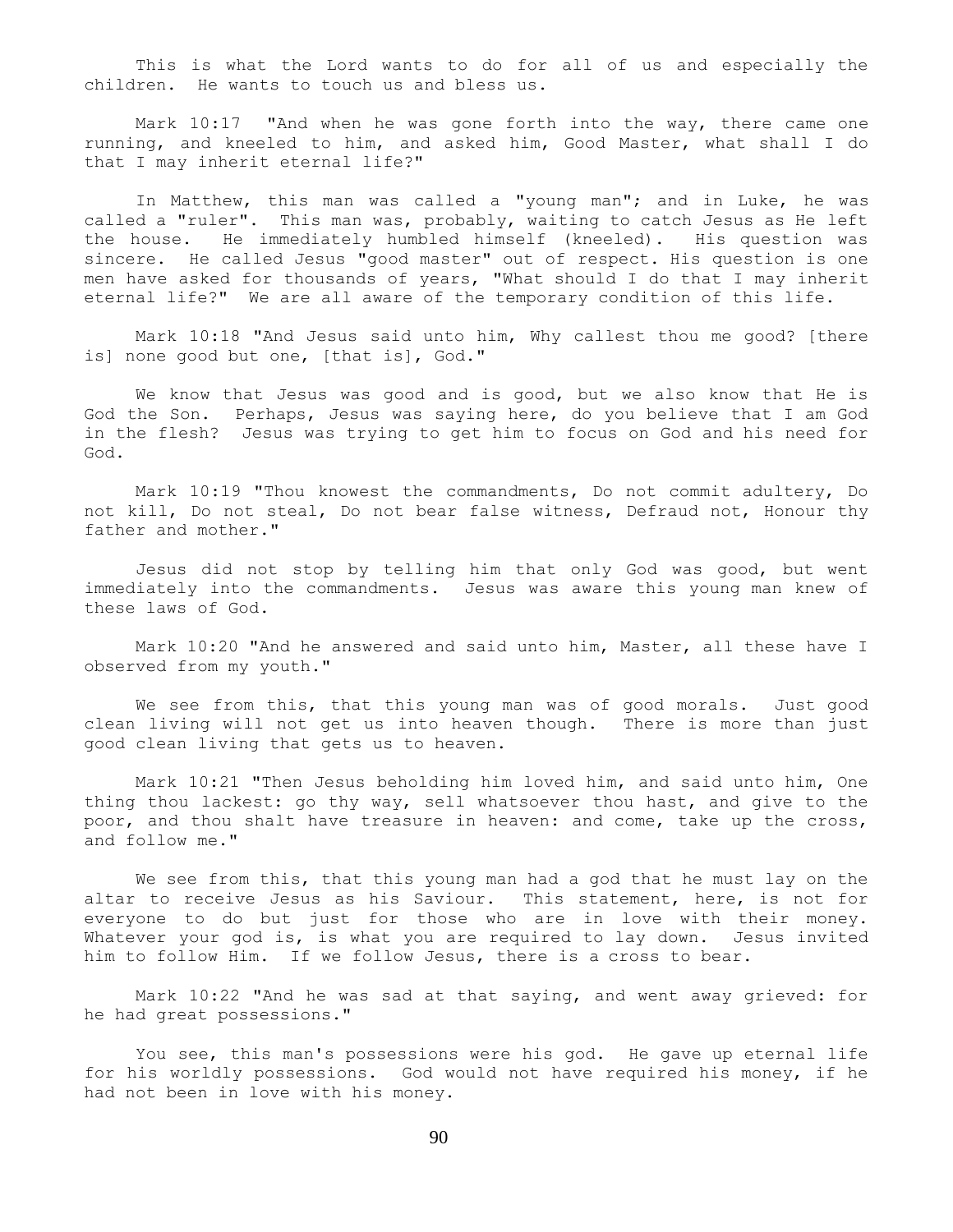This is what the Lord wants to do for all of us and especially the children. He wants to touch us and bless us.

Mark 10:17 "And when he was gone forth into the way, there came one running, and kneeled to him, and asked him, Good Master, what shall I do that I may inherit eternal life?"

In Matthew, this man was called a "young man"; and in Luke, he was called a "ruler". This man was, probably, waiting to catch Jesus as He left the house. He immediately humbled himself (kneeled). His question was sincere. He called Jesus "good master" out of respect. His question is one men have asked for thousands of years, "What should I do that I may inherit eternal life?" We are all aware of the temporary condition of this life.

Mark 10:18 "And Jesus said unto him, Why callest thou me good? [there is] none good but one, [that is], God."

We know that Jesus was good and is good, but we also know that He is God the Son. Perhaps, Jesus was saying here, do you believe that I am God in the flesh? Jesus was trying to get him to focus on God and his need for God.

Mark 10:19 "Thou knowest the commandments, Do not commit adultery, Do not kill, Do not steal, Do not bear false witness, Defraud not, Honour thy father and mother."

Jesus did not stop by telling him that only God was good, but went immediately into the commandments. Jesus was aware this young man knew of these laws of God.

Mark 10:20 "And he answered and said unto him, Master, all these have I observed from my youth."

We see from this, that this young man was of good morals. Just good clean living will not get us into heaven though. There is more than just good clean living that gets us to heaven.

Mark 10:21 "Then Jesus beholding him loved him, and said unto him, One thing thou lackest: go thy way, sell whatsoever thou hast, and give to the poor, and thou shalt have treasure in heaven: and come, take up the cross, and follow me."

We see from this, that this young man had a god that he must lay on the altar to receive Jesus as his Saviour. This statement, here, is not for everyone to do but just for those who are in love with their money. Whatever your god is, is what you are required to lay down. Jesus invited him to follow Him. If we follow Jesus, there is a cross to bear.

Mark 10:22 "And he was sad at that saying, and went away grieved: for he had great possessions."

You see, this man's possessions were his god. He gave up eternal life for his worldly possessions. God would not have required his money, if he had not been in love with his money.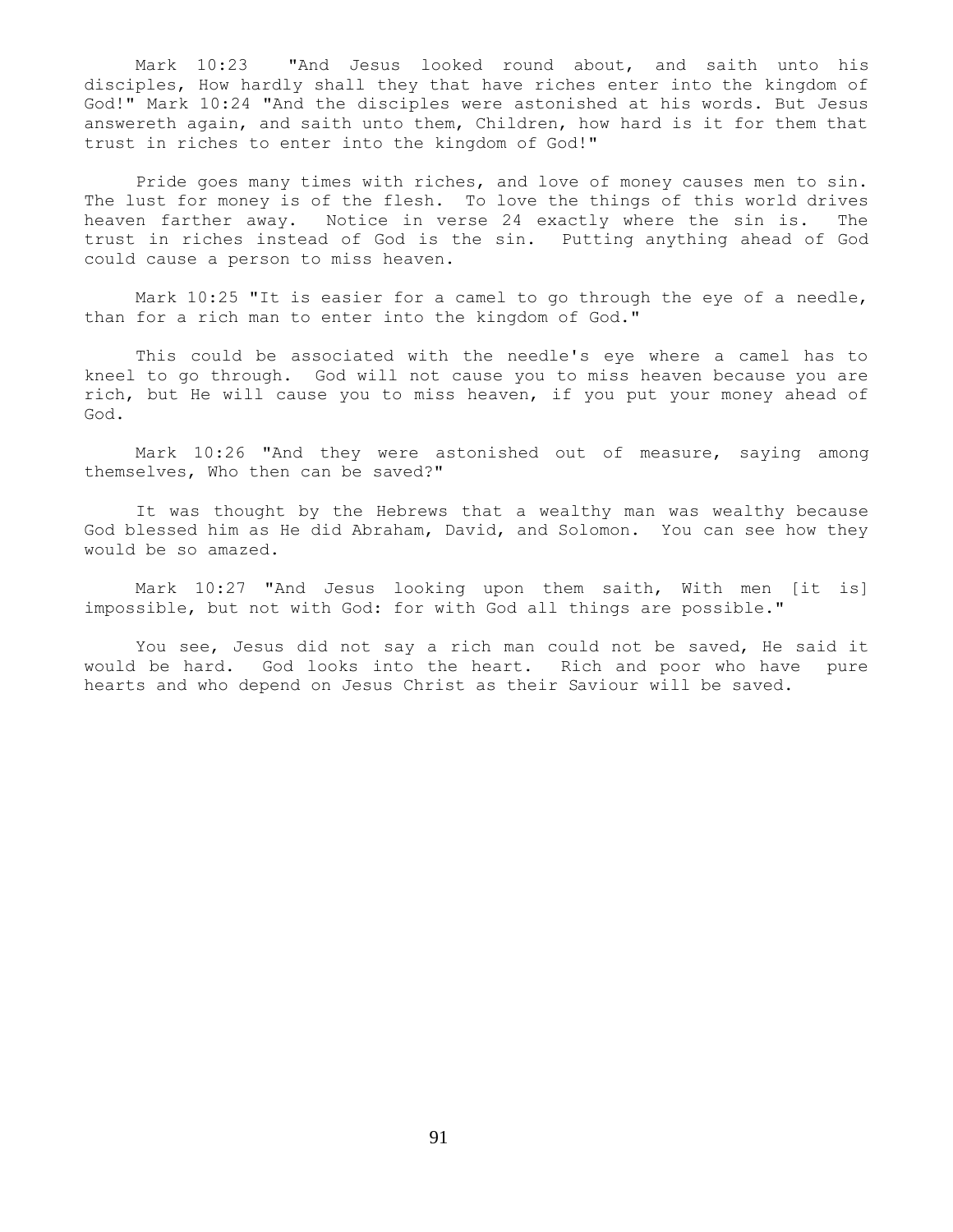Mark 10:23 "And Jesus looked round about, and saith unto his disciples, How hardly shall they that have riches enter into the kingdom of God!" Mark 10:24 "And the disciples were astonished at his words. But Jesus answereth again, and saith unto them, Children, how hard is it for them that trust in riches to enter into the kingdom of God!"

Pride goes many times with riches, and love of money causes men to sin. The lust for money is of the flesh. To love the things of this world drives heaven farther away. Notice in verse 24 exactly where the sin is. The trust in riches instead of God is the sin. Putting anything ahead of God could cause a person to miss heaven.

Mark 10:25 "It is easier for a camel to go through the eye of a needle, than for a rich man to enter into the kingdom of God."

This could be associated with the needle's eye where a camel has to kneel to go through. God will not cause you to miss heaven because you are rich, but He will cause you to miss heaven, if you put your money ahead of God.

Mark 10:26 "And they were astonished out of measure, saying among themselves, Who then can be saved?"

It was thought by the Hebrews that a wealthy man was wealthy because God blessed him as He did Abraham, David, and Solomon. You can see how they would be so amazed.

Mark 10:27 "And Jesus looking upon them saith, With men [it is] impossible, but not with God: for with God all things are possible."

You see, Jesus did not say a rich man could not be saved, He said it would be hard. God looks into the heart. Rich and poor who have pure hearts and who depend on Jesus Christ as their Saviour will be saved.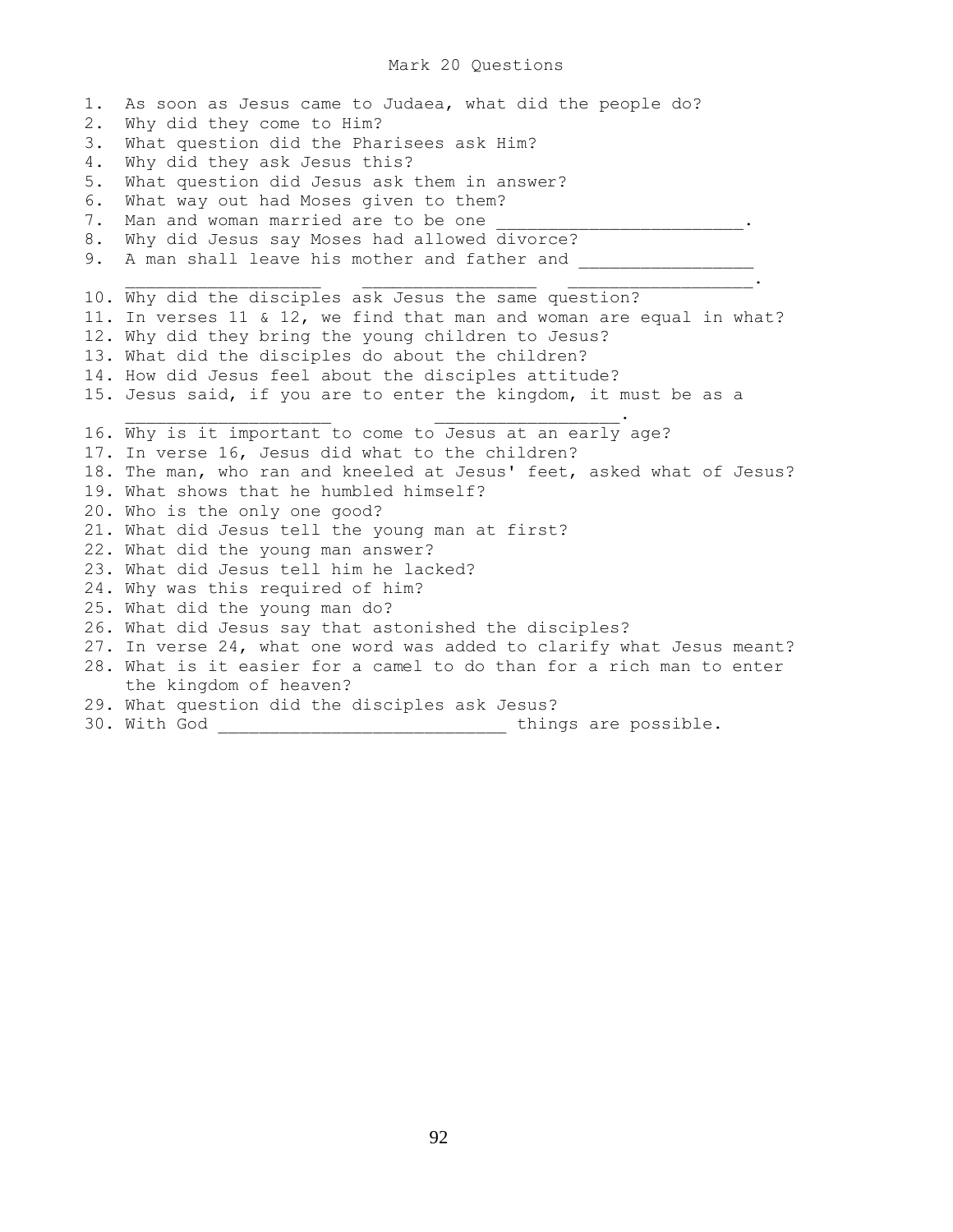# Mark 20 Questions

1. As soon as Jesus came to Judaea, what did the people do?
2. Why did they come to Him?
3. What question did the Pharisees ask Him?
4. Why did they ask Jesus this?
5. What question did Jesus ask them in answer?
6. What way out had Moses given to them?
7. Man and woman married are to be one ________________________.
8. Why did Jesus say Moses had allowed divorce?
9. A man shall leave his mother and father and _________________ __________________ ________________ _________________.
10. Why did the disciples ask Jesus the same question?
11. In verses 11 & 12, we find that man and woman are equal in what?
12. Why did they bring the young children to Jesus?
13. What did the disciples do about the children?
14. How did Jesus feel about the disciples attitude?
15. Jesus said, if you are to enter the kingdom, it must be as a ___________________ _________________.
16. Why is it important to come to Jesus at an early age?
17. In verse 16, Jesus did what to the children?
18. The man, who ran and kneeled at Jesus' feet, asked what of Jesus?
19. What shows that he humbled himself?
20. Who is the only one good?
21. What did Jesus tell the young man at first?
22. What did the young man answer?
23. What did Jesus tell him he lacked?
24. Why was this required of him?
25. What did the young man do?
26. What did Jesus say that astonished the disciples?
27. In verse 24, what one word was added to clarify what Jesus meant?
28. What is it easier for a camel to do than for a rich man to enter the kingdom of heaven?
29. What question did the disciples ask Jesus?
30. With God ____________________________ things are possible.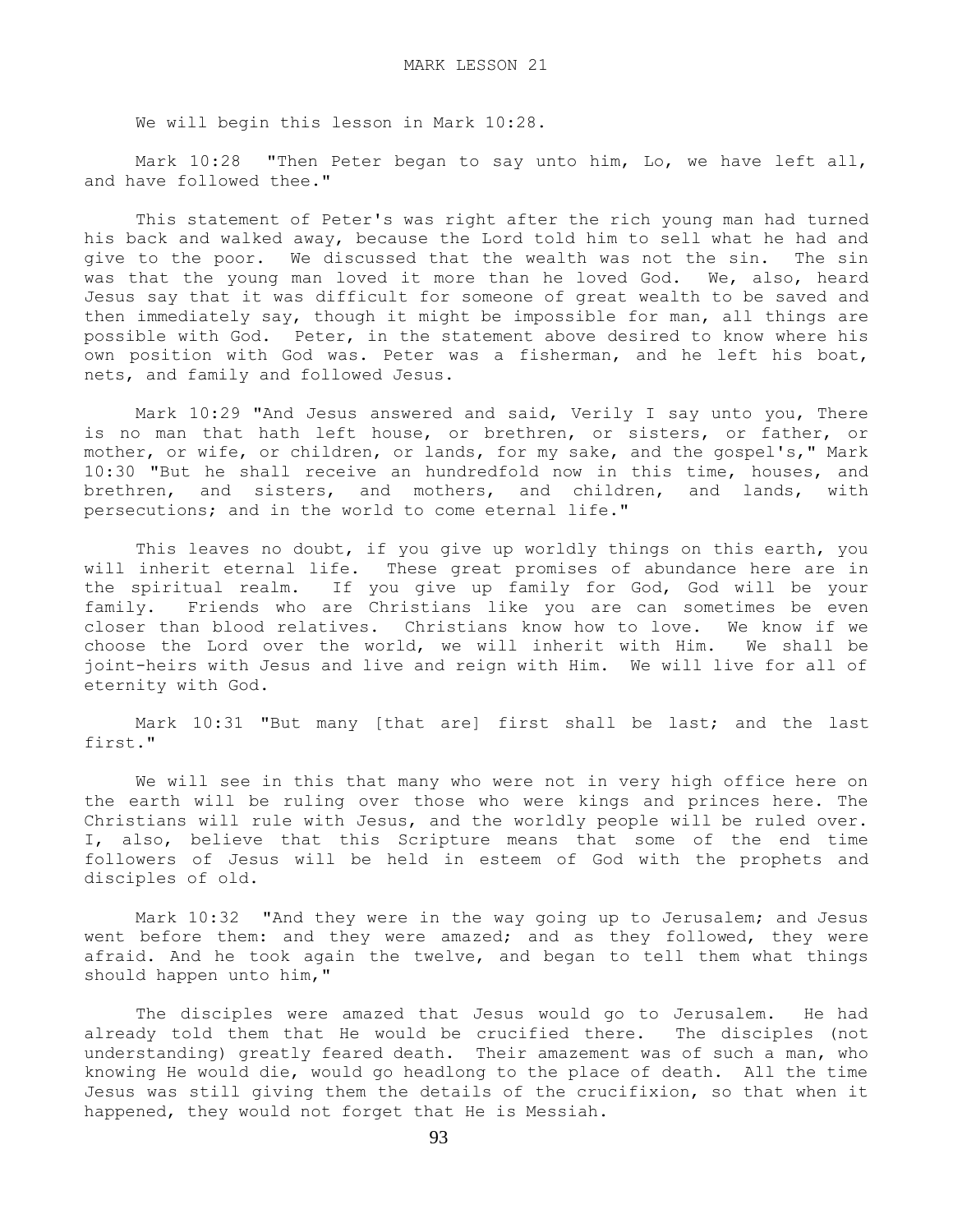# MARK LESSON 21

We will begin this lesson in Mark 10:28.

Mark 10:28 "Then Peter began to say unto him, Lo, we have left all, and have followed thee."

This statement of Peter's was right after the rich young man had turned his back and walked away, because the Lord told him to sell what he had and give to the poor. We discussed that the wealth was not the sin. The sin was that the young man loved it more than he loved God. We, also, heard Jesus say that it was difficult for someone of great wealth to be saved and then immediately say, though it might be impossible for man, all things are possible with God. Peter, in the statement above desired to know where his own position with God was. Peter was a fisherman, and he left his boat, nets, and family and followed Jesus.

Mark 10:29 "And Jesus answered and said, Verily I say unto you, There is no man that hath left house, or brethren, or sisters, or father, or mother, or wife, or children, or lands, for my sake, and the gospel's," Mark 10:30 "But he shall receive an hundredfold now in this time, houses, and brethren, and sisters, and mothers, and children, and lands, with persecutions; and in the world to come eternal life."

This leaves no doubt, if you give up worldly things on this earth, you will inherit eternal life. These great promises of abundance here are in the spiritual realm. If you give up family for God, God will be your family. Friends who are Christians like you are can sometimes be even closer than blood relatives. Christians know how to love. We know if we choose the Lord over the world, we will inherit with Him. We shall be joint-heirs with Jesus and live and reign with Him. We will live for all of eternity with God.

Mark 10:31 "But many [that are] first shall be last; and the last first."

We will see in this that many who were not in very high office here on the earth will be ruling over those who were kings and princes here. The Christians will rule with Jesus, and the worldly people will be ruled over. I, also, believe that this Scripture means that some of the end time followers of Jesus will be held in esteem of God with the prophets and disciples of old.

Mark 10:32 "And they were in the way going up to Jerusalem; and Jesus went before them: and they were amazed; and as they followed, they were afraid. And he took again the twelve, and began to tell them what things should happen unto him,"

The disciples were amazed that Jesus would go to Jerusalem. He had already told them that He would be crucified there. The disciples (not understanding) greatly feared death. Their amazement was of such a man, who knowing He would die, would go headlong to the place of death. All the time Jesus was still giving them the details of the crucifixion, so that when it happened, they would not forget that He is Messiah.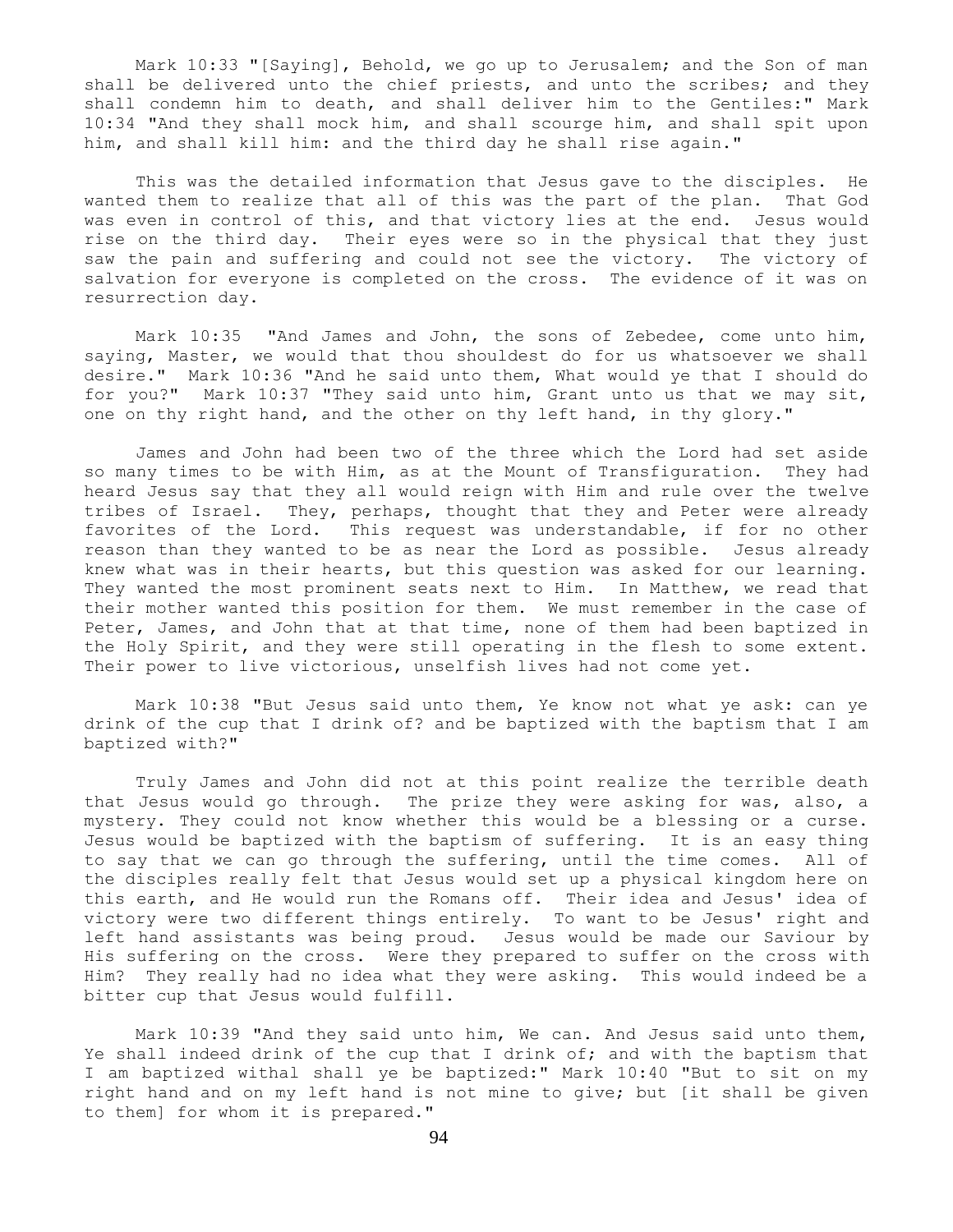Mark 10:33 "[Saying], Behold, we go up to Jerusalem; and the Son of man shall be delivered unto the chief priests, and unto the scribes; and they shall condemn him to death, and shall deliver him to the Gentiles:" Mark 10:34 "And they shall mock him, and shall scourge him, and shall spit upon him, and shall kill him: and the third day he shall rise again."

This was the detailed information that Jesus gave to the disciples. He wanted them to realize that all of this was the part of the plan. That God was even in control of this, and that victory lies at the end. Jesus would rise on the third day. Their eyes were so in the physical that they just saw the pain and suffering and could not see the victory. The victory of salvation for everyone is completed on the cross. The evidence of it was on resurrection day.

Mark 10:35 "And James and John, the sons of Zebedee, come unto him, saying, Master, we would that thou shouldest do for us whatsoever we shall desire." Mark 10:36 "And he said unto them, What would ye that I should do for you?" Mark 10:37 "They said unto him, Grant unto us that we may sit, one on thy right hand, and the other on thy left hand, in thy glory."

James and John had been two of the three which the Lord had set aside so many times to be with Him, as at the Mount of Transfiguration. They had heard Jesus say that they all would reign with Him and rule over the twelve tribes of Israel. They, perhaps, thought that they and Peter were already favorites of the Lord. This request was understandable, if for no other reason than they wanted to be as near the Lord as possible. Jesus already knew what was in their hearts, but this question was asked for our learning. They wanted the most prominent seats next to Him. In Matthew, we read that their mother wanted this position for them. We must remember in the case of Peter, James, and John that at that time, none of them had been baptized in the Holy Spirit, and they were still operating in the flesh to some extent. Their power to live victorious, unselfish lives had not come yet.

Mark 10:38 "But Jesus said unto them, Ye know not what ye ask: can ye drink of the cup that I drink of? and be baptized with the baptism that I am baptized with?"

Truly James and John did not at this point realize the terrible death that Jesus would go through. The prize they were asking for was, also, a mystery. They could not know whether this would be a blessing or a curse. Jesus would be baptized with the baptism of suffering. It is an easy thing to say that we can go through the suffering, until the time comes. All of the disciples really felt that Jesus would set up a physical kingdom here on this earth, and He would run the Romans off. Their idea and Jesus' idea of victory were two different things entirely. To want to be Jesus' right and left hand assistants was being proud. Jesus would be made our Saviour by His suffering on the cross. Were they prepared to suffer on the cross with Him? They really had no idea what they were asking. This would indeed be a bitter cup that Jesus would fulfill.

Mark 10:39 "And they said unto him, We can. And Jesus said unto them, Ye shall indeed drink of the cup that I drink of; and with the baptism that I am baptized withal shall ye be baptized:" Mark 10:40 "But to sit on my right hand and on my left hand is not mine to give; but [it shall be given to them] for whom it is prepared."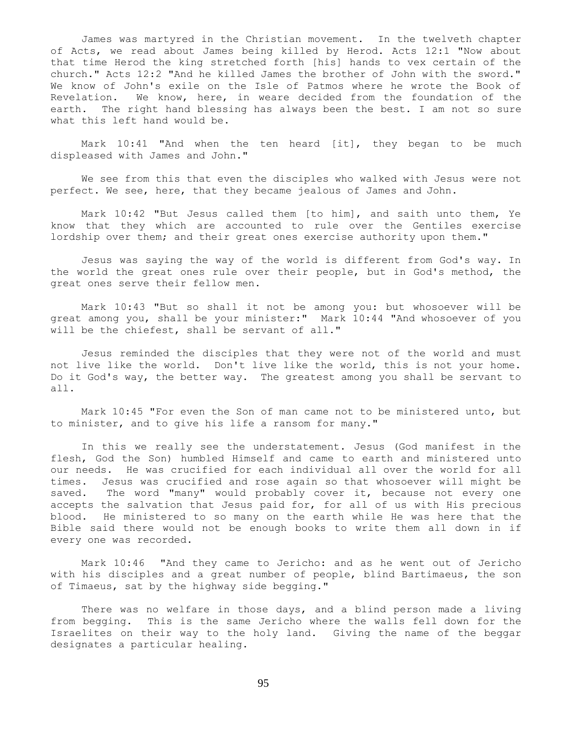James was martyred in the Christian movement. In the twelveth chapter of Acts, we read about James being killed by Herod. Acts 12:1 "Now about that time Herod the king stretched forth [his] hands to vex certain of the church." Acts 12:2 "And he killed James the brother of John with the sword." We know of John's exile on the Isle of Patmos where he wrote the Book of Revelation. We know, here, in weare decided from the foundation of the earth. The right hand blessing has always been the best. I am not so sure what this left hand would be.

Mark 10:41 "And when the ten heard [it], they began to be much displeased with James and John."

We see from this that even the disciples who walked with Jesus were not perfect. We see, here, that they became jealous of James and John.

Mark 10:42 "But Jesus called them [to him], and saith unto them, Ye know that they which are accounted to rule over the Gentiles exercise lordship over them; and their great ones exercise authority upon them."

Jesus was saying the way of the world is different from God's way. In the world the great ones rule over their people, but in God's method, the great ones serve their fellow men.

Mark 10:43 "But so shall it not be among you: but whosoever will be great among you, shall be your minister:" Mark 10:44 "And whosoever of you will be the chiefest, shall be servant of all."

Jesus reminded the disciples that they were not of the world and must not live like the world. Don't live like the world, this is not your home. Do it God's way, the better way. The greatest among you shall be servant to all.

Mark 10:45 "For even the Son of man came not to be ministered unto, but to minister, and to give his life a ransom for many."

In this we really see the understatement. Jesus (God manifest in the flesh, God the Son) humbled Himself and came to earth and ministered unto our needs. He was crucified for each individual all over the world for all times. Jesus was crucified and rose again so that whosoever will might be saved. The word "many" would probably cover it, because not every one accepts the salvation that Jesus paid for, for all of us with His precious blood. He ministered to so many on the earth while He was here that the Bible said there would not be enough books to write them all down in if every one was recorded.

Mark 10:46 "And they came to Jericho: and as he went out of Jericho with his disciples and a great number of people, blind Bartimaeus, the son of Timaeus, sat by the highway side begging."

There was no welfare in those days, and a blind person made a living from begging. This is the same Jericho where the walls fell down for the Israelites on their way to the holy land. Giving the name of the beggar designates a particular healing.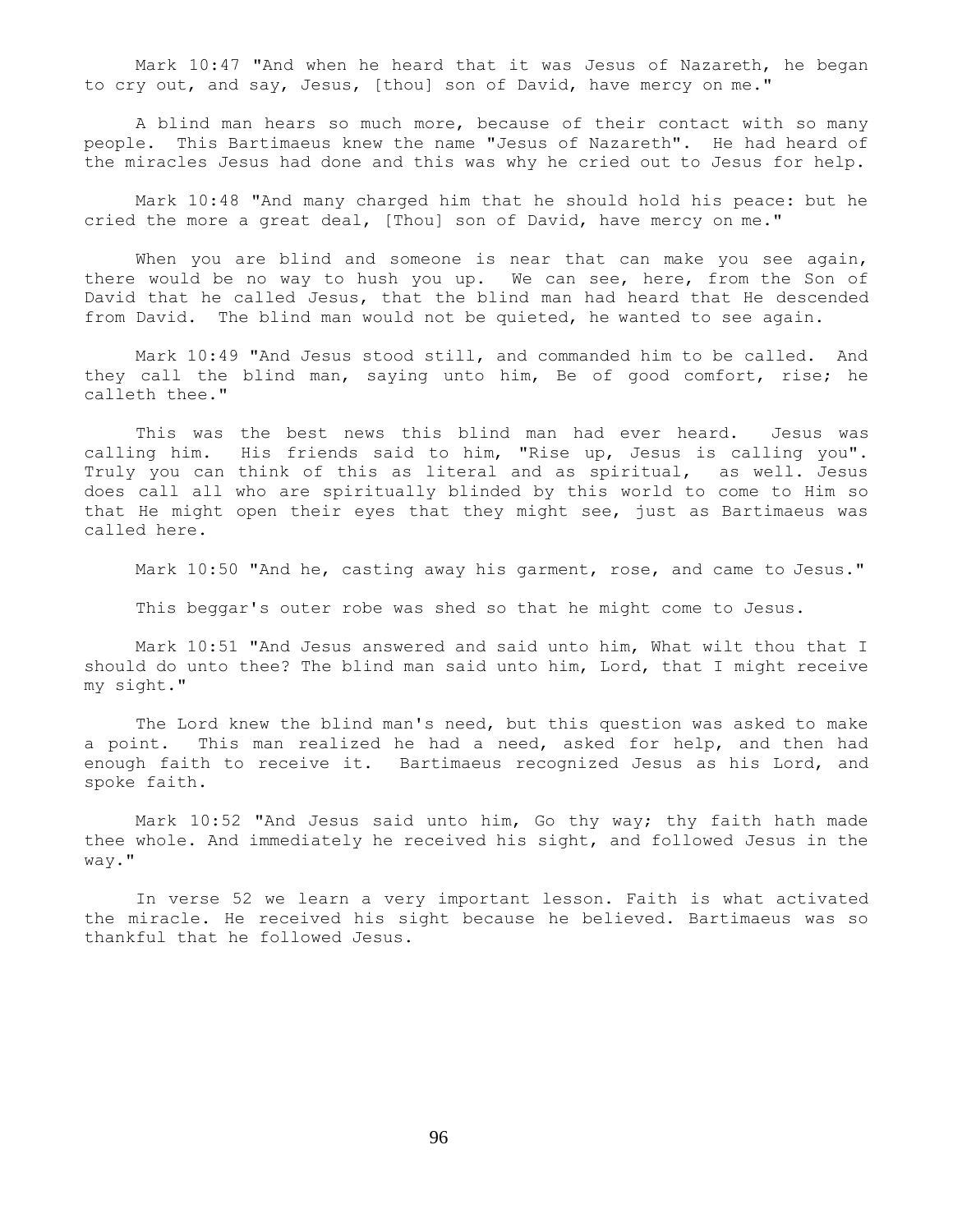Mark 10:47 "And when he heard that it was Jesus of Nazareth, he began to cry out, and say, Jesus, [thou] son of David, have mercy on me."

A blind man hears so much more, because of their contact with so many people. This Bartimaeus knew the name "Jesus of Nazareth". He had heard of the miracles Jesus had done and this was why he cried out to Jesus for help.

Mark 10:48 "And many charged him that he should hold his peace: but he cried the more a great deal, [Thou] son of David, have mercy on me."

When you are blind and someone is near that can make you see again, there would be no way to hush you up. We can see, here, from the Son of David that he called Jesus, that the blind man had heard that He descended from David. The blind man would not be quieted, he wanted to see again.

Mark 10:49 "And Jesus stood still, and commanded him to be called. And they call the blind man, saying unto him, Be of good comfort, rise; he calleth thee."

This was the best news this blind man had ever heard. Jesus was calling him. His friends said to him, "Rise up, Jesus is calling you". Truly you can think of this as literal and as spiritual, as well. Jesus does call all who are spiritually blinded by this world to come to Him so that He might open their eyes that they might see, just as Bartimaeus was called here.

Mark 10:50 "And he, casting away his garment, rose, and came to Jesus."

This beggar's outer robe was shed so that he might come to Jesus.

Mark 10:51 "And Jesus answered and said unto him, What wilt thou that I should do unto thee? The blind man said unto him, Lord, that I might receive my sight."

The Lord knew the blind man's need, but this question was asked to make a point. This man realized he had a need, asked for help, and then had enough faith to receive it. Bartimaeus recognized Jesus as his Lord, and spoke faith.

Mark 10:52 "And Jesus said unto him, Go thy way; thy faith hath made thee whole. And immediately he received his sight, and followed Jesus in the way."

In verse 52 we learn a very important lesson. Faith is what activated the miracle. He received his sight because he believed. Bartimaeus was so thankful that he followed Jesus.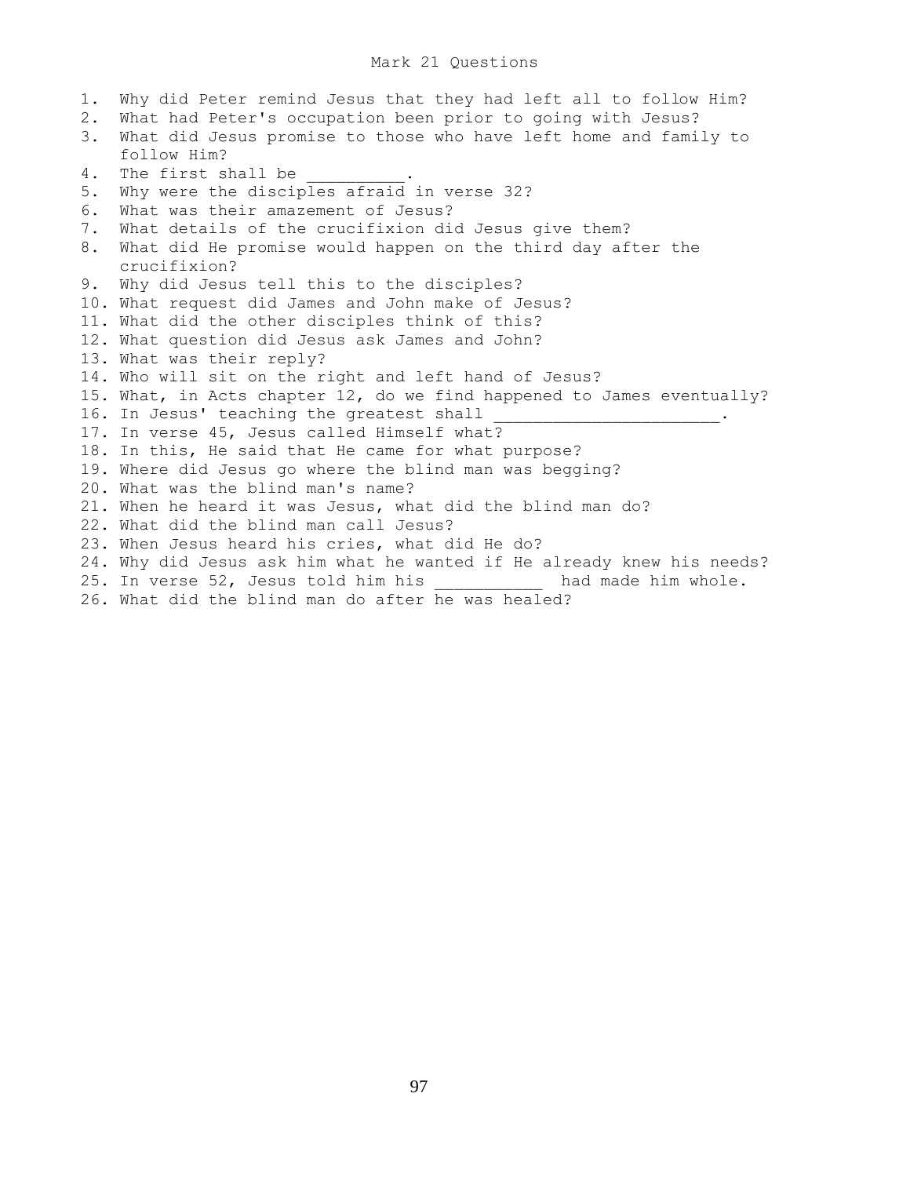# Mark 21 Questions

1. Why did Peter remind Jesus that they had left all to follow Him?
2. What had Peter's occupation been prior to going with Jesus?
3. What did Jesus promise to those who have left home and family to follow Him?
4. The first shall be __________.
5. Why were the disciples afraid in verse 32?
6. What was their amazement of Jesus?
7. What details of the crucifixion did Jesus give them?
8. What did He promise would happen on the third day after the crucifixion?
9. Why did Jesus tell this to the disciples?
10. What request did James and John make of Jesus?
11. What did the other disciples think of this?
12. What question did Jesus ask James and John?
13. What was their reply?
14. Who will sit on the right and left hand of Jesus?
15. What, in Acts chapter 12, do we find happened to James eventually?
16. In Jesus' teaching the greatest shall ______________________.
17. In verse 45, Jesus called Himself what?
18. In this, He said that He came for what purpose?
19. Where did Jesus go where the blind man was begging?
20. What was the blind man's name?
21. When he heard it was Jesus, what did the blind man do?
22. What did the blind man call Jesus?
23. When Jesus heard his cries, what did He do?
24. Why did Jesus ask him what he wanted if He already knew his needs?
25. In verse 52, Jesus told him his ___________ had made him whole.
26. What did the blind man do after he was healed?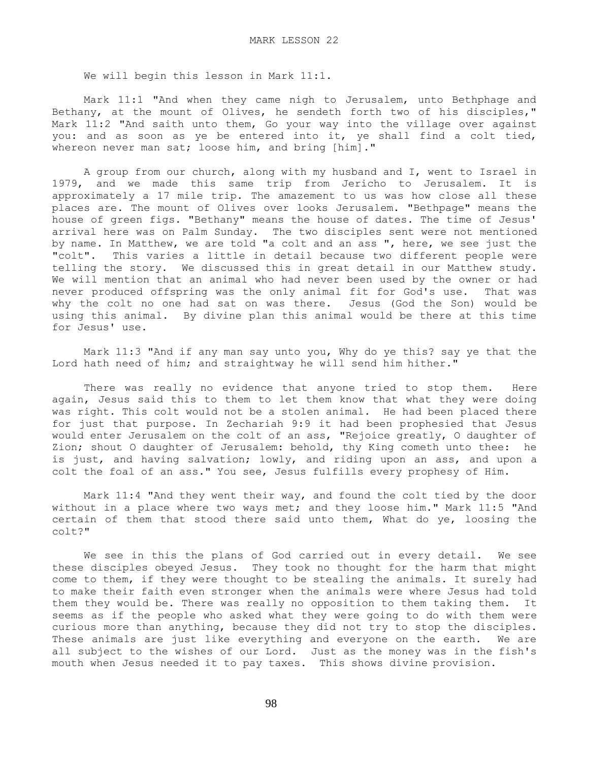# MARK LESSON 22

We will begin this lesson in Mark 11:1.

Mark 11:1 "And when they came nigh to Jerusalem, unto Bethphage and Bethany, at the mount of Olives, he sendeth forth two of his disciples," Mark 11:2 "And saith unto them, Go your way into the village over against you: and as soon as ye be entered into it, ye shall find a colt tied, whereon never man sat; loose him, and bring [him]."

A group from our church, along with my husband and I, went to Israel in 1979, and we made this same trip from Jericho to Jerusalem. It is approximately a 17 mile trip. The amazement to us was how close all these places are. The mount of Olives over looks Jerusalem. "Bethpage" means the house of green figs. "Bethany" means the house of dates. The time of Jesus' arrival here was on Palm Sunday. The two disciples sent were not mentioned by name. In Matthew, we are told "a colt and an ass ", here, we see just the "colt". This varies a little in detail because two different people were telling the story. We discussed this in great detail in our Matthew study. We will mention that an animal who had never been used by the owner or had never produced offspring was the only animal fit for God's use. That was why the colt no one had sat on was there. Jesus (God the Son) would be using this animal. By divine plan this animal would be there at this time for Jesus' use.

Mark 11:3 "And if any man say unto you, Why do ye this? say ye that the Lord hath need of him; and straightway he will send him hither."

There was really no evidence that anyone tried to stop them. Here again, Jesus said this to them to let them know that what they were doing was right. This colt would not be a stolen animal. He had been placed there for just that purpose. In Zechariah 9:9 it had been prophesied that Jesus would enter Jerusalem on the colt of an ass, "Rejoice greatly, O daughter of Zion; shout O daughter of Jerusalem: behold, thy King cometh unto thee: he is just, and having salvation; lowly, and riding upon an ass, and upon a colt the foal of an ass." You see, Jesus fulfills every prophesy of Him.

Mark 11:4 "And they went their way, and found the colt tied by the door without in a place where two ways met; and they loose him." Mark 11:5 "And certain of them that stood there said unto them, What do ye, loosing the colt?"

We see in this the plans of God carried out in every detail. We see these disciples obeyed Jesus. They took no thought for the harm that might come to them, if they were thought to be stealing the animals. It surely had to make their faith even stronger when the animals were where Jesus had told them they would be. There was really no opposition to them taking them. It seems as if the people who asked what they were going to do with them were curious more than anything, because they did not try to stop the disciples. These animals are just like everything and everyone on the earth. We are all subject to the wishes of our Lord. Just as the money was in the fish's mouth when Jesus needed it to pay taxes. This shows divine provision.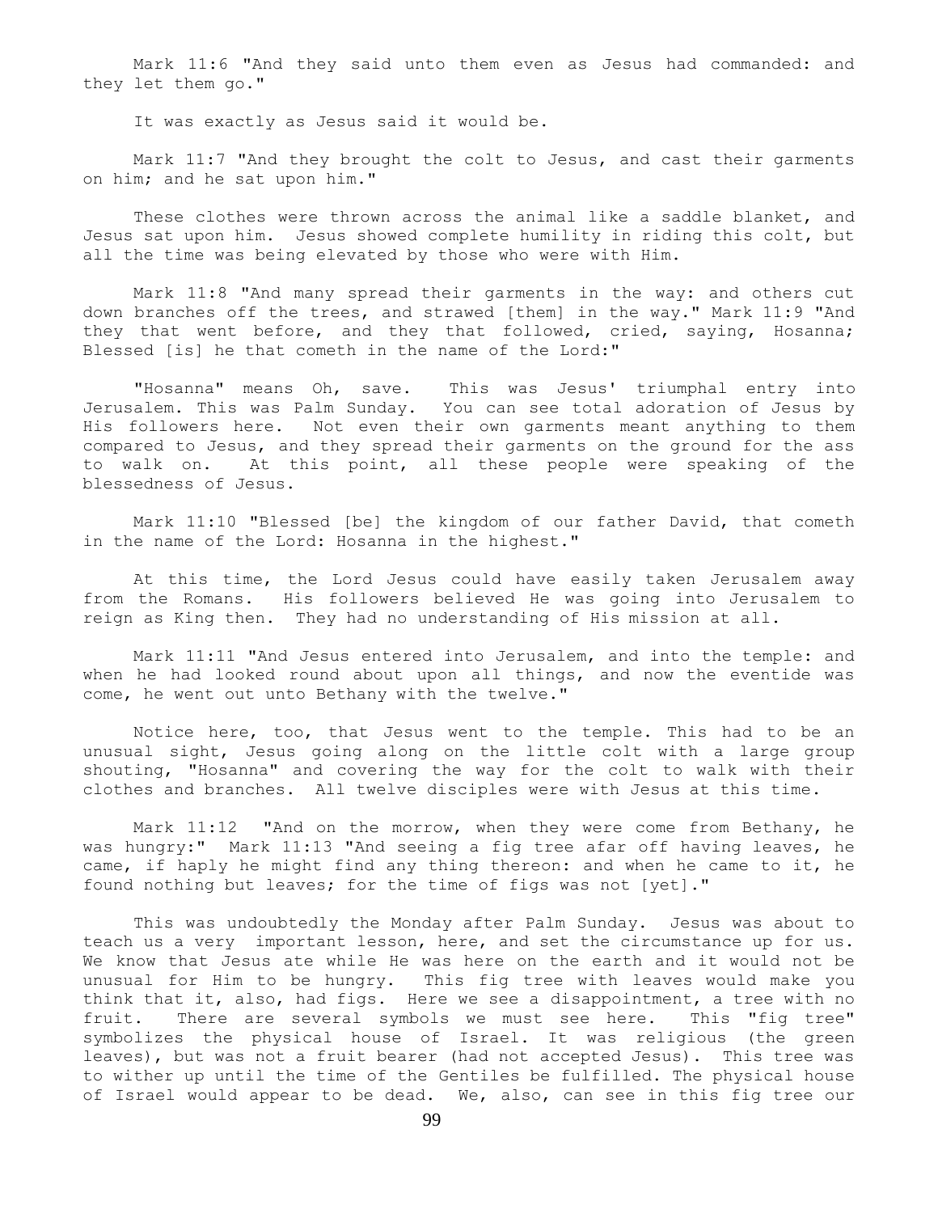Mark 11:6 "And they said unto them even as Jesus had commanded: and they let them go."

It was exactly as Jesus said it would be.

Mark 11:7 "And they brought the colt to Jesus, and cast their garments on him; and he sat upon him."

These clothes were thrown across the animal like a saddle blanket, and Jesus sat upon him. Jesus showed complete humility in riding this colt, but all the time was being elevated by those who were with Him.

Mark 11:8 "And many spread their garments in the way: and others cut down branches off the trees, and strawed [them] in the way." Mark 11:9 "And they that went before, and they that followed, cried, saying, Hosanna; Blessed [is] he that cometh in the name of the Lord:"

"Hosanna" means Oh, save. This was Jesus' triumphal entry into Jerusalem. This was Palm Sunday. You can see total adoration of Jesus by His followers here. Not even their own garments meant anything to them compared to Jesus, and they spread their garments on the ground for the ass to walk on. At this point, all these people were speaking of the blessedness of Jesus.

Mark 11:10 "Blessed [be] the kingdom of our father David, that cometh in the name of the Lord: Hosanna in the highest."

At this time, the Lord Jesus could have easily taken Jerusalem away from the Romans. His followers believed He was going into Jerusalem to reign as King then. They had no understanding of His mission at all.

Mark 11:11 "And Jesus entered into Jerusalem, and into the temple: and when he had looked round about upon all things, and now the eventide was come, he went out unto Bethany with the twelve."

Notice here, too, that Jesus went to the temple. This had to be an unusual sight, Jesus going along on the little colt with a large group shouting, "Hosanna" and covering the way for the colt to walk with their clothes and branches. All twelve disciples were with Jesus at this time.

Mark 11:12 "And on the morrow, when they were come from Bethany, he was hungry:" Mark 11:13 "And seeing a fig tree afar off having leaves, he came, if haply he might find any thing thereon: and when he came to it, he found nothing but leaves; for the time of figs was not [yet]."

This was undoubtedly the Monday after Palm Sunday. Jesus was about to teach us a very important lesson, here, and set the circumstance up for us. We know that Jesus ate while He was here on the earth and it would not be unusual for Him to be hungry. This fig tree with leaves would make you think that it, also, had figs. Here we see a disappointment, a tree with no fruit. There are several symbols we must see here. This "fig tree" symbolizes the physical house of Israel. It was religious (the green leaves), but was not a fruit bearer (had not accepted Jesus). This tree was to wither up until the time of the Gentiles be fulfilled. The physical house of Israel would appear to be dead. We, also, can see in this fig tree our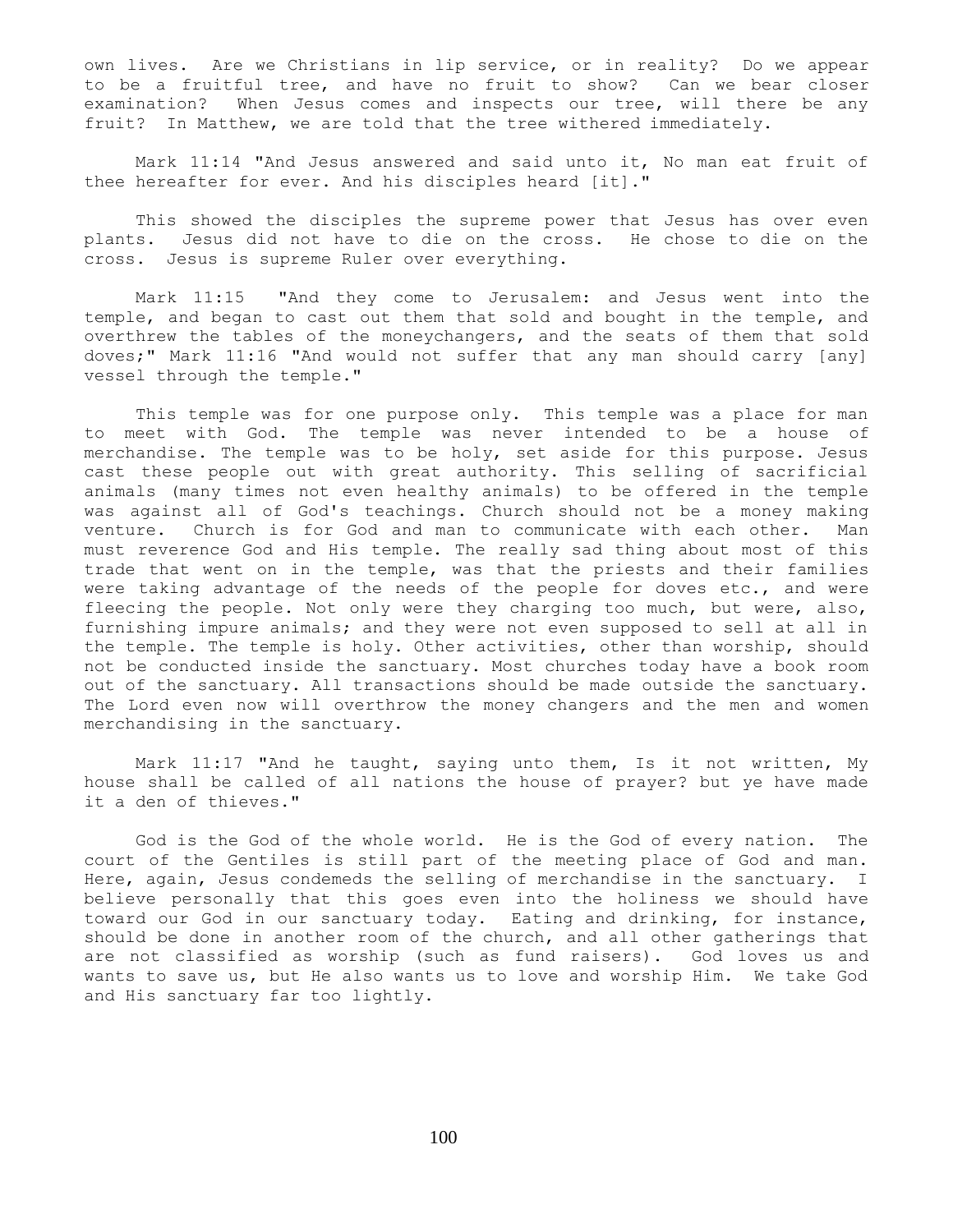own lives. Are we Christians in lip service, or in reality? Do we appear to be a fruitful tree, and have no fruit to show? Can we bear closer examination? When Jesus comes and inspects our tree, will there be any fruit? In Matthew, we are told that the tree withered immediately.

Mark 11:14 "And Jesus answered and said unto it, No man eat fruit of thee hereafter for ever. And his disciples heard [it]."

This showed the disciples the supreme power that Jesus has over even plants. Jesus did not have to die on the cross. He chose to die on the cross. Jesus is supreme Ruler over everything.

Mark 11:15 "And they come to Jerusalem: and Jesus went into the temple, and began to cast out them that sold and bought in the temple, and overthrew the tables of the moneychangers, and the seats of them that sold doves;" Mark 11:16 "And would not suffer that any man should carry [any] vessel through the temple."

This temple was for one purpose only. This temple was a place for man to meet with God. The temple was never intended to be a house of merchandise. The temple was to be holy, set aside for this purpose. Jesus cast these people out with great authority. This selling of sacrificial animals (many times not even healthy animals) to be offered in the temple was against all of God's teachings. Church should not be a money making venture. Church is for God and man to communicate with each other. Man must reverence God and His temple. The really sad thing about most of this trade that went on in the temple, was that the priests and their families were taking advantage of the needs of the people for doves etc., and were fleecing the people. Not only were they charging too much, but were, also, furnishing impure animals; and they were not even supposed to sell at all in the temple. The temple is holy. Other activities, other than worship, should not be conducted inside the sanctuary. Most churches today have a book room out of the sanctuary. All transactions should be made outside the sanctuary. The Lord even now will overthrow the money changers and the men and women merchandising in the sanctuary.

Mark 11:17 "And he taught, saying unto them, Is it not written, My house shall be called of all nations the house of prayer? but ye have made it a den of thieves."

God is the God of the whole world. He is the God of every nation. The court of the Gentiles is still part of the meeting place of God and man. Here, again, Jesus condemeds the selling of merchandise in the sanctuary. I believe personally that this goes even into the holiness we should have toward our God in our sanctuary today. Eating and drinking, for instance, should be done in another room of the church, and all other gatherings that are not classified as worship (such as fund raisers). God loves us and wants to save us, but He also wants us to love and worship Him. We take God and His sanctuary far too lightly.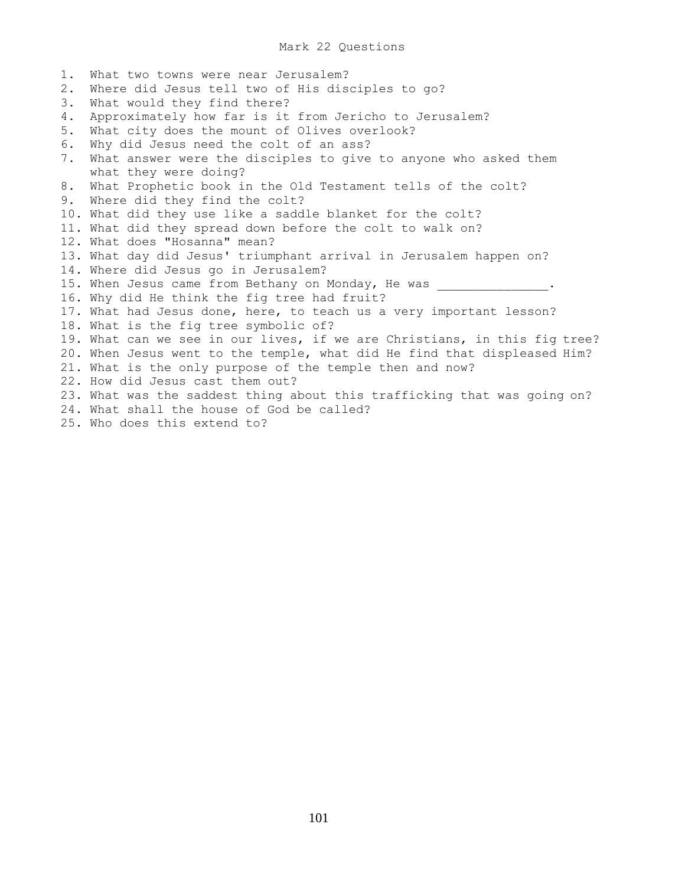# Mark 22 Questions

1. What two towns were near Jerusalem?
2. Where did Jesus tell two of His disciples to go?
3. What would they find there?
4. Approximately how far is it from Jericho to Jerusalem?
5. What city does the mount of Olives overlook?
6. Why did Jesus need the colt of an ass?
7. What answer were the disciples to give to anyone who asked them what they were doing?
8. What Prophetic book in the Old Testament tells of the colt?
9. Where did they find the colt?
10. What did they use like a saddle blanket for the colt?
11. What did they spread down before the colt to walk on?
12. What does "Hosanna" mean?
13. What day did Jesus' triumphant arrival in Jerusalem happen on?
14. Where did Jesus go in Jerusalem?
15. When Jesus came from Bethany on Monday, He was _______________.
16. Why did He think the fig tree had fruit?
17. What had Jesus done, here, to teach us a very important lesson?
18. What is the fig tree symbolic of?
19. What can we see in our lives, if we are Christians, in this fig tree?
20. When Jesus went to the temple, what did He find that displeased Him?
21. What is the only purpose of the temple then and now?
22. How did Jesus cast them out?
23. What was the saddest thing about this trafficking that was going on?
24. What shall the house of God be called?
25. Who does this extend to?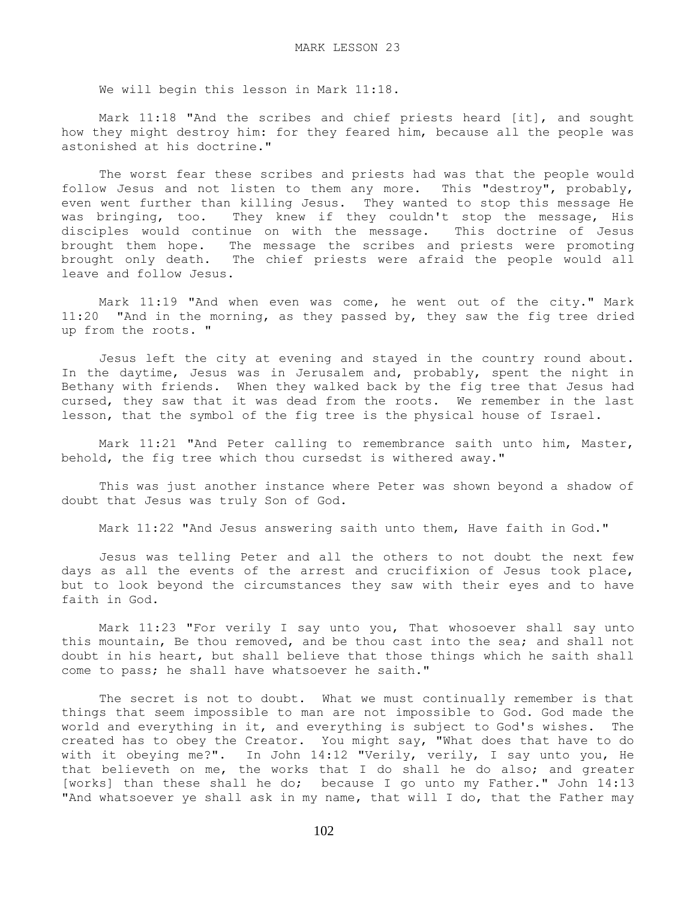# MARK LESSON 23

We will begin this lesson in Mark 11:18.

Mark 11:18 "And the scribes and chief priests heard [it], and sought how they might destroy him: for they feared him, because all the people was astonished at his doctrine."

The worst fear these scribes and priests had was that the people would follow Jesus and not listen to them any more. This "destroy", probably, even went further than killing Jesus. They wanted to stop this message He was bringing, too. They knew if they couldn't stop the message, His disciples would continue on with the message. This doctrine of Jesus brought them hope. The message the scribes and priests were promoting brought only death. The chief priests were afraid the people would all leave and follow Jesus.

Mark 11:19 "And when even was come, he went out of the city." Mark 11:20 "And in the morning, as they passed by, they saw the fig tree dried up from the roots."

Jesus left the city at evening and stayed in the country round about. In the daytime, Jesus was in Jerusalem and, probably, spent the night in Bethany with friends. When they walked back by the fig tree that Jesus had cursed, they saw that it was dead from the roots. We remember in the last lesson, that the symbol of the fig tree is the physical house of Israel.

Mark 11:21 "And Peter calling to remembrance saith unto him, Master, behold, the fig tree which thou cursedst is withered away."

This was just another instance where Peter was shown beyond a shadow of doubt that Jesus was truly Son of God.

Mark 11:22 "And Jesus answering saith unto them, Have faith in God."

Jesus was telling Peter and all the others to not doubt the next few days as all the events of the arrest and crucifixion of Jesus took place, but to look beyond the circumstances they saw with their eyes and to have faith in God.

Mark 11:23 "For verily I say unto you, That whosoever shall say unto this mountain, Be thou removed, and be thou cast into the sea; and shall not doubt in his heart, but shall believe that those things which he saith shall come to pass; he shall have whatsoever he saith."

The secret is not to doubt. What we must continually remember is that things that seem impossible to man are not impossible to God. God made the world and everything in it, and everything is subject to God's wishes. The created has to obey the Creator. You might say, "What does that have to do with it obeying me?". In John 14:12 "Verily, verily, I say unto you, He that believeth on me, the works that I do shall he do also; and greater [works] than these shall he do; because I go unto my Father." John 14:13 "And whatsoever ye shall ask in my name, that will I do, that the Father may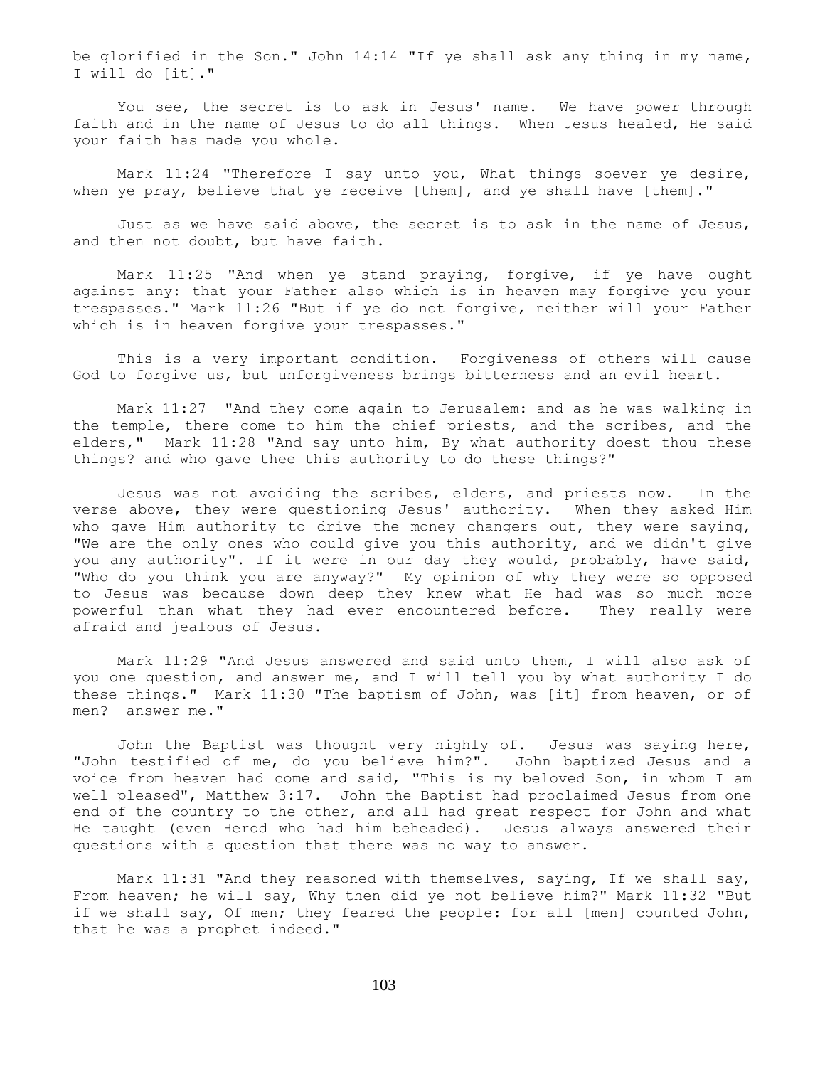be glorified in the Son." John 14:14 "If ye shall ask any thing in my name, I will do [it]."

You see, the secret is to ask in Jesus' name. We have power through faith and in the name of Jesus to do all things. When Jesus healed, He said your faith has made you whole.

Mark 11:24 "Therefore I say unto you, What things soever ye desire, when ye pray, believe that ye receive [them], and ye shall have [them]."

Just as we have said above, the secret is to ask in the name of Jesus, and then not doubt, but have faith.

Mark 11:25 "And when ye stand praying, forgive, if ye have ought against any: that your Father also which is in heaven may forgive you your trespasses." Mark 11:26 "But if ye do not forgive, neither will your Father which is in heaven forgive your trespasses."

This is a very important condition. Forgiveness of others will cause God to forgive us, but unforgiveness brings bitterness and an evil heart.

Mark 11:27 "And they come again to Jerusalem: and as he was walking in the temple, there come to him the chief priests, and the scribes, and the elders," Mark 11:28 "And say unto him, By what authority doest thou these things? and who gave thee this authority to do these things?"

Jesus was not avoiding the scribes, elders, and priests now. In the verse above, they were questioning Jesus' authority. When they asked Him who gave Him authority to drive the money changers out, they were saying, "We are the only ones who could give you this authority, and we didn't give you any authority". If it were in our day they would, probably, have said, "Who do you think you are anyway?" My opinion of why they were so opposed to Jesus was because down deep they knew what He had was so much more powerful than what they had ever encountered before. They really were afraid and jealous of Jesus.

Mark 11:29 "And Jesus answered and said unto them, I will also ask of you one question, and answer me, and I will tell you by what authority I do these things." Mark 11:30 "The baptism of John, was [it] from heaven, or of men? answer me."

John the Baptist was thought very highly of. Jesus was saying here, "John testified of me, do you believe him?". John baptized Jesus and a voice from heaven had come and said, "This is my beloved Son, in whom I am well pleased", Matthew 3:17. John the Baptist had proclaimed Jesus from one end of the country to the other, and all had great respect for John and what He taught (even Herod who had him beheaded). Jesus always answered their questions with a question that there was no way to answer.

Mark 11:31 "And they reasoned with themselves, saying, If we shall say, From heaven; he will say, Why then did ye not believe him?" Mark 11:32 "But if we shall say, Of men; they feared the people: for all [men] counted John, that he was a prophet indeed."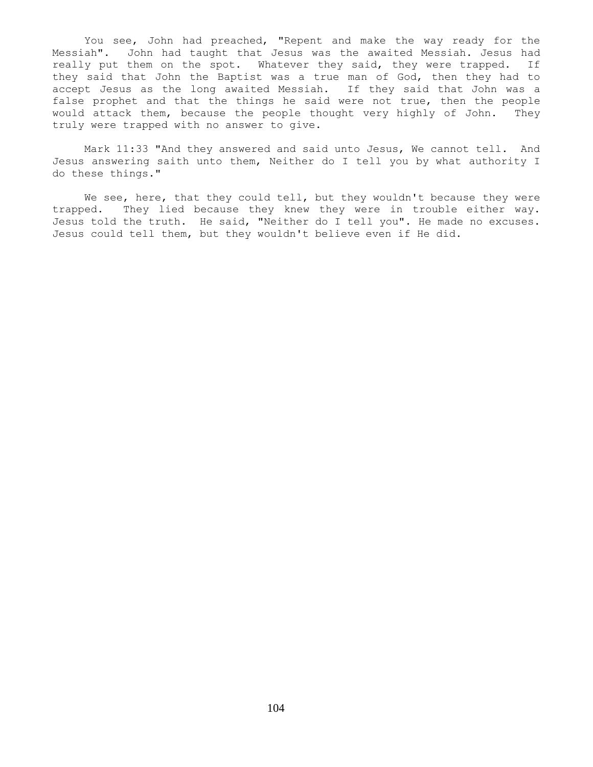You see, John had preached, "Repent and make the way ready for the Messiah". John had taught that Jesus was the awaited Messiah. Jesus had really put them on the spot. Whatever they said, they were trapped. If they said that John the Baptist was a true man of God, then they had to accept Jesus as the long awaited Messiah. If they said that John was a false prophet and that the things he said were not true, then the people would attack them, because the people thought very highly of John. They truly were trapped with no answer to give.

Mark 11:33 "And they answered and said unto Jesus, We cannot tell. And Jesus answering saith unto them, Neither do I tell you by what authority I do these things."

We see, here, that they could tell, but they wouldn't because they were trapped. They lied because they knew they were in trouble either way. Jesus told the truth. He said, "Neither do I tell you". He made no excuses. Jesus could tell them, but they wouldn't believe even if He did.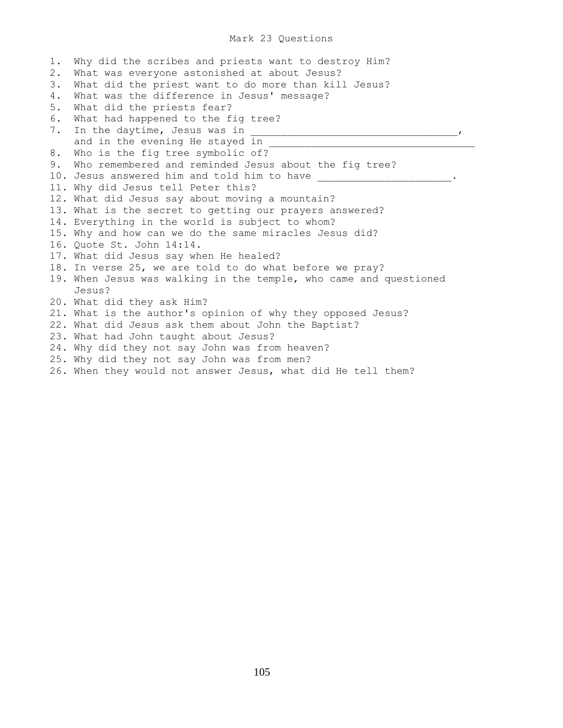# Mark 23 Questions

1. Why did the scribes and priests want to destroy Him?
2. What was everyone astonished at about Jesus?
3. What did the priest want to do more than kill Jesus?
4. What was the difference in Jesus' message?
5. What did the priests fear?
6. What had happened to the fig tree?
7. In the daytime, Jesus was in ________________________________, and in the evening He stayed in ________________________________
8. Who is the fig tree symbolic of?
9. Who remembered and reminded Jesus about the fig tree?
10. Jesus answered him and told him to have _____________________.
11. Why did Jesus tell Peter this?
12. What did Jesus say about moving a mountain?
13. What is the secret to getting our prayers answered?
14. Everything in the world is subject to whom?
15. Why and how can we do the same miracles Jesus did?
16. Quote St. John 14:14.
17. What did Jesus say when He healed?
18. In verse 25, we are told to do what before we pray?
19. When Jesus was walking in the temple, who came and questioned Jesus?
20. What did they ask Him?
21. What is the author's opinion of why they opposed Jesus?
22. What did Jesus ask them about John the Baptist?
23. What had John taught about Jesus?
24. Why did they not say John was from heaven?
25. Why did they not say John was from men?
26. When they would not answer Jesus, what did He tell them?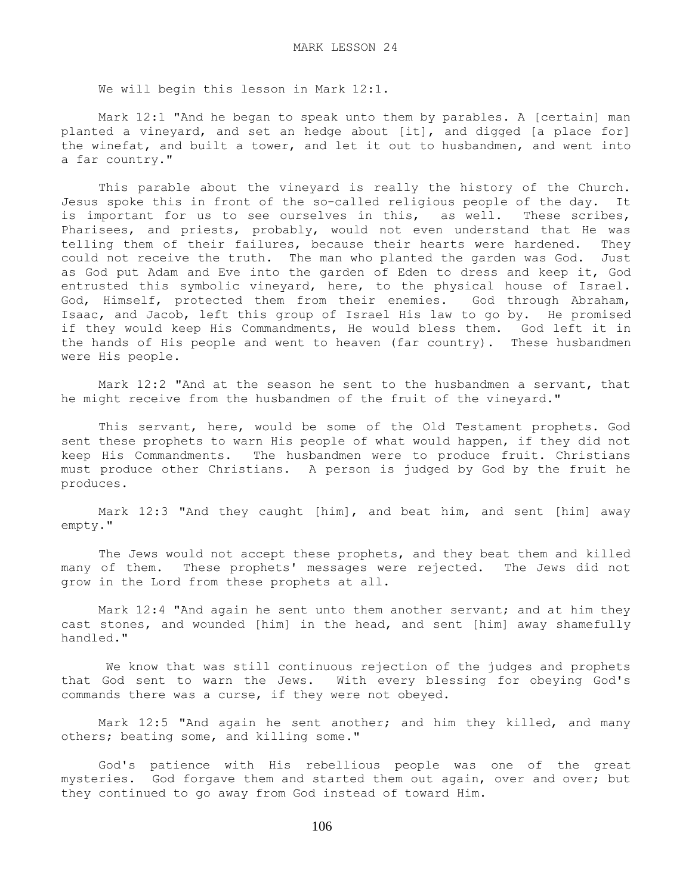# MARK LESSON 24

We will begin this lesson in Mark 12:1.

Mark 12:1 "And he began to speak unto them by parables. A [certain] man planted a vineyard, and set an hedge about [it], and digged [a place for] the winefat, and built a tower, and let it out to husbandmen, and went into a far country."

This parable about the vineyard is really the history of the Church. Jesus spoke this in front of the so-called religious people of the day. It is important for us to see ourselves in this, as well. These scribes, Pharisees, and priests, probably, would not even understand that He was telling them of their failures, because their hearts were hardened. They could not receive the truth. The man who planted the garden was God. Just as God put Adam and Eve into the garden of Eden to dress and keep it, God entrusted this symbolic vineyard, here, to the physical house of Israel. God, Himself, protected them from their enemies. God through Abraham, Isaac, and Jacob, left this group of Israel His law to go by. He promised if they would keep His Commandments, He would bless them. God left it in the hands of His people and went to heaven (far country). These husbandmen were His people.

Mark 12:2 "And at the season he sent to the husbandmen a servant, that he might receive from the husbandmen of the fruit of the vineyard."

This servant, here, would be some of the Old Testament prophets. God sent these prophets to warn His people of what would happen, if they did not keep His Commandments. The husbandmen were to produce fruit. Christians must produce other Christians. A person is judged by God by the fruit he produces.

Mark 12:3 "And they caught [him], and beat him, and sent [him] away empty."

The Jews would not accept these prophets, and they beat them and killed many of them. These prophets' messages were rejected. The Jews did not grow in the Lord from these prophets at all.

Mark 12:4 "And again he sent unto them another servant; and at him they cast stones, and wounded [him] in the head, and sent [him] away shamefully handled."

We know that was still continuous rejection of the judges and prophets that God sent to warn the Jews. With every blessing for obeying God's commands there was a curse, if they were not obeyed.

Mark 12:5 "And again he sent another; and him they killed, and many others; beating some, and killing some."

God's patience with His rebellious people was one of the great mysteries. God forgave them and started them out again, over and over; but they continued to go away from God instead of toward Him.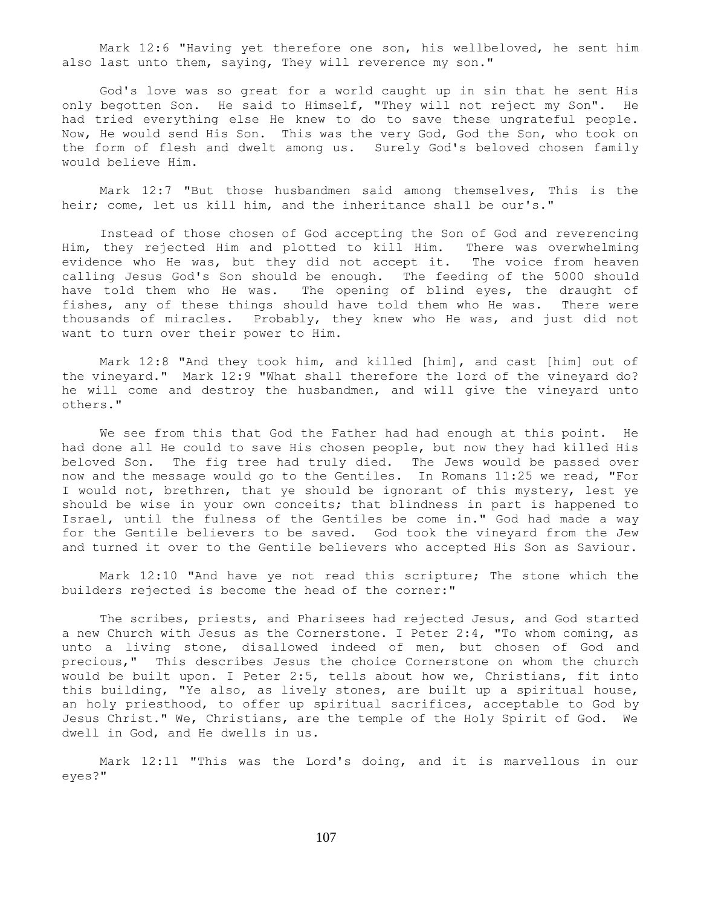Mark 12:6 "Having yet therefore one son, his wellbeloved, he sent him also last unto them, saying, They will reverence my son."

God's love was so great for a world caught up in sin that he sent His only begotten Son. He said to Himself, "They will not reject my Son". He had tried everything else He knew to do to save these ungrateful people. Now, He would send His Son. This was the very God, God the Son, who took on the form of flesh and dwelt among us. Surely God's beloved chosen family would believe Him.

Mark 12:7 "But those husbandmen said among themselves, This is the heir; come, let us kill him, and the inheritance shall be our's."

Instead of those chosen of God accepting the Son of God and reverencing Him, they rejected Him and plotted to kill Him. There was overwhelming evidence who He was, but they did not accept it. The voice from heaven calling Jesus God's Son should be enough. The feeding of the 5000 should have told them who He was. The opening of blind eyes, the draught of fishes, any of these things should have told them who He was. There were thousands of miracles. Probably, they knew who He was, and just did not want to turn over their power to Him.

Mark 12:8 "And they took him, and killed [him], and cast [him] out of the vineyard." Mark 12:9 "What shall therefore the lord of the vineyard do? he will come and destroy the husbandmen, and will give the vineyard unto others."

We see from this that God the Father had had enough at this point. He had done all He could to save His chosen people, but now they had killed His beloved Son. The fig tree had truly died. The Jews would be passed over now and the message would go to the Gentiles. In Romans 11:25 we read, "For I would not, brethren, that ye should be ignorant of this mystery, lest ye should be wise in your own conceits; that blindness in part is happened to Israel, until the fulness of the Gentiles be come in." God had made a way for the Gentile believers to be saved. God took the vineyard from the Jew and turned it over to the Gentile believers who accepted His Son as Saviour.

Mark 12:10 "And have ye not read this scripture; The stone which the builders rejected is become the head of the corner:"

The scribes, priests, and Pharisees had rejected Jesus, and God started a new Church with Jesus as the Cornerstone. I Peter 2:4, "To whom coming, as unto a living stone, disallowed indeed of men, but chosen of God and precious," This describes Jesus the choice Cornerstone on whom the church would be built upon. I Peter 2:5, tells about how we, Christians, fit into this building, "Ye also, as lively stones, are built up a spiritual house, an holy priesthood, to offer up spiritual sacrifices, acceptable to God by Jesus Christ." We, Christians, are the temple of the Holy Spirit of God. We dwell in God, and He dwells in us.

Mark 12:11 "This was the Lord's doing, and it is marvellous in our eyes?"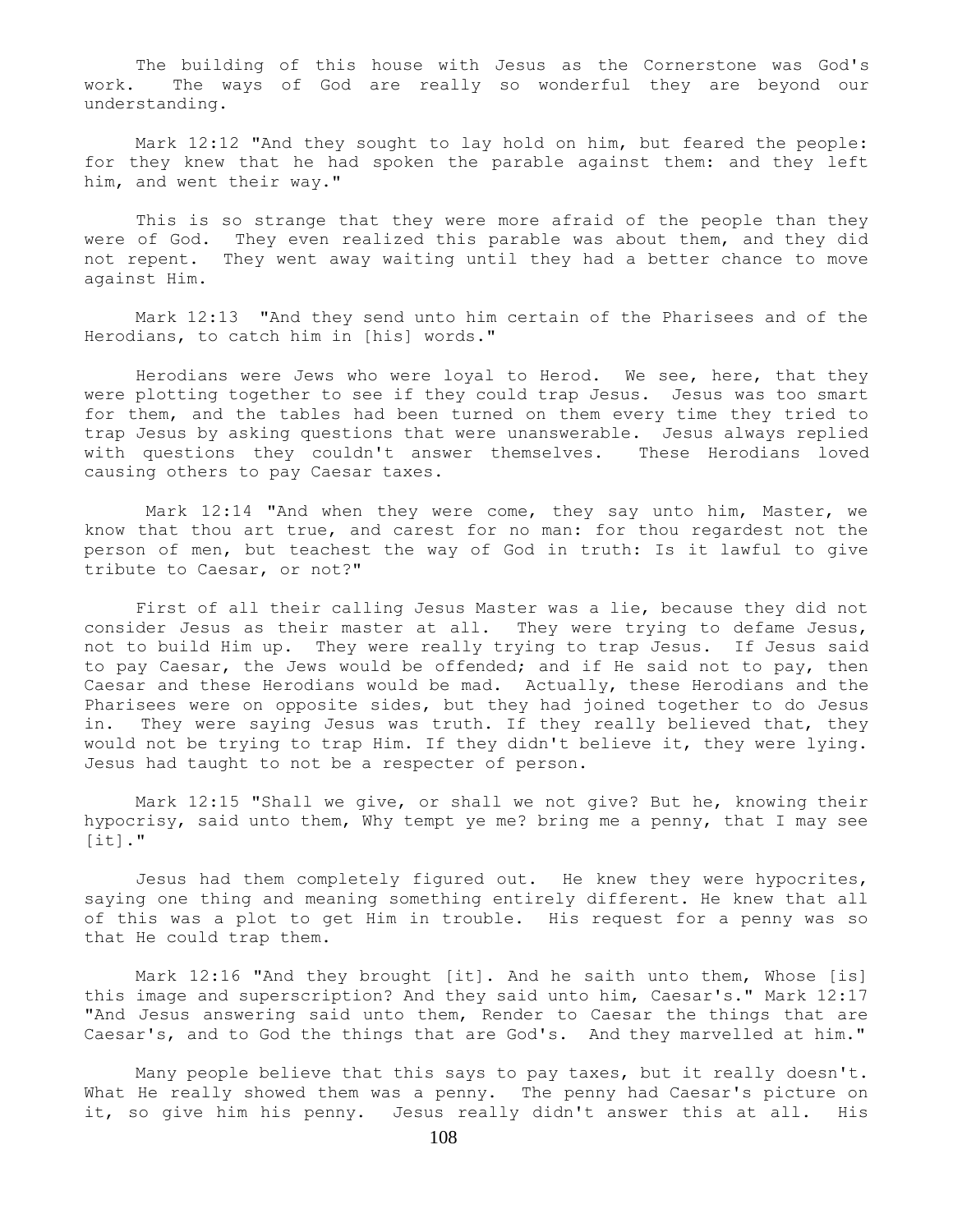The building of this house with Jesus as the Cornerstone was God's work. The ways of God are really so wonderful they are beyond our understanding.

Mark 12:12 "And they sought to lay hold on him, but feared the people: for they knew that he had spoken the parable against them: and they left him, and went their way."

This is so strange that they were more afraid of the people than they were of God. They even realized this parable was about them, and they did not repent. They went away waiting until they had a better chance to move against Him.

Mark 12:13 "And they send unto him certain of the Pharisees and of the Herodians, to catch him in [his] words."

Herodians were Jews who were loyal to Herod. We see, here, that they were plotting together to see if they could trap Jesus. Jesus was too smart for them, and the tables had been turned on them every time they tried to trap Jesus by asking questions that were unanswerable. Jesus always replied with questions they couldn't answer themselves. These Herodians loved causing others to pay Caesar taxes.

Mark 12:14 "And when they were come, they say unto him, Master, we know that thou art true, and carest for no man: for thou regardest not the person of men, but teachest the way of God in truth: Is it lawful to give tribute to Caesar, or not?"

First of all their calling Jesus Master was a lie, because they did not consider Jesus as their master at all. They were trying to defame Jesus, not to build Him up. They were really trying to trap Jesus. If Jesus said to pay Caesar, the Jews would be offended; and if He said not to pay, then Caesar and these Herodians would be mad. Actually, these Herodians and the Pharisees were on opposite sides, but they had joined together to do Jesus in. They were saying Jesus was truth. If they really believed that, they would not be trying to trap Him. If they didn't believe it, they were lying. Jesus had taught to not be a respecter of person.

Mark 12:15 "Shall we give, or shall we not give? But he, knowing their hypocrisy, said unto them, Why tempt ye me? bring me a penny, that I may see [it]."

Jesus had them completely figured out. He knew they were hypocrites, saying one thing and meaning something entirely different. He knew that all of this was a plot to get Him in trouble. His request for a penny was so that He could trap them.

Mark 12:16 "And they brought [it]. And he saith unto them, Whose [is] this image and superscription? And they said unto him, Caesar's." Mark 12:17 "And Jesus answering said unto them, Render to Caesar the things that are Caesar's, and to God the things that are God's. And they marvelled at him."

Many people believe that this says to pay taxes, but it really doesn't. What He really showed them was a penny. The penny had Caesar's picture on it, so give him his penny. Jesus really didn't answer this at all. His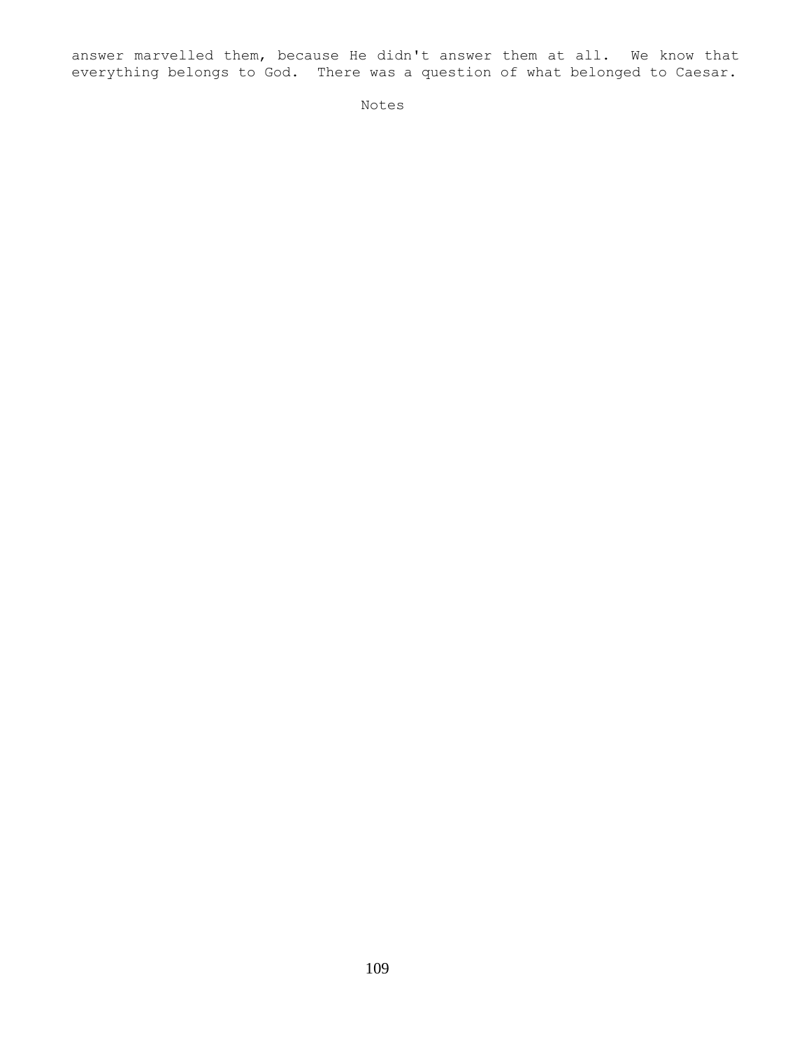answer marvelled them, because He didn't answer them at all. We know that everything belongs to God. There was a question of what belonged to Caesar.

Notes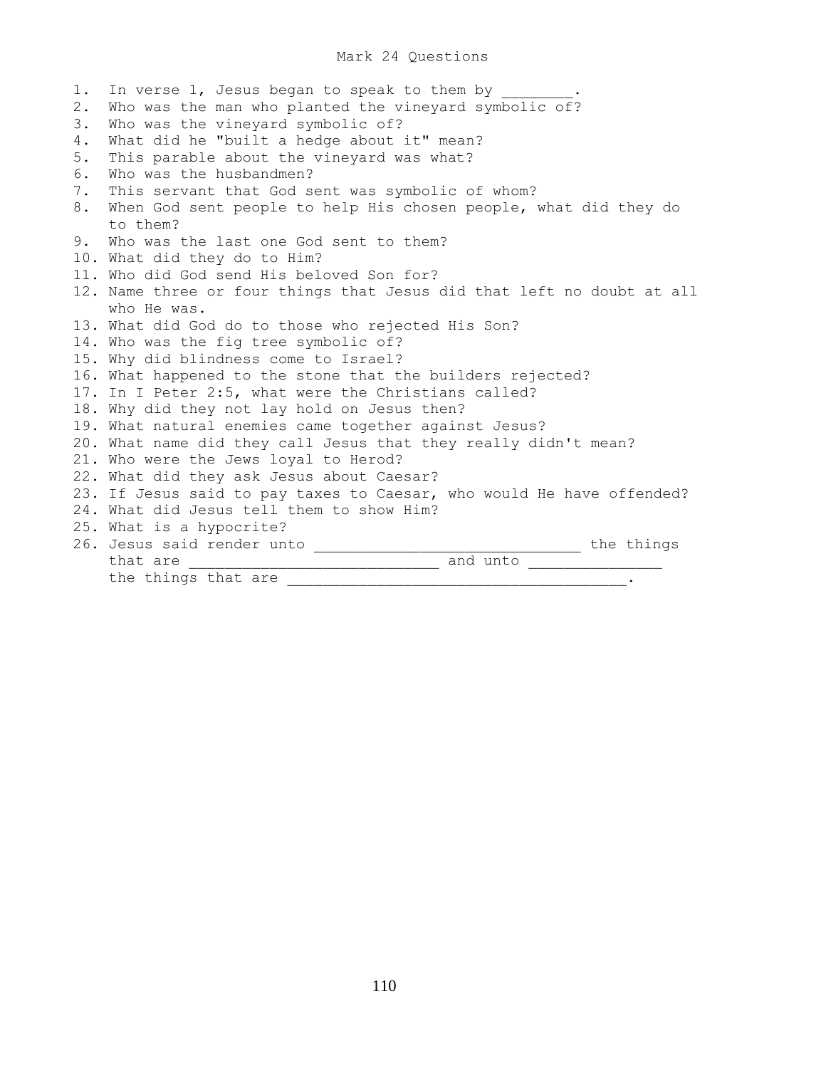# Mark 24 Questions

1. In verse 1, Jesus began to speak to them by ________.
2. Who was the man who planted the vineyard symbolic of?
3. Who was the vineyard symbolic of?
4. What did he "built a hedge about it" mean?
5. This parable about the vineyard was what?
6. Who was the husbandmen?
7. This servant that God sent was symbolic of whom?
8. When God sent people to help His chosen people, what did they do to them?
9. Who was the last one God sent to them?
10. What did they do to Him?
11. Who did God send His beloved Son for?
12. Name three or four things that Jesus did that left no doubt at all who He was.
13. What did God do to those who rejected His Son?
14. Who was the fig tree symbolic of?
15. Why did blindness come to Israel?
16. What happened to the stone that the builders rejected?
17. In I Peter 2:5, what were the Christians called?
18. Why did they not lay hold on Jesus then?
19. What natural enemies came together against Jesus?
20. What name did they call Jesus that they really didn't mean?
21. Who were the Jews loyal to Herod?
22. What did they ask Jesus about Caesar?
23. If Jesus said to pay taxes to Caesar, who would He have offended?
24. What did Jesus tell them to show Him?
25. What is a hypocrite?
26. Jesus said render unto ______________________________ the things that are ____________________________ and unto _______________ the things that are ______________________________________.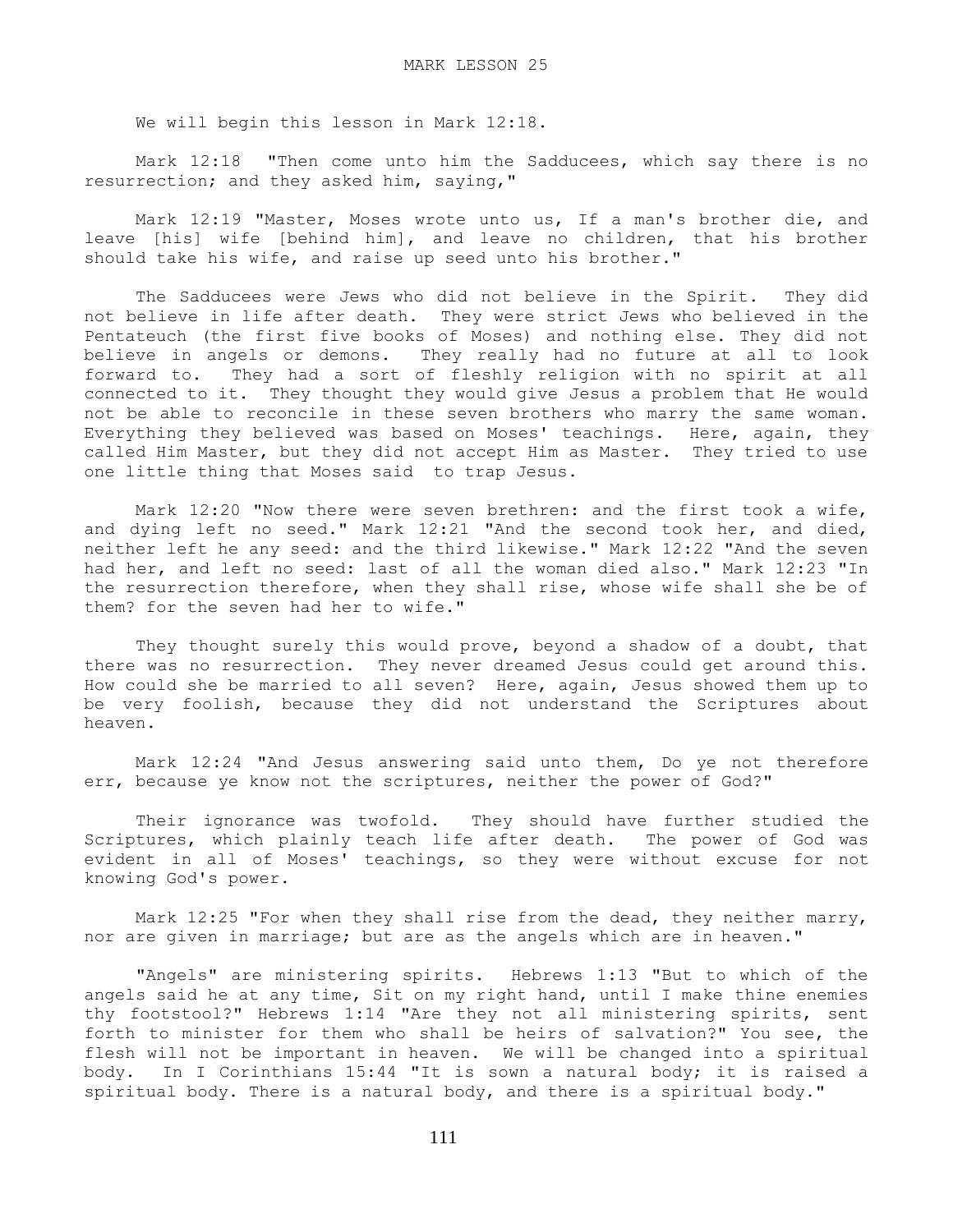# MARK LESSON 25

We will begin this lesson in Mark 12:18.

Mark 12:18 "Then come unto him the Sadducees, which say there is no resurrection; and they asked him, saying,"

Mark 12:19 "Master, Moses wrote unto us, If a man's brother die, and leave [his] wife [behind him], and leave no children, that his brother should take his wife, and raise up seed unto his brother."

The Sadducees were Jews who did not believe in the Spirit. They did not believe in life after death. They were strict Jews who believed in the Pentateuch (the first five books of Moses) and nothing else. They did not believe in angels or demons. They really had no future at all to look forward to. They had a sort of fleshly religion with no spirit at all connected to it. They thought they would give Jesus a problem that He would not be able to reconcile in these seven brothers who marry the same woman. Everything they believed was based on Moses' teachings. Here, again, they called Him Master, but they did not accept Him as Master. They tried to use one little thing that Moses said to trap Jesus.

Mark 12:20 "Now there were seven brethren: and the first took a wife, and dying left no seed." Mark 12:21 "And the second took her, and died, neither left he any seed: and the third likewise." Mark 12:22 "And the seven had her, and left no seed: last of all the woman died also." Mark 12:23 "In the resurrection therefore, when they shall rise, whose wife shall she be of them? for the seven had her to wife."

They thought surely this would prove, beyond a shadow of a doubt, that there was no resurrection. They never dreamed Jesus could get around this. How could she be married to all seven? Here, again, Jesus showed them up to be very foolish, because they did not understand the Scriptures about heaven.

Mark 12:24 "And Jesus answering said unto them, Do ye not therefore err, because ye know not the scriptures, neither the power of God?"

Their ignorance was twofold. They should have further studied the Scriptures, which plainly teach life after death. The power of God was evident in all of Moses' teachings, so they were without excuse for not knowing God's power.

Mark 12:25 "For when they shall rise from the dead, they neither marry, nor are given in marriage; but are as the angels which are in heaven."

"Angels" are ministering spirits. Hebrews 1:13 "But to which of the angels said he at any time, Sit on my right hand, until I make thine enemies thy footstool?" Hebrews 1:14 "Are they not all ministering spirits, sent forth to minister for them who shall be heirs of salvation?" You see, the flesh will not be important in heaven. We will be changed into a spiritual body. In I Corinthians 15:44 "It is sown a natural body; it is raised a spiritual body. There is a natural body, and there is a spiritual body."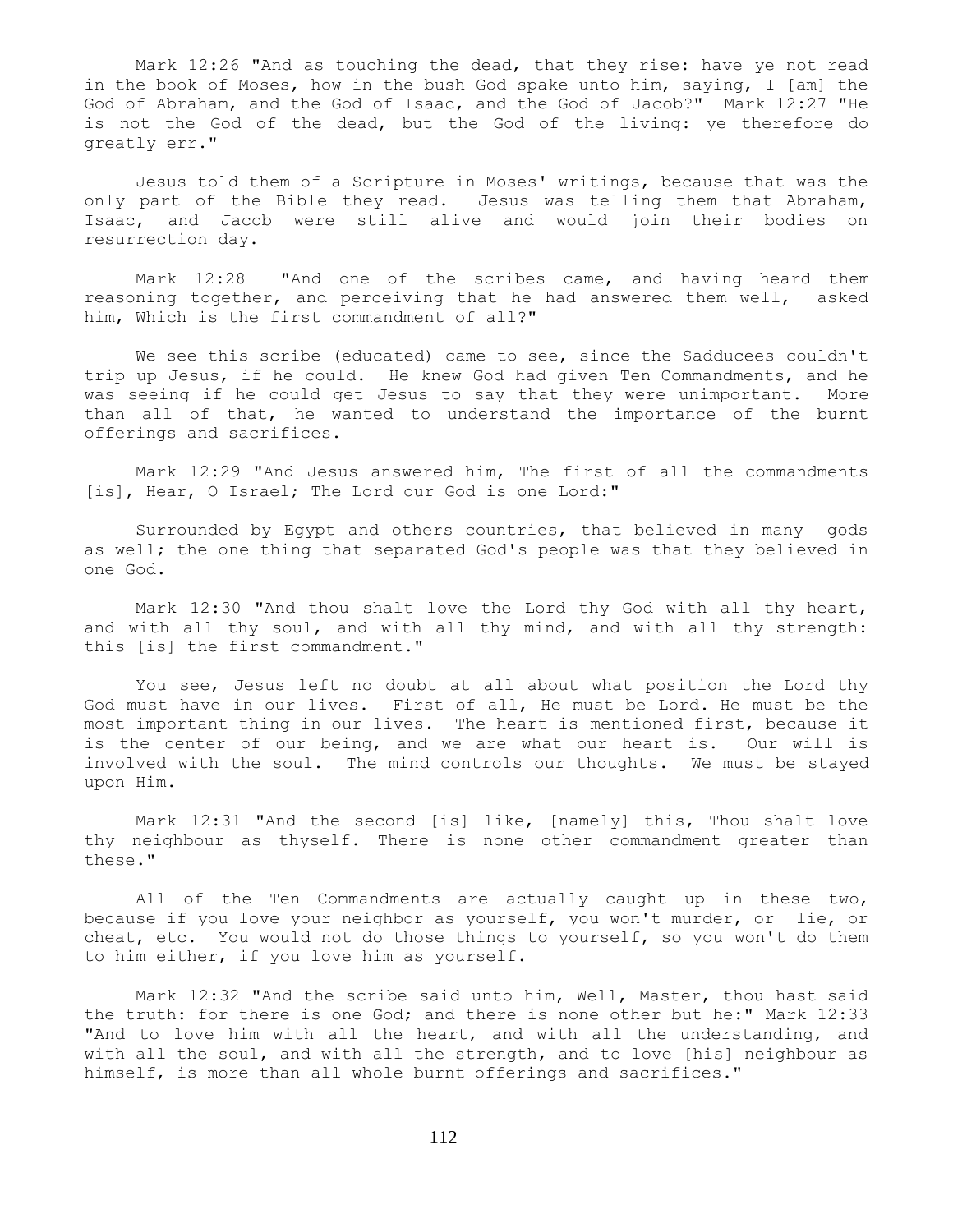Mark 12:26 "And as touching the dead, that they rise: have ye not read in the book of Moses, how in the bush God spake unto him, saying, I [am] the God of Abraham, and the God of Isaac, and the God of Jacob?" Mark 12:27 "He is not the God of the dead, but the God of the living: ye therefore do greatly err."

Jesus told them of a Scripture in Moses' writings, because that was the only part of the Bible they read. Jesus was telling them that Abraham, Isaac, and Jacob were still alive and would join their bodies on resurrection day.

Mark 12:28 "And one of the scribes came, and having heard them reasoning together, and perceiving that he had answered them well, asked him, Which is the first commandment of all?"

We see this scribe (educated) came to see, since the Sadducees couldn't trip up Jesus, if he could. He knew God had given Ten Commandments, and he was seeing if he could get Jesus to say that they were unimportant. More than all of that, he wanted to understand the importance of the burnt offerings and sacrifices.

Mark 12:29 "And Jesus answered him, The first of all the commandments [is], Hear, O Israel; The Lord our God is one Lord:"

Surrounded by Egypt and others countries, that believed in many gods as well; the one thing that separated God's people was that they believed in one God.

Mark 12:30 "And thou shalt love the Lord thy God with all thy heart, and with all thy soul, and with all thy mind, and with all thy strength: this [is] the first commandment."

You see, Jesus left no doubt at all about what position the Lord thy God must have in our lives. First of all, He must be Lord. He must be the most important thing in our lives. The heart is mentioned first, because it is the center of our being, and we are what our heart is. Our will is involved with the soul. The mind controls our thoughts. We must be stayed upon Him.

Mark 12:31 "And the second [is] like, [namely] this, Thou shalt love thy neighbour as thyself. There is none other commandment greater than these."

All of the Ten Commandments are actually caught up in these two, because if you love your neighbor as yourself, you won't murder, or lie, or cheat, etc. You would not do those things to yourself, so you won't do them to him either, if you love him as yourself.

Mark 12:32 "And the scribe said unto him, Well, Master, thou hast said the truth: for there is one God; and there is none other but he:" Mark 12:33 "And to love him with all the heart, and with all the understanding, and with all the soul, and with all the strength, and to love [his] neighbour as himself, is more than all whole burnt offerings and sacrifices."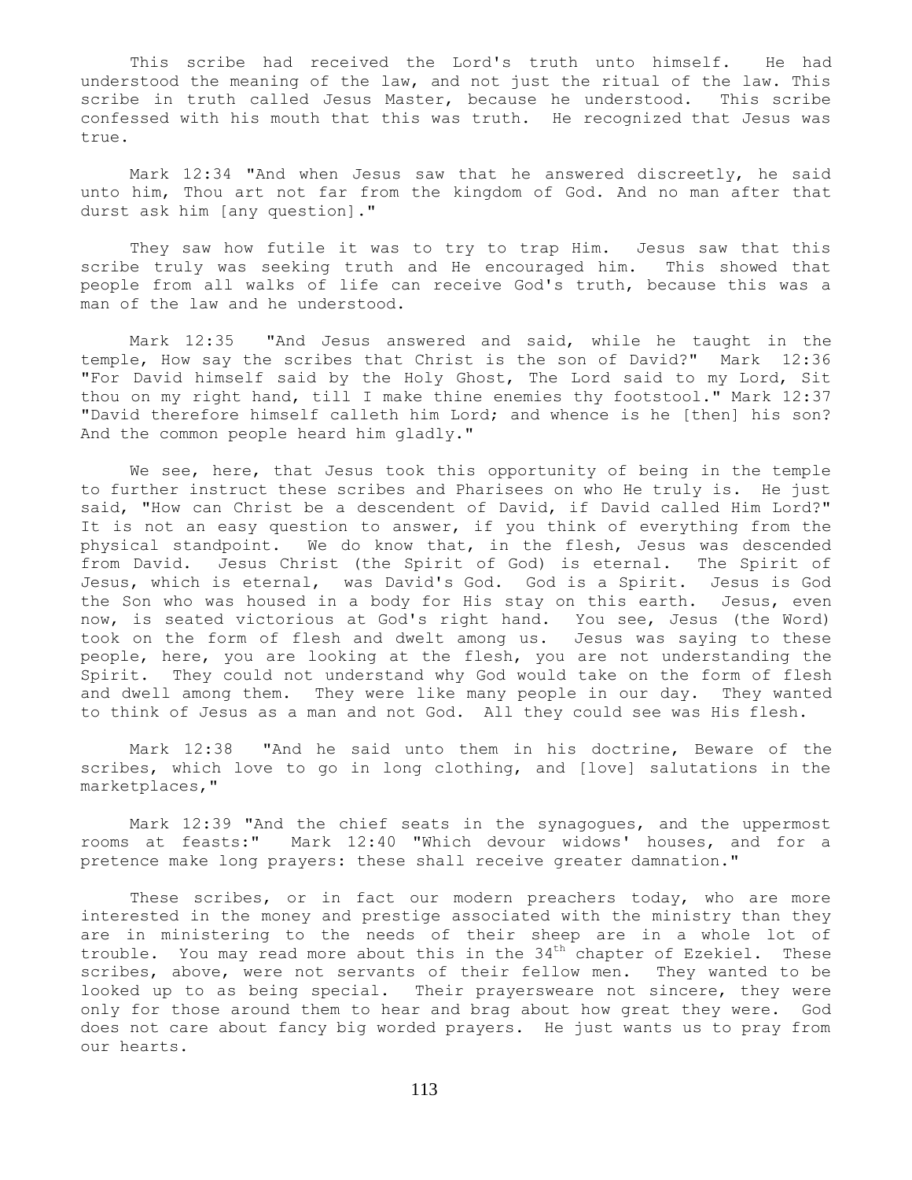This scribe had received the Lord's truth unto himself. He had understood the meaning of the law, and not just the ritual of the law. This scribe in truth called Jesus Master, because he understood. This scribe confessed with his mouth that this was truth. He recognized that Jesus was true.

Mark 12:34 "And when Jesus saw that he answered discreetly, he said unto him, Thou art not far from the kingdom of God. And no man after that durst ask him [any question]."

They saw how futile it was to try to trap Him. Jesus saw that this scribe truly was seeking truth and He encouraged him. This showed that people from all walks of life can receive God's truth, because this was a man of the law and he understood.

Mark 12:35 "And Jesus answered and said, while he taught in the temple, How say the scribes that Christ is the son of David?" Mark 12:36 "For David himself said by the Holy Ghost, The Lord said to my Lord, Sit thou on my right hand, till I make thine enemies thy footstool." Mark 12:37 "David therefore himself calleth him Lord; and whence is he [then] his son? And the common people heard him gladly."

We see, here, that Jesus took this opportunity of being in the temple to further instruct these scribes and Pharisees on who He truly is. He just said, "How can Christ be a descendent of David, if David called Him Lord?" It is not an easy question to answer, if you think of everything from the physical standpoint. We do know that, in the flesh, Jesus was descended from David. Jesus Christ (the Spirit of God) is eternal. The Spirit of Jesus, which is eternal, was David's God. God is a Spirit. Jesus is God the Son who was housed in a body for His stay on this earth. Jesus, even now, is seated victorious at God's right hand. You see, Jesus (the Word) took on the form of flesh and dwelt among us. Jesus was saying to these people, here, you are looking at the flesh, you are not understanding the Spirit. They could not understand why God would take on the form of flesh and dwell among them. They were like many people in our day. They wanted to think of Jesus as a man and not God. All they could see was His flesh.

Mark 12:38 "And he said unto them in his doctrine, Beware of the scribes, which love to go in long clothing, and [love] salutations in the marketplaces,"

Mark 12:39 "And the chief seats in the synagogues, and the uppermost rooms at feasts:" Mark 12:40 "Which devour widows' houses, and for a pretence make long prayers: these shall receive greater damnation."

These scribes, or in fact our modern preachers today, who are more interested in the money and prestige associated with the ministry than they are in ministering to the needs of their sheep are in a whole lot of trouble. You may read more about this in the 34th chapter of Ezekiel. These scribes, above, were not servants of their fellow men. They wanted to be looked up to as being special. Their prayersweare not sincere, they were only for those around them to hear and brag about how great they were. God does not care about fancy big worded prayers. He just wants us to pray from our hearts.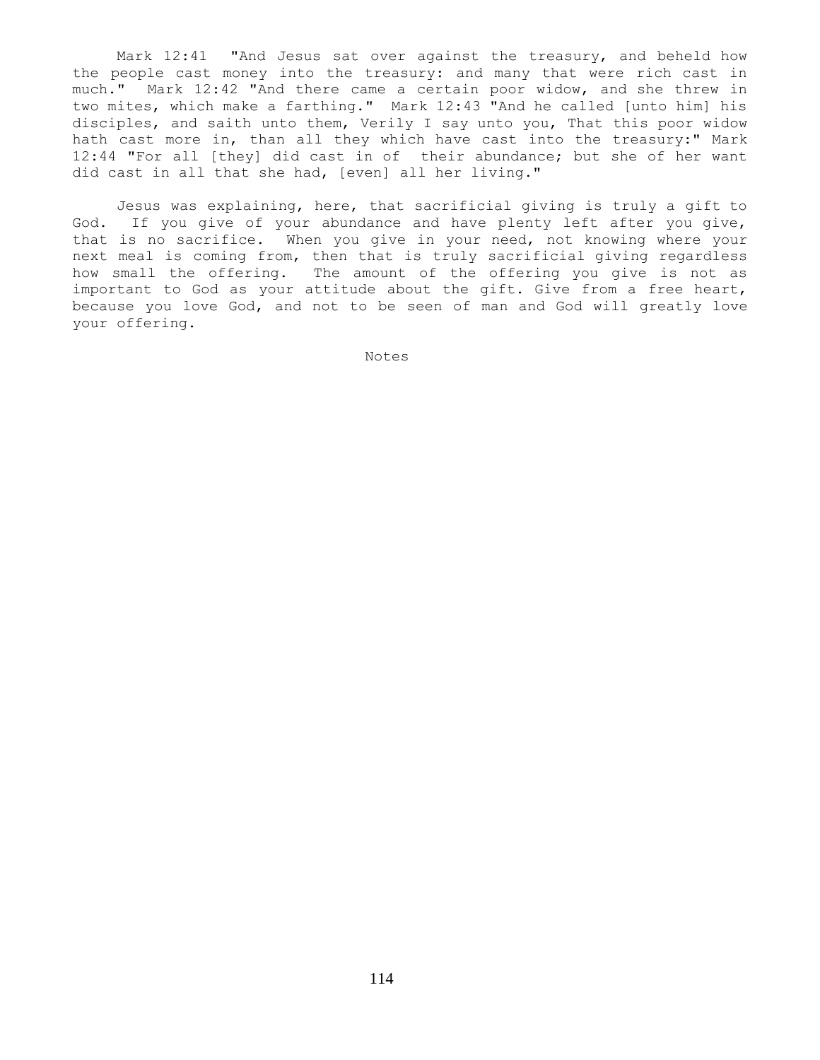Mark 12:41 "And Jesus sat over against the treasury, and beheld how the people cast money into the treasury: and many that were rich cast in much." Mark 12:42 "And there came a certain poor widow, and she threw in two mites, which make a farthing." Mark 12:43 "And he called [unto him] his disciples, and saith unto them, Verily I say unto you, That this poor widow hath cast more in, than all they which have cast into the treasury:" Mark 12:44 "For all [they] did cast in of their abundance; but she of her want did cast in all that she had, [even] all her living."

Jesus was explaining, here, that sacrificial giving is truly a gift to God. If you give of your abundance and have plenty left after you give, that is no sacrifice. When you give in your need, not knowing where your next meal is coming from, then that is truly sacrificial giving regardless how small the offering. The amount of the offering you give is not as important to God as your attitude about the gift. Give from a free heart, because you love God, and not to be seen of man and God will greatly love your offering.

Notes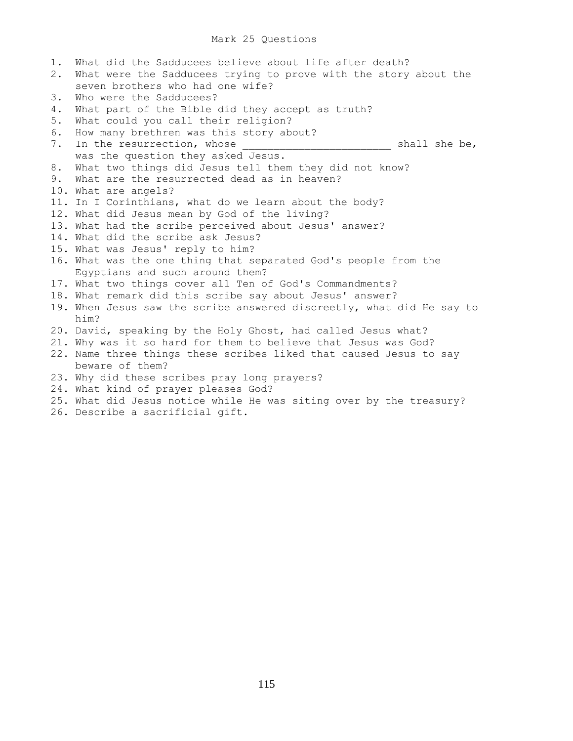# Mark 25 Questions

1. What did the Sadducees believe about life after death?
2. What were the Sadducees trying to prove with the story about the seven brothers who had one wife?
3. Who were the Sadducees?
4. What part of the Bible did they accept as truth?
5. What could you call their religion?
6. How many brethren was this story about?
7. In the resurrection, whose _______________________ shall she be, was the question they asked Jesus.
8. What two things did Jesus tell them they did not know?
9. What are the resurrected dead as in heaven?
10. What are angels?
11. In I Corinthians, what do we learn about the body?
12. What did Jesus mean by God of the living?
13. What had the scribe perceived about Jesus' answer?
14. What did the scribe ask Jesus?
15. What was Jesus' reply to him?
16. What was the one thing that separated God's people from the Egyptians and such around them?
17. What two things cover all Ten of God's Commandments?
18. What remark did this scribe say about Jesus' answer?
19. When Jesus saw the scribe answered discreetly, what did He say to him?
20. David, speaking by the Holy Ghost, had called Jesus what?
21. Why was it so hard for them to believe that Jesus was God?
22. Name three things these scribes liked that caused Jesus to say beware of them?
23. Why did these scribes pray long prayers?
24. What kind of prayer pleases God?
25. What did Jesus notice while He was siting over by the treasury?
26. Describe a sacrificial gift.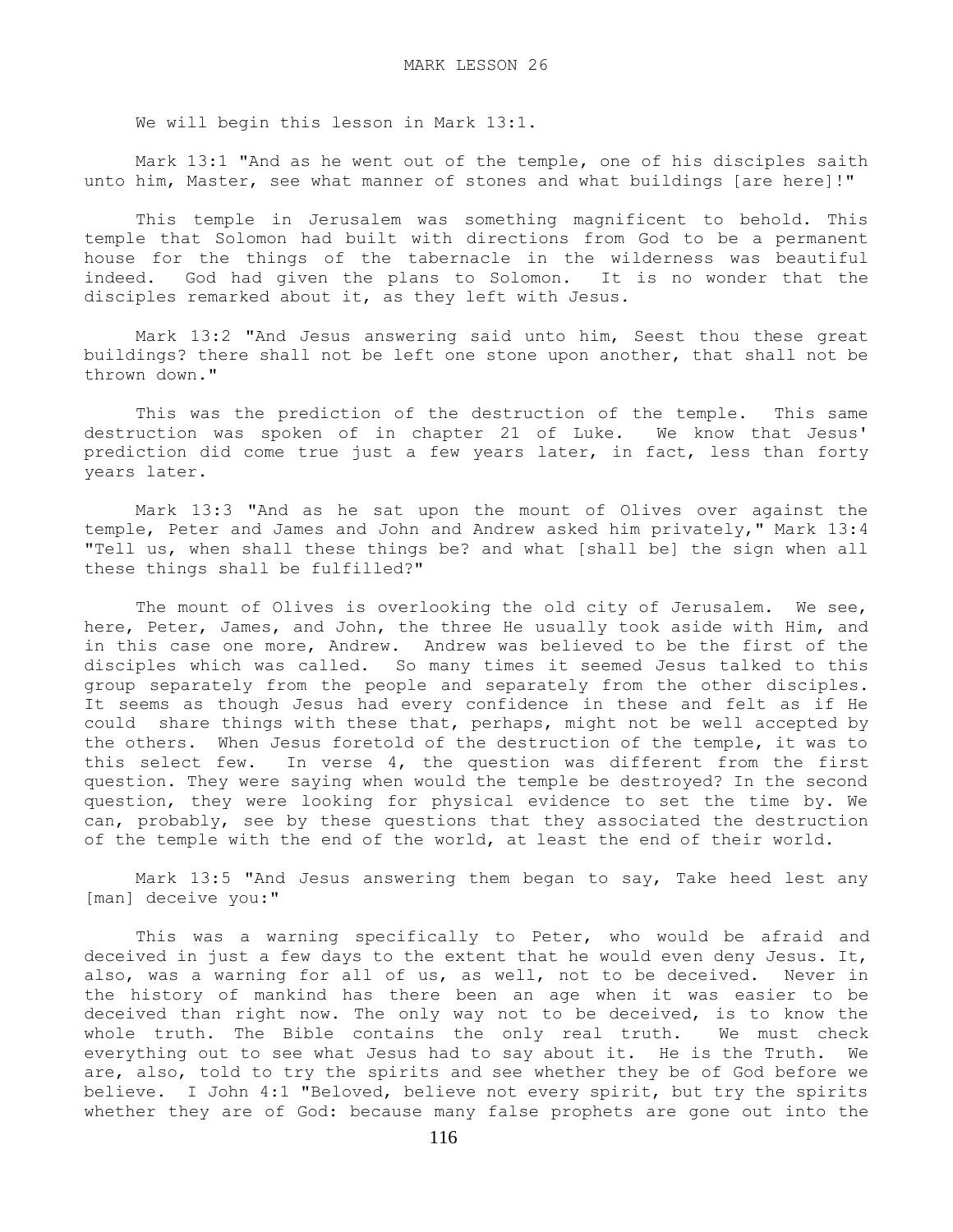# MARK LESSON 26

We will begin this lesson in Mark 13:1.

Mark 13:1 "And as he went out of the temple, one of his disciples saith unto him, Master, see what manner of stones and what buildings [are here]!"

This temple in Jerusalem was something magnificent to behold. This temple that Solomon had built with directions from God to be a permanent house for the things of the tabernacle in the wilderness was beautiful indeed. God had given the plans to Solomon. It is no wonder that the disciples remarked about it, as they left with Jesus.

Mark 13:2 "And Jesus answering said unto him, Seest thou these great buildings? there shall not be left one stone upon another, that shall not be thrown down."

This was the prediction of the destruction of the temple. This same destruction was spoken of in chapter 21 of Luke. We know that Jesus' prediction did come true just a few years later, in fact, less than forty years later.

Mark 13:3 "And as he sat upon the mount of Olives over against the temple, Peter and James and John and Andrew asked him privately," Mark 13:4 "Tell us, when shall these things be? and what [shall be] the sign when all these things shall be fulfilled?"

The mount of Olives is overlooking the old city of Jerusalem. We see, here, Peter, James, and John, the three He usually took aside with Him, and in this case one more, Andrew. Andrew was believed to be the first of the disciples which was called. So many times it seemed Jesus talked to this group separately from the people and separately from the other disciples. It seems as though Jesus had every confidence in these and felt as if He could share things with these that, perhaps, might not be well accepted by the others. When Jesus foretold of the destruction of the temple, it was to this select few. In verse 4, the question was different from the first question. They were saying when would the temple be destroyed? In the second question, they were looking for physical evidence to set the time by. We can, probably, see by these questions that they associated the destruction of the temple with the end of the world, at least the end of their world.

Mark 13:5 "And Jesus answering them began to say, Take heed lest any [man] deceive you:"

This was a warning specifically to Peter, who would be afraid and deceived in just a few days to the extent that he would even deny Jesus. It, also, was a warning for all of us, as well, not to be deceived. Never in the history of mankind has there been an age when it was easier to be deceived than right now. The only way not to be deceived, is to know the whole truth. The Bible contains the only real truth. We must check everything out to see what Jesus had to say about it. He is the Truth. We are, also, told to try the spirits and see whether they be of God before we believe. I John 4:1 "Beloved, believe not every spirit, but try the spirits whether they are of God: because many false prophets are gone out into the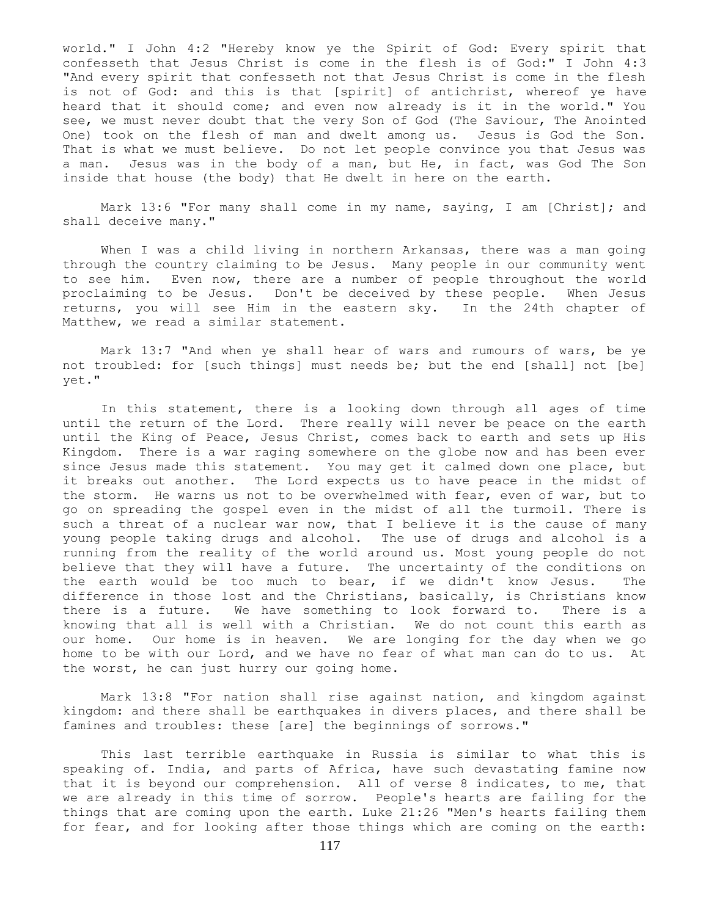world." I John 4:2 "Hereby know ye the Spirit of God: Every spirit that confesseth that Jesus Christ is come in the flesh is of God:" I John 4:3 "And every spirit that confesseth not that Jesus Christ is come in the flesh is not of God: and this is that [spirit] of antichrist, whereof ye have heard that it should come; and even now already is it in the world." You see, we must never doubt that the very Son of God (The Saviour, The Anointed One) took on the flesh of man and dwelt among us. Jesus is God the Son. That is what we must believe. Do not let people convince you that Jesus was a man. Jesus was in the body of a man, but He, in fact, was God The Son inside that house (the body) that He dwelt in here on the earth.

Mark 13:6 "For many shall come in my name, saying, I am [Christ]; and shall deceive many."

When I was a child living in northern Arkansas, there was a man going through the country claiming to be Jesus. Many people in our community went to see him. Even now, there are a number of people throughout the world proclaiming to be Jesus. Don't be deceived by these people. When Jesus returns, you will see Him in the eastern sky. In the 24th chapter of Matthew, we read a similar statement.

Mark 13:7 "And when ye shall hear of wars and rumours of wars, be ye not troubled: for [such things] must needs be; but the end [shall] not [be] yet."

In this statement, there is a looking down through all ages of time until the return of the Lord. There really will never be peace on the earth until the King of Peace, Jesus Christ, comes back to earth and sets up His Kingdom. There is a war raging somewhere on the globe now and has been ever since Jesus made this statement. You may get it calmed down one place, but it breaks out another. The Lord expects us to have peace in the midst of the storm. He warns us not to be overwhelmed with fear, even of war, but to go on spreading the gospel even in the midst of all the turmoil. There is such a threat of a nuclear war now, that I believe it is the cause of many young people taking drugs and alcohol. The use of drugs and alcohol is a running from the reality of the world around us. Most young people do not believe that they will have a future. The uncertainty of the conditions on the earth would be too much to bear, if we didn't know Jesus. The difference in those lost and the Christians, basically, is Christians know there is a future. We have something to look forward to. There is a knowing that all is well with a Christian. We do not count this earth as our home. Our home is in heaven. We are longing for the day when we go home to be with our Lord, and we have no fear of what man can do to us. At the worst, he can just hurry our going home.

Mark 13:8 "For nation shall rise against nation, and kingdom against kingdom: and there shall be earthquakes in divers places, and there shall be famines and troubles: these [are] the beginnings of sorrows."

This last terrible earthquake in Russia is similar to what this is speaking of. India, and parts of Africa, have such devastating famine now that it is beyond our comprehension. All of verse 8 indicates, to me, that we are already in this time of sorrow. People's hearts are failing for the things that are coming upon the earth. Luke 21:26 "Men's hearts failing them for fear, and for looking after those things which are coming on the earth: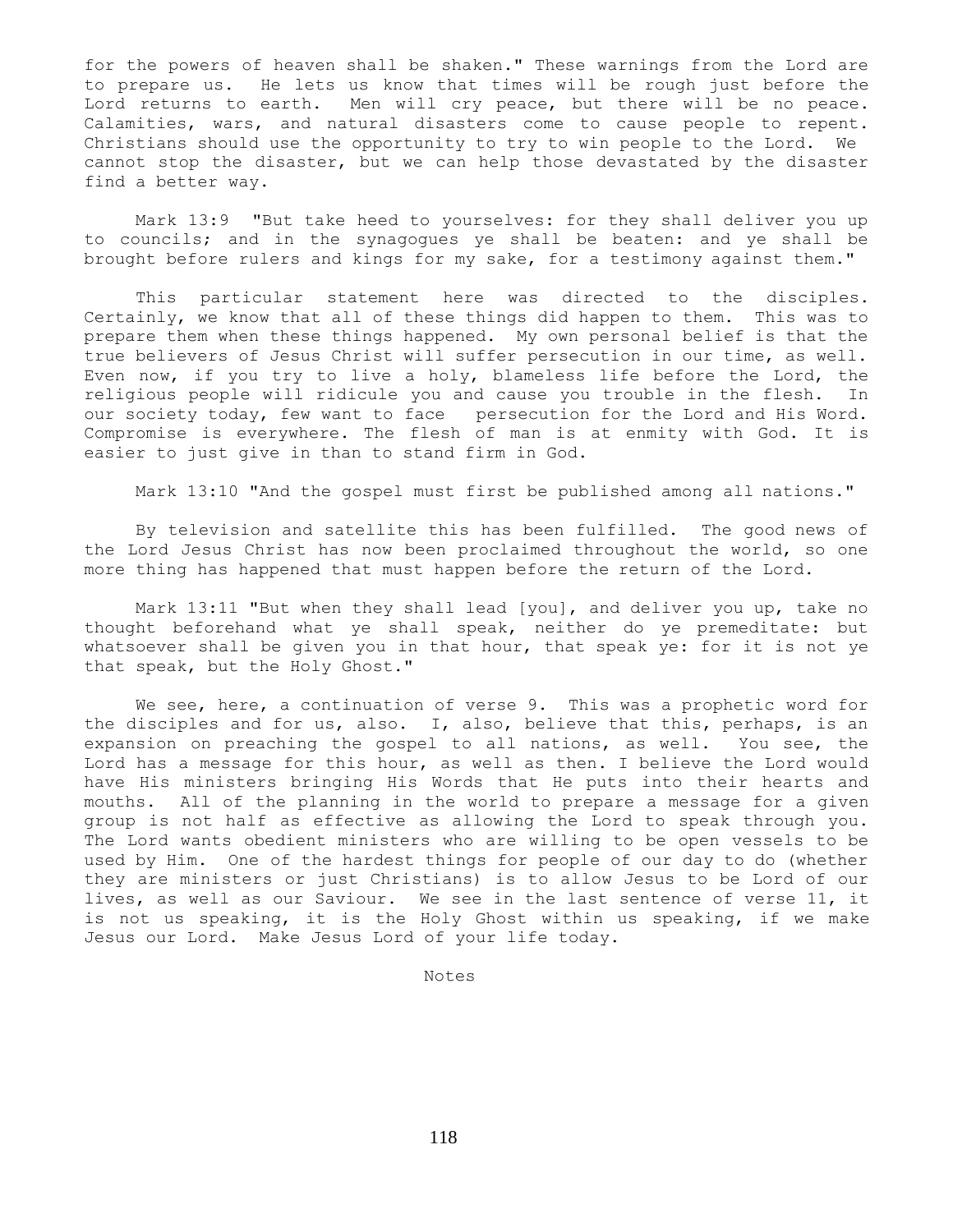for the powers of heaven shall be shaken." These warnings from the Lord are to prepare us. He lets us know that times will be rough just before the Lord returns to earth. Men will cry peace, but there will be no peace. Calamities, wars, and natural disasters come to cause people to repent. Christians should use the opportunity to try to win people to the Lord. We cannot stop the disaster, but we can help those devastated by the disaster find a better way.

Mark 13:9 "But take heed to yourselves: for they shall deliver you up to councils; and in the synagogues ye shall be beaten: and ye shall be brought before rulers and kings for my sake, for a testimony against them."

This particular statement here was directed to the disciples. Certainly, we know that all of these things did happen to them. This was to prepare them when these things happened. My own personal belief is that the true believers of Jesus Christ will suffer persecution in our time, as well. Even now, if you try to live a holy, blameless life before the Lord, the religious people will ridicule you and cause you trouble in the flesh. In our society today, few want to face persecution for the Lord and His Word. Compromise is everywhere. The flesh of man is at enmity with God. It is easier to just give in than to stand firm in God.

Mark 13:10 "And the gospel must first be published among all nations."

By television and satellite this has been fulfilled. The good news of the Lord Jesus Christ has now been proclaimed throughout the world, so one more thing has happened that must happen before the return of the Lord.

Mark 13:11 "But when they shall lead [you], and deliver you up, take no thought beforehand what ye shall speak, neither do ye premeditate: but whatsoever shall be given you in that hour, that speak ye: for it is not ye that speak, but the Holy Ghost."

We see, here, a continuation of verse 9. This was a prophetic word for the disciples and for us, also. I, also, believe that this, perhaps, is an expansion on preaching the gospel to all nations, as well. You see, the Lord has a message for this hour, as well as then. I believe the Lord would have His ministers bringing His Words that He puts into their hearts and mouths. All of the planning in the world to prepare a message for a given group is not half as effective as allowing the Lord to speak through you. The Lord wants obedient ministers who are willing to be open vessels to be used by Him. One of the hardest things for people of our day to do (whether they are ministers or just Christians) is to allow Jesus to be Lord of our lives, as well as our Saviour. We see in the last sentence of verse 11, it is not us speaking, it is the Holy Ghost within us speaking, if we make Jesus our Lord. Make Jesus Lord of your life today.

Notes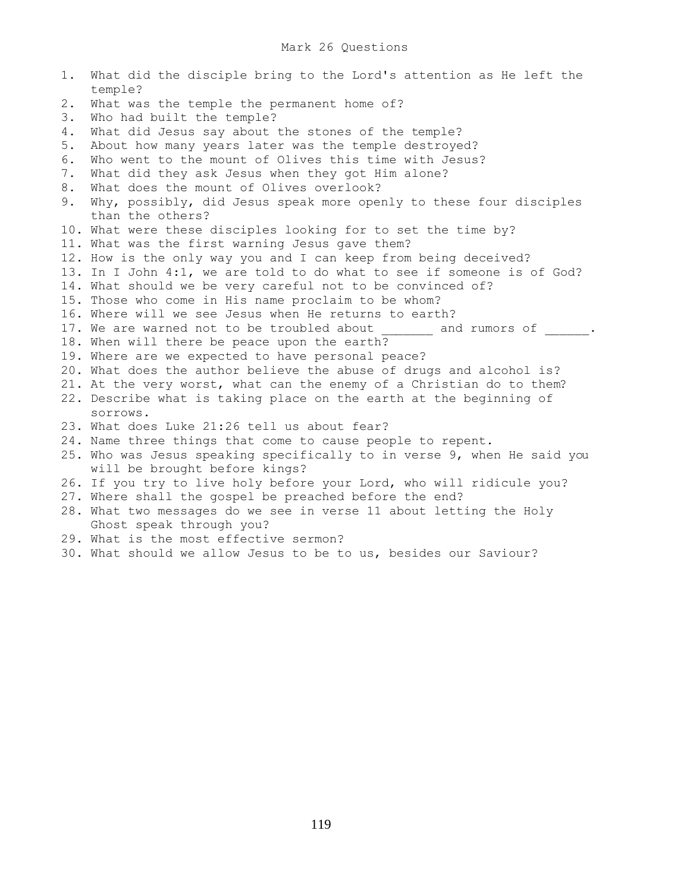# Mark 26 Questions

1. What did the disciple bring to the Lord's attention as He left the temple?
2. What was the temple the permanent home of?
3. Who had built the temple?
4. What did Jesus say about the stones of the temple?
5. About how many years later was the temple destroyed?
6. Who went to the mount of Olives this time with Jesus?
7. What did they ask Jesus when they got Him alone?
8. What does the mount of Olives overlook?
9. Why, possibly, did Jesus speak more openly to these four disciples than the others?
10. What were these disciples looking for to set the time by?
11. What was the first warning Jesus gave them?
12. How is the only way you and I can keep from being deceived?
13. In I John 4:1, we are told to do what to see if someone is of God?
14. What should we be very careful not to be convinced of?
15. Those who come in His name proclaim to be whom?
16. Where will we see Jesus when He returns to earth?
17. We are warned not to be troubled about _______ and rumors of ______.
18. When will there be peace upon the earth?
19. Where are we expected to have personal peace?
20. What does the author believe the abuse of drugs and alcohol is?
21. At the very worst, what can the enemy of a Christian do to them?
22. Describe what is taking place on the earth at the beginning of sorrows.
23. What does Luke 21:26 tell us about fear?
24. Name three things that come to cause people to repent.
25. Who was Jesus speaking specifically to in verse 9, when He said you will be brought before kings?
26. If you try to live holy before your Lord, who will ridicule you?
27. Where shall the gospel be preached before the end?
28. What two messages do we see in verse 11 about letting the Holy Ghost speak through you?
29. What is the most effective sermon?
30. What should we allow Jesus to be to us, besides our Saviour?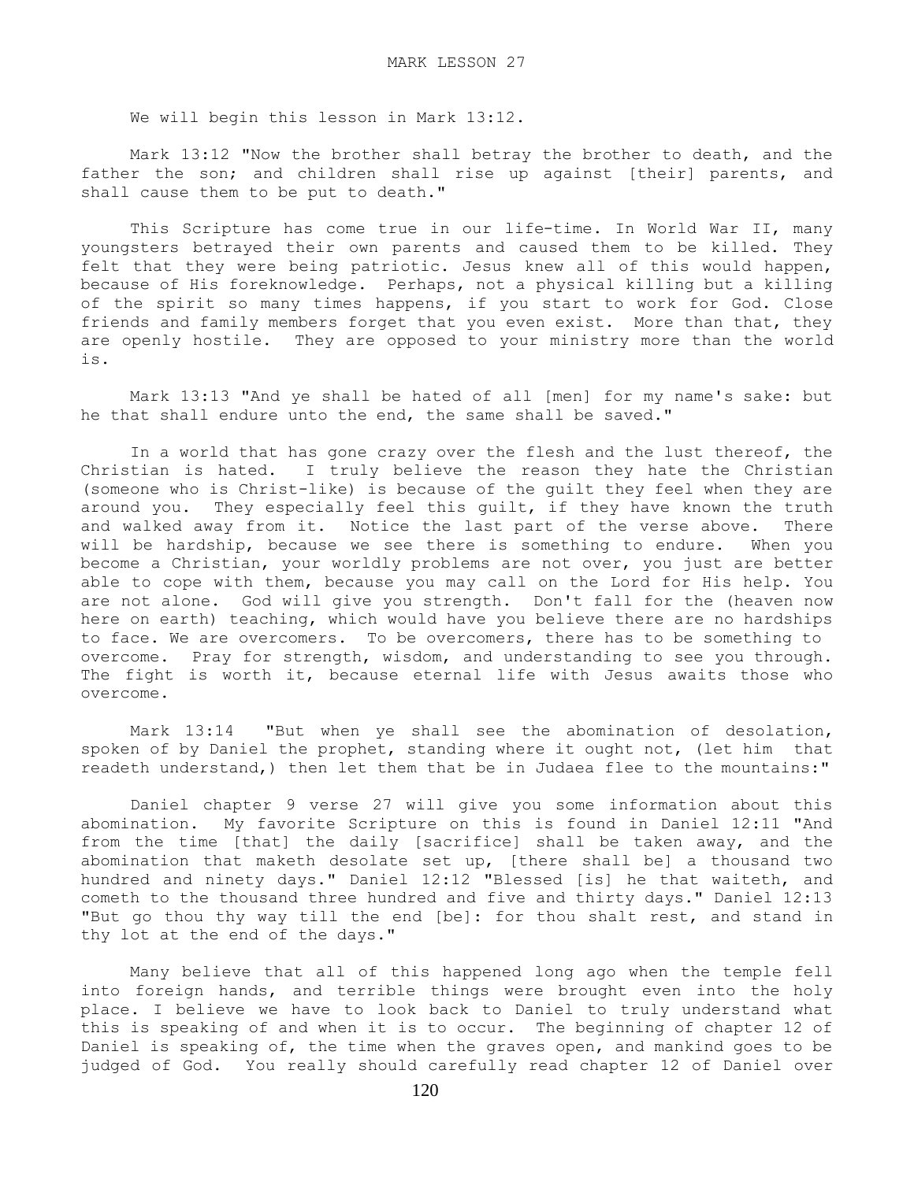# MARK LESSON 27

We will begin this lesson in Mark 13:12.

Mark 13:12 "Now the brother shall betray the brother to death, and the father the son; and children shall rise up against [their] parents, and shall cause them to be put to death."

This Scripture has come true in our life-time. In World War II, many youngsters betrayed their own parents and caused them to be killed. They felt that they were being patriotic. Jesus knew all of this would happen, because of His foreknowledge. Perhaps, not a physical killing but a killing of the spirit so many times happens, if you start to work for God. Close friends and family members forget that you even exist. More than that, they are openly hostile. They are opposed to your ministry more than the world is.

Mark 13:13 "And ye shall be hated of all [men] for my name's sake: but he that shall endure unto the end, the same shall be saved."

In a world that has gone crazy over the flesh and the lust thereof, the Christian is hated. I truly believe the reason they hate the Christian (someone who is Christ-like) is because of the guilt they feel when they are around you. They especially feel this guilt, if they have known the truth and walked away from it. Notice the last part of the verse above. There will be hardship, because we see there is something to endure. When you become a Christian, your worldly problems are not over, you just are better able to cope with them, because you may call on the Lord for His help. You are not alone. God will give you strength. Don't fall for the (heaven now here on earth) teaching, which would have you believe there are no hardships to face. We are overcomers. To be overcomers, there has to be something to overcome. Pray for strength, wisdom, and understanding to see you through. The fight is worth it, because eternal life with Jesus awaits those who overcome.

Mark 13:14 "But when ye shall see the abomination of desolation, spoken of by Daniel the prophet, standing where it ought not, (let him that readeth understand,) then let them that be in Judaea flee to the mountains:"

Daniel chapter 9 verse 27 will give you some information about this abomination. My favorite Scripture on this is found in Daniel 12:11 "And from the time [that] the daily [sacrifice] shall be taken away, and the abomination that maketh desolate set up, [there shall be] a thousand two hundred and ninety days." Daniel 12:12 "Blessed [is] he that waiteth, and cometh to the thousand three hundred and five and thirty days." Daniel 12:13 "But go thou thy way till the end [be]: for thou shalt rest, and stand in thy lot at the end of the days."

Many believe that all of this happened long ago when the temple fell into foreign hands, and terrible things were brought even into the holy place. I believe we have to look back to Daniel to truly understand what this is speaking of and when it is to occur. The beginning of chapter 12 of Daniel is speaking of, the time when the graves open, and mankind goes to be judged of God. You really should carefully read chapter 12 of Daniel over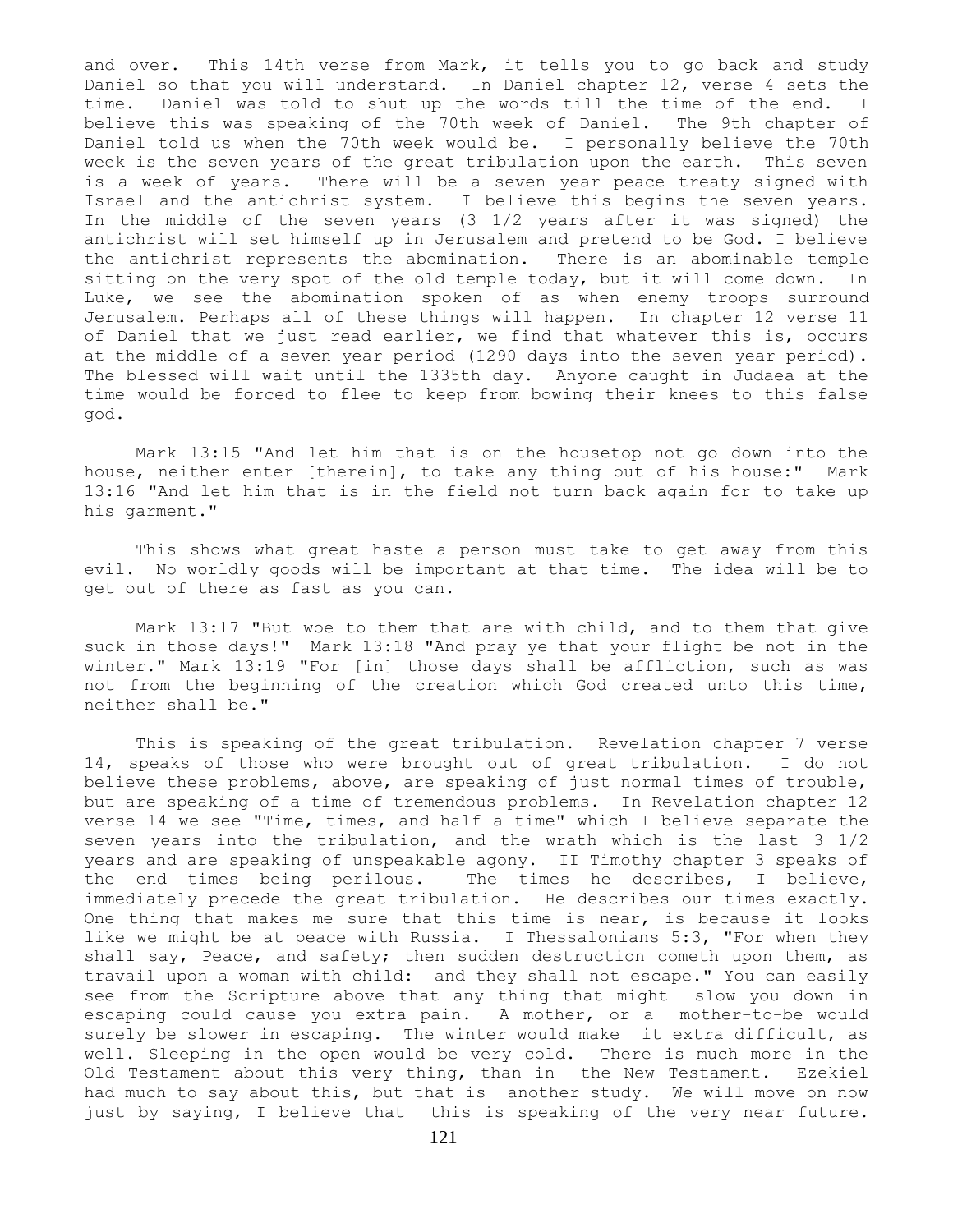and over. This 14th verse from Mark, it tells you to go back and study Daniel so that you will understand. In Daniel chapter 12, verse 4 sets the time. Daniel was told to shut up the words till the time of the end. I believe this was speaking of the 70th week of Daniel. The 9th chapter of Daniel told us when the 70th week would be. I personally believe the 70th week is the seven years of the great tribulation upon the earth. This seven is a week of years. There will be a seven year peace treaty signed with Israel and the antichrist system. I believe this begins the seven years. In the middle of the seven years (3 1/2 years after it was signed) the antichrist will set himself up in Jerusalem and pretend to be God. I believe the antichrist represents the abomination. There is an abominable temple sitting on the very spot of the old temple today, but it will come down. In Luke, we see the abomination spoken of as when enemy troops surround Jerusalem. Perhaps all of these things will happen. In chapter 12 verse 11 of Daniel that we just read earlier, we find that whatever this is, occurs at the middle of a seven year period (1290 days into the seven year period). The blessed will wait until the 1335th day. Anyone caught in Judaea at the time would be forced to flee to keep from bowing their knees to this false god.

Mark 13:15 "And let him that is on the housetop not go down into the house, neither enter [therein], to take any thing out of his house:" Mark 13:16 "And let him that is in the field not turn back again for to take up his garment."

This shows what great haste a person must take to get away from this evil. No worldly goods will be important at that time. The idea will be to get out of there as fast as you can.

Mark 13:17 "But woe to them that are with child, and to them that give suck in those days!" Mark 13:18 "And pray ye that your flight be not in the winter." Mark 13:19 "For [in] those days shall be affliction, such as was not from the beginning of the creation which God created unto this time, neither shall be."

This is speaking of the great tribulation. Revelation chapter 7 verse 14, speaks of those who were brought out of great tribulation. I do not believe these problems, above, are speaking of just normal times of trouble, but are speaking of a time of tremendous problems. In Revelation chapter 12 verse 14 we see "Time, times, and half a time" which I believe separate the seven years into the tribulation, and the wrath which is the last 3 1/2 years and are speaking of unspeakable agony. II Timothy chapter 3 speaks of the end times being perilous. The times he describes, I believe, immediately precede the great tribulation. He describes our times exactly. One thing that makes me sure that this time is near, is because it looks like we might be at peace with Russia. I Thessalonians 5:3, "For when they shall say, Peace, and safety; then sudden destruction cometh upon them, as travail upon a woman with child: and they shall not escape." You can easily see from the Scripture above that any thing that might slow you down in escaping could cause you extra pain. A mother, or a mother-to-be would surely be slower in escaping. The winter would make it extra difficult, as well. Sleeping in the open would be very cold. There is much more in the Old Testament about this very thing, than in the New Testament. Ezekiel had much to say about this, but that is another study. We will move on now just by saying, I believe that this is speaking of the very near future.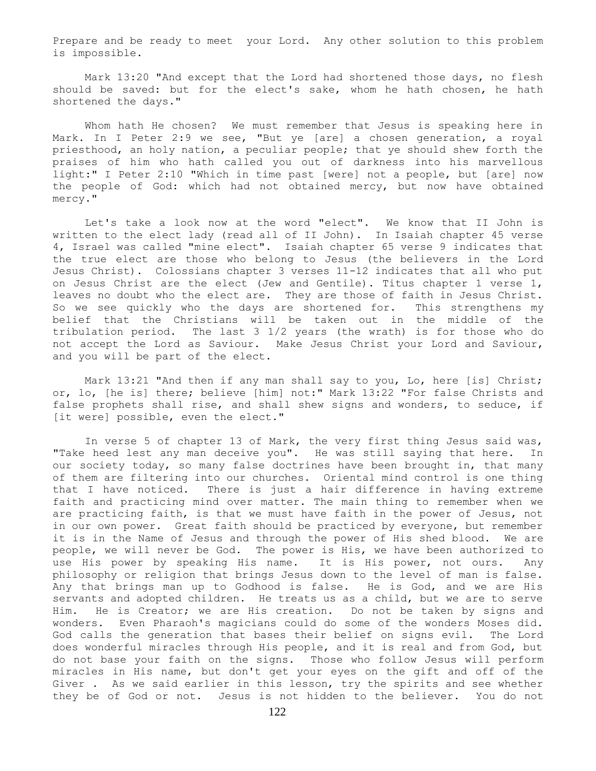Prepare and be ready to meet your Lord. Any other solution to this problem is impossible.

Mark 13:20 "And except that the Lord had shortened those days, no flesh should be saved: but for the elect's sake, whom he hath chosen, he hath shortened the days."

Whom hath He chosen? We must remember that Jesus is speaking here in Mark. In I Peter 2:9 we see, "But ye [are] a chosen generation, a royal priesthood, an holy nation, a peculiar people; that ye should shew forth the praises of him who hath called you out of darkness into his marvellous light:" I Peter 2:10 "Which in time past [were] not a people, but [are] now the people of God: which had not obtained mercy, but now have obtained mercy."

Let's take a look now at the word "elect". We know that II John is written to the elect lady (read all of II John). In Isaiah chapter 45 verse 4, Israel was called "mine elect". Isaiah chapter 65 verse 9 indicates that the true elect are those who belong to Jesus (the believers in the Lord Jesus Christ). Colossians chapter 3 verses 11-12 indicates that all who put on Jesus Christ are the elect (Jew and Gentile). Titus chapter 1 verse 1, leaves no doubt who the elect are. They are those of faith in Jesus Christ. So we see quickly who the days are shortened for. This strengthens my belief that the Christians will be taken out in the middle of the tribulation period. The last 3 1/2 years (the wrath) is for those who do not accept the Lord as Saviour. Make Jesus Christ your Lord and Saviour, and you will be part of the elect.

Mark 13:21 "And then if any man shall say to you, Lo, here [is] Christ; or, lo, [he is] there; believe [him] not:" Mark 13:22 "For false Christs and false prophets shall rise, and shall shew signs and wonders, to seduce, if [it were] possible, even the elect."

In verse 5 of chapter 13 of Mark, the very first thing Jesus said was, "Take heed lest any man deceive you". He was still saying that here. In our society today, so many false doctrines have been brought in, that many of them are filtering into our churches. Oriental mind control is one thing that I have noticed. There is just a hair difference in having extreme faith and practicing mind over matter. The main thing to remember when we are practicing faith, is that we must have faith in the power of Jesus, not in our own power. Great faith should be practiced by everyone, but remember it is in the Name of Jesus and through the power of His shed blood. We are people, we will never be God. The power is His, we have been authorized to use His power by speaking His name. It is His power, not ours. Any philosophy or religion that brings Jesus down to the level of man is false. Any that brings man up to Godhood is false. He is God, and we are His servants and adopted children. He treats us as a child, but we are to serve Him. He is Creator; we are His creation. Do not be taken by signs and wonders. Even Pharaoh's magicians could do some of the wonders Moses did. God calls the generation that bases their belief on signs evil. The Lord does wonderful miracles through His people, and it is real and from God, but do not base your faith on the signs. Those who follow Jesus will perform miracles in His name, but don't get your eyes on the gift and off of the Giver . As we said earlier in this lesson, try the spirits and see whether they be of God or not. Jesus is not hidden to the believer. You do not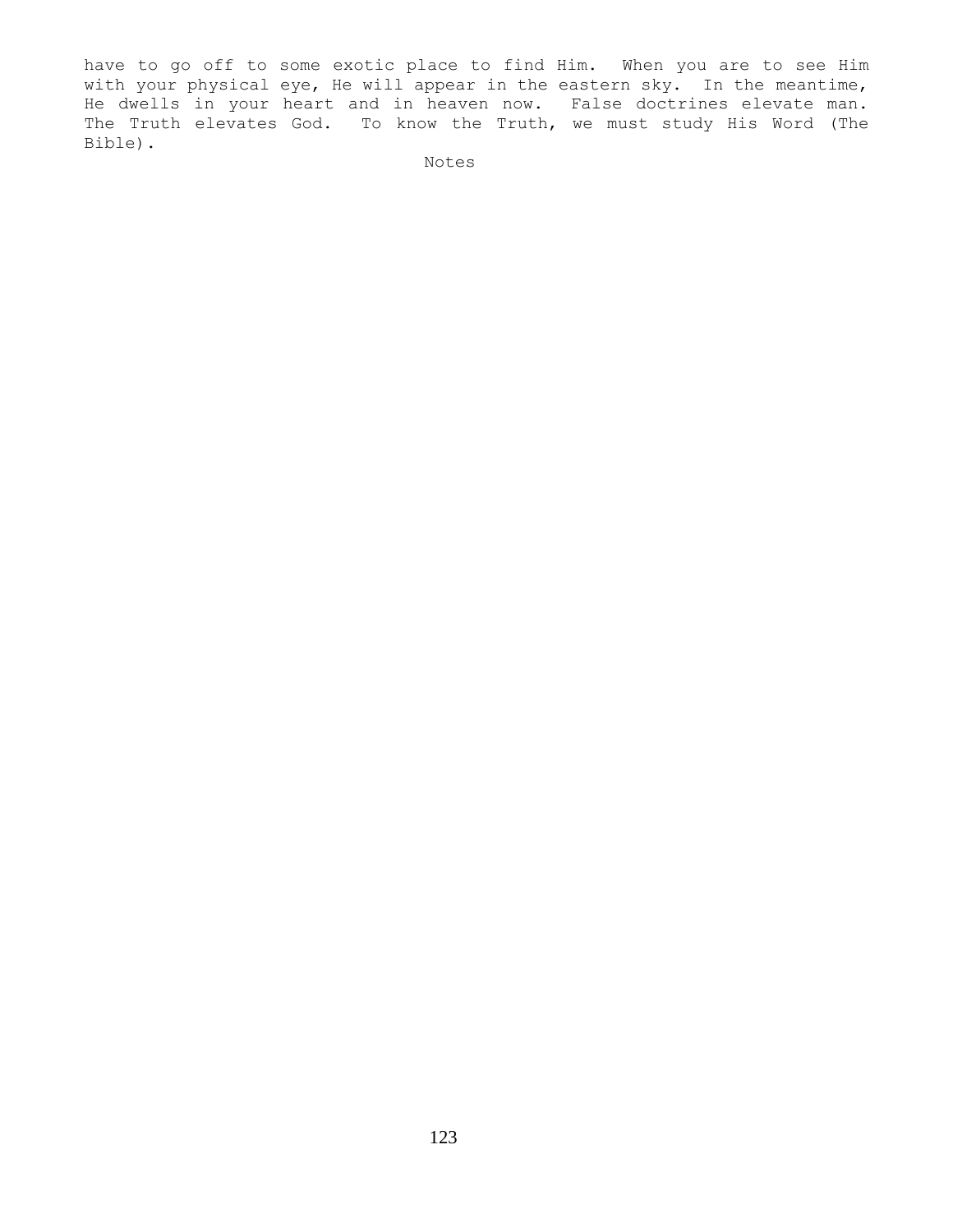have to go off to some exotic place to find Him. When you are to see Him with your physical eye, He will appear in the eastern sky. In the meantime, He dwells in your heart and in heaven now. False doctrines elevate man. The Truth elevates God. To know the Truth, we must study His Word (The Bible).

Notes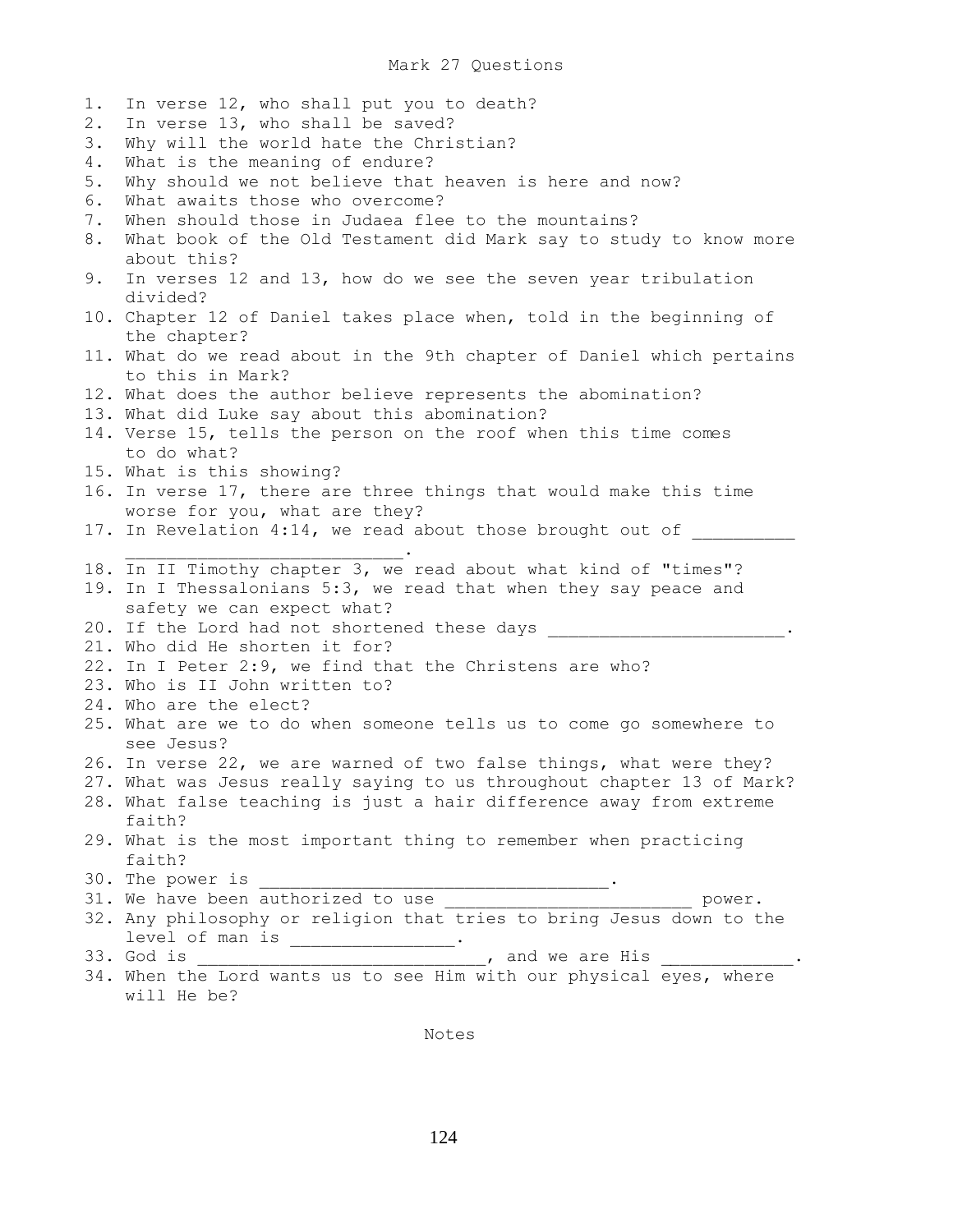# Mark 27 Questions

1. In verse 12, who shall put you to death?
2. In verse 13, who shall be saved?
3. Why will the world hate the Christian?
4. What is the meaning of endure?
5. Why should we not believe that heaven is here and now?
6. What awaits those who overcome?
7. When should those in Judaea flee to the mountains?
8. What book of the Old Testament did Mark say to study to know more about this?
9. In verses 12 and 13, how do we see the seven year tribulation divided?
10. Chapter 12 of Daniel takes place when, told in the beginning of the chapter?
11. What do we read about in the 9th chapter of Daniel which pertains to this in Mark?
12. What does the author believe represents the abomination?
13. What did Luke say about this abomination?
14. Verse 15, tells the person on the roof when this time comes to do what?
15. What is this showing?
16. In verse 17, there are three things that would make this time worse for you, what are they?
17. In Revelation 4:14, we read about those brought out of ___________________________________.
18. In II Timothy chapter 3, we read about what kind of "times"?
19. In I Thessalonians 5:3, we read that when they say peace and safety we can expect what?
20. If the Lord had not shortened these days _______________________.
21. Who did He shorten it for?
22. In I Peter 2:9, we find that the Christens are who?
23. Who is II John written to?
24. Who are the elect?
25. What are we to do when someone tells us to come go somewhere to see Jesus?
26. In verse 22, we are warned of two false things, what were they?
27. What was Jesus really saying to us throughout chapter 13 of Mark?
28. What false teaching is just a hair difference away from extreme faith?
29. What is the most important thing to remember when practicing faith?
30. The power is __________________________________.
31. We have been authorized to use ________________________ power.
32. Any philosophy or religion that tries to bring Jesus down to the level of man is ________________.
33. God is ____________________________, and we are His _____________.
34. When the Lord wants us to see Him with our physical eyes, where will He be?

Notes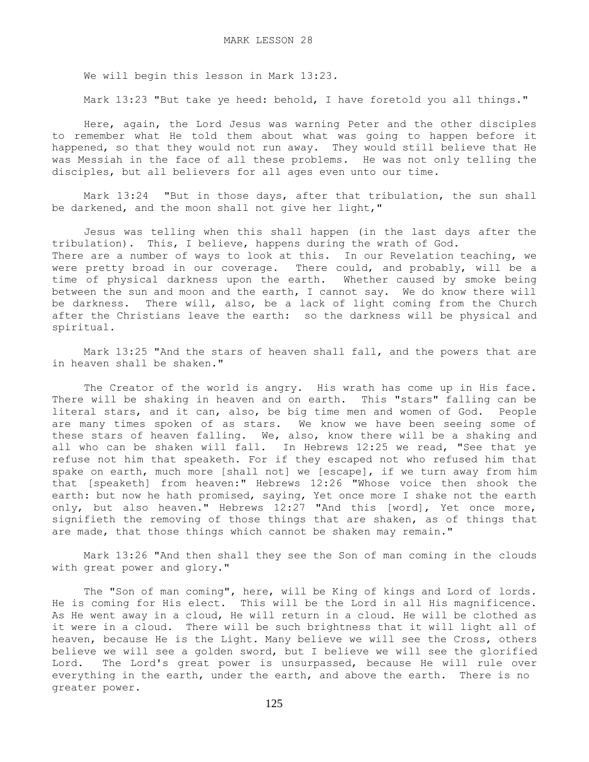# MARK LESSON 28

We will begin this lesson in Mark 13:23.

Mark 13:23 "But take ye heed: behold, I have foretold you all things."

Here, again, the Lord Jesus was warning Peter and the other disciples to remember what He told them about what was going to happen before it happened, so that they would not run away. They would still believe that He was Messiah in the face of all these problems. He was not only telling the disciples, but all believers for all ages even unto our time.

Mark 13:24 "But in those days, after that tribulation, the sun shall be darkened, and the moon shall not give her light,"

Jesus was telling when this shall happen (in the last days after the tribulation). This, I believe, happens during the wrath of God. There are a number of ways to look at this. In our Revelation teaching, we were pretty broad in our coverage. There could, and probably, will be a time of physical darkness upon the earth. Whether caused by smoke being between the sun and moon and the earth, I cannot say. We do know there will be darkness. There will, also, be a lack of light coming from the Church after the Christians leave the earth: so the darkness will be physical and spiritual.

Mark 13:25 "And the stars of heaven shall fall, and the powers that are in heaven shall be shaken."

The Creator of the world is angry. His wrath has come up in His face. There will be shaking in heaven and on earth. This "stars" falling can be literal stars, and it can, also, be big time men and women of God. People are many times spoken of as stars. We know we have been seeing some of these stars of heaven falling. We, also, know there will be a shaking and all who can be shaken will fall. In Hebrews 12:25 we read, "See that ye refuse not him that speaketh. For if they escaped not who refused him that spake on earth, much more [shall not] we [escape], if we turn away from him that [speaketh] from heaven:" Hebrews 12:26 "Whose voice then shook the earth: but now he hath promised, saying, Yet once more I shake not the earth only, but also heaven." Hebrews 12:27 "And this [word], Yet once more, signifieth the removing of those things that are shaken, as of things that are made, that those things which cannot be shaken may remain."

Mark 13:26 "And then shall they see the Son of man coming in the clouds with great power and glory."

The "Son of man coming", here, will be King of kings and Lord of lords. He is coming for His elect. This will be the Lord in all His magnificence. As He went away in a cloud, He will return in a cloud. He will be clothed as it were in a cloud. There will be such brightness that it will light all of heaven, because He is the Light. Many believe we will see the Cross, others believe we will see a golden sword, but I believe we will see the glorified Lord. The Lord's great power is unsurpassed, because He will rule over everything in the earth, under the earth, and above the earth. There is no greater power.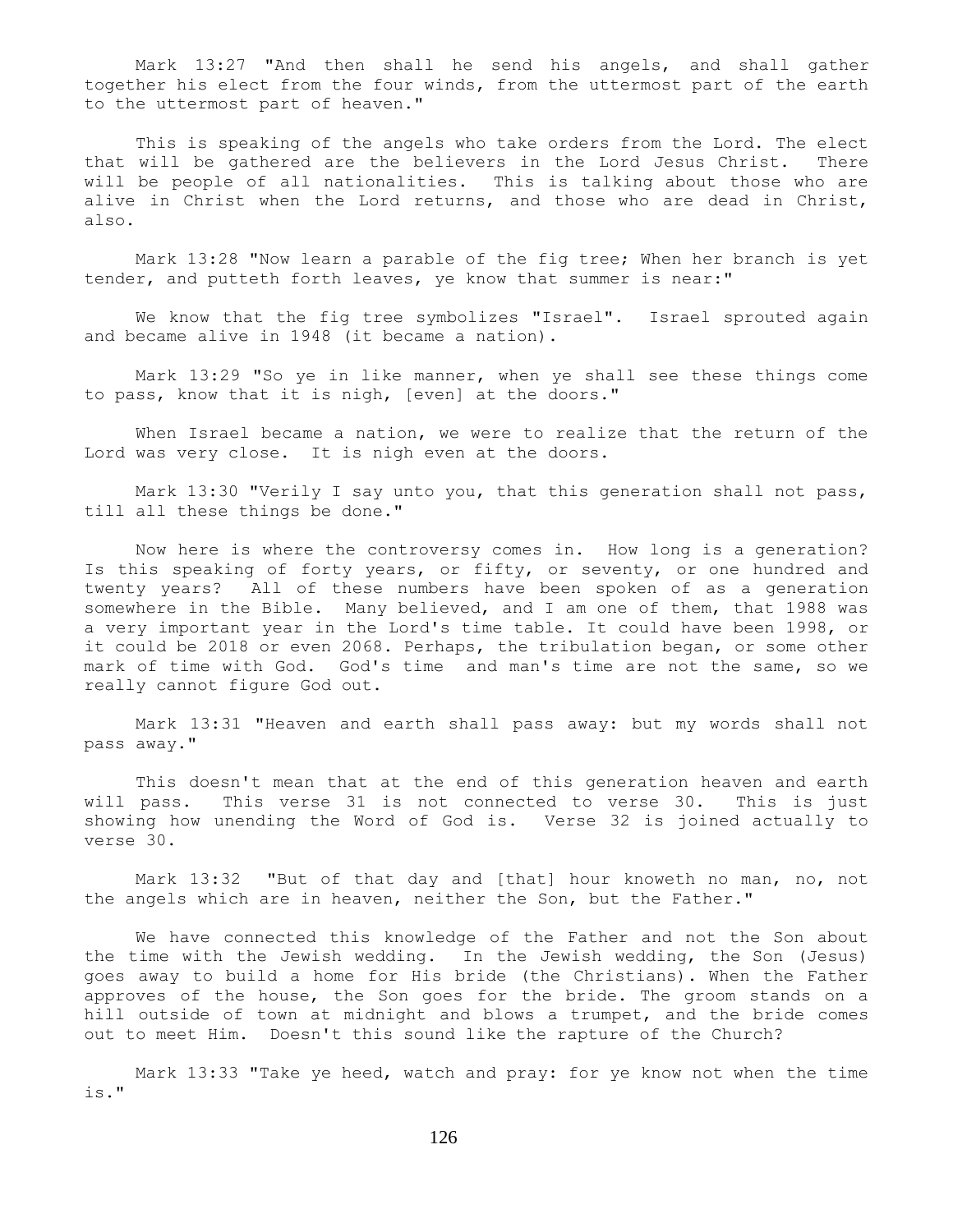Mark 13:27 "And then shall he send his angels, and shall gather together his elect from the four winds, from the uttermost part of the earth to the uttermost part of heaven."

This is speaking of the angels who take orders from the Lord. The elect that will be gathered are the believers in the Lord Jesus Christ. There will be people of all nationalities. This is talking about those who are alive in Christ when the Lord returns, and those who are dead in Christ, also.

Mark 13:28 "Now learn a parable of the fig tree; When her branch is yet tender, and putteth forth leaves, ye know that summer is near:"

We know that the fig tree symbolizes "Israel". Israel sprouted again and became alive in 1948 (it became a nation).

Mark 13:29 "So ye in like manner, when ye shall see these things come to pass, know that it is nigh, [even] at the doors."

When Israel became a nation, we were to realize that the return of the Lord was very close. It is nigh even at the doors.

Mark 13:30 "Verily I say unto you, that this generation shall not pass, till all these things be done."

Now here is where the controversy comes in. How long is a generation? Is this speaking of forty years, or fifty, or seventy, or one hundred and twenty years? All of these numbers have been spoken of as a generation somewhere in the Bible. Many believed, and I am one of them, that 1988 was a very important year in the Lord's time table. It could have been 1998, or it could be 2018 or even 2068. Perhaps, the tribulation began, or some other mark of time with God. God's time and man's time are not the same, so we really cannot figure God out.

Mark 13:31 "Heaven and earth shall pass away: but my words shall not pass away."

This doesn't mean that at the end of this generation heaven and earth will pass. This verse 31 is not connected to verse 30. This is just showing how unending the Word of God is. Verse 32 is joined actually to verse 30.

Mark 13:32 "But of that day and [that] hour knoweth no man, no, not the angels which are in heaven, neither the Son, but the Father."

We have connected this knowledge of the Father and not the Son about the time with the Jewish wedding. In the Jewish wedding, the Son (Jesus) goes away to build a home for His bride (the Christians). When the Father approves of the house, the Son goes for the bride. The groom stands on a hill outside of town at midnight and blows a trumpet, and the bride comes out to meet Him. Doesn't this sound like the rapture of the Church?

Mark 13:33 "Take ye heed, watch and pray: for ye know not when the time is."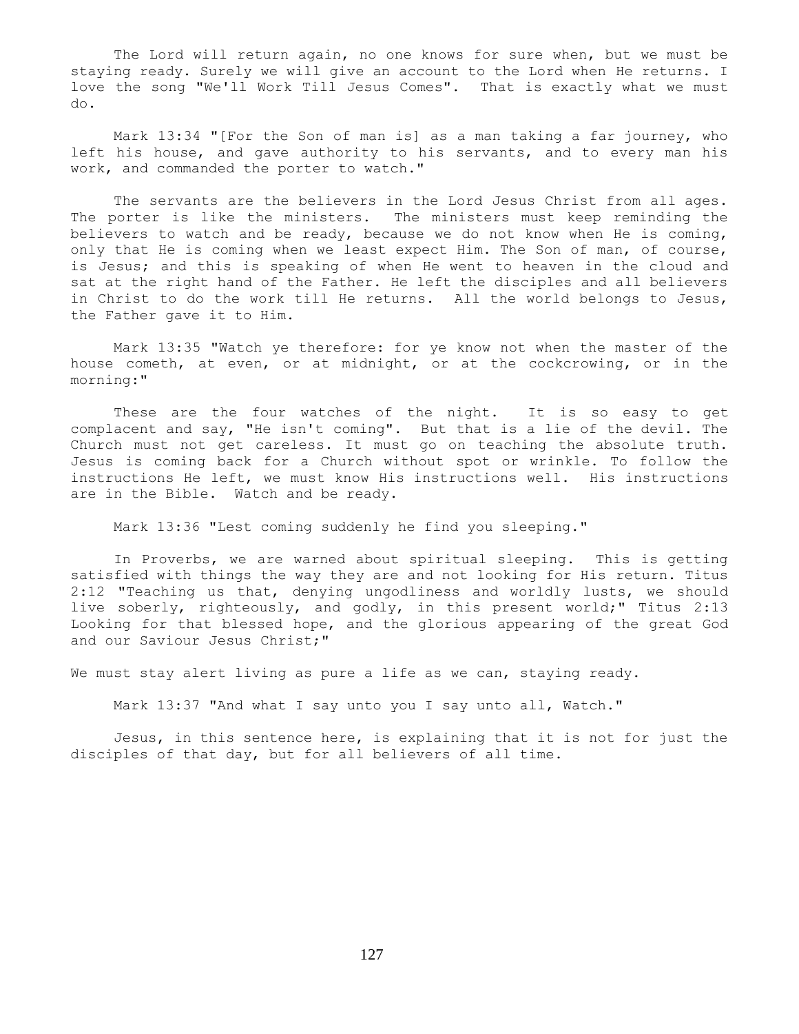The Lord will return again, no one knows for sure when, but we must be staying ready. Surely we will give an account to the Lord when He returns. I love the song "We'll Work Till Jesus Comes". That is exactly what we must do.

Mark 13:34 "[For the Son of man is] as a man taking a far journey, who left his house, and gave authority to his servants, and to every man his work, and commanded the porter to watch."

The servants are the believers in the Lord Jesus Christ from all ages. The porter is like the ministers. The ministers must keep reminding the believers to watch and be ready, because we do not know when He is coming, only that He is coming when we least expect Him. The Son of man, of course, is Jesus; and this is speaking of when He went to heaven in the cloud and sat at the right hand of the Father. He left the disciples and all believers in Christ to do the work till He returns. All the world belongs to Jesus, the Father gave it to Him.

Mark 13:35 "Watch ye therefore: for ye know not when the master of the house cometh, at even, or at midnight, or at the cockcrowing, or in the morning:"

These are the four watches of the night. It is so easy to get complacent and say, "He isn't coming". But that is a lie of the devil. The Church must not get careless. It must go on teaching the absolute truth. Jesus is coming back for a Church without spot or wrinkle. To follow the instructions He left, we must know His instructions well. His instructions are in the Bible. Watch and be ready.

Mark 13:36 "Lest coming suddenly he find you sleeping."

In Proverbs, we are warned about spiritual sleeping. This is getting satisfied with things the way they are and not looking for His return. Titus 2:12 "Teaching us that, denying ungodliness and worldly lusts, we should live soberly, righteously, and godly, in this present world;" Titus 2:13 Looking for that blessed hope, and the glorious appearing of the great God and our Saviour Jesus Christ;"

We must stay alert living as pure a life as we can, staying ready.

Mark 13:37 "And what I say unto you I say unto all, Watch."

Jesus, in this sentence here, is explaining that it is not for just the disciples of that day, but for all believers of all time.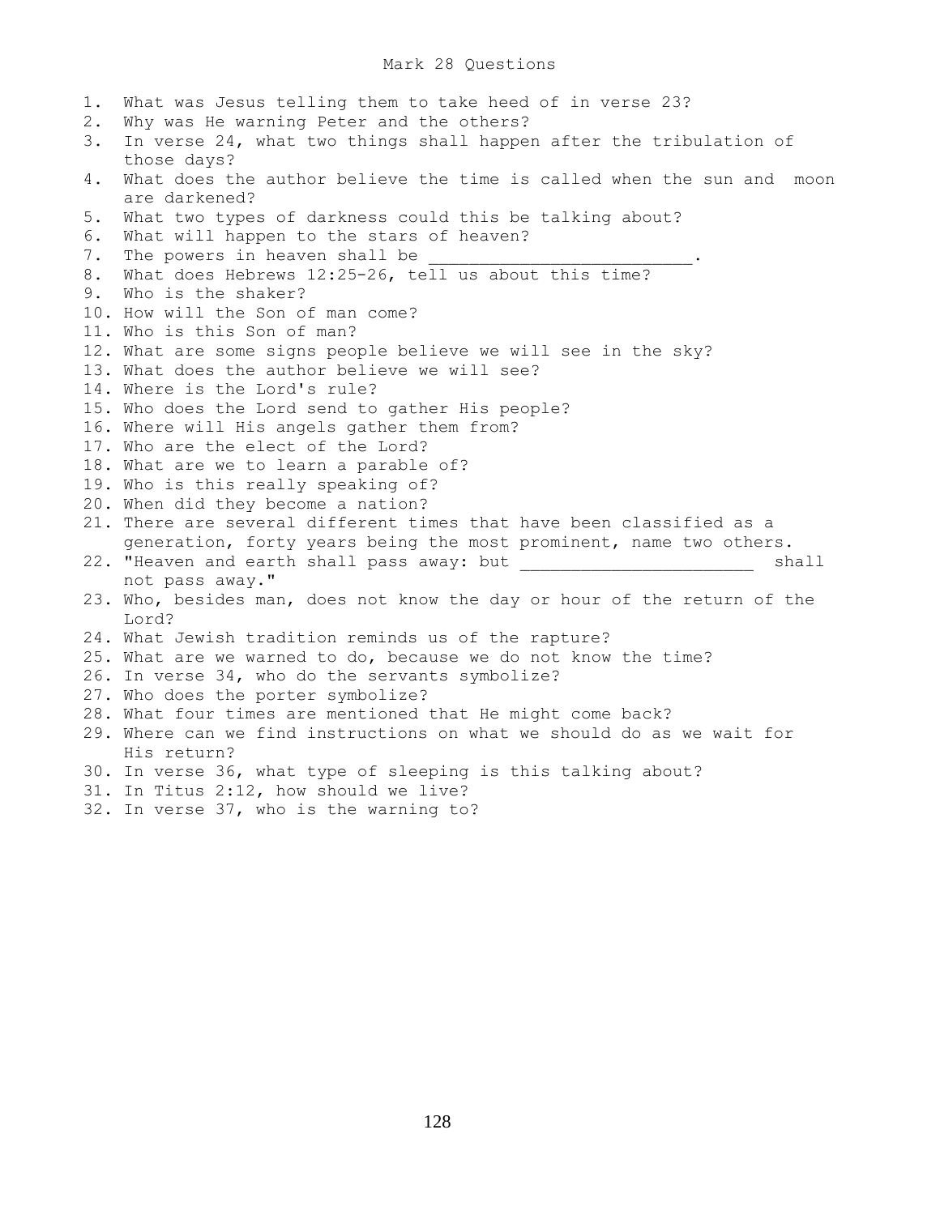# Mark 28 Questions

1. What was Jesus telling them to take heed of in verse 23?
2. Why was He warning Peter and the others?
3. In verse 24, what two things shall happen after the tribulation of those days?
4. What does the author believe the time is called when the sun and moon are darkened?
5. What two types of darkness could this be talking about?
6. What will happen to the stars of heaven?
7. The powers in heaven shall be ___________________________.
8. What does Hebrews 12:25-26, tell us about this time?
9. Who is the shaker?
10. How will the Son of man come?
11. Who is this Son of man?
12. What are some signs people believe we will see in the sky?
13. What does the author believe we will see?
14. Where is the Lord's rule?
15. Who does the Lord send to gather His people?
16. Where will His angels gather them from?
17. Who are the elect of the Lord?
18. What are we to learn a parable of?
19. Who is this really speaking of?
20. When did they become a nation?
21. There are several different times that have been classified as a generation, forty years being the most prominent, name two others.
22. "Heaven and earth shall pass away: but _______________________ shall not pass away."
23. Who, besides man, does not know the day or hour of the return of the Lord?
24. What Jewish tradition reminds us of the rapture?
25. What are we warned to do, because we do not know the time?
26. In verse 34, who do the servants symbolize?
27. Who does the porter symbolize?
28. What four times are mentioned that He might come back?
29. Where can we find instructions on what we should do as we wait for His return?
30. In verse 36, what type of sleeping is this talking about?
31. In Titus 2:12, how should we live?
32. In verse 37, who is the warning to?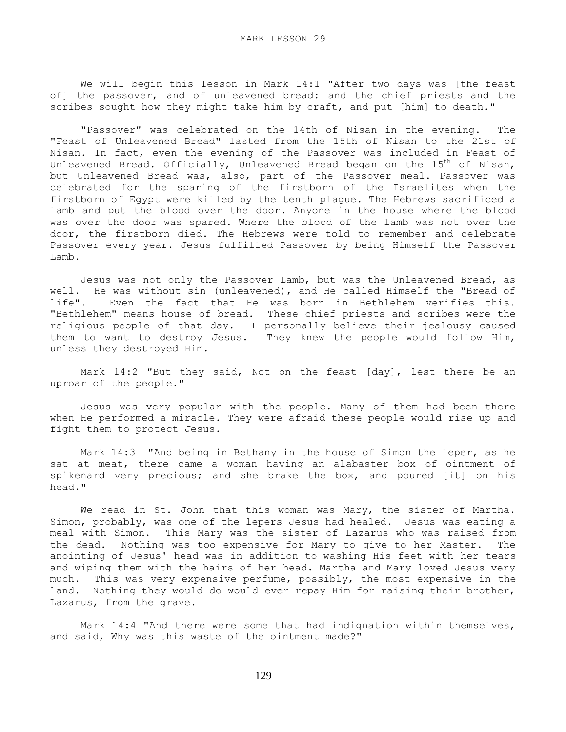# MARK LESSON 29

We will begin this lesson in Mark 14:1 "After two days was [the feast of] the passover, and of unleavened bread: and the chief priests and the scribes sought how they might take him by craft, and put [him] to death."

"Passover" was celebrated on the 14th of Nisan in the evening. The "Feast of Unleavened Bread" lasted from the 15th of Nisan to the 21st of Nisan. In fact, even the evening of the Passover was included in Feast of Unleavened Bread. Officially, Unleavened Bread began on the 15th of Nisan, but Unleavened Bread was, also, part of the Passover meal. Passover was celebrated for the sparing of the firstborn of the Israelites when the firstborn of Egypt were killed by the tenth plague. The Hebrews sacrificed a lamb and put the blood over the door. Anyone in the house where the blood was over the door was spared. Where the blood of the lamb was not over the door, the firstborn died. The Hebrews were told to remember and celebrate Passover every year. Jesus fulfilled Passover by being Himself the Passover Lamb.

Jesus was not only the Passover Lamb, but was the Unleavened Bread, as well. He was without sin (unleavened), and He called Himself the "Bread of life". Even the fact that He was born in Bethlehem verifies this. "Bethlehem" means house of bread. These chief priests and scribes were the religious people of that day. I personally believe their jealousy caused them to want to destroy Jesus. They knew the people would follow Him, unless they destroyed Him.

Mark 14:2 "But they said, Not on the feast [day], lest there be an uproar of the people."

Jesus was very popular with the people. Many of them had been there when He performed a miracle. They were afraid these people would rise up and fight them to protect Jesus.

Mark 14:3 "And being in Bethany in the house of Simon the leper, as he sat at meat, there came a woman having an alabaster box of ointment of spikenard very precious; and she brake the box, and poured [it] on his head."

We read in St. John that this woman was Mary, the sister of Martha. Simon, probably, was one of the lepers Jesus had healed. Jesus was eating a meal with Simon. This Mary was the sister of Lazarus who was raised from the dead. Nothing was too expensive for Mary to give to her Master. The anointing of Jesus' head was in addition to washing His feet with her tears and wiping them with the hairs of her head. Martha and Mary loved Jesus very much. This was very expensive perfume, possibly, the most expensive in the land. Nothing they would do would ever repay Him for raising their brother, Lazarus, from the grave.

Mark 14:4 "And there were some that had indignation within themselves, and said, Why was this waste of the ointment made?"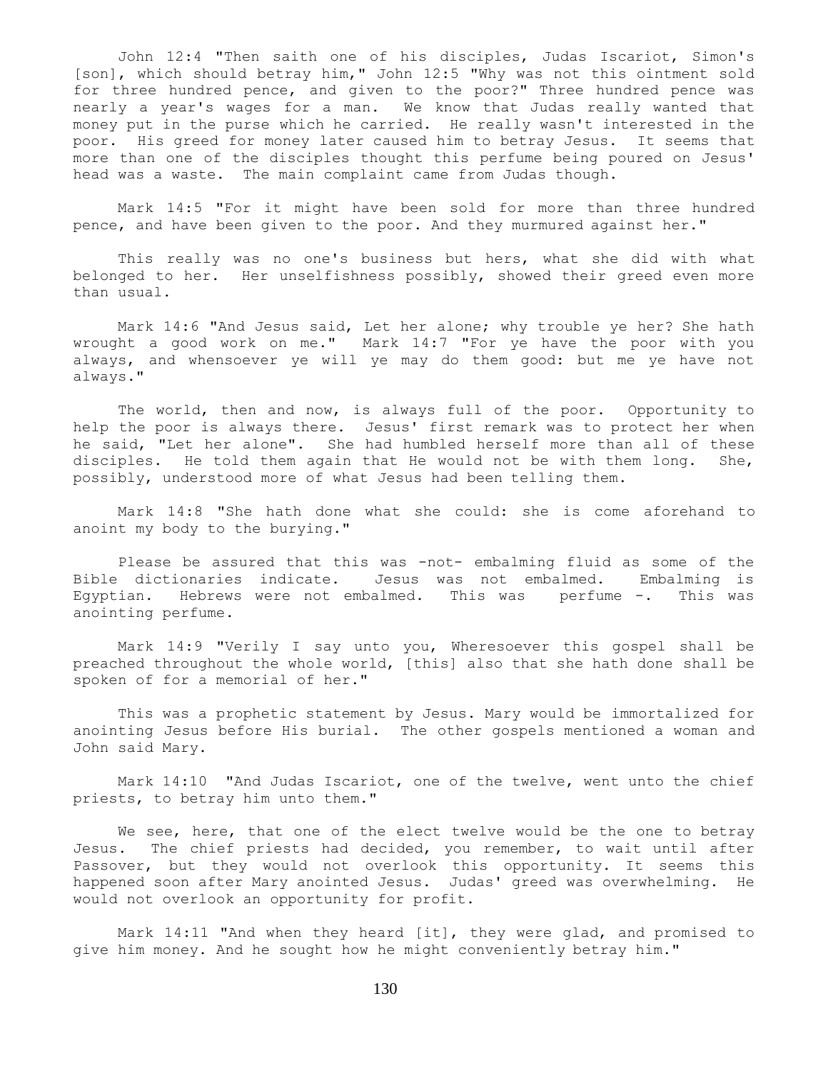John 12:4 "Then saith one of his disciples, Judas Iscariot, Simon's [son], which should betray him," John 12:5 "Why was not this ointment sold for three hundred pence, and given to the poor?" Three hundred pence was nearly a year's wages for a man. We know that Judas really wanted that money put in the purse which he carried. He really wasn't interested in the poor. His greed for money later caused him to betray Jesus. It seems that more than one of the disciples thought this perfume being poured on Jesus' head was a waste. The main complaint came from Judas though.

Mark 14:5 "For it might have been sold for more than three hundred pence, and have been given to the poor. And they murmured against her."

This really was no one's business but hers, what she did with what belonged to her. Her unselfishness possibly, showed their greed even more than usual.

Mark 14:6 "And Jesus said, Let her alone; why trouble ye her? She hath wrought a good work on me." Mark 14:7 "For ye have the poor with you always, and whensoever ye will ye may do them good: but me ye have not always."

The world, then and now, is always full of the poor. Opportunity to help the poor is always there. Jesus' first remark was to protect her when he said, "Let her alone". She had humbled herself more than all of these disciples. He told them again that He would not be with them long. She, possibly, understood more of what Jesus had been telling them.

Mark 14:8 "She hath done what she could: she is come aforehand to anoint my body to the burying."

Please be assured that this was -not- embalming fluid as some of the Bible dictionaries indicate. Jesus was not embalmed. Embalming is Egyptian. Hebrews were not embalmed. This was perfume -. This was anointing perfume.

Mark 14:9 "Verily I say unto you, Wheresoever this gospel shall be preached throughout the whole world, [this] also that she hath done shall be spoken of for a memorial of her."

This was a prophetic statement by Jesus. Mary would be immortalized for anointing Jesus before His burial. The other gospels mentioned a woman and John said Mary.

Mark 14:10 "And Judas Iscariot, one of the twelve, went unto the chief priests, to betray him unto them."

We see, here, that one of the elect twelve would be the one to betray Jesus. The chief priests had decided, you remember, to wait until after Passover, but they would not overlook this opportunity. It seems this happened soon after Mary anointed Jesus. Judas' greed was overwhelming. He would not overlook an opportunity for profit.

Mark 14:11 "And when they heard [it], they were glad, and promised to give him money. And he sought how he might conveniently betray him."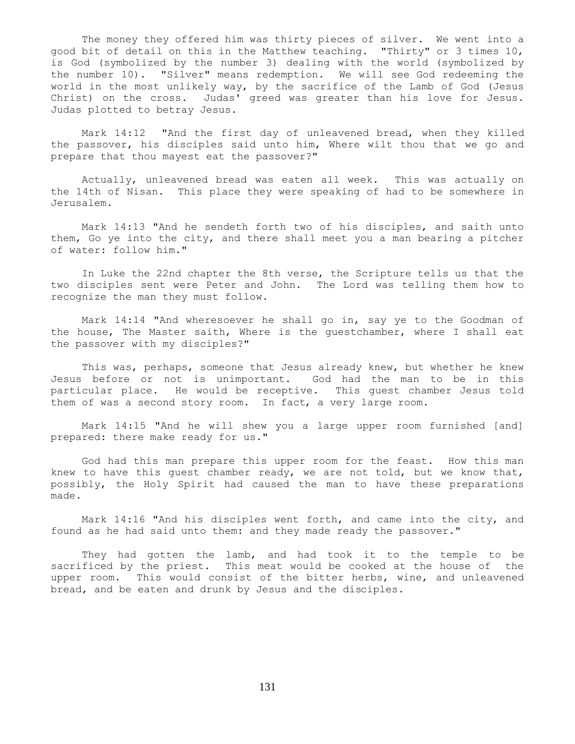The money they offered him was thirty pieces of silver. We went into a good bit of detail on this in the Matthew teaching. "Thirty" or 3 times 10, is God (symbolized by the number 3) dealing with the world (symbolized by the number 10). "Silver" means redemption. We will see God redeeming the world in the most unlikely way, by the sacrifice of the Lamb of God (Jesus Christ) on the cross. Judas' greed was greater than his love for Jesus. Judas plotted to betray Jesus.

Mark 14:12 "And the first day of unleavened bread, when they killed the passover, his disciples said unto him, Where wilt thou that we go and prepare that thou mayest eat the passover?"

Actually, unleavened bread was eaten all week. This was actually on the 14th of Nisan. This place they were speaking of had to be somewhere in Jerusalem.

Mark 14:13 "And he sendeth forth two of his disciples, and saith unto them, Go ye into the city, and there shall meet you a man bearing a pitcher of water: follow him."

In Luke the 22nd chapter the 8th verse, the Scripture tells us that the two disciples sent were Peter and John. The Lord was telling them how to recognize the man they must follow.

Mark 14:14 "And wheresoever he shall go in, say ye to the Goodman of the house, The Master saith, Where is the guestchamber, where I shall eat the passover with my disciples?"

This was, perhaps, someone that Jesus already knew, but whether he knew Jesus before or not is unimportant. God had the man to be in this particular place. He would be receptive. This guest chamber Jesus told them of was a second story room. In fact, a very large room.

Mark 14:15 "And he will shew you a large upper room furnished [and] prepared: there make ready for us."

God had this man prepare this upper room for the feast. How this man knew to have this guest chamber ready, we are not told, but we know that, possibly, the Holy Spirit had caused the man to have these preparations made.

Mark 14:16 "And his disciples went forth, and came into the city, and found as he had said unto them: and they made ready the passover."

They had gotten the lamb, and had took it to the temple to be sacrificed by the priest. This meat would be cooked at the house of the upper room. This would consist of the bitter herbs, wine, and unleavened bread, and be eaten and drunk by Jesus and the disciples.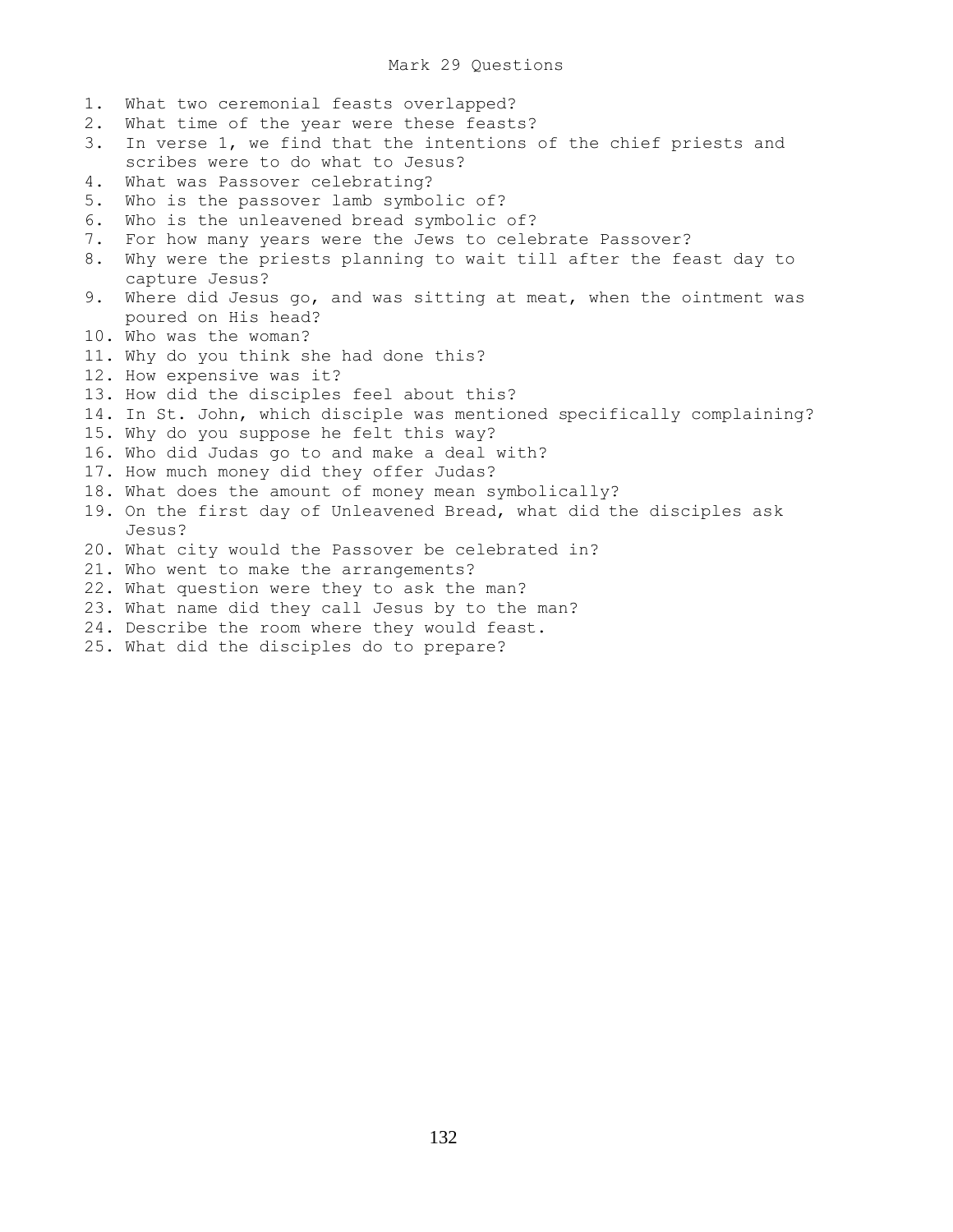# Mark 29 Questions

1. What two ceremonial feasts overlapped?
2. What time of the year were these feasts?
3. In verse 1, we find that the intentions of the chief priests and scribes were to do what to Jesus?
4. What was Passover celebrating?
5. Who is the passover lamb symbolic of?
6. Who is the unleavened bread symbolic of?
7. For how many years were the Jews to celebrate Passover?
8. Why were the priests planning to wait till after the feast day to capture Jesus?
9. Where did Jesus go, and was sitting at meat, when the ointment was poured on His head?
10. Who was the woman?
11. Why do you think she had done this?
12. How expensive was it?
13. How did the disciples feel about this?
14. In St. John, which disciple was mentioned specifically complaining?
15. Why do you suppose he felt this way?
16. Who did Judas go to and make a deal with?
17. How much money did they offer Judas?
18. What does the amount of money mean symbolically?
19. On the first day of Unleavened Bread, what did the disciples ask Jesus?
20. What city would the Passover be celebrated in?
21. Who went to make the arrangements?
22. What question were they to ask the man?
23. What name did they call Jesus by to the man?
24. Describe the room where they would feast.
25. What did the disciples do to prepare?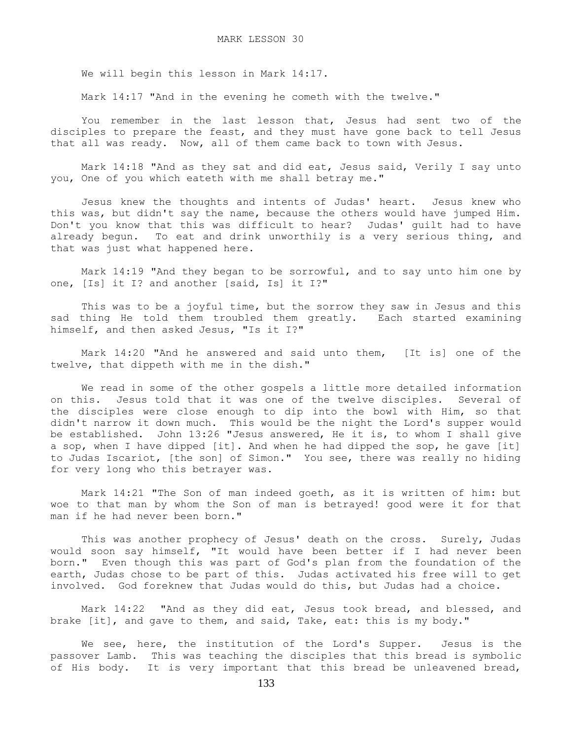MARK LESSON 30

We will begin this lesson in Mark 14:17.

Mark 14:17 "And in the evening he cometh with the twelve."

You remember in the last lesson that, Jesus had sent two of the disciples to prepare the feast, and they must have gone back to tell Jesus that all was ready. Now, all of them came back to town with Jesus.

Mark 14:18 "And as they sat and did eat, Jesus said, Verily I say unto you, One of you which eateth with me shall betray me."

Jesus knew the thoughts and intents of Judas' heart. Jesus knew who this was, but didn't say the name, because the others would have jumped Him. Don't you know that this was difficult to hear? Judas' guilt had to have already begun. To eat and drink unworthily is a very serious thing, and that was just what happened here.

Mark 14:19 "And they began to be sorrowful, and to say unto him one by one, [Is] it I? and another [said, Is] it I?"

This was to be a joyful time, but the sorrow they saw in Jesus and this sad thing He told them troubled them greatly. Each started examining himself, and then asked Jesus, "Is it I?"

Mark 14:20 "And he answered and said unto them, [It is] one of the twelve, that dippeth with me in the dish."

We read in some of the other gospels a little more detailed information on this. Jesus told that it was one of the twelve disciples. Several of the disciples were close enough to dip into the bowl with Him, so that didn't narrow it down much. This would be the night the Lord's supper would be established. John 13:26 "Jesus answered, He it is, to whom I shall give a sop, when I have dipped [it]. And when he had dipped the sop, he gave [it] to Judas Iscariot, [the son] of Simon." You see, there was really no hiding for very long who this betrayer was.

Mark 14:21 "The Son of man indeed goeth, as it is written of him: but woe to that man by whom the Son of man is betrayed! good were it for that man if he had never been born."

This was another prophecy of Jesus' death on the cross. Surely, Judas would soon say himself, "It would have been better if I had never been born." Even though this was part of God's plan from the foundation of the earth, Judas chose to be part of this. Judas activated his free will to get involved. God foreknew that Judas would do this, but Judas had a choice.

Mark 14:22 "And as they did eat, Jesus took bread, and blessed, and brake [it], and gave to them, and said, Take, eat: this is my body."

We see, here, the institution of the Lord's Supper. Jesus is the passover Lamb. This was teaching the disciples that this bread is symbolic of His body. It is very important that this bread be unleavened bread,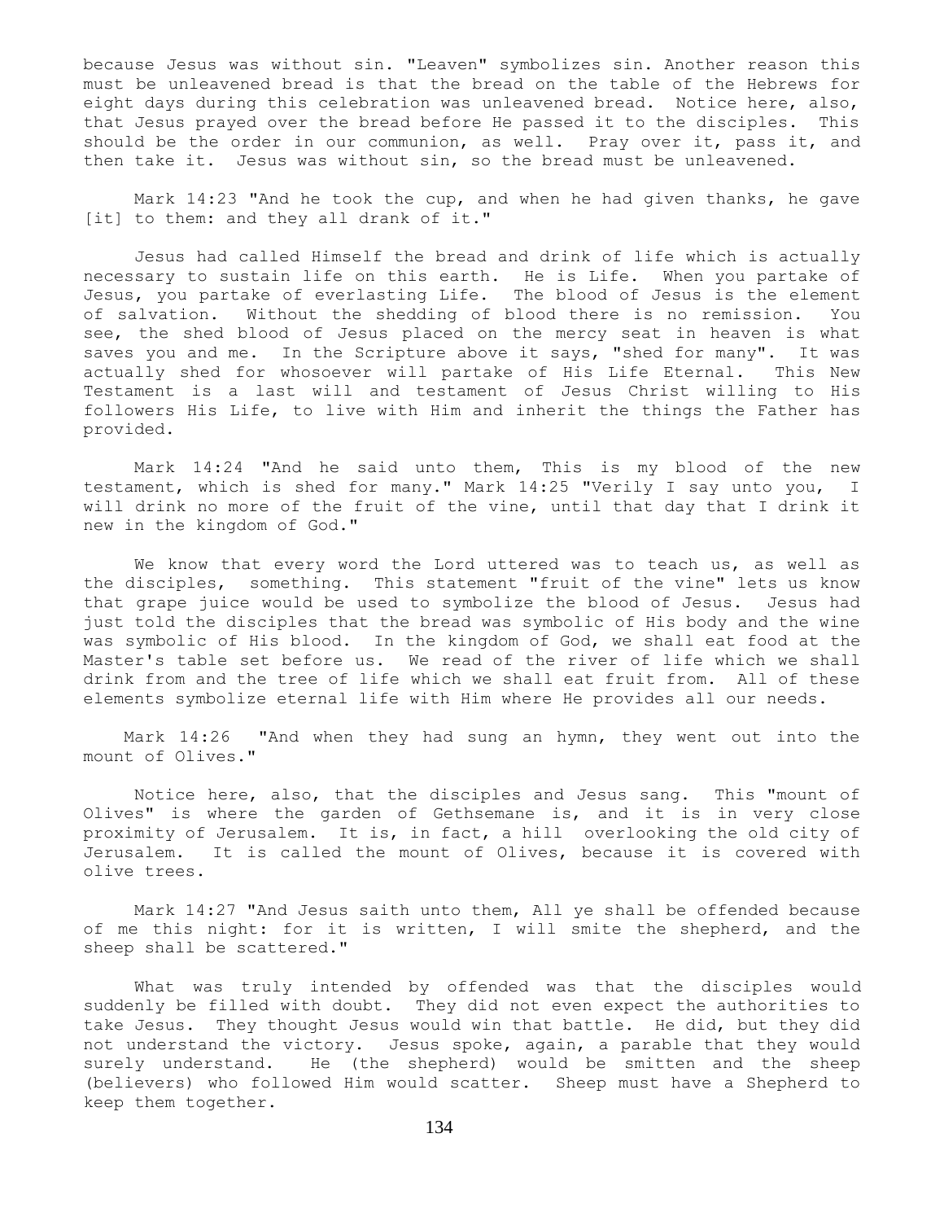because Jesus was without sin. "Leaven" symbolizes sin. Another reason this must be unleavened bread is that the bread on the table of the Hebrews for eight days during this celebration was unleavened bread. Notice here, also, that Jesus prayed over the bread before He passed it to the disciples. This should be the order in our communion, as well. Pray over it, pass it, and then take it. Jesus was without sin, so the bread must be unleavened.

Mark 14:23 "And he took the cup, and when he had given thanks, he gave [it] to them: and they all drank of it."

Jesus had called Himself the bread and drink of life which is actually necessary to sustain life on this earth. He is Life. When you partake of Jesus, you partake of everlasting Life. The blood of Jesus is the element of salvation. Without the shedding of blood there is no remission. You see, the shed blood of Jesus placed on the mercy seat in heaven is what saves you and me. In the Scripture above it says, "shed for many". It was actually shed for whosoever will partake of His Life Eternal. This New Testament is a last will and testament of Jesus Christ willing to His followers His Life, to live with Him and inherit the things the Father has provided.

Mark 14:24 "And he said unto them, This is my blood of the new testament, which is shed for many." Mark 14:25 "Verily I say unto you, I will drink no more of the fruit of the vine, until that day that I drink it new in the kingdom of God."

We know that every word the Lord uttered was to teach us, as well as the disciples, something. This statement "fruit of the vine" lets us know that grape juice would be used to symbolize the blood of Jesus. Jesus had just told the disciples that the bread was symbolic of His body and the wine was symbolic of His blood. In the kingdom of God, we shall eat food at the Master's table set before us. We read of the river of life which we shall drink from and the tree of life which we shall eat fruit from. All of these elements symbolize eternal life with Him where He provides all our needs.

Mark 14:26 "And when they had sung an hymn, they went out into the mount of Olives."

Notice here, also, that the disciples and Jesus sang. This "mount of Olives" is where the garden of Gethsemane is, and it is in very close proximity of Jerusalem. It is, in fact, a hill overlooking the old city of Jerusalem. It is called the mount of Olives, because it is covered with olive trees.

Mark 14:27 "And Jesus saith unto them, All ye shall be offended because of me this night: for it is written, I will smite the shepherd, and the sheep shall be scattered."

What was truly intended by offended was that the disciples would suddenly be filled with doubt. They did not even expect the authorities to take Jesus. They thought Jesus would win that battle. He did, but they did not understand the victory. Jesus spoke, again, a parable that they would surely understand. He (the shepherd) would be smitten and the sheep (believers) who followed Him would scatter. Sheep must have a Shepherd to keep them together.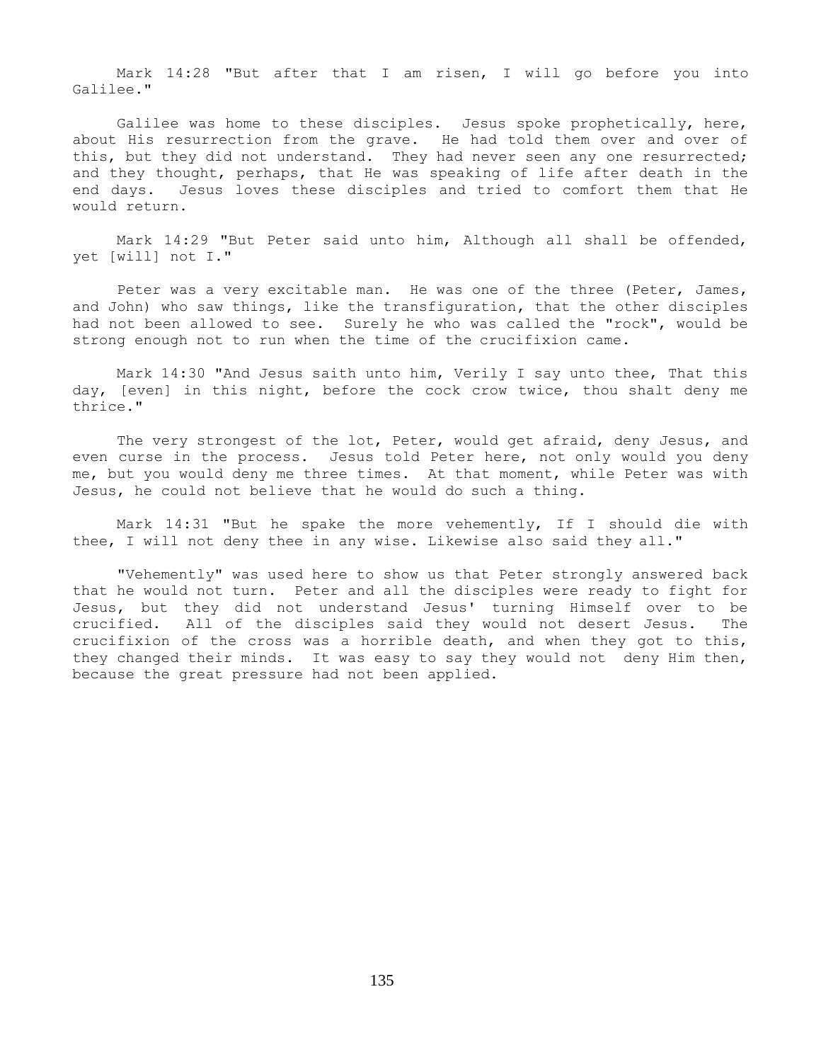Mark 14:28 "But after that I am risen, I will go before you into Galilee."

Galilee was home to these disciples. Jesus spoke prophetically, here, about His resurrection from the grave. He had told them over and over of this, but they did not understand. They had never seen any one resurrected; and they thought, perhaps, that He was speaking of life after death in the end days. Jesus loves these disciples and tried to comfort them that He would return.

Mark 14:29 "But Peter said unto him, Although all shall be offended, yet [will] not I."

Peter was a very excitable man. He was one of the three (Peter, James, and John) who saw things, like the transfiguration, that the other disciples had not been allowed to see. Surely he who was called the "rock", would be strong enough not to run when the time of the crucifixion came.

Mark 14:30 "And Jesus saith unto him, Verily I say unto thee, That this day, [even] in this night, before the cock crow twice, thou shalt deny me thrice."

The very strongest of the lot, Peter, would get afraid, deny Jesus, and even curse in the process. Jesus told Peter here, not only would you deny me, but you would deny me three times. At that moment, while Peter was with Jesus, he could not believe that he would do such a thing.

Mark 14:31 "But he spake the more vehemently, If I should die with thee, I will not deny thee in any wise. Likewise also said they all."

"Vehemently" was used here to show us that Peter strongly answered back that he would not turn. Peter and all the disciples were ready to fight for Jesus, but they did not understand Jesus' turning Himself over to be crucified. All of the disciples said they would not desert Jesus. The crucifixion of the cross was a horrible death, and when they got to this, they changed their minds. It was easy to say they would not deny Him then, because the great pressure had not been applied.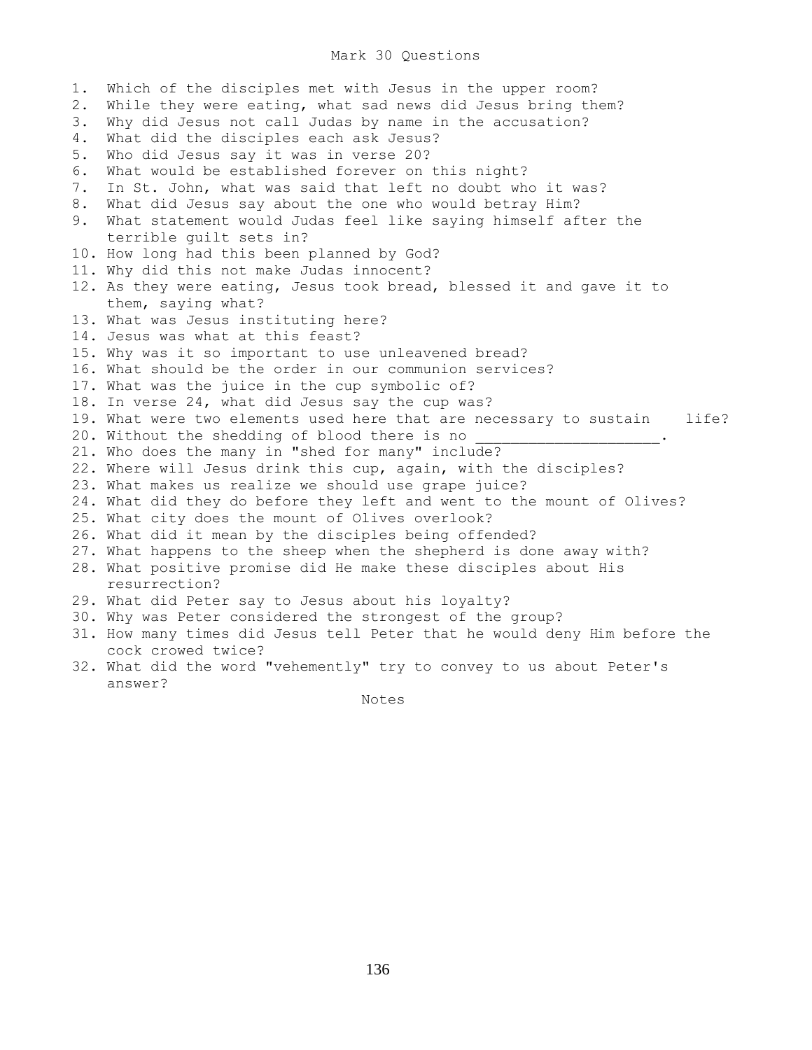# Mark 30 Questions

1. Which of the disciples met with Jesus in the upper room?
2. While they were eating, what sad news did Jesus bring them?
3. Why did Jesus not call Judas by name in the accusation?
4. What did the disciples each ask Jesus?
5. Who did Jesus say it was in verse 20?
6. What would be established forever on this night?
7. In St. John, what was said that left no doubt who it was?
8. What did Jesus say about the one who would betray Him?
9. What statement would Judas feel like saying himself after the terrible guilt sets in?
10. How long had this been planned by God?
11. Why did this not make Judas innocent?
12. As they were eating, Jesus took bread, blessed it and gave it to them, saying what?
13. What was Jesus instituting here?
14. Jesus was what at this feast?
15. Why was it so important to use unleavened bread?
16. What should be the order in our communion services?
17. What was the juice in the cup symbolic of?
18. In verse 24, what did Jesus say the cup was?
19. What were two elements used here that are necessary to sustain life?
20. Without the shedding of blood there is no ____________________.
21. Who does the many in "shed for many" include?
22. Where will Jesus drink this cup, again, with the disciples?
23. What makes us realize we should use grape juice?
24. What did they do before they left and went to the mount of Olives?
25. What city does the mount of Olives overlook?
26. What did it mean by the disciples being offended?
27. What happens to the sheep when the shepherd is done away with?
28. What positive promise did He make these disciples about His resurrection?
29. What did Peter say to Jesus about his loyalty?
30. Why was Peter considered the strongest of the group?
31. How many times did Jesus tell Peter that he would deny Him before the cock crowed twice?
32. What did the word "vehemently" try to convey to us about Peter's answer?

Notes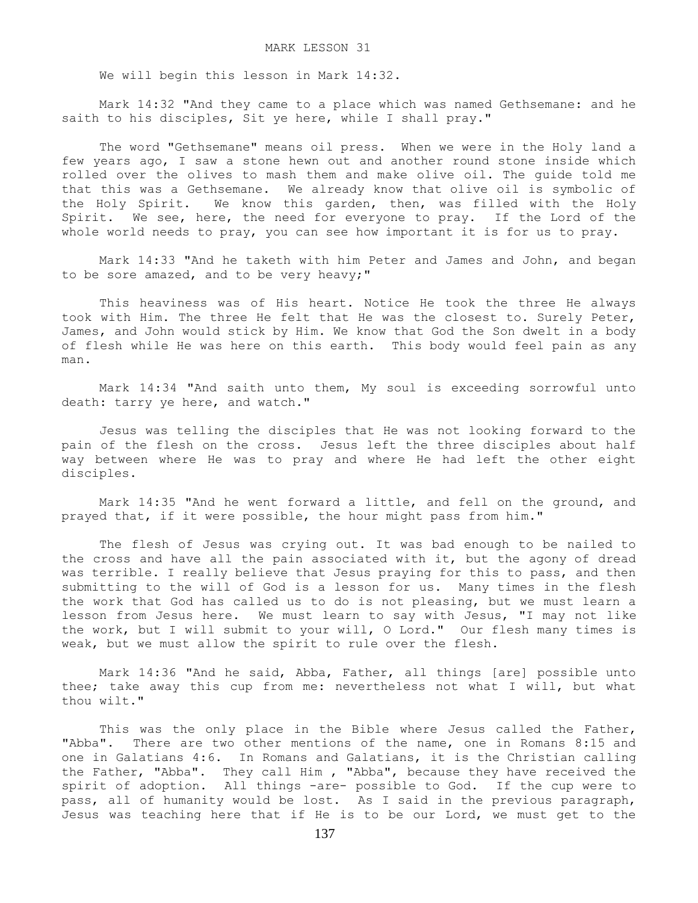# MARK LESSON 31

We will begin this lesson in Mark 14:32.

Mark 14:32 "And they came to a place which was named Gethsemane: and he saith to his disciples, Sit ye here, while I shall pray."

The word "Gethsemane" means oil press. When we were in the Holy land a few years ago, I saw a stone hewn out and another round stone inside which rolled over the olives to mash them and make olive oil. The guide told me that this was a Gethsemane. We already know that olive oil is symbolic of the Holy Spirit. We know this garden, then, was filled with the Holy Spirit. We see, here, the need for everyone to pray. If the Lord of the whole world needs to pray, you can see how important it is for us to pray.

Mark 14:33 "And he taketh with him Peter and James and John, and began to be sore amazed, and to be very heavy;"

This heaviness was of His heart. Notice He took the three He always took with Him. The three He felt that He was the closest to. Surely Peter, James, and John would stick by Him. We know that God the Son dwelt in a body of flesh while He was here on this earth. This body would feel pain as any man.

Mark 14:34 "And saith unto them, My soul is exceeding sorrowful unto death: tarry ye here, and watch."

Jesus was telling the disciples that He was not looking forward to the pain of the flesh on the cross. Jesus left the three disciples about half way between where He was to pray and where He had left the other eight disciples.

Mark 14:35 "And he went forward a little, and fell on the ground, and prayed that, if it were possible, the hour might pass from him."

The flesh of Jesus was crying out. It was bad enough to be nailed to the cross and have all the pain associated with it, but the agony of dread was terrible. I really believe that Jesus praying for this to pass, and then submitting to the will of God is a lesson for us. Many times in the flesh the work that God has called us to do is not pleasing, but we must learn a lesson from Jesus here. We must learn to say with Jesus, "I may not like the work, but I will submit to your will, O Lord." Our flesh many times is weak, but we must allow the spirit to rule over the flesh.

Mark 14:36 "And he said, Abba, Father, all things [are] possible unto thee; take away this cup from me: nevertheless not what I will, but what thou wilt."

This was the only place in the Bible where Jesus called the Father, "Abba". There are two other mentions of the name, one in Romans 8:15 and one in Galatians 4:6. In Romans and Galatians, it is the Christian calling the Father, "Abba". They call Him , "Abba", because they have received the spirit of adoption. All things -are- possible to God. If the cup were to pass, all of humanity would be lost. As I said in the previous paragraph, Jesus was teaching here that if He is to be our Lord, we must get to the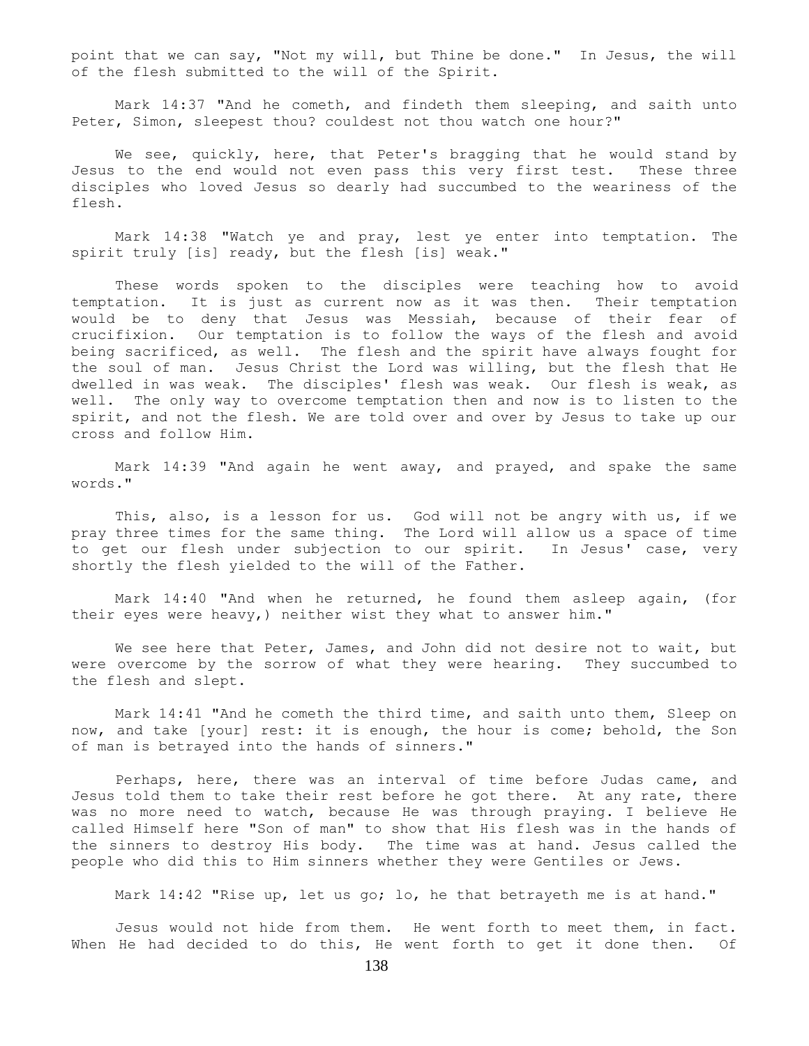point that we can say, "Not my will, but Thine be done." In Jesus, the will of the flesh submitted to the will of the Spirit.

Mark 14:37 "And he cometh, and findeth them sleeping, and saith unto Peter, Simon, sleepest thou? couldest not thou watch one hour?"

We see, quickly, here, that Peter's bragging that he would stand by Jesus to the end would not even pass this very first test. These three disciples who loved Jesus so dearly had succumbed to the weariness of the flesh.

Mark 14:38 "Watch ye and pray, lest ye enter into temptation. The spirit truly [is] ready, but the flesh [is] weak."

These words spoken to the disciples were teaching how to avoid temptation. It is just as current now as it was then. Their temptation would be to deny that Jesus was Messiah, because of their fear of crucifixion. Our temptation is to follow the ways of the flesh and avoid being sacrificed, as well. The flesh and the spirit have always fought for the soul of man. Jesus Christ the Lord was willing, but the flesh that He dwelled in was weak. The disciples' flesh was weak. Our flesh is weak, as well. The only way to overcome temptation then and now is to listen to the spirit, and not the flesh. We are told over and over by Jesus to take up our cross and follow Him.

Mark 14:39 "And again he went away, and prayed, and spake the same words."

This, also, is a lesson for us. God will not be angry with us, if we pray three times for the same thing. The Lord will allow us a space of time to get our flesh under subjection to our spirit. In Jesus' case, very shortly the flesh yielded to the will of the Father.

Mark 14:40 "And when he returned, he found them asleep again, (for their eyes were heavy,) neither wist they what to answer him."

We see here that Peter, James, and John did not desire not to wait, but were overcome by the sorrow of what they were hearing. They succumbed to the flesh and slept.

Mark 14:41 "And he cometh the third time, and saith unto them, Sleep on now, and take [your] rest: it is enough, the hour is come; behold, the Son of man is betrayed into the hands of sinners."

Perhaps, here, there was an interval of time before Judas came, and Jesus told them to take their rest before he got there. At any rate, there was no more need to watch, because He was through praying. I believe He called Himself here "Son of man" to show that His flesh was in the hands of the sinners to destroy His body. The time was at hand. Jesus called the people who did this to Him sinners whether they were Gentiles or Jews.

Mark 14:42 "Rise up, let us go; lo, he that betrayeth me is at hand."

Jesus would not hide from them. He went forth to meet them, in fact. When He had decided to do this, He went forth to get it done then. Of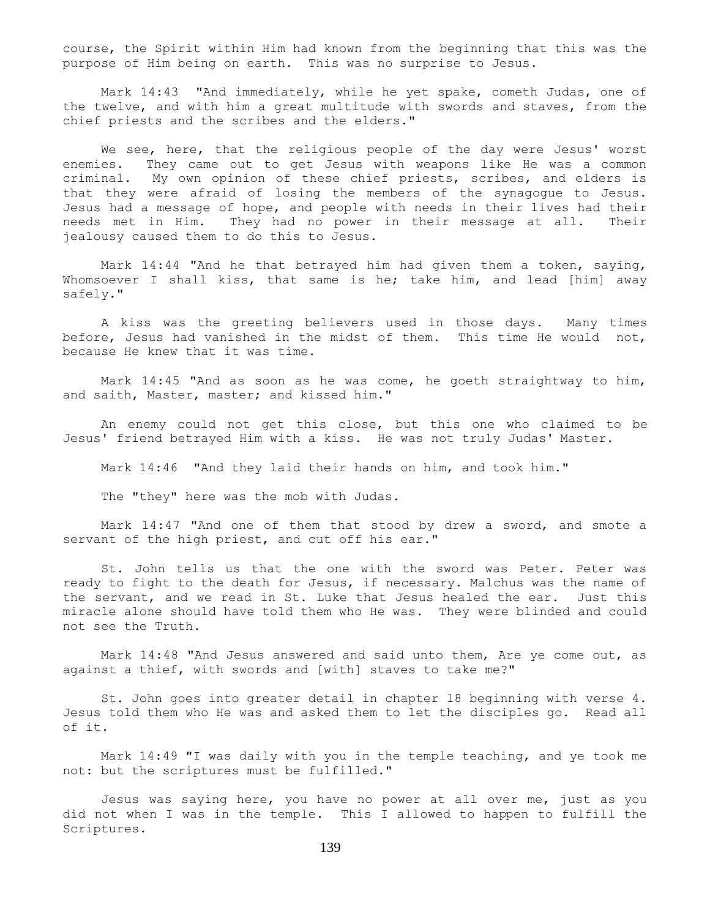course, the Spirit within Him had known from the beginning that this was the purpose of Him being on earth. This was no surprise to Jesus.

Mark 14:43 "And immediately, while he yet spake, cometh Judas, one of the twelve, and with him a great multitude with swords and staves, from the chief priests and the scribes and the elders."

We see, here, that the religious people of the day were Jesus' worst enemies. They came out to get Jesus with weapons like He was a common criminal. My own opinion of these chief priests, scribes, and elders is that they were afraid of losing the members of the synagogue to Jesus. Jesus had a message of hope, and people with needs in their lives had their needs met in Him. They had no power in their message at all. Their jealousy caused them to do this to Jesus.

Mark 14:44 "And he that betrayed him had given them a token, saying, Whomsoever I shall kiss, that same is he; take him, and lead [him] away safely."

A kiss was the greeting believers used in those days. Many times before, Jesus had vanished in the midst of them. This time He would not, because He knew that it was time.

Mark 14:45 "And as soon as he was come, he goeth straightway to him, and saith, Master, master; and kissed him."

An enemy could not get this close, but this one who claimed to be Jesus' friend betrayed Him with a kiss. He was not truly Judas' Master.

Mark 14:46 "And they laid their hands on him, and took him."

The "they" here was the mob with Judas.

Mark 14:47 "And one of them that stood by drew a sword, and smote a servant of the high priest, and cut off his ear."

St. John tells us that the one with the sword was Peter. Peter was ready to fight to the death for Jesus, if necessary. Malchus was the name of the servant, and we read in St. Luke that Jesus healed the ear. Just this miracle alone should have told them who He was. They were blinded and could not see the Truth.

Mark 14:48 "And Jesus answered and said unto them, Are ye come out, as against a thief, with swords and [with] staves to take me?"

St. John goes into greater detail in chapter 18 beginning with verse 4. Jesus told them who He was and asked them to let the disciples go. Read all of it.

Mark 14:49 "I was daily with you in the temple teaching, and ye took me not: but the scriptures must be fulfilled."

Jesus was saying here, you have no power at all over me, just as you did not when I was in the temple. This I allowed to happen to fulfill the Scriptures.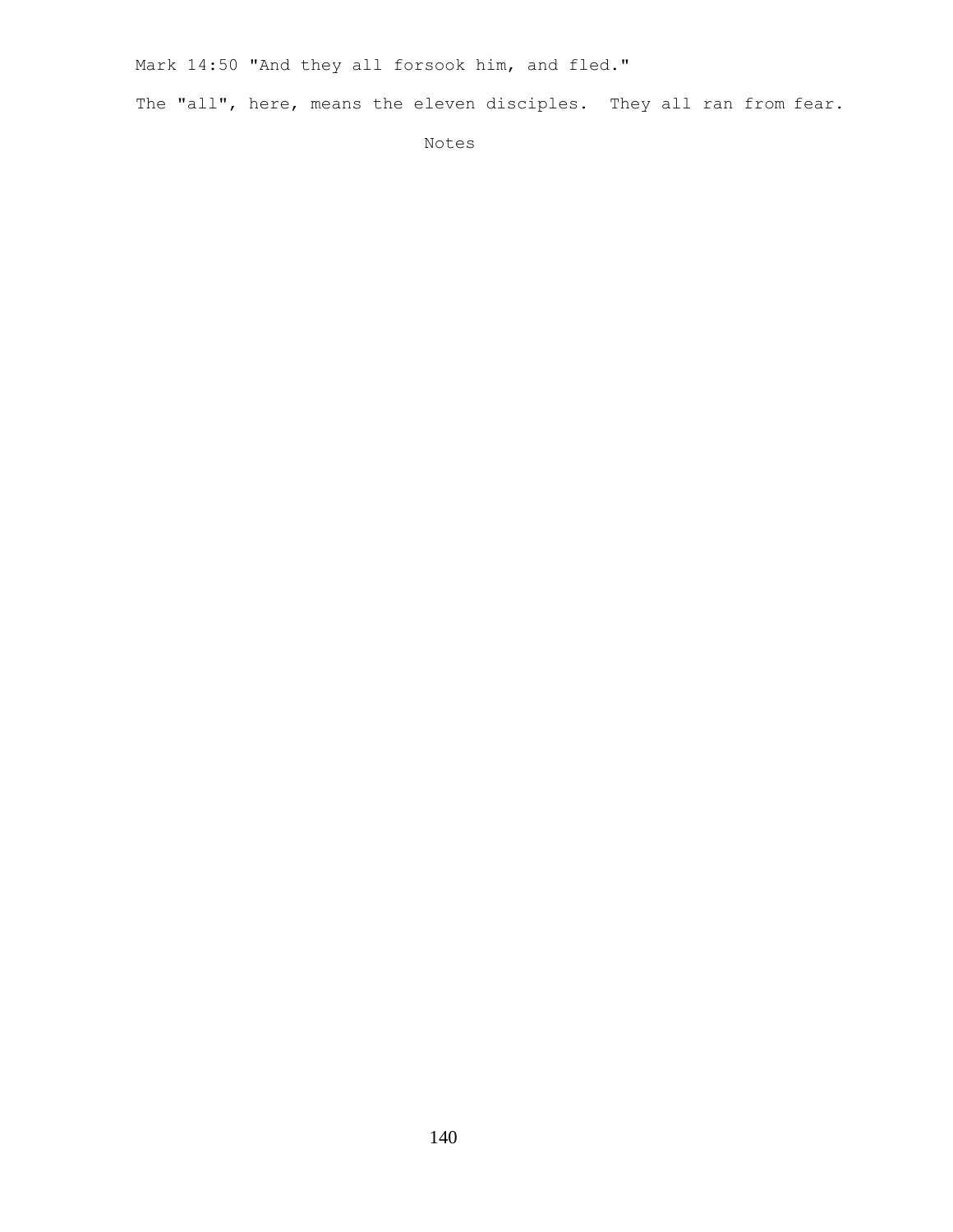Mark 14:50 "And they all forsook him, and fled."

The "all", here, means the eleven disciples. They all ran from fear.

Notes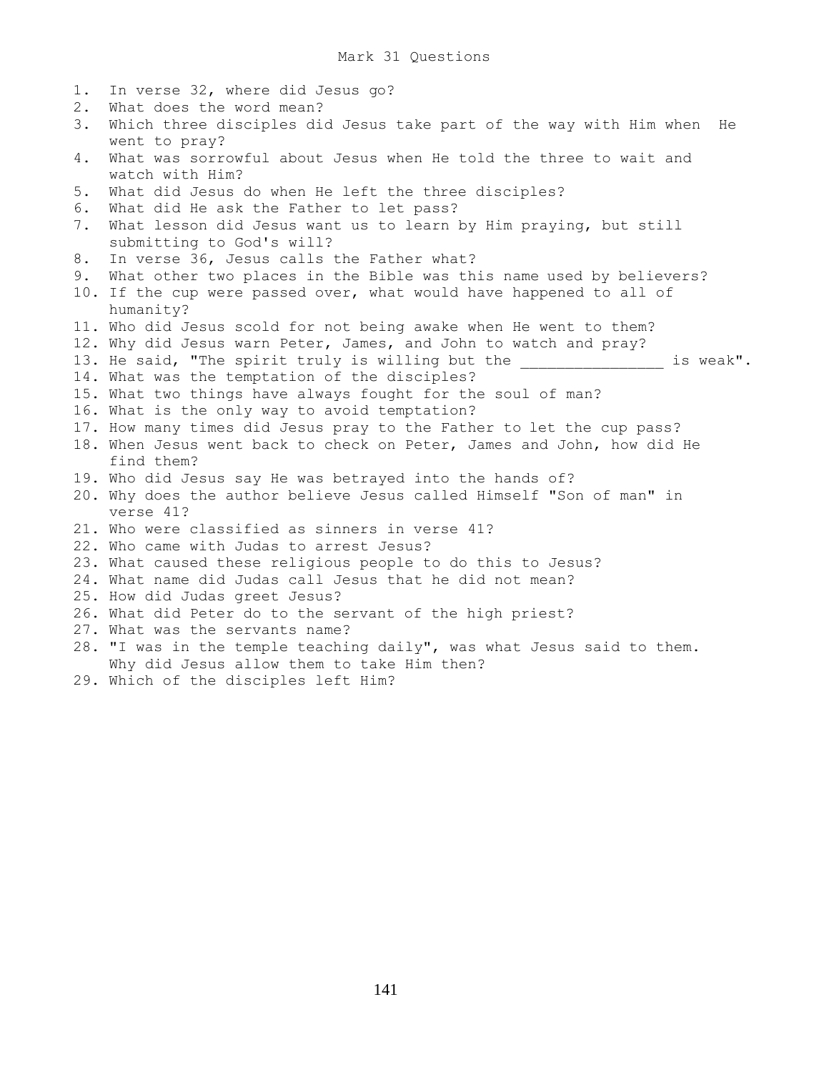# Mark 31 Questions

1. In verse 32, where did Jesus go?
2. What does the word mean?
3. Which three disciples did Jesus take part of the way with Him when He went to pray?
4. What was sorrowful about Jesus when He told the three to wait and watch with Him?
5. What did Jesus do when He left the three disciples?
6. What did He ask the Father to let pass?
7. What lesson did Jesus want us to learn by Him praying, but still submitting to God's will?
8. In verse 36, Jesus calls the Father what?
9. What other two places in the Bible was this name used by believers?
10. If the cup were passed over, what would have happened to all of humanity?
11. Who did Jesus scold for not being awake when He went to them?
12. Why did Jesus warn Peter, James, and John to watch and pray?
13. He said, "The spirit truly is willing but the _______________ is weak".
14. What was the temptation of the disciples?
15. What two things have always fought for the soul of man?
16. What is the only way to avoid temptation?
17. How many times did Jesus pray to the Father to let the cup pass?
18. When Jesus went back to check on Peter, James and John, how did He find them?
19. Who did Jesus say He was betrayed into the hands of?
20. Why does the author believe Jesus called Himself "Son of man" in verse 41?
21. Who were classified as sinners in verse 41?
22. Who came with Judas to arrest Jesus?
23. What caused these religious people to do this to Jesus?
24. What name did Judas call Jesus that he did not mean?
25. How did Judas greet Jesus?
26. What did Peter do to the servant of the high priest?
27. What was the servants name?
28. "I was in the temple teaching daily", was what Jesus said to them. Why did Jesus allow them to take Him then?
29. Which of the disciples left Him?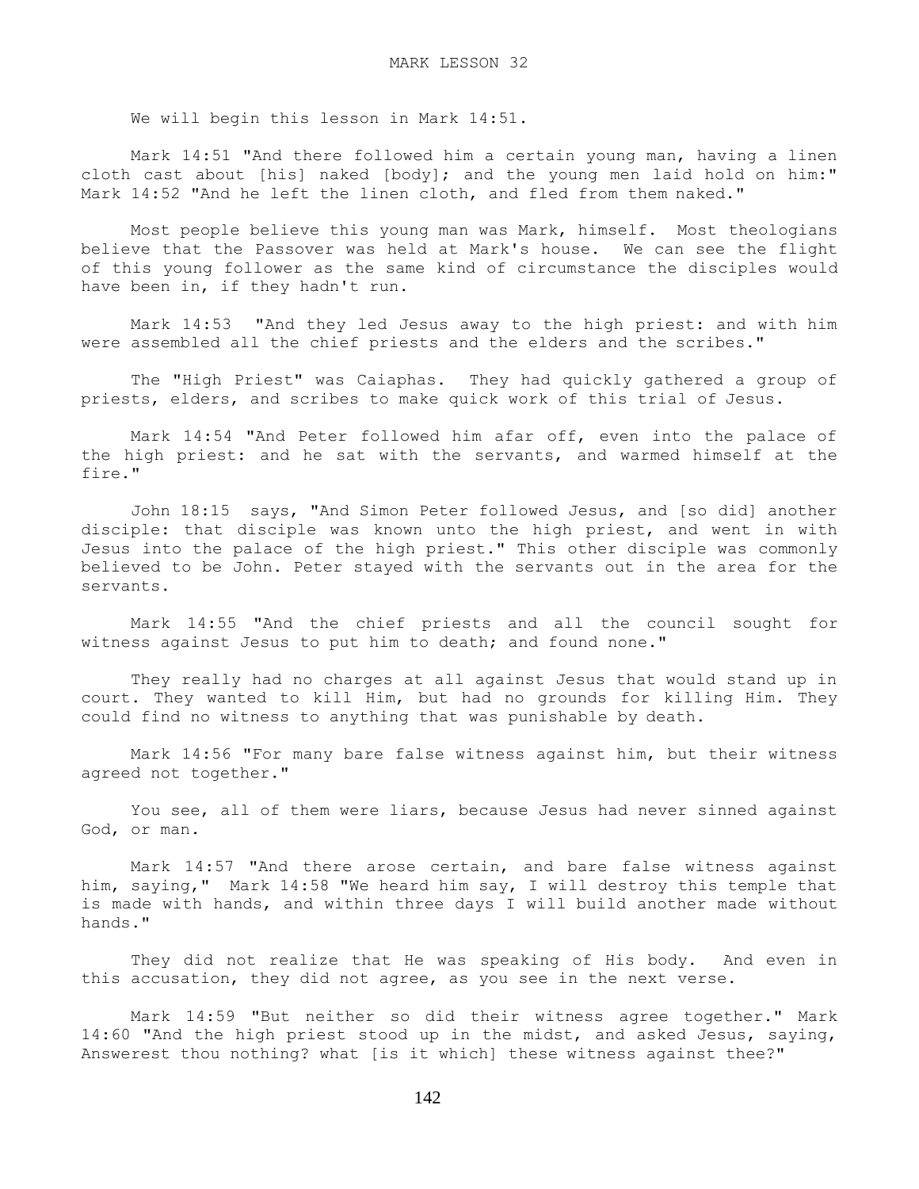# MARK LESSON 32

We will begin this lesson in Mark 14:51.

Mark 14:51 "And there followed him a certain young man, having a linen cloth cast about [his] naked [body]; and the young men laid hold on him:" Mark 14:52 "And he left the linen cloth, and fled from them naked."

Most people believe this young man was Mark, himself. Most theologians believe that the Passover was held at Mark's house. We can see the flight of this young follower as the same kind of circumstance the disciples would have been in, if they hadn't run.

Mark 14:53 "And they led Jesus away to the high priest: and with him were assembled all the chief priests and the elders and the scribes."

The "High Priest" was Caiaphas. They had quickly gathered a group of priests, elders, and scribes to make quick work of this trial of Jesus.

Mark 14:54 "And Peter followed him afar off, even into the palace of the high priest: and he sat with the servants, and warmed himself at the fire."

John 18:15 says, "And Simon Peter followed Jesus, and [so did] another disciple: that disciple was known unto the high priest, and went in with Jesus into the palace of the high priest." This other disciple was commonly believed to be John. Peter stayed with the servants out in the area for the servants.

Mark 14:55 "And the chief priests and all the council sought for witness against Jesus to put him to death; and found none."

They really had no charges at all against Jesus that would stand up in court. They wanted to kill Him, but had no grounds for killing Him. They could find no witness to anything that was punishable by death.

Mark 14:56 "For many bare false witness against him, but their witness agreed not together."

You see, all of them were liars, because Jesus had never sinned against God, or man.

Mark 14:57 "And there arose certain, and bare false witness against him, saying," Mark 14:58 "We heard him say, I will destroy this temple that is made with hands, and within three days I will build another made without hands."

They did not realize that He was speaking of His body. And even in this accusation, they did not agree, as you see in the next verse.

Mark 14:59 "But neither so did their witness agree together." Mark 14:60 "And the high priest stood up in the midst, and asked Jesus, saying, Answerest thou nothing? what [is it which] these witness against thee?"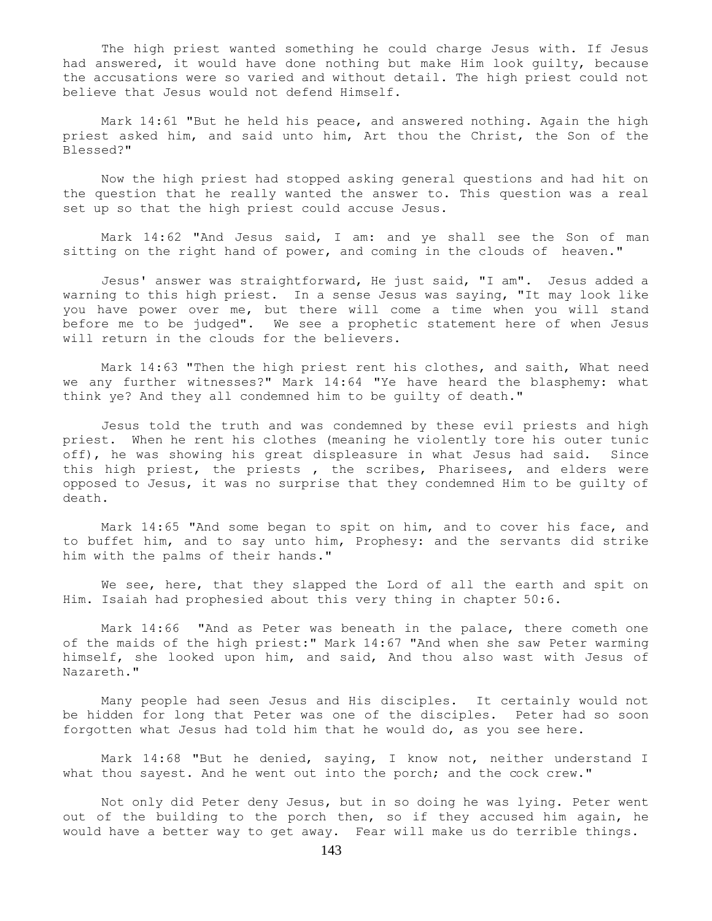The high priest wanted something he could charge Jesus with. If Jesus had answered, it would have done nothing but make Him look guilty, because the accusations were so varied and without detail. The high priest could not believe that Jesus would not defend Himself.

Mark 14:61 "But he held his peace, and answered nothing. Again the high priest asked him, and said unto him, Art thou the Christ, the Son of the Blessed?"

Now the high priest had stopped asking general questions and had hit on the question that he really wanted the answer to. This question was a real set up so that the high priest could accuse Jesus.

Mark 14:62 "And Jesus said, I am: and ye shall see the Son of man sitting on the right hand of power, and coming in the clouds of heaven."

Jesus' answer was straightforward, He just said, "I am". Jesus added a warning to this high priest. In a sense Jesus was saying, "It may look like you have power over me, but there will come a time when you will stand before me to be judged". We see a prophetic statement here of when Jesus will return in the clouds for the believers.

Mark 14:63 "Then the high priest rent his clothes, and saith, What need we any further witnesses?" Mark 14:64 "Ye have heard the blasphemy: what think ye? And they all condemned him to be guilty of death."

Jesus told the truth and was condemned by these evil priests and high priest. When he rent his clothes (meaning he violently tore his outer tunic off), he was showing his great displeasure in what Jesus had said. Since this high priest, the priests , the scribes, Pharisees, and elders were opposed to Jesus, it was no surprise that they condemned Him to be guilty of death.

Mark 14:65 "And some began to spit on him, and to cover his face, and to buffet him, and to say unto him, Prophesy: and the servants did strike him with the palms of their hands."

We see, here, that they slapped the Lord of all the earth and spit on Him. Isaiah had prophesied about this very thing in chapter 50:6.

Mark 14:66 "And as Peter was beneath in the palace, there cometh one of the maids of the high priest:" Mark 14:67 "And when she saw Peter warming himself, she looked upon him, and said, And thou also wast with Jesus of Nazareth."

Many people had seen Jesus and His disciples. It certainly would not be hidden for long that Peter was one of the disciples. Peter had so soon forgotten what Jesus had told him that he would do, as you see here.

Mark 14:68 "But he denied, saying, I know not, neither understand I what thou sayest. And he went out into the porch; and the cock crew."

Not only did Peter deny Jesus, but in so doing he was lying. Peter went out of the building to the porch then, so if they accused him again, he would have a better way to get away. Fear will make us do terrible things.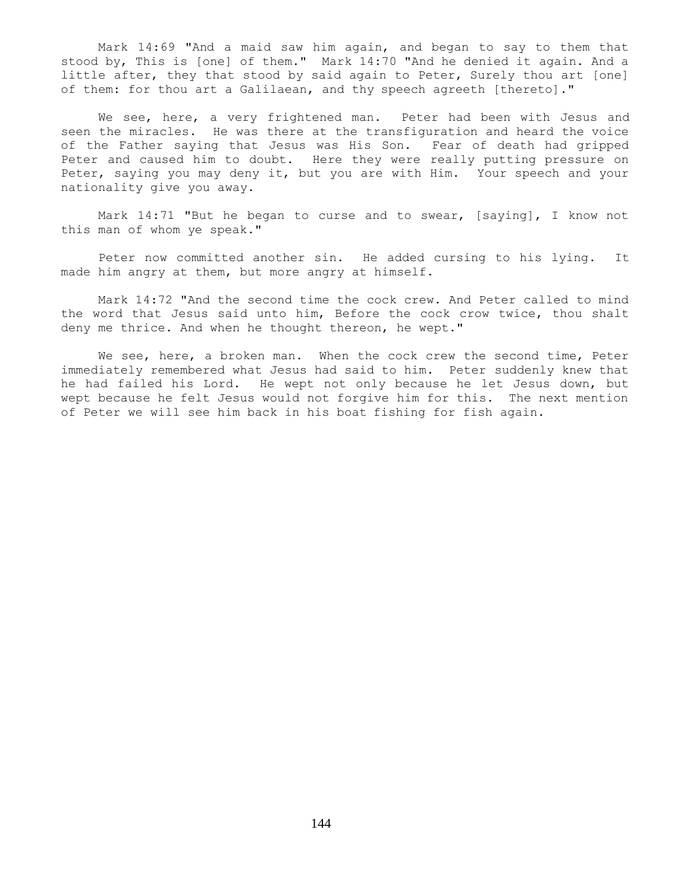Mark 14:69 "And a maid saw him again, and began to say to them that stood by, This is [one] of them." Mark 14:70 "And he denied it again. And a little after, they that stood by said again to Peter, Surely thou art [one] of them: for thou art a Galilaean, and thy speech agreeth [thereto]."

We see, here, a very frightened man. Peter had been with Jesus and seen the miracles. He was there at the transfiguration and heard the voice of the Father saying that Jesus was His Son. Fear of death had gripped Peter and caused him to doubt. Here they were really putting pressure on Peter, saying you may deny it, but you are with Him. Your speech and your nationality give you away.

Mark 14:71 "But he began to curse and to swear, [saying], I know not this man of whom ye speak."

Peter now committed another sin. He added cursing to his lying. It made him angry at them, but more angry at himself.

Mark 14:72 "And the second time the cock crew. And Peter called to mind the word that Jesus said unto him, Before the cock crow twice, thou shalt deny me thrice. And when he thought thereon, he wept."

We see, here, a broken man. When the cock crew the second time, Peter immediately remembered what Jesus had said to him. Peter suddenly knew that he had failed his Lord. He wept not only because he let Jesus down, but wept because he felt Jesus would not forgive him for this. The next mention of Peter we will see him back in his boat fishing for fish again.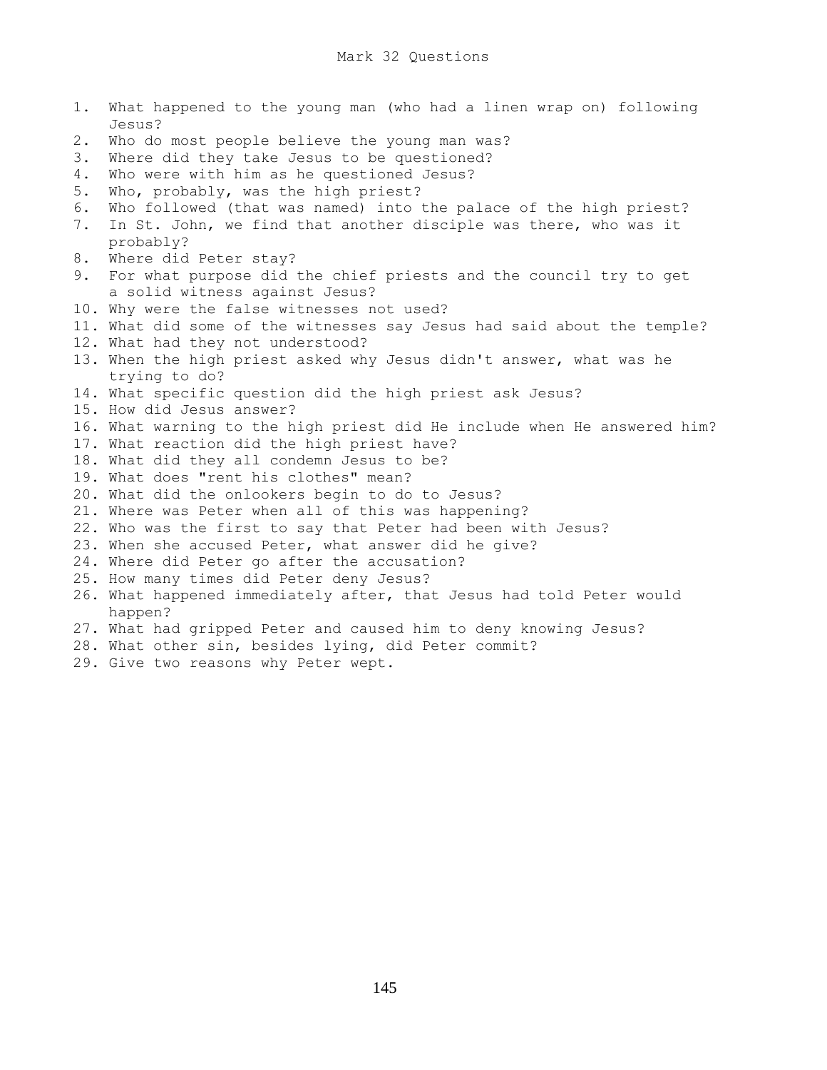# Mark 32 Questions

1. What happened to the young man (who had a linen wrap on) following Jesus?
2. Who do most people believe the young man was?
3. Where did they take Jesus to be questioned?
4. Who were with him as he questioned Jesus?
5. Who, probably, was the high priest?
6. Who followed (that was named) into the palace of the high priest?
7. In St. John, we find that another disciple was there, who was it probably?
8. Where did Peter stay?
9. For what purpose did the chief priests and the council try to get a solid witness against Jesus?
10. Why were the false witnesses not used?
11. What did some of the witnesses say Jesus had said about the temple?
12. What had they not understood?
13. When the high priest asked why Jesus didn't answer, what was he trying to do?
14. What specific question did the high priest ask Jesus?
15. How did Jesus answer?
16. What warning to the high priest did He include when He answered him?
17. What reaction did the high priest have?
18. What did they all condemn Jesus to be?
19. What does "rent his clothes" mean?
20. What did the onlookers begin to do to Jesus?
21. Where was Peter when all of this was happening?
22. Who was the first to say that Peter had been with Jesus?
23. When she accused Peter, what answer did he give?
24. Where did Peter go after the accusation?
25. How many times did Peter deny Jesus?
26. What happened immediately after, that Jesus had told Peter would happen?
27. What had gripped Peter and caused him to deny knowing Jesus?
28. What other sin, besides lying, did Peter commit?
29. Give two reasons why Peter wept.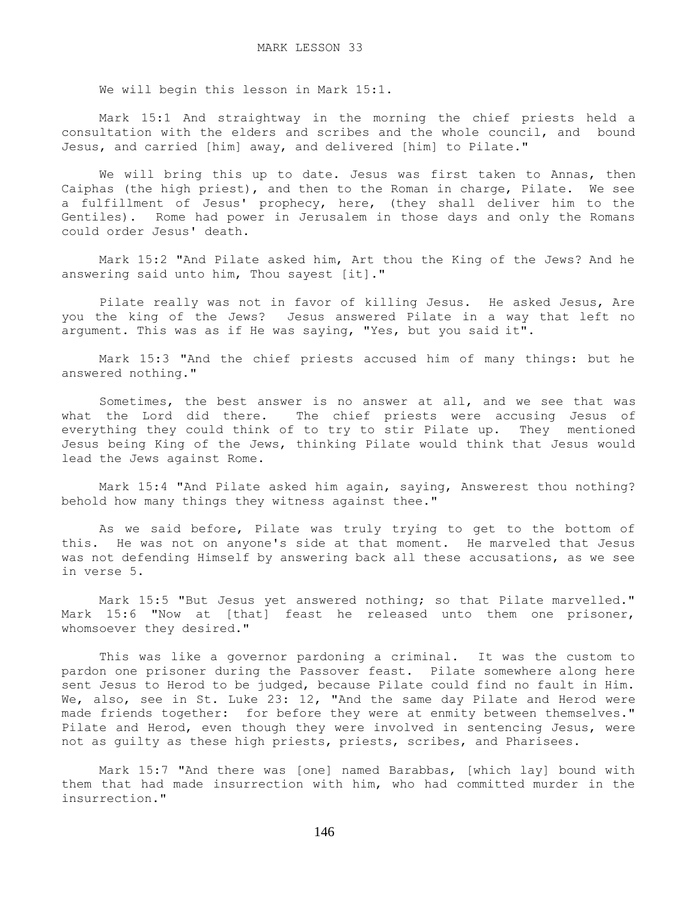# MARK LESSON 33

We will begin this lesson in Mark 15:1.

Mark 15:1 And straightway in the morning the chief priests held a consultation with the elders and scribes and the whole council, and bound Jesus, and carried [him] away, and delivered [him] to Pilate."

We will bring this up to date. Jesus was first taken to Annas, then Caiphas (the high priest), and then to the Roman in charge, Pilate. We see a fulfillment of Jesus' prophecy, here, (they shall deliver him to the Gentiles). Rome had power in Jerusalem in those days and only the Romans could order Jesus' death.

Mark 15:2 "And Pilate asked him, Art thou the King of the Jews? And he answering said unto him, Thou sayest [it]."

Pilate really was not in favor of killing Jesus. He asked Jesus, Are you the king of the Jews? Jesus answered Pilate in a way that left no argument. This was as if He was saying, "Yes, but you said it".

Mark 15:3 "And the chief priests accused him of many things: but he answered nothing."

Sometimes, the best answer is no answer at all, and we see that was what the Lord did there. The chief priests were accusing Jesus of everything they could think of to try to stir Pilate up. They mentioned Jesus being King of the Jews, thinking Pilate would think that Jesus would lead the Jews against Rome.

Mark 15:4 "And Pilate asked him again, saying, Answerest thou nothing? behold how many things they witness against thee."

As we said before, Pilate was truly trying to get to the bottom of this. He was not on anyone's side at that moment. He marveled that Jesus was not defending Himself by answering back all these accusations, as we see in verse 5.

Mark 15:5 "But Jesus yet answered nothing; so that Pilate marvelled."
Mark 15:6 "Now at [that] feast he released unto them one prisoner, whomsoever they desired."

This was like a governor pardoning a criminal. It was the custom to pardon one prisoner during the Passover feast. Pilate somewhere along here sent Jesus to Herod to be judged, because Pilate could find no fault in Him. We, also, see in St. Luke 23: 12, "And the same day Pilate and Herod were made friends together: for before they were at enmity between themselves." Pilate and Herod, even though they were involved in sentencing Jesus, were not as guilty as these high priests, priests, scribes, and Pharisees.

Mark 15:7 "And there was [one] named Barabbas, [which lay] bound with them that had made insurrection with him, who had committed murder in the insurrection."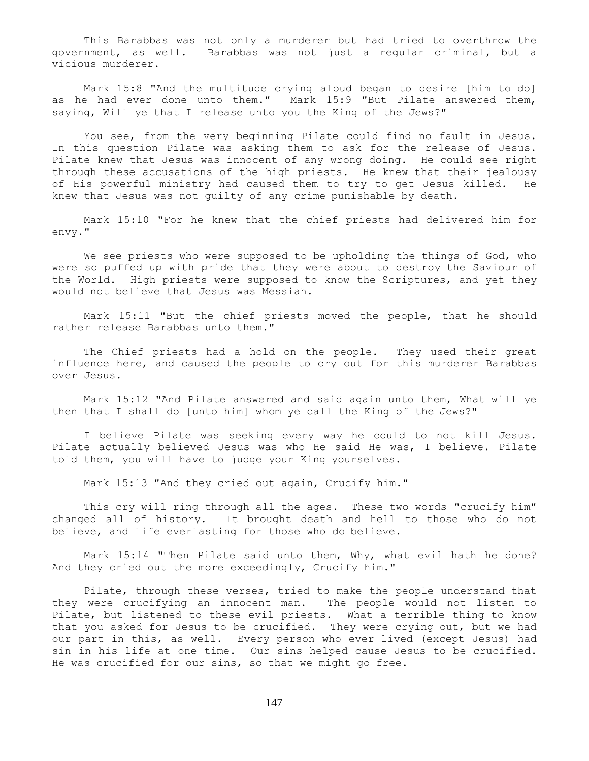This Barabbas was not only a murderer but had tried to overthrow the government, as well. Barabbas was not just a regular criminal, but a vicious murderer.

Mark 15:8 "And the multitude crying aloud began to desire [him to do] as he had ever done unto them." Mark 15:9 "But Pilate answered them, saying, Will ye that I release unto you the King of the Jews?"

You see, from the very beginning Pilate could find no fault in Jesus. In this question Pilate was asking them to ask for the release of Jesus. Pilate knew that Jesus was innocent of any wrong doing. He could see right through these accusations of the high priests. He knew that their jealousy of His powerful ministry had caused them to try to get Jesus killed. He knew that Jesus was not guilty of any crime punishable by death.

Mark 15:10 "For he knew that the chief priests had delivered him for envy."

We see priests who were supposed to be upholding the things of God, who were so puffed up with pride that they were about to destroy the Saviour of the World. High priests were supposed to know the Scriptures, and yet they would not believe that Jesus was Messiah.

Mark 15:11 "But the chief priests moved the people, that he should rather release Barabbas unto them."

The Chief priests had a hold on the people. They used their great influence here, and caused the people to cry out for this murderer Barabbas over Jesus.

Mark 15:12 "And Pilate answered and said again unto them, What will ye then that I shall do [unto him] whom ye call the King of the Jews?"

I believe Pilate was seeking every way he could to not kill Jesus. Pilate actually believed Jesus was who He said He was, I believe. Pilate told them, you will have to judge your King yourselves.

Mark 15:13 "And they cried out again, Crucify him."

This cry will ring through all the ages. These two words "crucify him" changed all of history. It brought death and hell to those who do not believe, and life everlasting for those who do believe.

Mark 15:14 "Then Pilate said unto them, Why, what evil hath he done? And they cried out the more exceedingly, Crucify him."

Pilate, through these verses, tried to make the people understand that they were crucifying an innocent man. The people would not listen to Pilate, but listened to these evil priests. What a terrible thing to know that you asked for Jesus to be crucified. They were crying out, but we had our part in this, as well. Every person who ever lived (except Jesus) had sin in his life at one time. Our sins helped cause Jesus to be crucified. He was crucified for our sins, so that we might go free.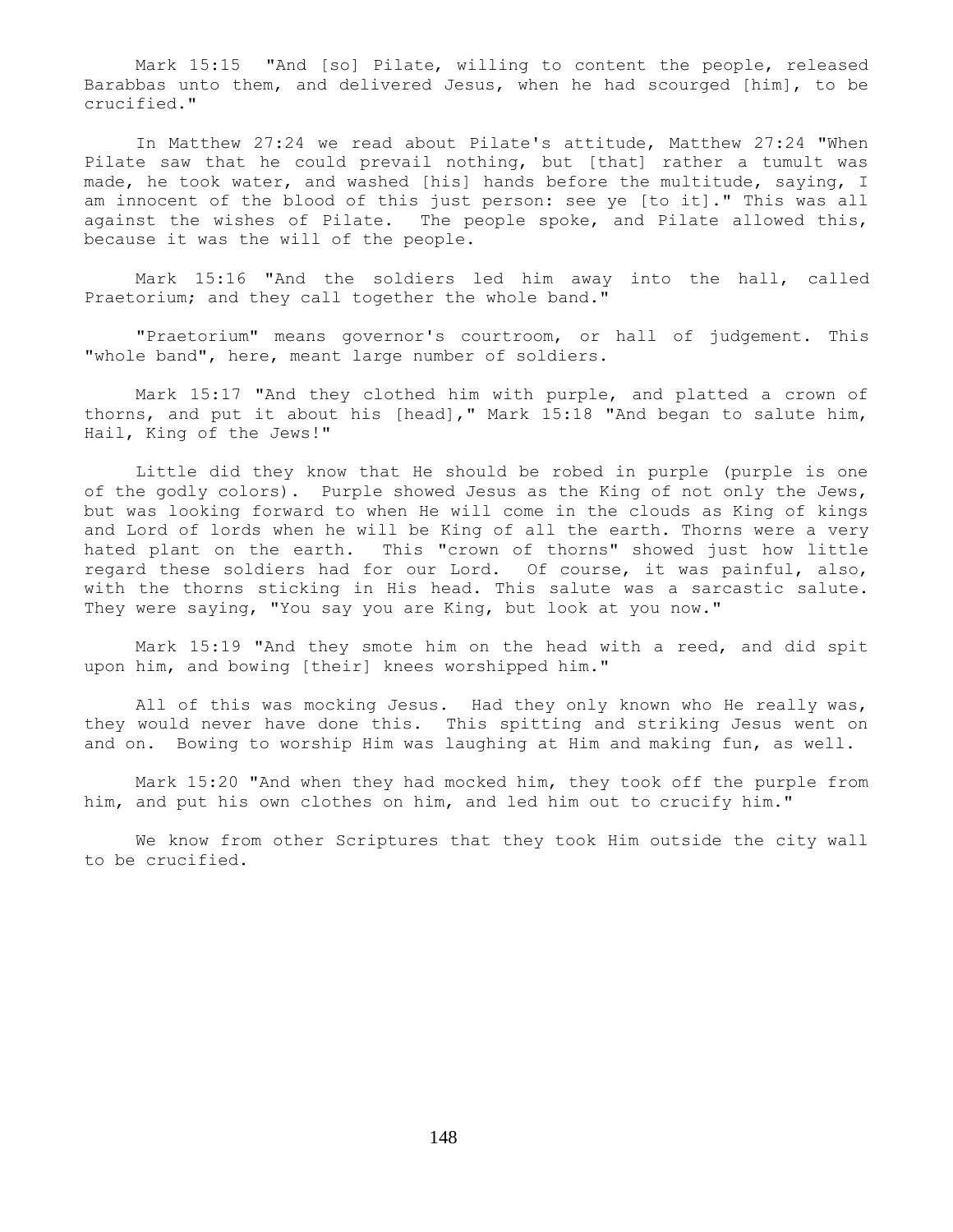Mark 15:15 "And [so] Pilate, willing to content the people, released Barabbas unto them, and delivered Jesus, when he had scourged [him], to be crucified."

In Matthew 27:24 we read about Pilate's attitude, Matthew 27:24 "When Pilate saw that he could prevail nothing, but [that] rather a tumult was made, he took water, and washed [his] hands before the multitude, saying, I am innocent of the blood of this just person: see ye [to it]." This was all against the wishes of Pilate. The people spoke, and Pilate allowed this, because it was the will of the people.

Mark 15:16 "And the soldiers led him away into the hall, called Praetorium; and they call together the whole band."

"Praetorium" means governor's courtroom, or hall of judgement. This "whole band", here, meant large number of soldiers.

Mark 15:17 "And they clothed him with purple, and platted a crown of thorns, and put it about his [head]," Mark 15:18 "And began to salute him, Hail, King of the Jews!"

Little did they know that He should be robed in purple (purple is one of the godly colors). Purple showed Jesus as the King of not only the Jews, but was looking forward to when He will come in the clouds as King of kings and Lord of lords when he will be King of all the earth. Thorns were a very hated plant on the earth. This "crown of thorns" showed just how little regard these soldiers had for our Lord. Of course, it was painful, also, with the thorns sticking in His head. This salute was a sarcastic salute. They were saying, "You say you are King, but look at you now."

Mark 15:19 "And they smote him on the head with a reed, and did spit upon him, and bowing [their] knees worshipped him."

All of this was mocking Jesus. Had they only known who He really was, they would never have done this. This spitting and striking Jesus went on and on. Bowing to worship Him was laughing at Him and making fun, as well.

Mark 15:20 "And when they had mocked him, they took off the purple from him, and put his own clothes on him, and led him out to crucify him."

We know from other Scriptures that they took Him outside the city wall to be crucified.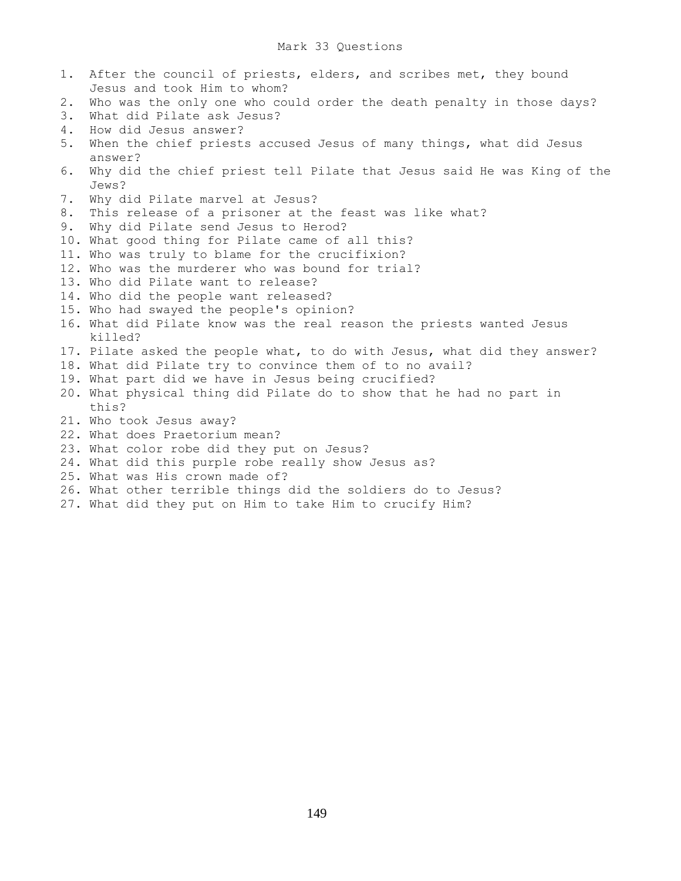# Mark 33 Questions

1. After the council of priests, elders, and scribes met, they bound Jesus and took Him to whom?
2. Who was the only one who could order the death penalty in those days?
3. What did Pilate ask Jesus?
4. How did Jesus answer?
5. When the chief priests accused Jesus of many things, what did Jesus answer?
6. Why did the chief priest tell Pilate that Jesus said He was King of the Jews?
7. Why did Pilate marvel at Jesus?
8. This release of a prisoner at the feast was like what?
9. Why did Pilate send Jesus to Herod?
10. What good thing for Pilate came of all this?
11. Who was truly to blame for the crucifixion?
12. Who was the murderer who was bound for trial?
13. Who did Pilate want to release?
14. Who did the people want released?
15. Who had swayed the people's opinion?
16. What did Pilate know was the real reason the priests wanted Jesus killed?
17. Pilate asked the people what, to do with Jesus, what did they answer?
18. What did Pilate try to convince them of to no avail?
19. What part did we have in Jesus being crucified?
20. What physical thing did Pilate do to show that he had no part in this?
21. Who took Jesus away?
22. What does Praetorium mean?
23. What color robe did they put on Jesus?
24. What did this purple robe really show Jesus as?
25. What was His crown made of?
26. What other terrible things did the soldiers do to Jesus?
27. What did they put on Him to take Him to crucify Him?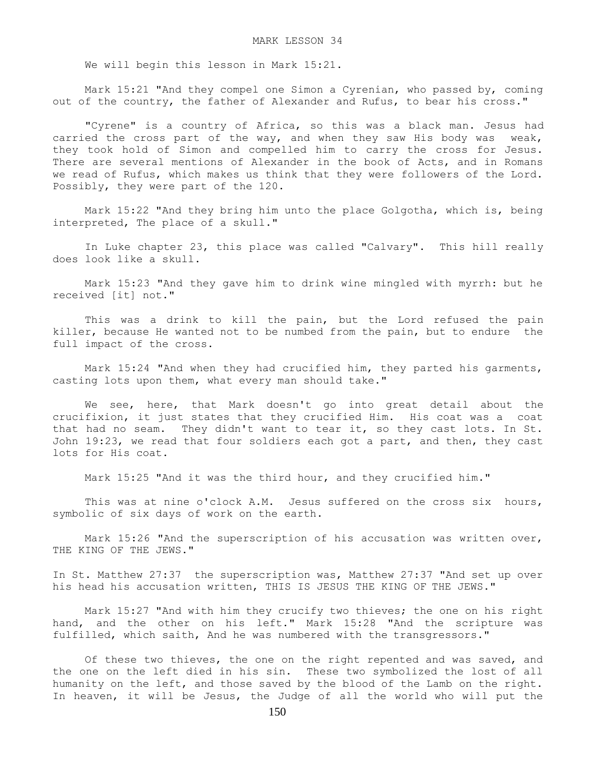MARK LESSON 34

We will begin this lesson in Mark 15:21.

Mark 15:21 "And they compel one Simon a Cyrenian, who passed by, coming out of the country, the father of Alexander and Rufus, to bear his cross."

"Cyrene" is a country of Africa, so this was a black man. Jesus had carried the cross part of the way, and when they saw His body was weak, they took hold of Simon and compelled him to carry the cross for Jesus. There are several mentions of Alexander in the book of Acts, and in Romans we read of Rufus, which makes us think that they were followers of the Lord. Possibly, they were part of the 120.

Mark 15:22 "And they bring him unto the place Golgotha, which is, being interpreted, The place of a skull."

In Luke chapter 23, this place was called "Calvary". This hill really does look like a skull.

Mark 15:23 "And they gave him to drink wine mingled with myrrh: but he received [it] not."

This was a drink to kill the pain, but the Lord refused the pain killer, because He wanted not to be numbed from the pain, but to endure the full impact of the cross.

Mark 15:24 "And when they had crucified him, they parted his garments, casting lots upon them, what every man should take."

We see, here, that Mark doesn't go into great detail about the crucifixion, it just states that they crucified Him. His coat was a coat that had no seam. They didn't want to tear it, so they cast lots. In St. John 19:23, we read that four soldiers each got a part, and then, they cast lots for His coat.

Mark 15:25 "And it was the third hour, and they crucified him."

This was at nine o'clock A.M. Jesus suffered on the cross six hours, symbolic of six days of work on the earth.

Mark 15:26 "And the superscription of his accusation was written over, THE KING OF THE JEWS."

In St. Matthew 27:37 the superscription was, Matthew 27:37 "And set up over his head his accusation written, THIS IS JESUS THE KING OF THE JEWS."

Mark 15:27 "And with him they crucify two thieves; the one on his right hand, and the other on his left." Mark 15:28 "And the scripture was fulfilled, which saith, And he was numbered with the transgressors."

Of these two thieves, the one on the right repented and was saved, and the one on the left died in his sin. These two symbolized the lost of all humanity on the left, and those saved by the blood of the Lamb on the right. In heaven, it will be Jesus, the Judge of all the world who will put the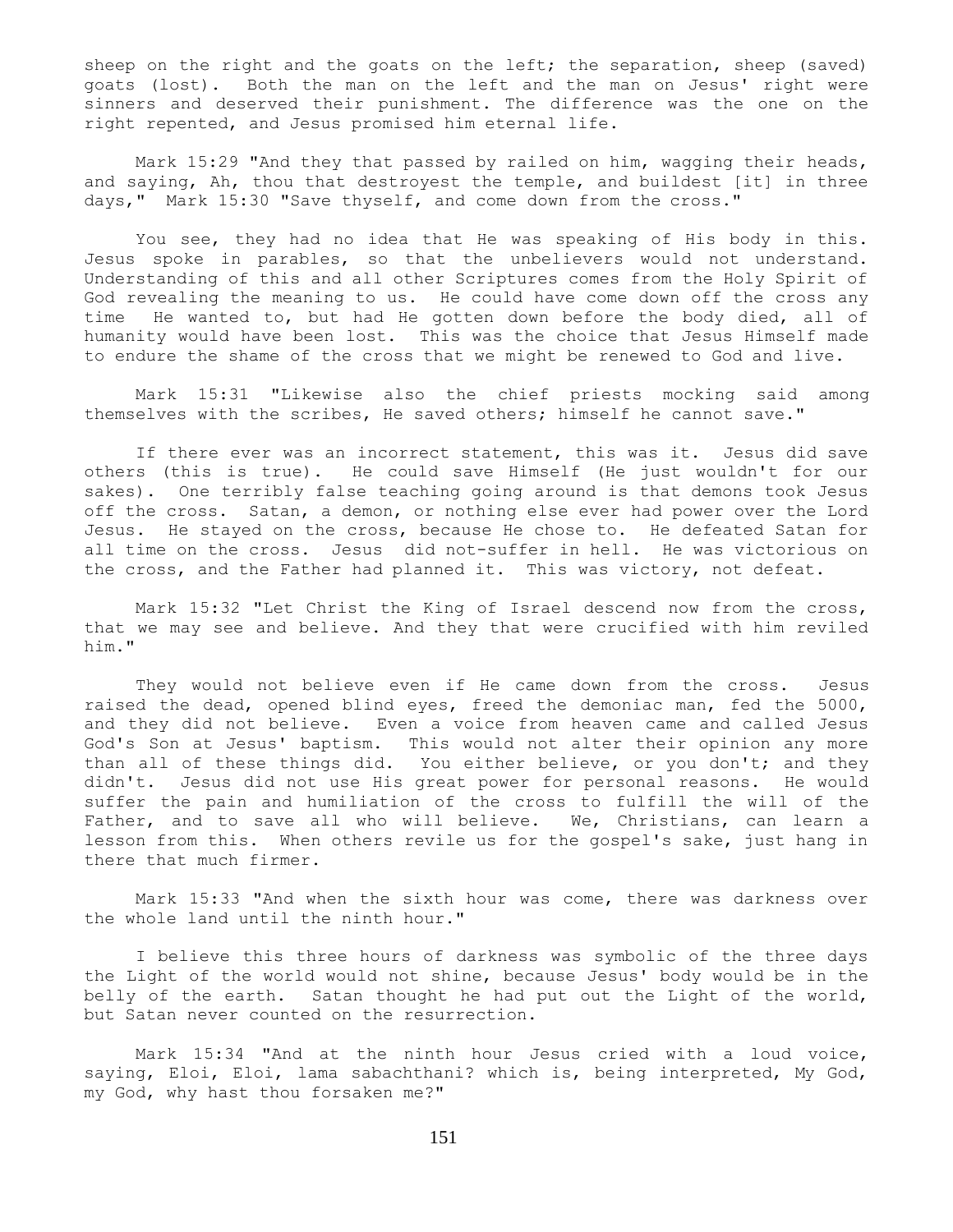sheep on the right and the goats on the left; the separation, sheep (saved) goats (lost). Both the man on the left and the man on Jesus' right were sinners and deserved their punishment. The difference was the one on the right repented, and Jesus promised him eternal life.

Mark 15:29 "And they that passed by railed on him, wagging their heads, and saying, Ah, thou that destroyest the temple, and buildest [it] in three days," Mark 15:30 "Save thyself, and come down from the cross."

You see, they had no idea that He was speaking of His body in this. Jesus spoke in parables, so that the unbelievers would not understand. Understanding of this and all other Scriptures comes from the Holy Spirit of God revealing the meaning to us. He could have come down off the cross any time He wanted to, but had He gotten down before the body died, all of humanity would have been lost. This was the choice that Jesus Himself made to endure the shame of the cross that we might be renewed to God and live.

Mark 15:31 "Likewise also the chief priests mocking said among themselves with the scribes, He saved others; himself he cannot save."

If there ever was an incorrect statement, this was it. Jesus did save others (this is true). He could save Himself (He just wouldn't for our sakes). One terribly false teaching going around is that demons took Jesus off the cross. Satan, a demon, or nothing else ever had power over the Lord Jesus. He stayed on the cross, because He chose to. He defeated Satan for all time on the cross. Jesus did not-suffer in hell. He was victorious on the cross, and the Father had planned it. This was victory, not defeat.

Mark 15:32 "Let Christ the King of Israel descend now from the cross, that we may see and believe. And they that were crucified with him reviled him."

They would not believe even if He came down from the cross. Jesus raised the dead, opened blind eyes, freed the demoniac man, fed the 5000, and they did not believe. Even a voice from heaven came and called Jesus God's Son at Jesus' baptism. This would not alter their opinion any more than all of these things did. You either believe, or you don't; and they didn't. Jesus did not use His great power for personal reasons. He would suffer the pain and humiliation of the cross to fulfill the will of the Father, and to save all who will believe. We, Christians, can learn a lesson from this. When others revile us for the gospel's sake, just hang in there that much firmer.

Mark 15:33 "And when the sixth hour was come, there was darkness over the whole land until the ninth hour."

I believe this three hours of darkness was symbolic of the three days the Light of the world would not shine, because Jesus' body would be in the belly of the earth. Satan thought he had put out the Light of the world, but Satan never counted on the resurrection.

Mark 15:34 "And at the ninth hour Jesus cried with a loud voice, saying, Eloi, Eloi, lama sabachthani? which is, being interpreted, My God, my God, why hast thou forsaken me?"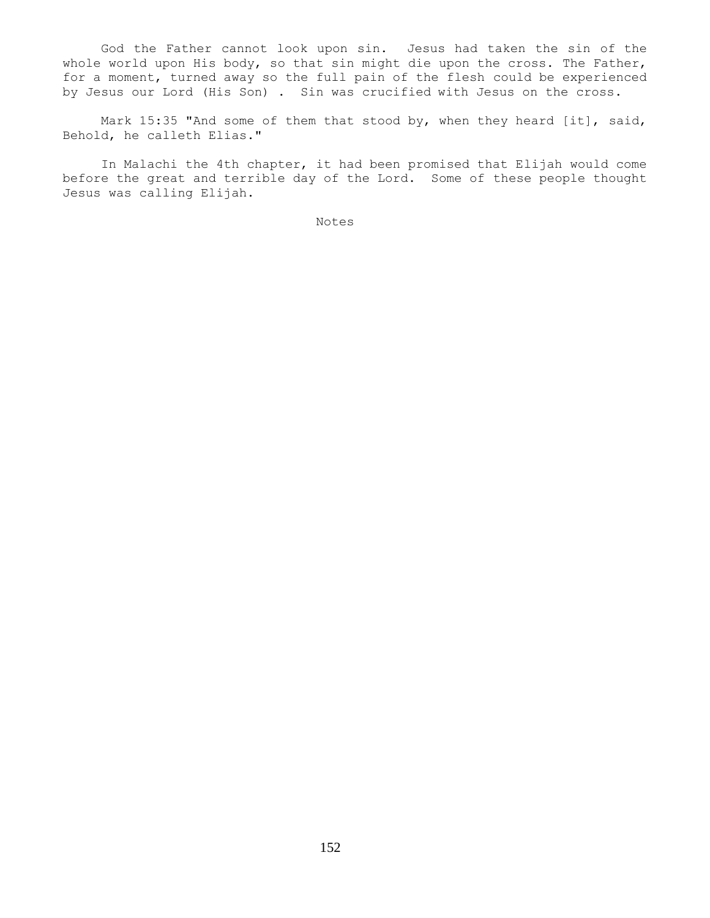God the Father cannot look upon sin. Jesus had taken the sin of the whole world upon His body, so that sin might die upon the cross. The Father, for a moment, turned away so the full pain of the flesh could be experienced by Jesus our Lord (His Son) . Sin was crucified with Jesus on the cross.

Mark 15:35 "And some of them that stood by, when they heard [it], said, Behold, he calleth Elias."

In Malachi the 4th chapter, it had been promised that Elijah would come before the great and terrible day of the Lord. Some of these people thought Jesus was calling Elijah.

Notes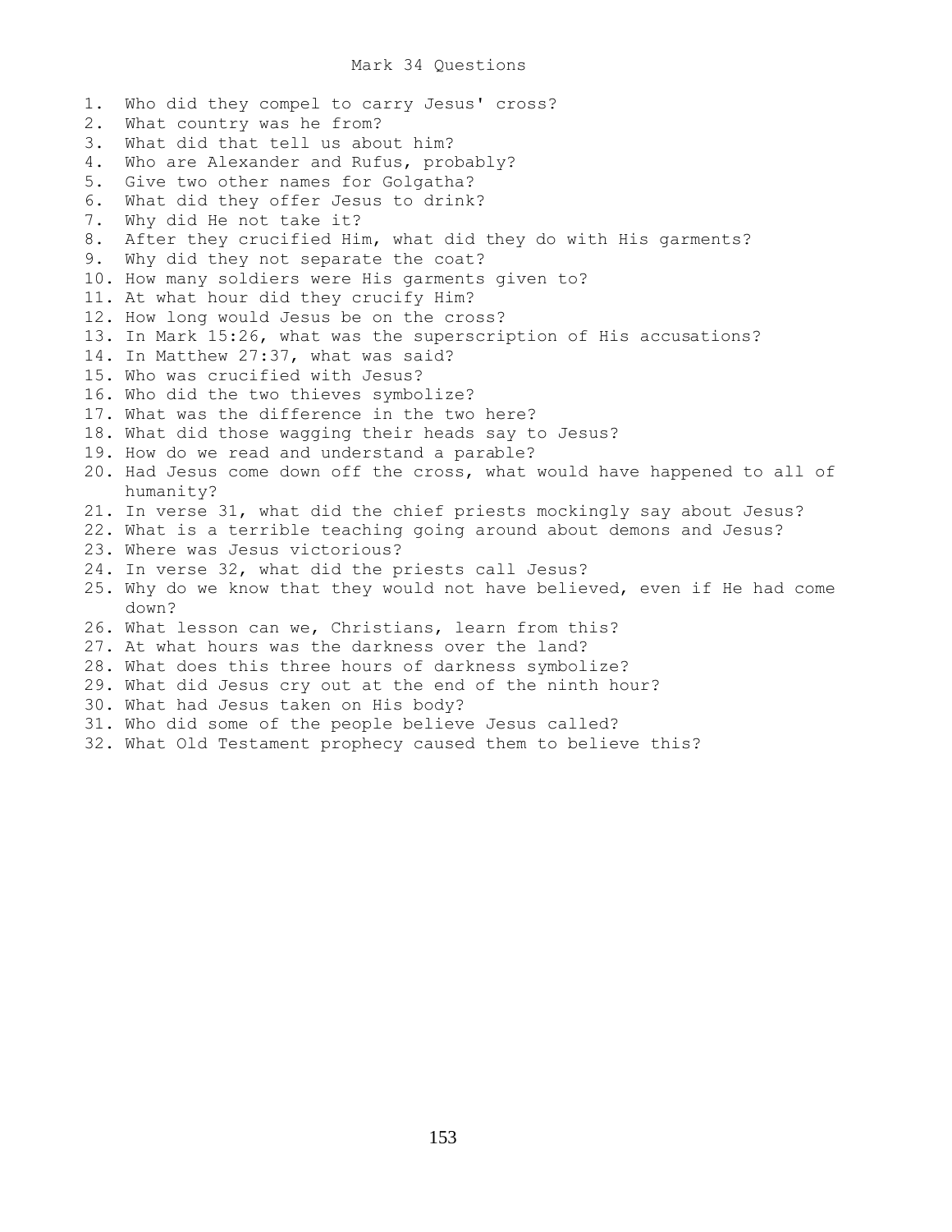# Mark 34 Questions

1. Who did they compel to carry Jesus' cross?
2. What country was he from?
3. What did that tell us about him?
4. Who are Alexander and Rufus, probably?
5. Give two other names for Golgatha?
6. What did they offer Jesus to drink?
7. Why did He not take it?
8. After they crucified Him, what did they do with His garments?
9. Why did they not separate the coat?
10. How many soldiers were His garments given to?
11. At what hour did they crucify Him?
12. How long would Jesus be on the cross?
13. In Mark 15:26, what was the superscription of His accusations?
14. In Matthew 27:37, what was said?
15. Who was crucified with Jesus?
16. Who did the two thieves symbolize?
17. What was the difference in the two here?
18. What did those wagging their heads say to Jesus?
19. How do we read and understand a parable?
20. Had Jesus come down off the cross, what would have happened to all of humanity?
21. In verse 31, what did the chief priests mockingly say about Jesus?
22. What is a terrible teaching going around about demons and Jesus?
23. Where was Jesus victorious?
24. In verse 32, what did the priests call Jesus?
25. Why do we know that they would not have believed, even if He had come down?
26. What lesson can we, Christians, learn from this?
27. At what hours was the darkness over the land?
28. What does this three hours of darkness symbolize?
29. What did Jesus cry out at the end of the ninth hour?
30. What had Jesus taken on His body?
31. Who did some of the people believe Jesus called?
32. What Old Testament prophecy caused them to believe this?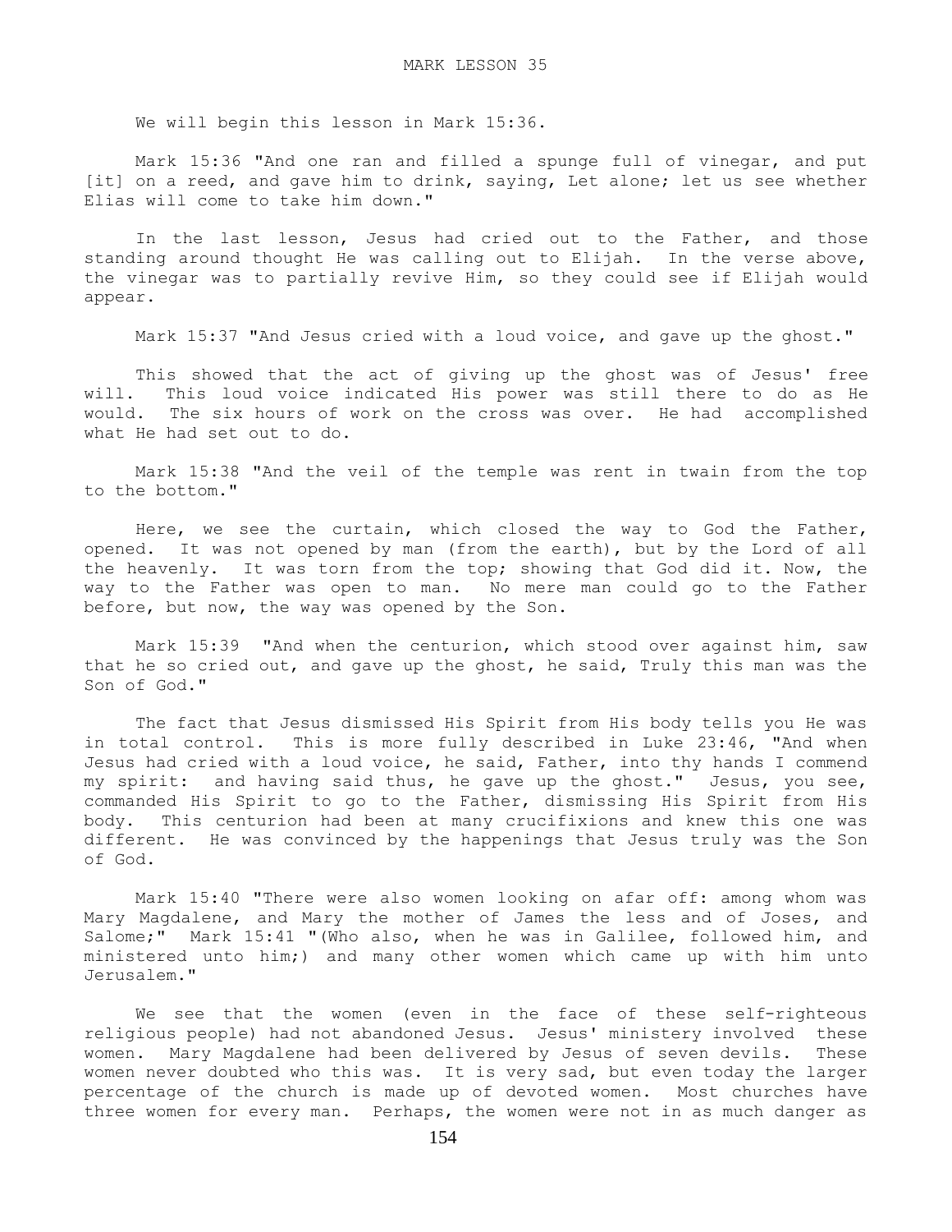# MARK LESSON 35

We will begin this lesson in Mark 15:36.

Mark 15:36 "And one ran and filled a spunge full of vinegar, and put [it] on a reed, and gave him to drink, saying, Let alone; let us see whether Elias will come to take him down."

In the last lesson, Jesus had cried out to the Father, and those standing around thought He was calling out to Elijah. In the verse above, the vinegar was to partially revive Him, so they could see if Elijah would appear.

Mark 15:37 "And Jesus cried with a loud voice, and gave up the ghost."

This showed that the act of giving up the ghost was of Jesus' free will. This loud voice indicated His power was still there to do as He would. The six hours of work on the cross was over. He had accomplished what He had set out to do.

Mark 15:38 "And the veil of the temple was rent in twain from the top to the bottom."

Here, we see the curtain, which closed the way to God the Father, opened. It was not opened by man (from the earth), but by the Lord of all the heavenly. It was torn from the top; showing that God did it. Now, the way to the Father was open to man. No mere man could go to the Father before, but now, the way was opened by the Son.

Mark 15:39 "And when the centurion, which stood over against him, saw that he so cried out, and gave up the ghost, he said, Truly this man was the Son of God."

The fact that Jesus dismissed His Spirit from His body tells you He was in total control. This is more fully described in Luke 23:46, "And when Jesus had cried with a loud voice, he said, Father, into thy hands I commend my spirit: and having said thus, he gave up the ghost." Jesus, you see, commanded His Spirit to go to the Father, dismissing His Spirit from His body. This centurion had been at many crucifixions and knew this one was different. He was convinced by the happenings that Jesus truly was the Son of God.

Mark 15:40 "There were also women looking on afar off: among whom was Mary Magdalene, and Mary the mother of James the less and of Joses, and Salome;" Mark 15:41 "(Who also, when he was in Galilee, followed him, and ministered unto him;) and many other women which came up with him unto Jerusalem."

We see that the women (even in the face of these self-righteous religious people) had not abandoned Jesus. Jesus' ministry involved these women. Mary Magdalene had been delivered by Jesus of seven devils. These women never doubted who this was. It is very sad, but even today the larger percentage of the church is made up of devoted women. Most churches have three women for every man. Perhaps, the women were not in as much danger as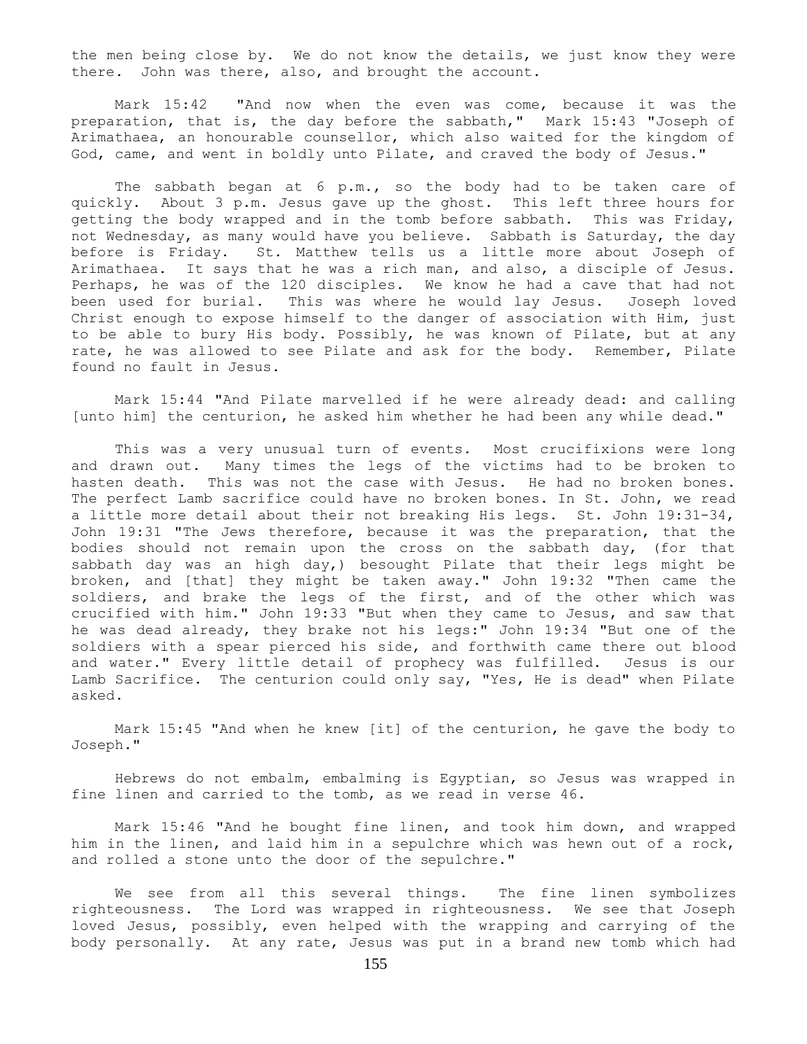the men being close by. We do not know the details, we just know they were there. John was there, also, and brought the account.

Mark 15:42 "And now when the even was come, because it was the preparation, that is, the day before the sabbath," Mark 15:43 "Joseph of Arimathaea, an honourable counsellor, which also waited for the kingdom of God, came, and went in boldly unto Pilate, and craved the body of Jesus."

The sabbath began at 6 p.m., so the body had to be taken care of quickly. About 3 p.m. Jesus gave up the ghost. This left three hours for getting the body wrapped and in the tomb before sabbath. This was Friday, not Wednesday, as many would have you believe. Sabbath is Saturday, the day before is Friday. St. Matthew tells us a little more about Joseph of Arimathaea. It says that he was a rich man, and also, a disciple of Jesus. Perhaps, he was of the 120 disciples. We know he had a cave that had not been used for burial. This was where he would lay Jesus. Joseph loved Christ enough to expose himself to the danger of association with Him, just to be able to bury His body. Possibly, he was known of Pilate, but at any rate, he was allowed to see Pilate and ask for the body. Remember, Pilate found no fault in Jesus.

Mark 15:44 "And Pilate marvelled if he were already dead: and calling [unto him] the centurion, he asked him whether he had been any while dead."

This was a very unusual turn of events. Most crucifixions were long and drawn out. Many times the legs of the victims had to be broken to hasten death. This was not the case with Jesus. He had no broken bones. The perfect Lamb sacrifice could have no broken bones. In St. John, we read a little more detail about their not breaking His legs. St. John 19:31-34, John 19:31 "The Jews therefore, because it was the preparation, that the bodies should not remain upon the cross on the sabbath day, (for that sabbath day was an high day,) besought Pilate that their legs might be broken, and [that] they might be taken away." John 19:32 "Then came the soldiers, and brake the legs of the first, and of the other which was crucified with him." John 19:33 "But when they came to Jesus, and saw that he was dead already, they brake not his legs:" John 19:34 "But one of the soldiers with a spear pierced his side, and forthwith came there out blood and water." Every little detail of prophecy was fulfilled. Jesus is our Lamb Sacrifice. The centurion could only say, "Yes, He is dead" when Pilate asked.

Mark 15:45 "And when he knew [it] of the centurion, he gave the body to Joseph."

Hebrews do not embalm, embalming is Egyptian, so Jesus was wrapped in fine linen and carried to the tomb, as we read in verse 46.

Mark 15:46 "And he bought fine linen, and took him down, and wrapped him in the linen, and laid him in a sepulchre which was hewn out of a rock, and rolled a stone unto the door of the sepulchre."

We see from all this several things. The fine linen symbolizes righteousness. The Lord was wrapped in righteousness. We see that Joseph loved Jesus, possibly, even helped with the wrapping and carrying of the body personally. At any rate, Jesus was put in a brand new tomb which had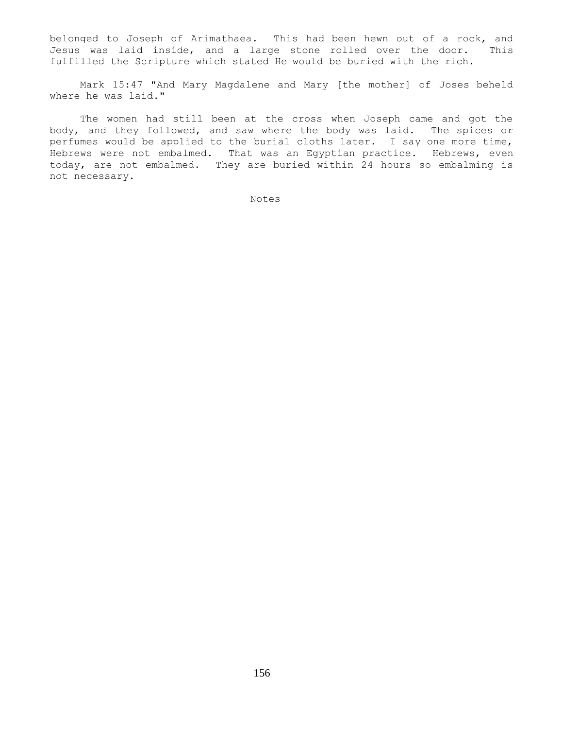belonged to Joseph of Arimathaea. This had been hewn out of a rock, and Jesus was laid inside, and a large stone rolled over the door. This fulfilled the Scripture which stated He would be buried with the rich.

Mark 15:47 "And Mary Magdalene and Mary [the mother] of Joses beheld where he was laid."

The women had still been at the cross when Joseph came and got the body, and they followed, and saw where the body was laid. The spices or perfumes would be applied to the burial cloths later. I say one more time, Hebrews were not embalmed. That was an Egyptian practice. Hebrews, even today, are not embalmed. They are buried within 24 hours so embalming is not necessary.

Notes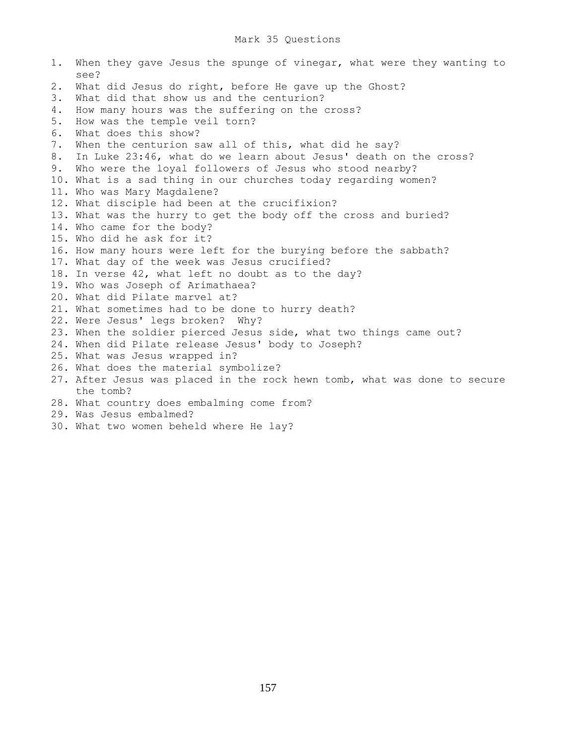# Mark 35 Questions

1. When they gave Jesus the spunge of vinegar, what were they wanting to see?
2. What did Jesus do right, before He gave up the Ghost?
3. What did that show us and the centurion?
4. How many hours was the suffering on the cross?
5. How was the temple veil torn?
6. What does this show?
7. When the centurion saw all of this, what did he say?
8. In Luke 23:46, what do we learn about Jesus' death on the cross?
9. Who were the loyal followers of Jesus who stood nearby?
10. What is a sad thing in our churches today regarding women?
11. Who was Mary Magdalene?
12. What disciple had been at the crucifixion?
13. What was the hurry to get the body off the cross and buried?
14. Who came for the body?
15. Who did he ask for it?
16. How many hours were left for the burying before the sabbath?
17. What day of the week was Jesus crucified?
18. In verse 42, what left no doubt as to the day?
19. Who was Joseph of Arimathaea?
20. What did Pilate marvel at?
21. What sometimes had to be done to hurry death?
22. Were Jesus' legs broken? Why?
23. When the soldier pierced Jesus side, what two things came out?
24. When did Pilate release Jesus' body to Joseph?
25. What was Jesus wrapped in?
26. What does the material symbolize?
27. After Jesus was placed in the rock hewn tomb, what was done to secure the tomb?
28. What country does embalming come from?
29. Was Jesus embalmed?
30. What two women beheld where He lay?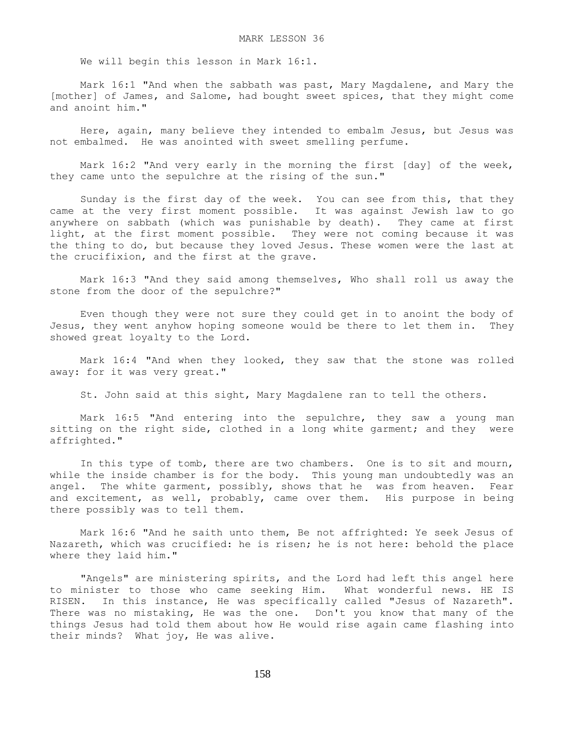# MARK LESSON 36

We will begin this lesson in Mark 16:1.

Mark 16:1 "And when the sabbath was past, Mary Magdalene, and Mary the [mother] of James, and Salome, had bought sweet spices, that they might come and anoint him."

Here, again, many believe they intended to embalm Jesus, but Jesus was not embalmed. He was anointed with sweet smelling perfume.

Mark 16:2 "And very early in the morning the first [day] of the week, they came unto the sepulchre at the rising of the sun."

Sunday is the first day of the week. You can see from this, that they came at the very first moment possible. It was against Jewish law to go anywhere on sabbath (which was punishable by death). They came at first light, at the first moment possible. They were not coming because it was the thing to do, but because they loved Jesus. These women were the last at the crucifixion, and the first at the grave.

Mark 16:3 "And they said among themselves, Who shall roll us away the stone from the door of the sepulchre?"

Even though they were not sure they could get in to anoint the body of Jesus, they went anyhow hoping someone would be there to let them in. They showed great loyalty to the Lord.

Mark 16:4 "And when they looked, they saw that the stone was rolled away: for it was very great."

St. John said at this sight, Mary Magdalene ran to tell the others.

Mark 16:5 "And entering into the sepulchre, they saw a young man sitting on the right side, clothed in a long white garment; and they were affrighted."

In this type of tomb, there are two chambers. One is to sit and mourn, while the inside chamber is for the body. This young man undoubtedly was an angel. The white garment, possibly, shows that he was from heaven. Fear and excitement, as well, probably, came over them. His purpose in being there possibly was to tell them.

Mark 16:6 "And he saith unto them, Be not affrighted: Ye seek Jesus of Nazareth, which was crucified: he is risen; he is not here: behold the place where they laid him."

"Angels" are ministering spirits, and the Lord had left this angel here to minister to those who came seeking Him. What wonderful news. HE IS RISEN. In this instance, He was specifically called "Jesus of Nazareth". There was no mistaking, He was the one. Don't you know that many of the things Jesus had told them about how He would rise again came flashing into their minds? What joy, He was alive.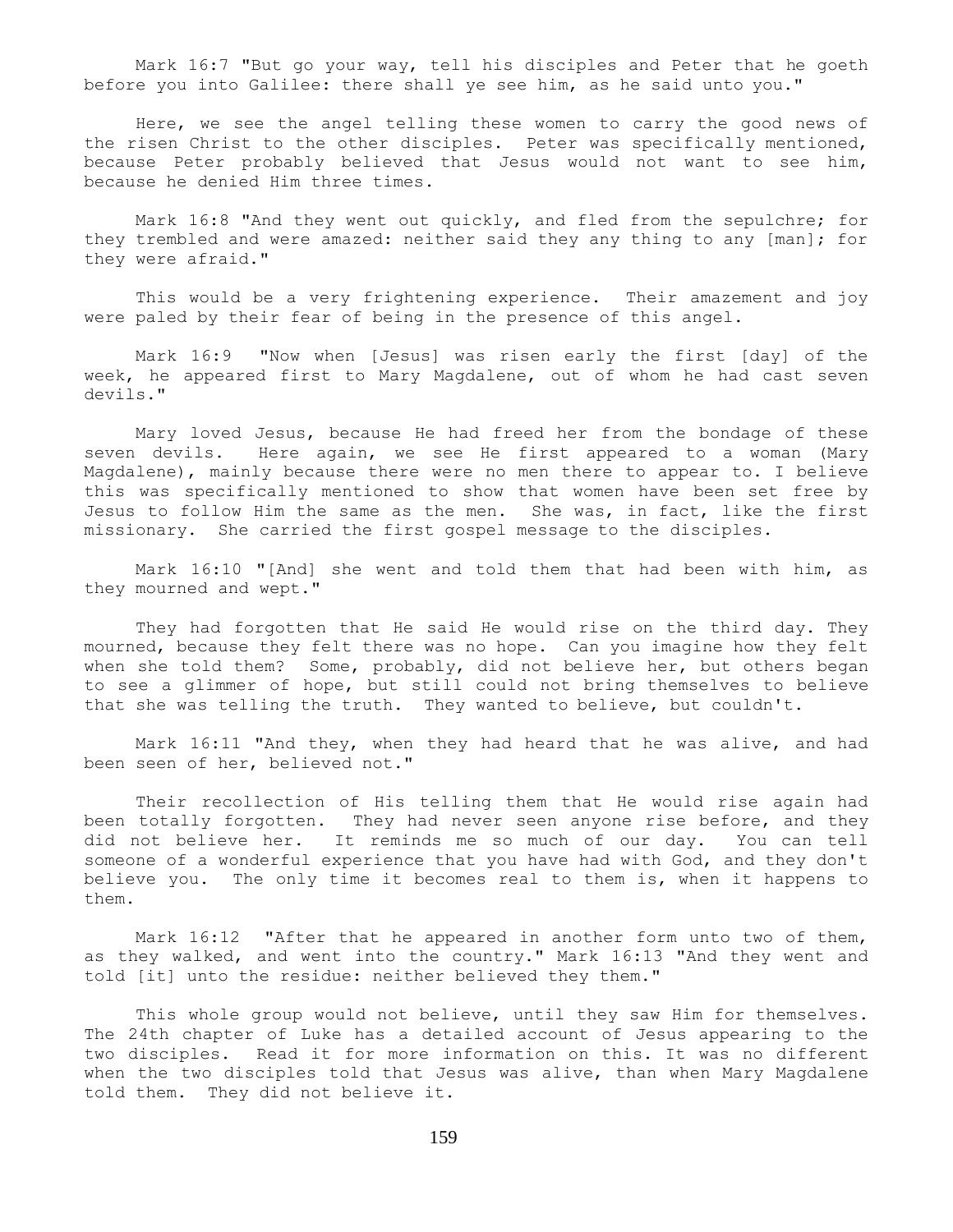Mark 16:7 "But go your way, tell his disciples and Peter that he goeth before you into Galilee: there shall ye see him, as he said unto you."

Here, we see the angel telling these women to carry the good news of the risen Christ to the other disciples. Peter was specifically mentioned, because Peter probably believed that Jesus would not want to see him, because he denied Him three times.

Mark 16:8 "And they went out quickly, and fled from the sepulchre; for they trembled and were amazed: neither said they any thing to any [man]; for they were afraid."

This would be a very frightening experience. Their amazement and joy were paled by their fear of being in the presence of this angel.

Mark 16:9 "Now when [Jesus] was risen early the first [day] of the week, he appeared first to Mary Magdalene, out of whom he had cast seven devils."

Mary loved Jesus, because He had freed her from the bondage of these seven devils. Here again, we see He first appeared to a woman (Mary Magdalene), mainly because there were no men there to appear to. I believe this was specifically mentioned to show that women have been set free by Jesus to follow Him the same as the men. She was, in fact, like the first missionary. She carried the first gospel message to the disciples.

Mark 16:10 "[And] she went and told them that had been with him, as they mourned and wept."

They had forgotten that He said He would rise on the third day. They mourned, because they felt there was no hope. Can you imagine how they felt when she told them? Some, probably, did not believe her, but others began to see a glimmer of hope, but still could not bring themselves to believe that she was telling the truth. They wanted to believe, but couldn't.

Mark 16:11 "And they, when they had heard that he was alive, and had been seen of her, believed not."

Their recollection of His telling them that He would rise again had been totally forgotten. They had never seen anyone rise before, and they did not believe her. It reminds me so much of our day. You can tell someone of a wonderful experience that you have had with God, and they don't believe you. The only time it becomes real to them is, when it happens to them.

Mark 16:12 "After that he appeared in another form unto two of them, as they walked, and went into the country." Mark 16:13 "And they went and told [it] unto the residue: neither believed they them."

This whole group would not believe, until they saw Him for themselves. The 24th chapter of Luke has a detailed account of Jesus appearing to the two disciples. Read it for more information on this. It was no different when the two disciples told that Jesus was alive, than when Mary Magdalene told them. They did not believe it.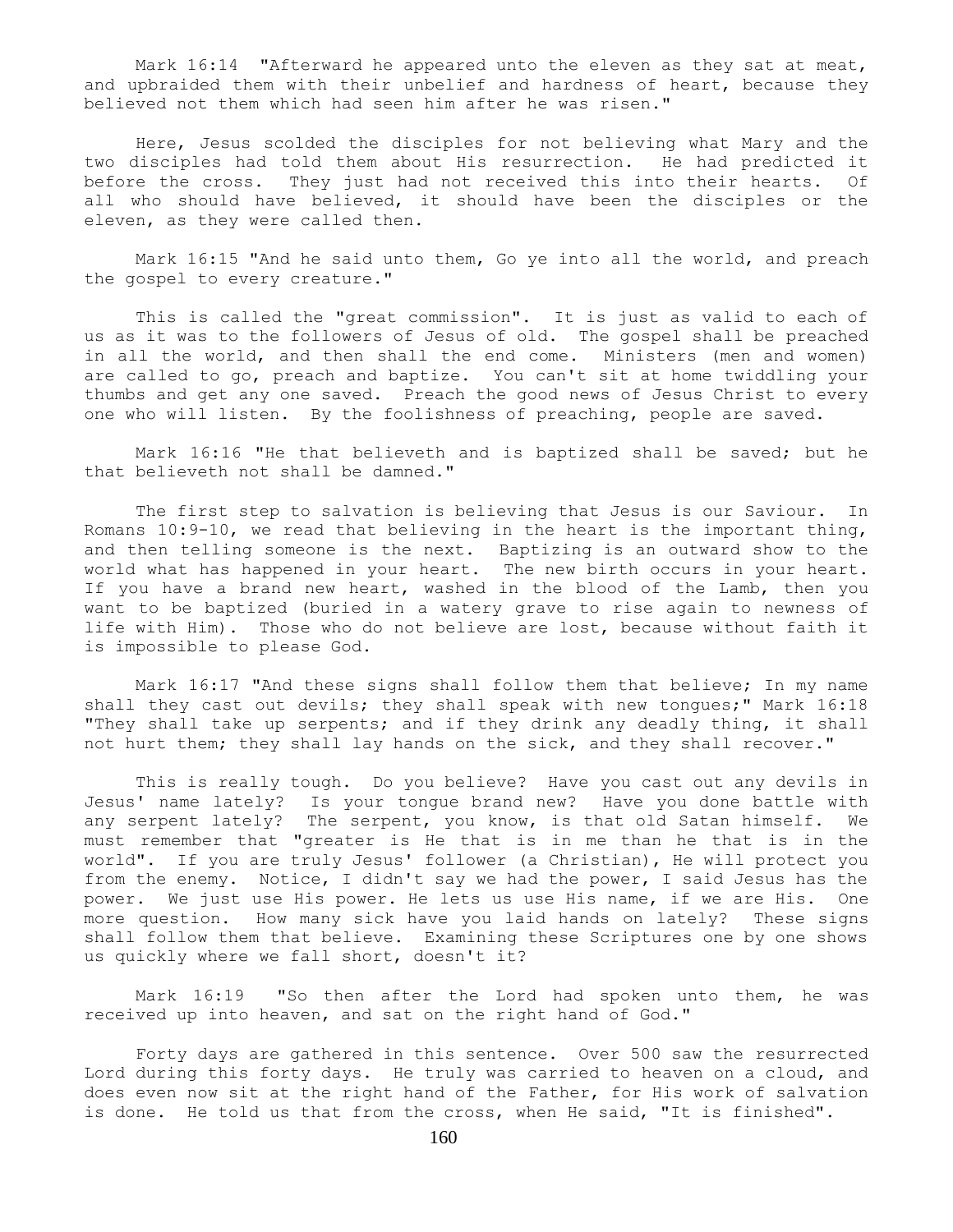Mark 16:14 "Afterward he appeared unto the eleven as they sat at meat, and upbraided them with their unbelief and hardness of heart, because they believed not them which had seen him after he was risen."

Here, Jesus scolded the disciples for not believing what Mary and the two disciples had told them about His resurrection. He had predicted it before the cross. They just had not received this into their hearts. Of all who should have believed, it should have been the disciples or the eleven, as they were called then.

Mark 16:15 "And he said unto them, Go ye into all the world, and preach the gospel to every creature."

This is called the "great commission". It is just as valid to each of us as it was to the followers of Jesus of old. The gospel shall be preached in all the world, and then shall the end come. Ministers (men and women) are called to go, preach and baptize. You can't sit at home twiddling your thumbs and get any one saved. Preach the good news of Jesus Christ to every one who will listen. By the foolishness of preaching, people are saved.

Mark 16:16 "He that believeth and is baptized shall be saved; but he that believeth not shall be damned."

The first step to salvation is believing that Jesus is our Saviour. In Romans 10:9-10, we read that believing in the heart is the important thing, and then telling someone is the next. Baptizing is an outward show to the world what has happened in your heart. The new birth occurs in your heart. If you have a brand new heart, washed in the blood of the Lamb, then you want to be baptized (buried in a watery grave to rise again to newness of life with Him). Those who do not believe are lost, because without faith it is impossible to please God.

Mark 16:17 "And these signs shall follow them that believe; In my name shall they cast out devils; they shall speak with new tongues;" Mark 16:18 "They shall take up serpents; and if they drink any deadly thing, it shall not hurt them; they shall lay hands on the sick, and they shall recover."

This is really tough. Do you believe? Have you cast out any devils in Jesus' name lately? Is your tongue brand new? Have you done battle with any serpent lately? The serpent, you know, is that old Satan himself. We must remember that "greater is He that is in me than he that is in the world". If you are truly Jesus' follower (a Christian), He will protect you from the enemy. Notice, I didn't say we had the power, I said Jesus has the power. We just use His power. He lets us use His name, if we are His. One more question. How many sick have you laid hands on lately? These signs shall follow them that believe. Examining these Scriptures one by one shows us quickly where we fall short, doesn't it?

Mark 16:19 "So then after the Lord had spoken unto them, he was received up into heaven, and sat on the right hand of God."

Forty days are gathered in this sentence. Over 500 saw the resurrected Lord during this forty days. He truly was carried to heaven on a cloud, and does even now sit at the right hand of the Father, for His work of salvation is done. He told us that from the cross, when He said, "It is finished".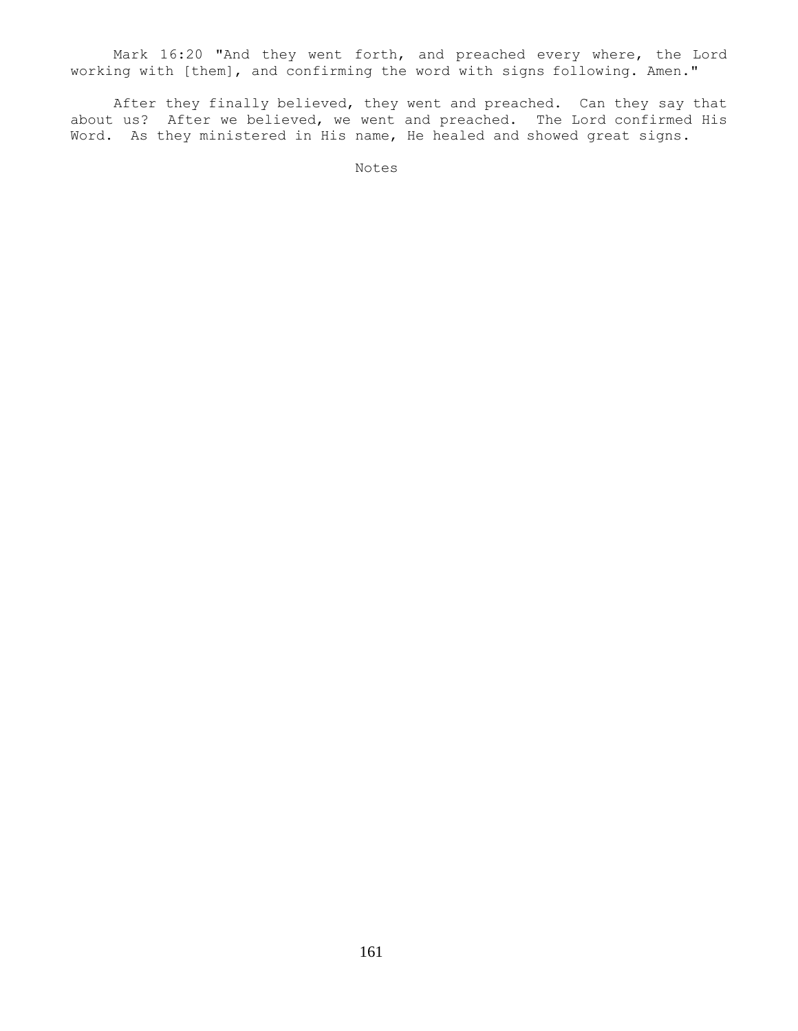Mark 16:20 "And they went forth, and preached every where, the Lord working with [them], and confirming the word with signs following. Amen."

After they finally believed, they went and preached. Can they say that about us? After we believed, we went and preached. The Lord confirmed His Word. As they ministered in His name, He healed and showed great signs.

Notes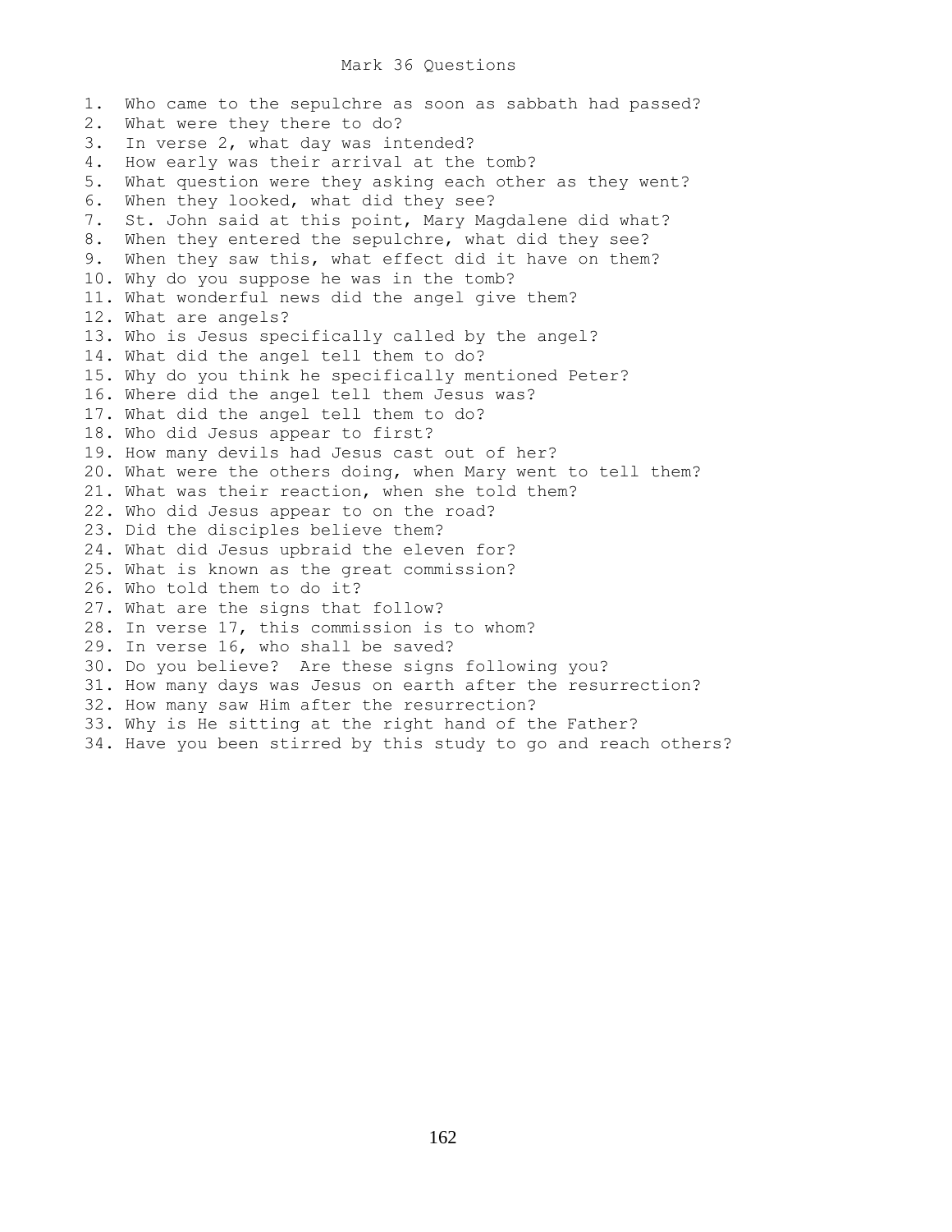# Mark 36 Questions

1. Who came to the sepulchre as soon as sabbath had passed?
2. What were they there to do?
3. In verse 2, what day was intended?
4. How early was their arrival at the tomb?
5. What question were they asking each other as they went?
6. When they looked, what did they see?
7. St. John said at this point, Mary Magdalene did what?
8. When they entered the sepulchre, what did they see?
9. When they saw this, what effect did it have on them?
10. Why do you suppose he was in the tomb?
11. What wonderful news did the angel give them?
12. What are angels?
13. Who is Jesus specifically called by the angel?
14. What did the angel tell them to do?
15. Why do you think he specifically mentioned Peter?
16. Where did the angel tell them Jesus was?
17. What did the angel tell them to do?
18. Who did Jesus appear to first?
19. How many devils had Jesus cast out of her?
20. What were the others doing, when Mary went to tell them?
21. What was their reaction, when she told them?
22. Who did Jesus appear to on the road?
23. Did the disciples believe them?
24. What did Jesus upbraid the eleven for?
25. What is known as the great commission?
26. Who told them to do it?
27. What are the signs that follow?
28. In verse 17, this commission is to whom?
29. In verse 16, who shall be saved?
30. Do you believe? Are these signs following you?
31. How many days was Jesus on earth after the resurrection?
32. How many saw Him after the resurrection?
33. Why is He sitting at the right hand of the Father?
34. Have you been stirred by this study to go and reach others?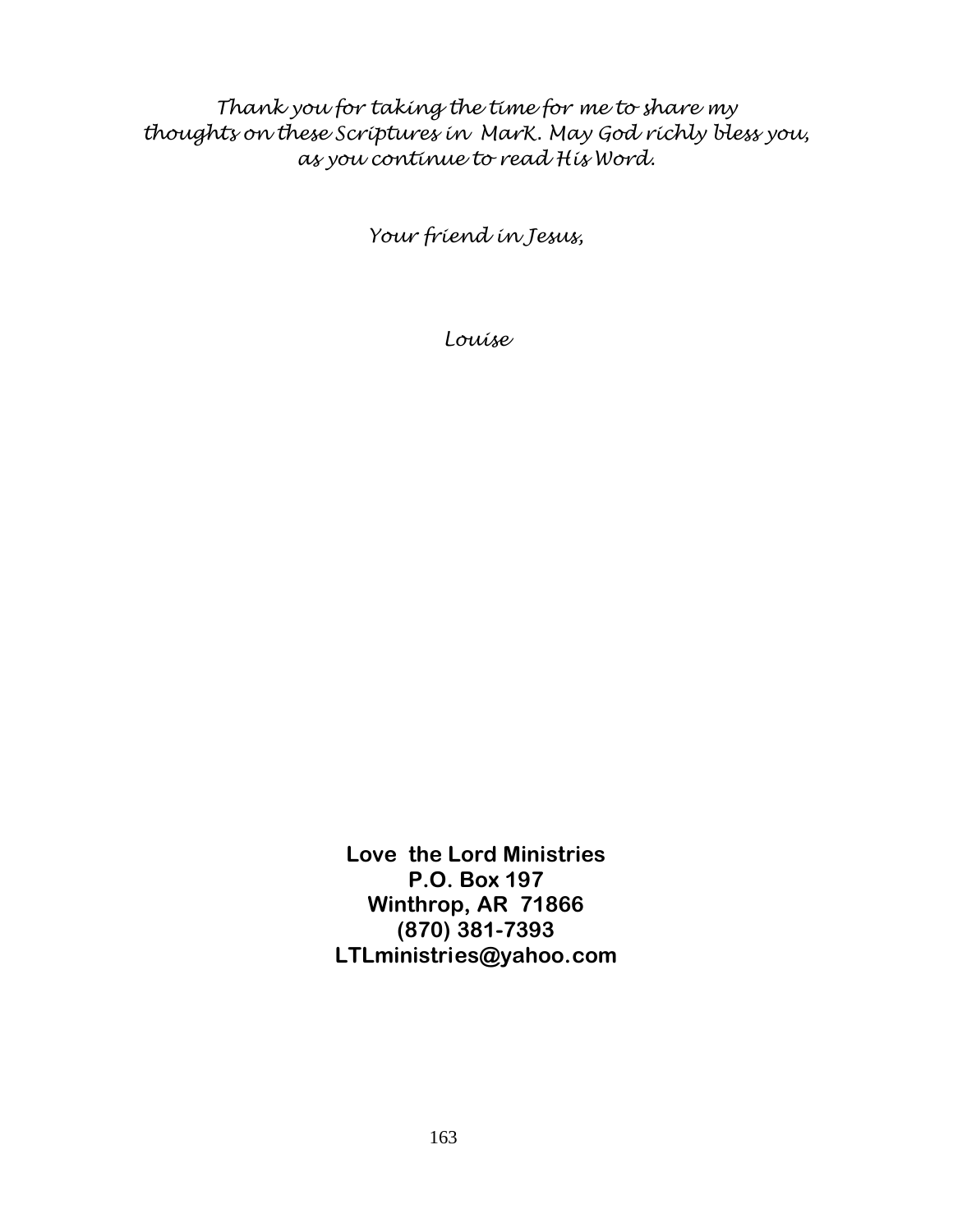*Thank you for taking the time for me to share my thoughts on these Scriptures in MarK. May God richly bless you, as you continue to read His Word.*

*Your friend in Jesus,*

*Louise*

**Love the Lord Ministries**
**P.O. Box 197**
**Winthrop, AR 71866**
**(870) 381-7393**
**LTLministries@yahoo.com**